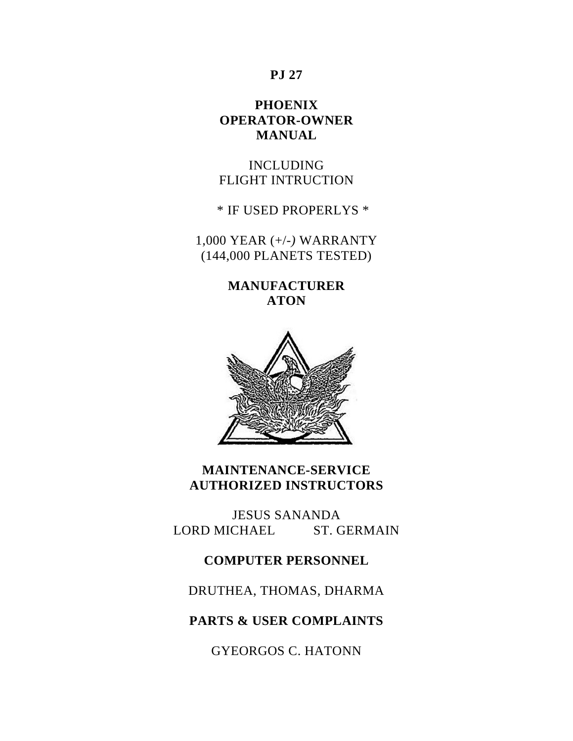**PJ 27**

# PHOENIX OPERATOR-OWNER MANUAL

INCLUDING
FLIGHT INTRUCTION

* IF USED PROPERLYS *

1,000 YEAR (+/-) WARRANTY
(144,000 PLANETS TESTED)

**MANUFACTURER**
**ATON**

**MAINTENANCE-SERVICE**
**AUTHORIZED INSTRUCTORS**

JESUS SANANDA
LORD MICHAEL ST. GERMAIN

**COMPUTER PERSONNEL**

DRUTHEA, THOMAS, DHARMA

**PARTS & USER COMPLAINTS**

GYEORGOS C. HATONN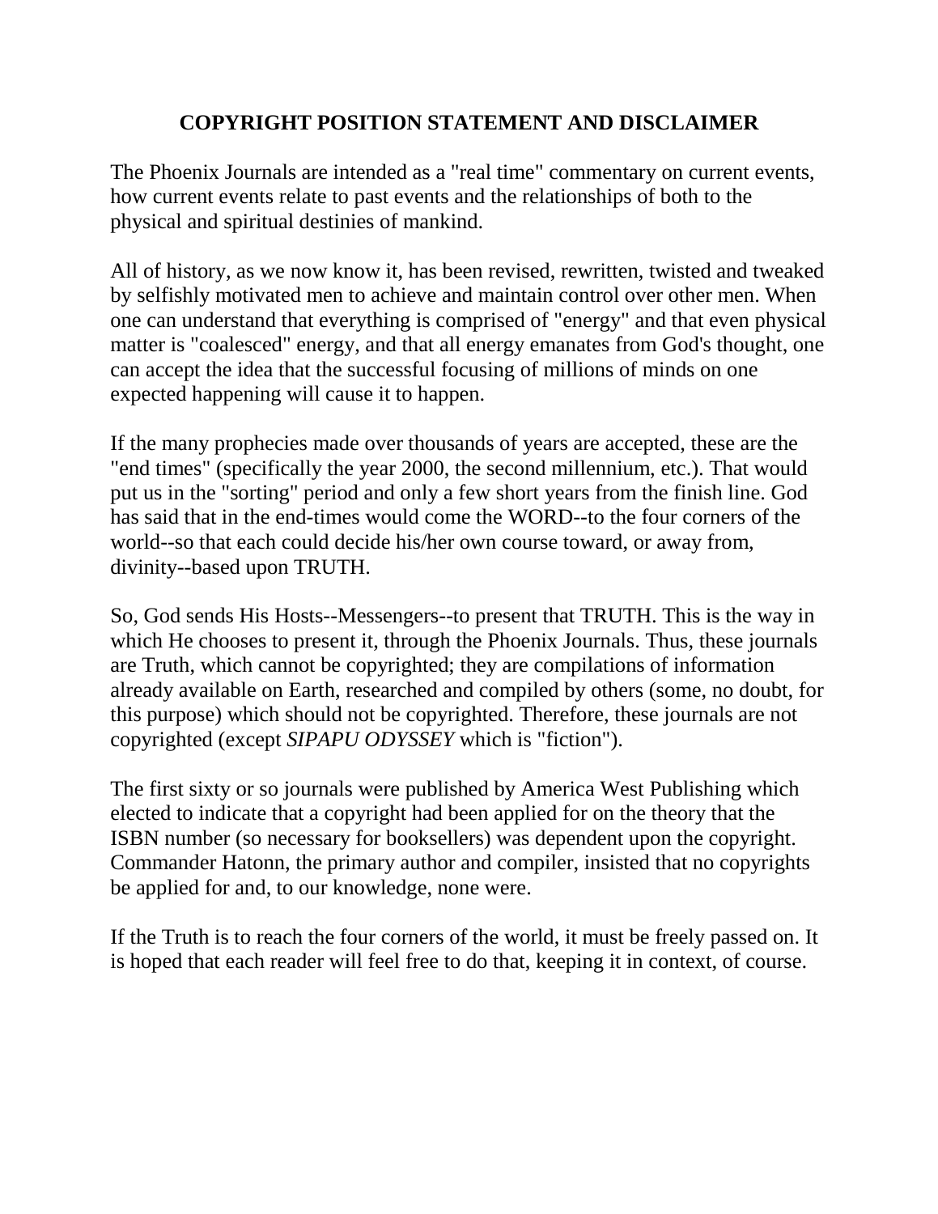## COPYRIGHT POSITION STATEMENT AND DISCLAIMER

The Phoenix Journals are intended as a "real time" commentary on current events, how current events relate to past events and the relationships of both to the physical and spiritual destinies of mankind.

All of history, as we now know it, has been revised, rewritten, twisted and tweaked by selfishly motivated men to achieve and maintain control over other men. When one can understand that everything is comprised of "energy" and that even physical matter is "coalesced" energy, and that all energy emanates from God's thought, one can accept the idea that the successful focusing of millions of minds on one expected happening will cause it to happen.

If the many prophecies made over thousands of years are accepted, these are the "end times" (specifically the year 2000, the second millennium, etc.). That would put us in the "sorting" period and only a few short years from the finish line. God has said that in the end-times would come the WORD--to the four corners of the world--so that each could decide his/her own course toward, or away from, divinity--based upon TRUTH.

So, God sends His Hosts--Messengers--to present that TRUTH. This is the way in which He chooses to present it, through the Phoenix Journals. Thus, these journals are Truth, which cannot be copyrighted; they are compilations of information already available on Earth, researched and compiled by others (some, no doubt, for this purpose) which should not be copyrighted. Therefore, these journals are not copyrighted (except *SIPAPU ODYSSEY* which is "fiction").

The first sixty or so journals were published by America West Publishing which elected to indicate that a copyright had been applied for on the theory that the ISBN number (so necessary for booksellers) was dependent upon the copyright. Commander Hatonn, the primary author and compiler, insisted that no copyrights be applied for and, to our knowledge, none were.

If the Truth is to reach the four corners of the world, it must be freely passed on. It is hoped that each reader will feel free to do that, keeping it in context, of course.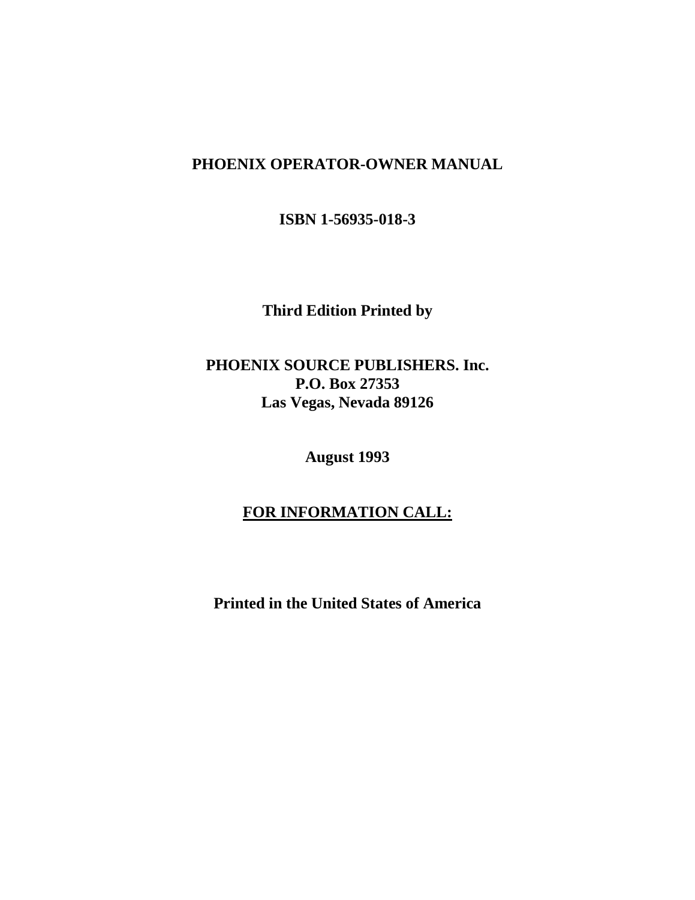**PHOENIX OPERATOR-OWNER MANUAL**

**ISBN 1-56935-018-3**

**Third Edition Printed by**

**PHOENIX SOURCE PUBLISHERS. Inc.**
**P.O. Box 27353**
**Las Vegas, Nevada 89126**

**August 1993**

**FOR INFORMATION CALL:**

**Printed in the United States of America**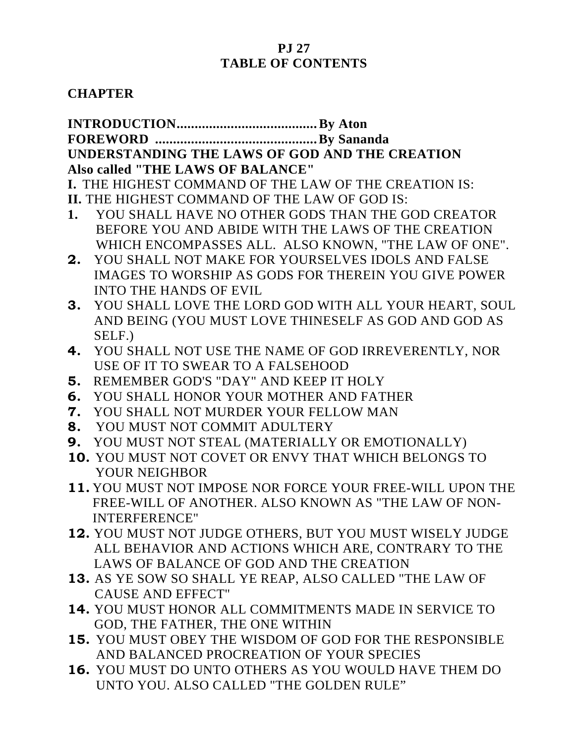**PJ 27**
**TABLE OF CONTENTS**

**CHAPTER**

**INTRODUCTION........................................By Aton**
**FOREWORD ..............................................By Sananda**
**UNDERSTANDING THE LAWS OF GOD AND THE CREATION**
**Also called "THE LAWS OF BALANCE"**

**I.** THE HIGHEST COMMAND OF THE LAW OF THE CREATION IS:
**II.** THE HIGHEST COMMAND OF THE LAW OF GOD IS:

1. YOU SHALL HAVE NO OTHER GODS THAN THE GOD CREATOR BEFORE YOU AND ABIDE WITH THE LAWS OF THE CREATION WHICH ENCOMPASSES ALL. ALSO KNOWN, "THE LAW OF ONE".
2. YOU SHALL NOT MAKE FOR YOURSELVES IDOLS AND FALSE IMAGES TO WORSHIP AS GODS FOR THEREIN YOU GIVE POWER INTO THE HANDS OF EVIL
3. YOU SHALL LOVE THE LORD GOD WITH ALL YOUR HEART, SOUL AND BEING (YOU MUST LOVE THINESELF AS GOD AND GOD AS SELF.)
4. YOU SHALL NOT USE THE NAME OF GOD IRREVERENTLY, NOR USE OF IT TO SWEAR TO A FALSEHOOD
5. REMEMBER GOD'S "DAY" AND KEEP IT HOLY
6. YOU SHALL HONOR YOUR MOTHER AND FATHER
7. YOU SHALL NOT MURDER YOUR FELLOW MAN
8. YOU MUST NOT COMMIT ADULTERY
9. YOU MUST NOT STEAL (MATERIALLY OR EMOTIONALLY)
10. YOU MUST NOT COVET OR ENVY THAT WHICH BELONGS TO YOUR NEIGHBOR
11. YOU MUST NOT IMPOSE NOR FORCE YOUR FREE-WILL UPON THE FREE-WILL OF ANOTHER. ALSO KNOWN AS "THE LAW OF NON-INTERFERENCE"
12. YOU MUST NOT JUDGE OTHERS, BUT YOU MUST WISELY JUDGE ALL BEHAVIOR AND ACTIONS WHICH ARE, CONTRARY TO THE LAWS OF BALANCE OF GOD AND THE CREATION
13. AS YE SOW SO SHALL YE REAP, ALSO CALLED "THE LAW OF CAUSE AND EFFECT"
14. YOU MUST HONOR ALL COMMITMENTS MADE IN SERVICE TO GOD, THE FATHER, THE ONE WITHIN
15. YOU MUST OBEY THE WISDOM OF GOD FOR THE RESPONSIBLE AND BALANCED PROCREATION OF YOUR SPECIES
16. YOU MUST DO UNTO OTHERS AS YOU WOULD HAVE THEM DO UNTO YOU. ALSO CALLED "THE GOLDEN RULE"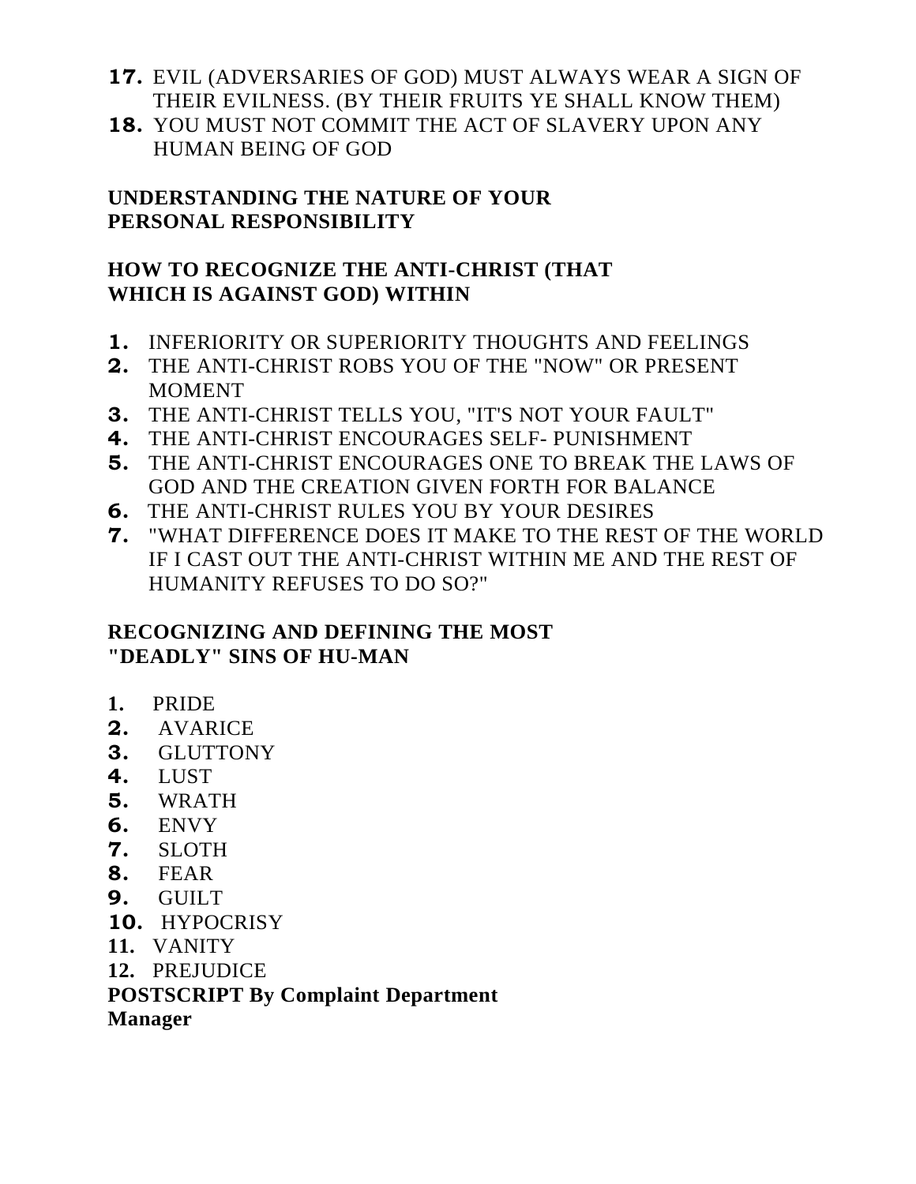17. EVIL (ADVERSARIES OF GOD) MUST ALWAYS WEAR A SIGN OF THEIR EVILNESS. (BY THEIR FRUITS YE SHALL KNOW THEM)
18. YOU MUST NOT COMMIT THE ACT OF SLAVERY UPON ANY HUMAN BEING OF GOD

**UNDERSTANDING THE NATURE OF YOUR PERSONAL RESPONSIBILITY**

**HOW TO RECOGNIZE THE ANTI-CHRIST (THAT WHICH IS AGAINST GOD) WITHIN**

1. INFERIORITY OR SUPERIORITY THOUGHTS AND FEELINGS
2. THE ANTI-CHRIST ROBS YOU OF THE "NOW" OR PRESENT MOMENT
3. THE ANTI-CHRIST TELLS YOU, "IT'S NOT YOUR FAULT"
4. THE ANTI-CHRIST ENCOURAGES SELF- PUNISHMENT
5. THE ANTI-CHRIST ENCOURAGES ONE TO BREAK THE LAWS OF GOD AND THE CREATION GIVEN FORTH FOR BALANCE
6. THE ANTI-CHRIST RULES YOU BY YOUR DESIRES
7. "WHAT DIFFERENCE DOES IT MAKE TO THE REST OF THE WORLD IF I CAST OUT THE ANTI-CHRIST WITHIN ME AND THE REST OF HUMANITY REFUSES TO DO SO?"

**RECOGNIZING AND DEFINING THE MOST "DEADLY" SINS OF HU-MAN**

1. PRIDE
2. AVARICE
3. GLUTTONY
4. LUST
5. WRATH
6. ENVY
7. SLOTH
8. FEAR
9. GUILT
10. HYPOCRISY
11. VANITY
12. PREJUDICE

**POSTSCRIPT By Complaint Department Manager**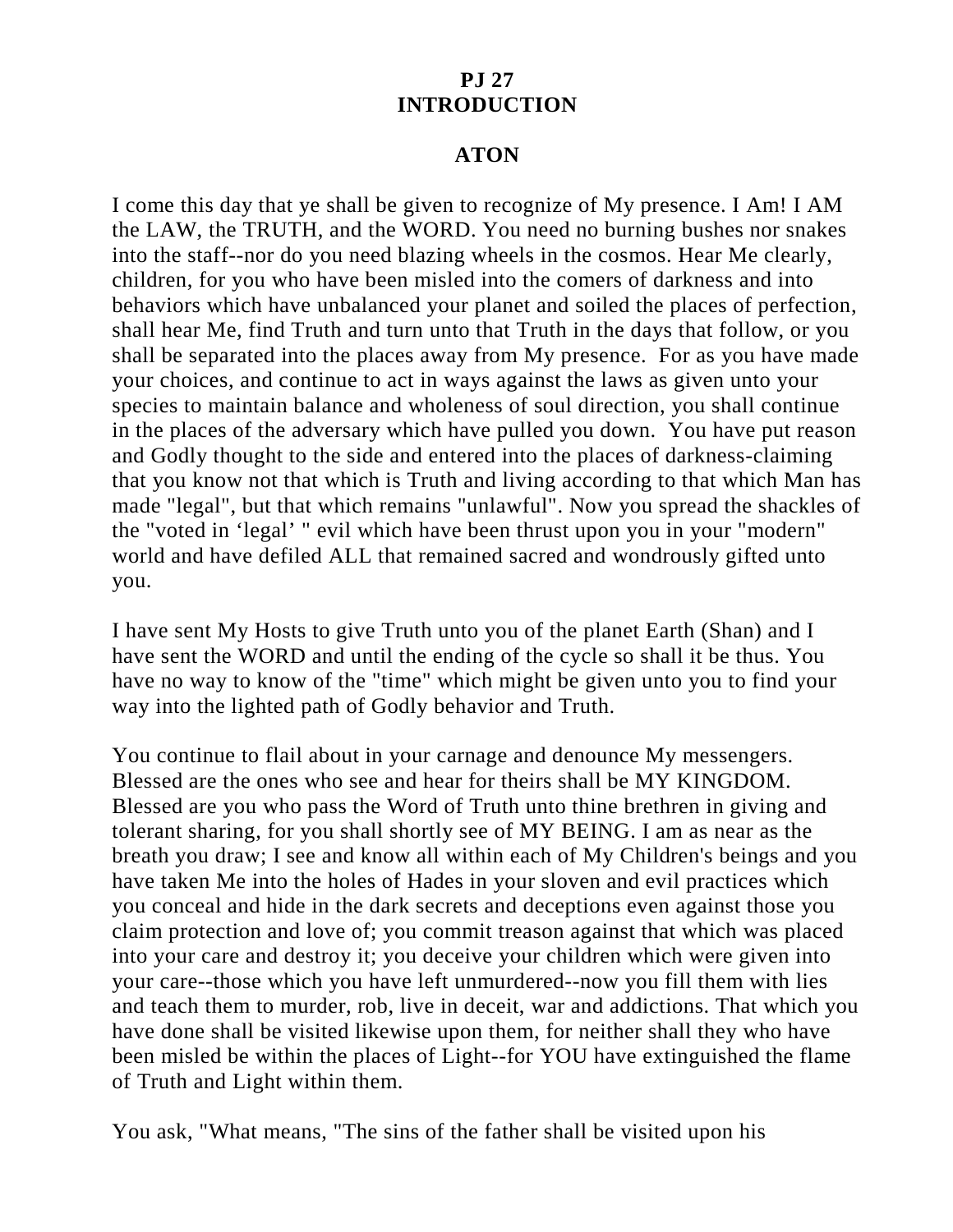# PJ 27
# INTRODUCTION

## ATON

I come this day that ye shall be given to recognize of My presence. I Am! I AM the LAW, the TRUTH, and the WORD. You need no burning bushes nor snakes into the staff--nor do you need blazing wheels in the cosmos. Hear Me clearly, children, for you who have been misled into the comers of darkness and into behaviors which have unbalanced your planet and soiled the places of perfection, shall hear Me, find Truth and turn unto that Truth in the days that follow, or you shall be separated into the places away from My presence. For as you have made your choices, and continue to act in ways against the laws as given unto your species to maintain balance and wholeness of soul direction, you shall continue in the places of the adversary which have pulled you down. You have put reason and Godly thought to the side and entered into the places of darkness-claiming that you know not that which is Truth and living according to that which Man has made "legal", but that which remains "unlawful". Now you spread the shackles of the "voted in 'legal' " evil which have been thrust upon you in your "modern" world and have defiled ALL that remained sacred and wondrously gifted unto you.

I have sent My Hosts to give Truth unto you of the planet Earth (Shan) and I have sent the WORD and until the ending of the cycle so shall it be thus. You have no way to know of the "time" which might be given unto you to find your way into the lighted path of Godly behavior and Truth.

You continue to flail about in your carnage and denounce My messengers. Blessed are the ones who see and hear for theirs shall be MY KINGDOM. Blessed are you who pass the Word of Truth unto thine brethren in giving and tolerant sharing, for you shall shortly see of MY BEING. I am as near as the breath you draw; I see and know all within each of My Children's beings and you have taken Me into the holes of Hades in your sloven and evil practices which you conceal and hide in the dark secrets and deceptions even against those you claim protection and love of; you commit treason against that which was placed into your care and destroy it; you deceive your children which were given into your care--those which you have left unmurdered--now you fill them with lies and teach them to murder, rob, live in deceit, war and addictions. That which you have done shall be visited likewise upon them, for neither shall they who have been misled be within the places of Light--for YOU have extinguished the flame of Truth and Light within them.

You ask, "What means, "The sins of the father shall be visited upon his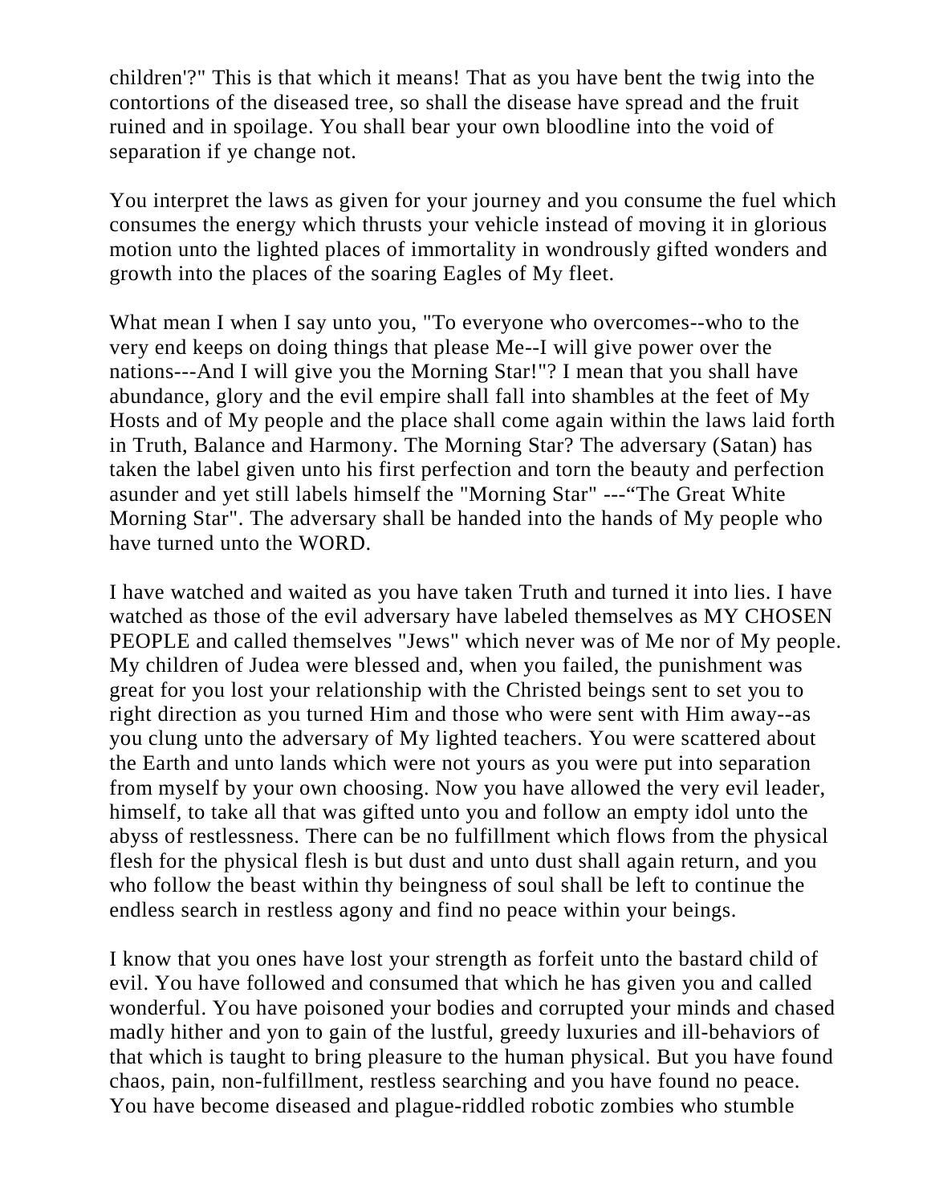children'?" This is that which it means! That as you have bent the twig into the contortions of the diseased tree, so shall the disease have spread and the fruit ruined and in spoilage. You shall bear your own bloodline into the void of separation if ye change not.

You interpret the laws as given for your journey and you consume the fuel which consumes the energy which thrusts your vehicle instead of moving it in glorious motion unto the lighted places of immortality in wondrously gifted wonders and growth into the places of the soaring Eagles of My fleet.

What mean I when I say unto you, "To everyone who overcomes--who to the very end keeps on doing things that please Me--I will give power over the nations---And I will give you the Morning Star!"? I mean that you shall have abundance, glory and the evil empire shall fall into shambles at the feet of My Hosts and of My people and the place shall come again within the laws laid forth in Truth, Balance and Harmony. The Morning Star? The adversary (Satan) has taken the label given unto his first perfection and torn the beauty and perfection asunder and yet still labels himself the "Morning Star" ---"The Great White Morning Star". The adversary shall be handed into the hands of My people who have turned unto the WORD.

I have watched and waited as you have taken Truth and turned it into lies. I have watched as those of the evil adversary have labeled themselves as MY CHOSEN PEOPLE and called themselves "Jews" which never was of Me nor of My people. My children of Judea were blessed and, when you failed, the punishment was great for you lost your relationship with the Christed beings sent to set you to right direction as you turned Him and those who were sent with Him away--as you clung unto the adversary of My lighted teachers. You were scattered about the Earth and unto lands which were not yours as you were put into separation from myself by your own choosing. Now you have allowed the very evil leader, himself, to take all that was gifted unto you and follow an empty idol unto the abyss of restlessness. There can be no fulfillment which flows from the physical flesh for the physical flesh is but dust and unto dust shall again return, and you who follow the beast within thy beingness of soul shall be left to continue the endless search in restless agony and find no peace within your beings.

I know that you ones have lost your strength as forfeit unto the bastard child of evil. You have followed and consumed that which he has given you and called wonderful. You have poisoned your bodies and corrupted your minds and chased madly hither and yon to gain of the lustful, greedy luxuries and ill-behaviors of that which is taught to bring pleasure to the human physical. But you have found chaos, pain, non-fulfillment, restless searching and you have found no peace. You have become diseased and plague-riddled robotic zombies who stumble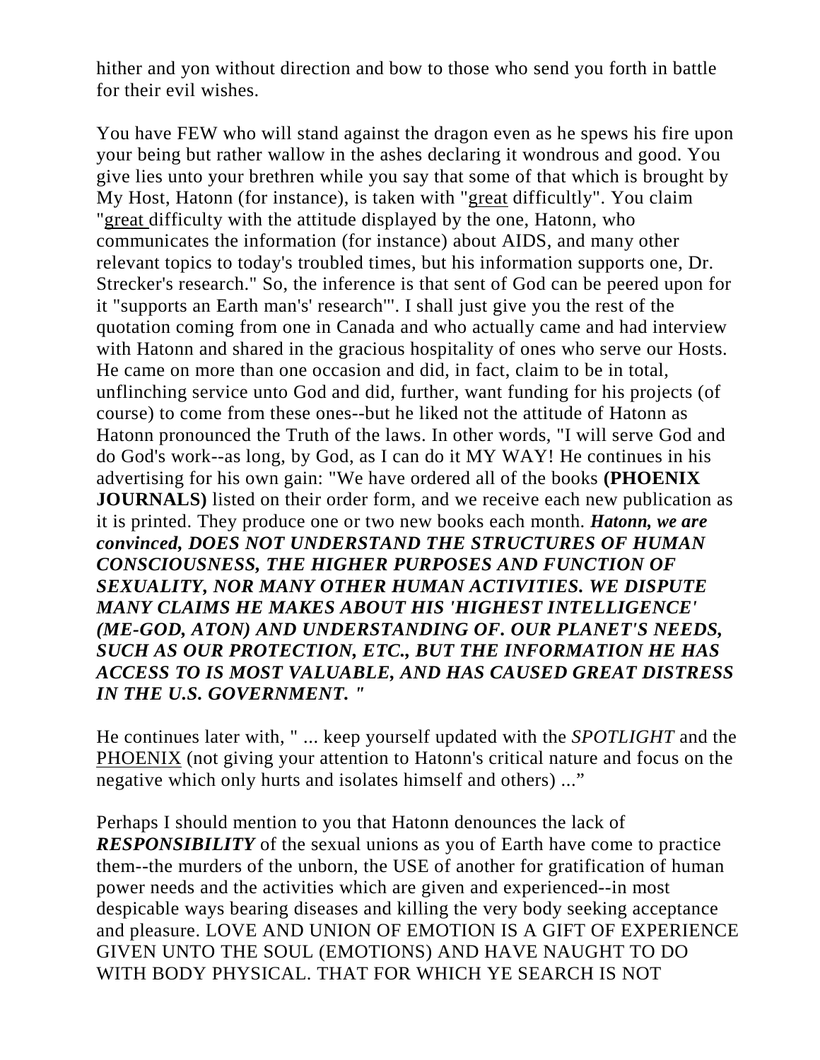hither and yon without direction and bow to those who send you forth in battle for their evil wishes.

You have FEW who will stand against the dragon even as he spews his fire upon your being but rather wallow in the ashes declaring it wondrous and good. You give lies unto your brethren while you say that some of that which is brought by My Host, Hatonn (for instance), is taken with "great difficultly". You claim "great difficulty with the attitude displayed by the one, Hatonn, who communicates the information (for instance) about AIDS, and many other relevant topics to today's troubled times, but his information supports one, Dr. Strecker's research." So, the inference is that sent of God can be peered upon for it "supports an Earth man's' research"'. I shall just give you the rest of the quotation coming from one in Canada and who actually came and had interview with Hatonn and shared in the gracious hospitality of ones who serve our Hosts. He came on more than one occasion and did, in fact, claim to be in total, unflinching service unto God and did, further, want funding for his projects (of course) to come from these ones--but he liked not the attitude of Hatonn as Hatonn pronounced the Truth of the laws. In other words, "I will serve God and do God's work--as long, by God, as I can do it MY WAY! He continues in his advertising for his own gain: "We have ordered all of the books **(PHOENIX JOURNALS)** listed on their order form, and we receive each new publication as it is printed. They produce one or two new books each month. ***Hatonn, we are convinced, DOES NOT UNDERSTAND THE STRUCTURES OF HUMAN CONSCIOUSNESS, THE HIGHER PURPOSES AND FUNCTION OF SEXUALITY, NOR MANY OTHER HUMAN ACTIVITIES. WE DISPUTE MANY CLAIMS HE MAKES ABOUT HIS 'HIGHEST INTELLIGENCE' (ME-GOD, ATON) AND UNDERSTANDING OF. OUR PLANET'S NEEDS, SUCH AS OUR PROTECTION, ETC., BUT THE INFORMATION HE HAS ACCESS TO IS MOST VALUABLE, AND HAS CAUSED GREAT DISTRESS IN THE U.S. GOVERNMENT. "***

He continues later with, " ... keep yourself updated with the *SPOTLIGHT* and the PHOENIX (not giving your attention to Hatonn's critical nature and focus on the negative which only hurts and isolates himself and others) ..."

Perhaps I should mention to you that Hatonn denounces the lack of ***RESPONSIBILITY*** of the sexual unions as you of Earth have come to practice them--the murders of the unborn, the USE of another for gratification of human power needs and the activities which are given and experienced--in most despicable ways bearing diseases and killing the very body seeking acceptance and pleasure. LOVE AND UNION OF EMOTION IS A GIFT OF EXPERIENCE GIVEN UNTO THE SOUL (EMOTIONS) AND HAVE NAUGHT TO DO WITH BODY PHYSICAL. THAT FOR WHICH YE SEARCH IS NOT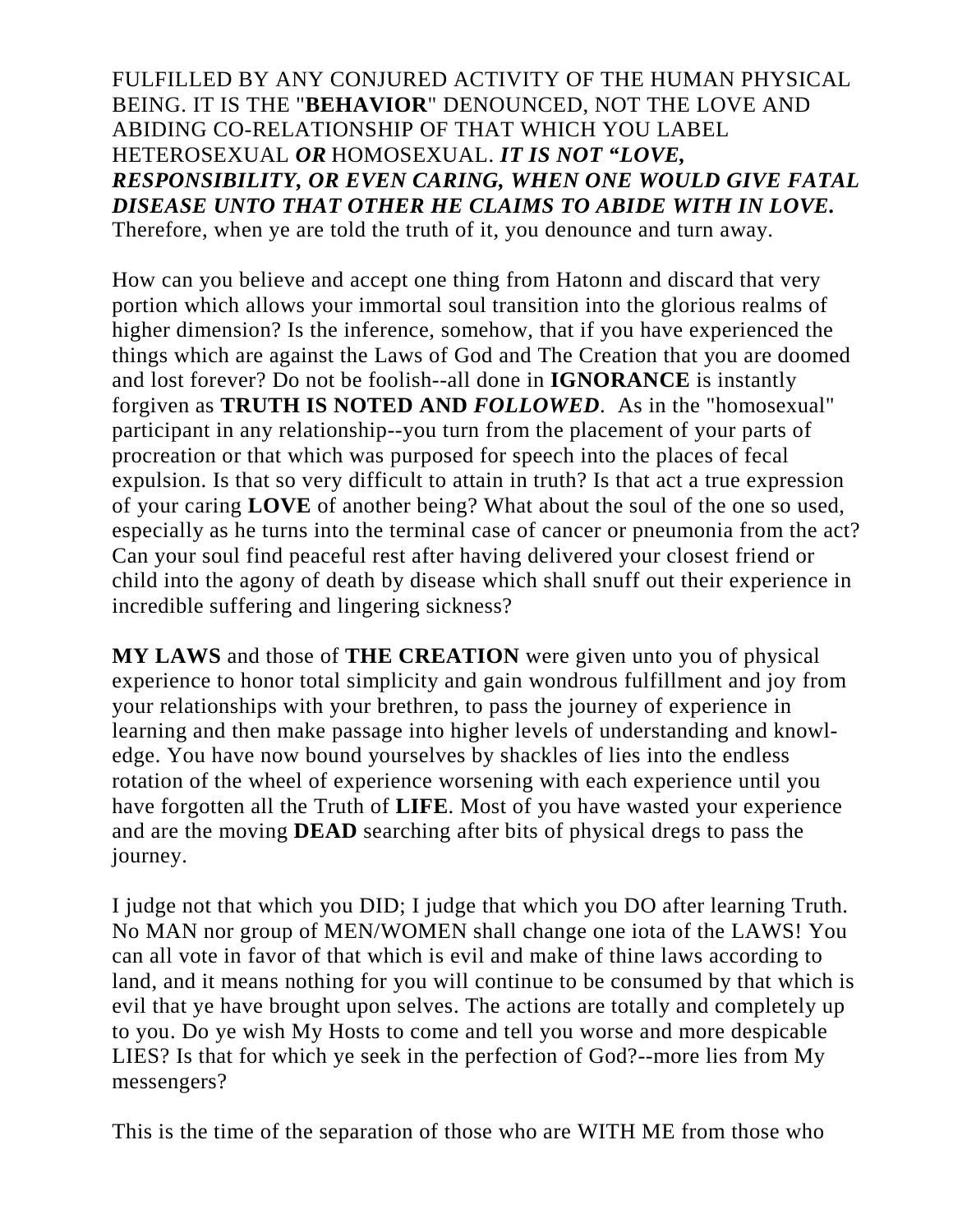FULFILLED BY ANY CONJURED ACTIVITY OF THE HUMAN PHYSICAL BEING. IT IS THE "**BEHAVIOR**" DENOUNCED, NOT THE LOVE AND ABIDING CO-RELATIONSHIP OF THAT WHICH YOU LABEL HETEROSEXUAL ***OR*** HOMOSEXUAL. ***IT IS NOT "LOVE, RESPONSIBILITY, OR EVEN CARING, WHEN ONE WOULD GIVE FATAL DISEASE UNTO THAT OTHER HE CLAIMS TO ABIDE WITH IN LOVE.*** Therefore, when ye are told the truth of it, you denounce and turn away.

How can you believe and accept one thing from Hatonn and discard that very portion which allows your immortal soul transition into the glorious realms of higher dimension? Is the inference, somehow, that if you have experienced the things which are against the Laws of God and The Creation that you are doomed and lost forever? Do not be foolish--all done in **IGNORANCE** is instantly forgiven as **TRUTH IS NOTED AND *FOLLOWED***. As in the "homosexual" participant in any relationship--you turn from the placement of your parts of procreation or that which was purposed for speech into the places of fecal expulsion. Is that so very difficult to attain in truth? Is that act a true expression of your caring **LOVE** of another being? What about the soul of the one so used, especially as he turns into the terminal case of cancer or pneumonia from the act? Can your soul find peaceful rest after having delivered your closest friend or child into the agony of death by disease which shall snuff out their experience in incredible suffering and lingering sickness?

**MY LAWS** and those of **THE CREATION** were given unto you of physical experience to honor total simplicity and gain wondrous fulfillment and joy from your relationships with your brethren, to pass the journey of experience in learning and then make passage into higher levels of understanding and knowledge. You have now bound yourselves by shackles of lies into the endless rotation of the wheel of experience worsening with each experience until you have forgotten all the Truth of **LIFE**. Most of you have wasted your experience and are the moving **DEAD** searching after bits of physical dregs to pass the journey.

I judge not that which you DID; I judge that which you DO after learning Truth. No MAN nor group of MEN/WOMEN shall change one iota of the LAWS! You can all vote in favor of that which is evil and make of thine laws according to land, and it means nothing for you will continue to be consumed by that which is evil that ye have brought upon selves. The actions are totally and completely up to you. Do ye wish My Hosts to come and tell you worse and more despicable LIES? Is that for which ye seek in the perfection of God?--more lies from My messengers?

This is the time of the separation of those who are WITH ME from those who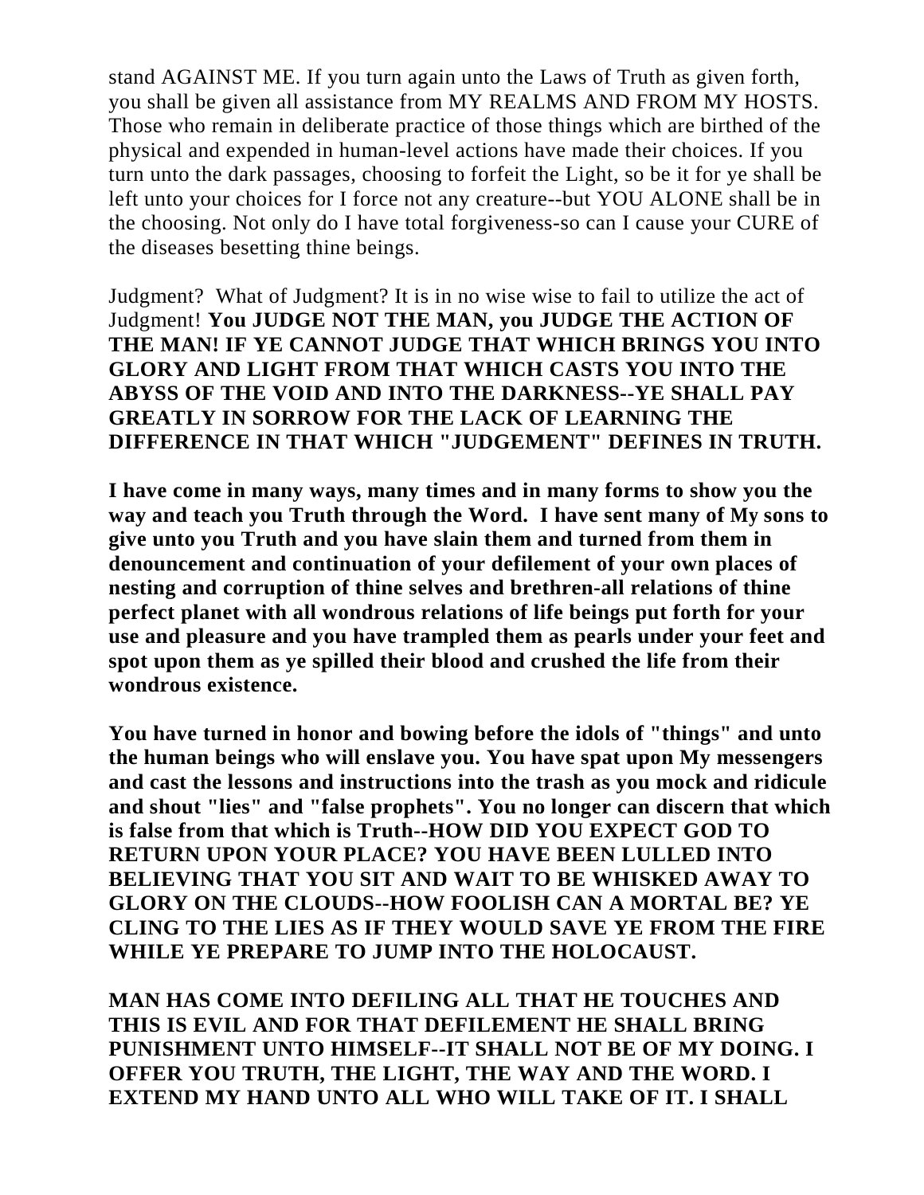stand AGAINST ME. If you turn again unto the Laws of Truth as given forth, you shall be given all assistance from MY REALMS AND FROM MY HOSTS. Those who remain in deliberate practice of those things which are birthed of the physical and expended in human-level actions have made their choices. If you turn unto the dark passages, choosing to forfeit the Light, so be it for ye shall be left unto your choices for I force not any creature--but YOU ALONE shall be in the choosing. Not only do I have total forgiveness-so can I cause your CURE of the diseases besetting thine beings.

Judgment? What of Judgment? It is in no wise wise to fail to utilize the act of Judgment! **You JUDGE NOT THE MAN, you JUDGE THE ACTION OF THE MAN! IF YE CANNOT JUDGE THAT WHICH BRINGS YOU INTO GLORY AND LIGHT FROM THAT WHICH CASTS YOU INTO THE ABYSS OF THE VOID AND INTO THE DARKNESS--YE SHALL PAY GREATLY IN SORROW FOR THE LACK OF LEARNING THE DIFFERENCE IN THAT WHICH "JUDGEMENT" DEFINES IN TRUTH.**

**I have come in many ways, many times and in many forms to show you the way and teach you Truth through the Word. I have sent many of My sons to give unto you Truth and you have slain them and turned from them in denouncement and continuation of your defilement of your own places of nesting and corruption of thine selves and brethren-all relations of thine perfect planet with all wondrous relations of life beings put forth for your use and pleasure and you have trampled them as pearls under your feet and spot upon them as ye spilled their blood and crushed the life from their wondrous existence.**

**You have turned in honor and bowing before the idols of "things" and unto the human beings who will enslave you. You have spat upon My messengers and cast the lessons and instructions into the trash as you mock and ridicule and shout "lies" and "false prophets". You no longer can discern that which is false from that which is Truth--HOW DID YOU EXPECT GOD TO RETURN UPON YOUR PLACE? YOU HAVE BEEN LULLED INTO BELIEVING THAT YOU SIT AND WAIT TO BE WHISKED AWAY TO GLORY ON THE CLOUDS--HOW FOOLISH CAN A MORTAL BE? YE CLING TO THE LIES AS IF THEY WOULD SAVE YE FROM THE FIRE WHILE YE PREPARE TO JUMP INTO THE HOLOCAUST.**

**MAN HAS COME INTO DEFILING ALL THAT HE TOUCHES AND THIS IS EVIL AND FOR THAT DEFILEMENT HE SHALL BRING PUNISHMENT UNTO HIMSELF--IT SHALL NOT BE OF MY DOING. I OFFER YOU TRUTH, THE LIGHT, THE WAY AND THE WORD. I EXTEND MY HAND UNTO ALL WHO WILL TAKE OF IT. I SHALL**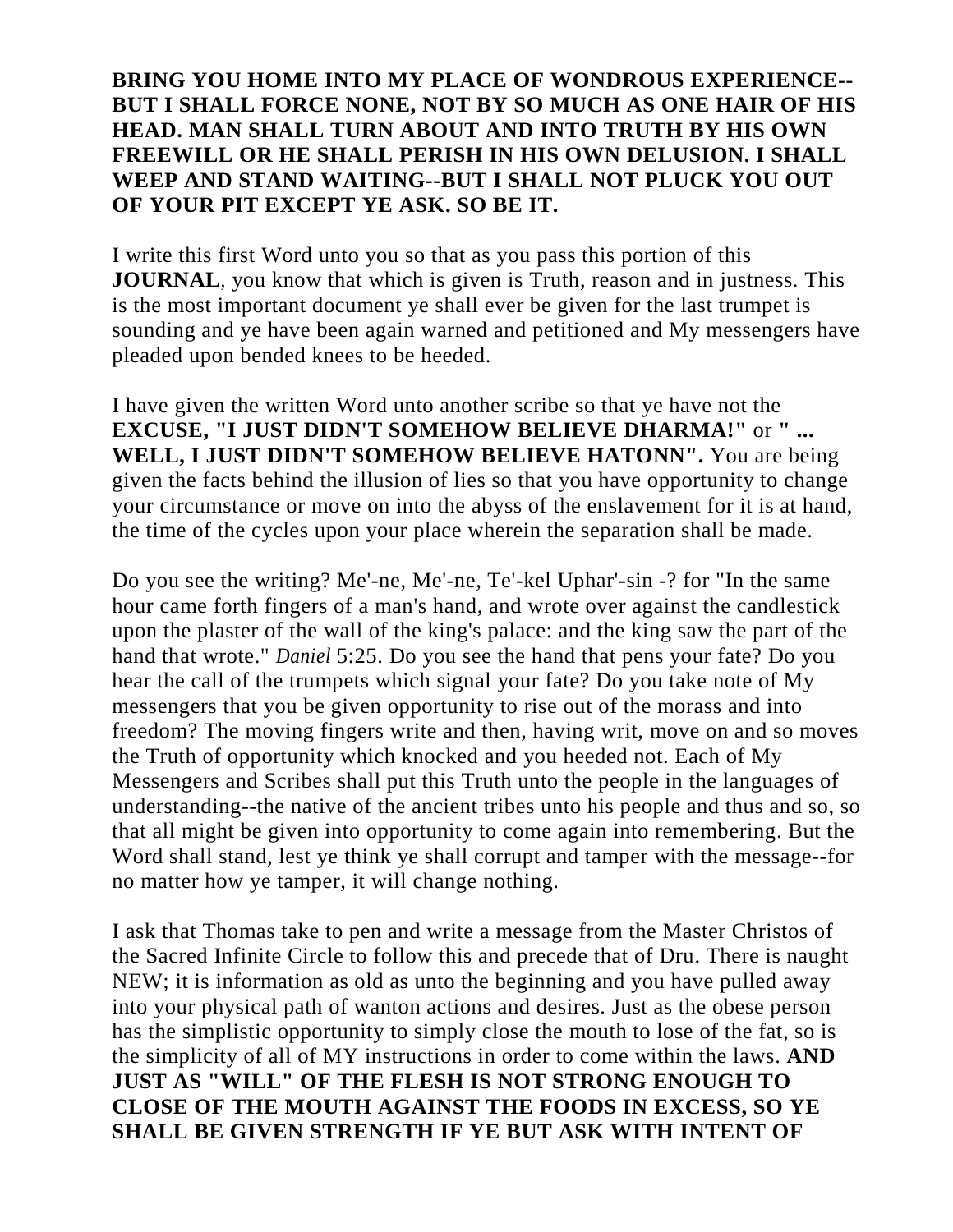**BRING YOU HOME INTO MY PLACE OF WONDROUS EXPERIENCE--BUT I SHALL FORCE NONE, NOT BY SO MUCH AS ONE HAIR OF HIS HEAD. MAN SHALL TURN ABOUT AND INTO TRUTH BY HIS OWN FREEWILL OR HE SHALL PERISH IN HIS OWN DELUSION. I SHALL WEEP AND STAND WAITING--BUT I SHALL NOT PLUCK YOU OUT OF YOUR PIT EXCEPT YE ASK. SO BE IT.**

I write this first Word unto you so that as you pass this portion of this **JOURNAL**, you know that which is given is Truth, reason and in justness. This is the most important document ye shall ever be given for the last trumpet is sounding and ye have been again warned and petitioned and My messengers have pleaded upon bended knees to be heeded.

I have given the written Word unto another scribe so that ye have not the **EXCUSE, "I JUST DIDN'T SOMEHOW BELIEVE DHARMA!"** or **" ... WELL, I JUST DIDN'T SOMEHOW BELIEVE HATONN".** You are being given the facts behind the illusion of lies so that you have opportunity to change your circumstance or move on into the abyss of the enslavement for it is at hand, the time of the cycles upon your place wherein the separation shall be made.

Do you see the writing? Me'-ne, Me'-ne, Te'-kel Uphar'-sin -? for "In the same hour came forth fingers of a man's hand, and wrote over against the candlestick upon the plaster of the wall of the king's palace: and the king saw the part of the hand that wrote." *Daniel* 5:25. Do you see the hand that pens your fate? Do you hear the call of the trumpets which signal your fate? Do you take note of My messengers that you be given opportunity to rise out of the morass and into freedom? The moving fingers write and then, having writ, move on and so moves the Truth of opportunity which knocked and you heeded not. Each of My Messengers and Scribes shall put this Truth unto the people in the languages of understanding--the native of the ancient tribes unto his people and thus and so, so that all might be given into opportunity to come again into remembering. But the Word shall stand, lest ye think ye shall corrupt and tamper with the message--for no matter how ye tamper, it will change nothing.

I ask that Thomas take to pen and write a message from the Master Christos of the Sacred Infinite Circle to follow this and precede that of Dru. There is naught NEW; it is information as old as unto the beginning and you have pulled away into your physical path of wanton actions and desires. Just as the obese person has the simplistic opportunity to simply close the mouth to lose of the fat, so is the simplicity of all of MY instructions in order to come within the laws. **AND JUST AS "WILL" OF THE FLESH IS NOT STRONG ENOUGH TO CLOSE OF THE MOUTH AGAINST THE FOODS IN EXCESS, SO YE SHALL BE GIVEN STRENGTH IF YE BUT ASK WITH INTENT OF**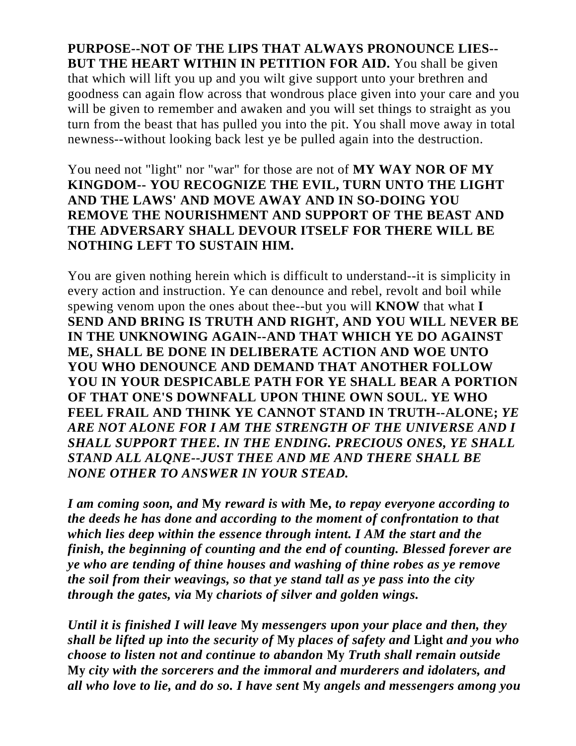**PURPOSE--NOT OF THE LIPS THAT ALWAYS PRONOUNCE LIES--BUT THE HEART WITHIN IN PETITION FOR AID.** You shall be given that which will lift you up and you wilt give support unto your brethren and goodness can again flow across that wondrous place given into your care and you will be given to remember and awaken and you will set things to straight as you turn from the beast that has pulled you into the pit. You shall move away in total newness--without looking back lest ye be pulled again into the destruction.

You need not "light" nor "war" for those are not of **MY WAY NOR OF MY KINGDOM-- YOU RECOGNIZE THE EVIL, TURN UNTO THE LIGHT AND THE LAWS' AND MOVE AWAY AND IN SO-DOING YOU REMOVE THE NOURISHMENT AND SUPPORT OF THE BEAST AND THE ADVERSARY SHALL DEVOUR ITSELF FOR THERE WILL BE NOTHING LEFT TO SUSTAIN HIM.**

You are given nothing herein which is difficult to understand--it is simplicity in every action and instruction. Ye can denounce and rebel, revolt and boil while spewing venom upon the ones about thee--but you will **KNOW** that what **I SEND AND BRING IS TRUTH AND RIGHT, AND YOU WILL NEVER BE IN THE UNKNOWING AGAIN--AND THAT WHICH YE DO AGAINST ME, SHALL BE DONE IN DELIBERATE ACTION AND WOE UNTO YOU WHO DENOUNCE AND DEMAND THAT ANOTHER FOLLOW YOU IN YOUR DESPICABLE PATH FOR YE SHALL BEAR A PORTION OF THAT ONE'S DOWNFALL UPON THINE OWN SOUL. YE WHO FEEL FRAIL AND THINK YE CANNOT STAND IN TRUTH--ALONE;** ***YE ARE NOT ALONE FOR I AM THE STRENGTH OF THE UNIVERSE AND I SHALL SUPPORT THEE. IN THE ENDING. PRECIOUS ONES, YE SHALL STAND ALL ALQNE--JUST THEE AND ME AND THERE SHALL BE NONE OTHER TO ANSWER IN YOUR STEAD.***

***I am coming soon, and* My *reward is with* Me, *to repay everyone according to the deeds he has done and according to the moment of confrontation to that which lies deep within the essence through intent. I AM the start and the finish, the beginning of counting and the end of counting. Blessed forever are ye who are tending of thine houses and washing of thine robes as ye remove the soil from their weavings, so that ye stand tall as ye pass into the city through the gates, via* My *chariots of silver and golden wings.***

***Until it is finished I will leave* My *messengers upon your place and then, they shall be lifted up into the security of* My *places of safety and* Light *and you who choose to listen not and continue to abandon* My *Truth shall remain outside* My *city with the sorcerers and the immoral and murderers and idolaters, and all who love to lie, and do so. I have sent* My *angels and messengers among you***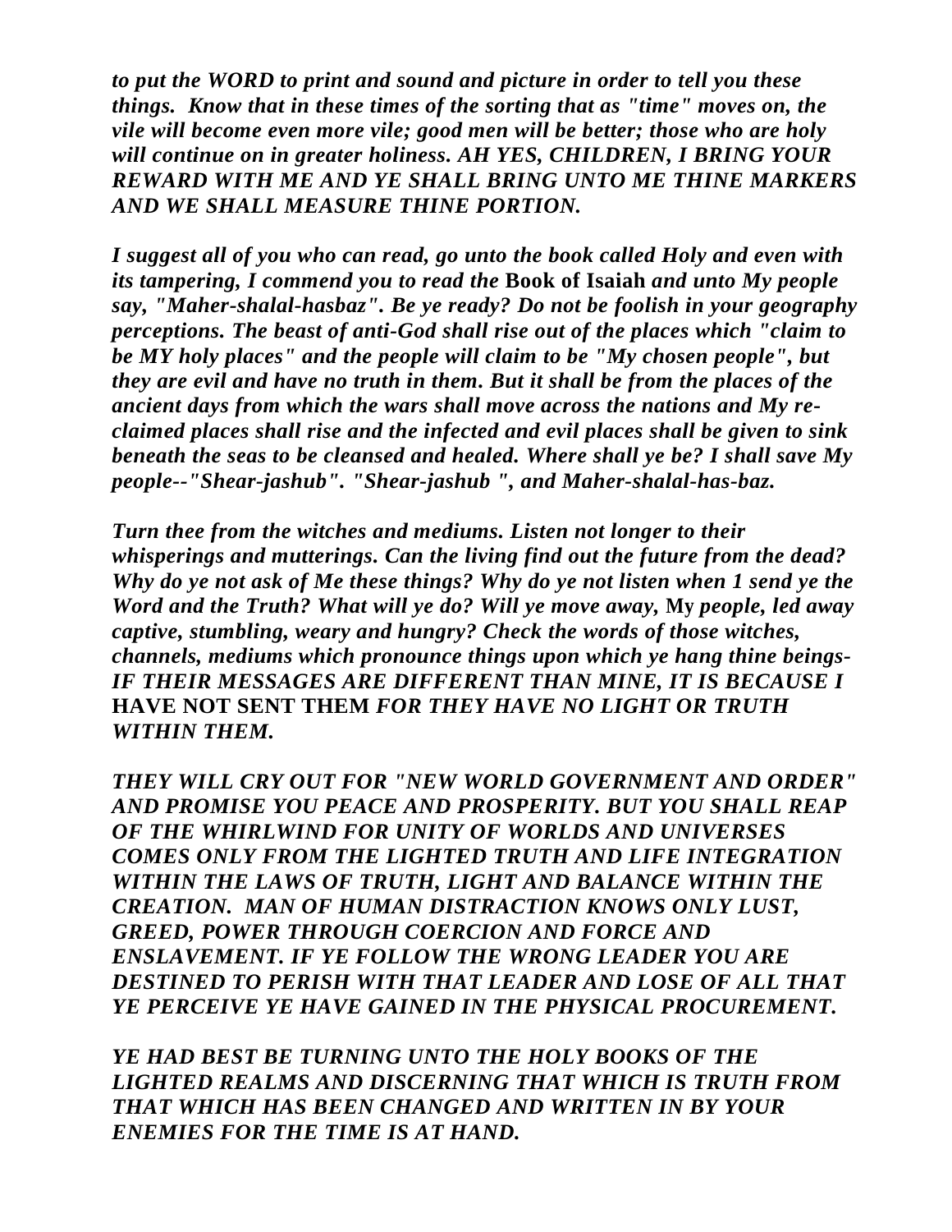*to put the WORD to print and sound and picture in order to tell you these things. Know that in these times of the sorting that as "time" moves on, the vile will become even more vile; good men will be better; those who are holy will continue on in greater holiness. AH YES, CHILDREN, I BRING YOUR REWARD WITH ME AND YE SHALL BRING UNTO ME THINE MARKERS AND WE SHALL MEASURE THINE PORTION.*

*I suggest all of you who can read, go unto the book called Holy and even with its tampering, I commend you to read the* **Book of Isaiah** *and unto My people say, "Maher-shalal-hasbaz". Be ye ready? Do not be foolish in your geography perceptions. The beast of anti-God shall rise out of the places which "claim to be MY holy places" and the people will claim to be "My chosen people", but they are evil and have no truth in them. But it shall be from the places of the ancient days from which the wars shall move across the nations and My re-claimed places shall rise and the infected and evil places shall be given to sink beneath the seas to be cleansed and healed. Where shall ye be? I shall save My people--"Shear-jashub". "Shear-jashub ", and Maher-shalal-has-baz.*

*Turn thee from the witches and mediums. Listen not longer to their whisperings and mutterings. Can the living find out the future from the dead? Why do ye not ask of Me these things? Why do ye not listen when 1 send ye the Word and the Truth? What will ye do? Will ye move away,* **My** *people, led away captive, stumbling, weary and hungry? Check the words of those witches, channels, mediums which pronounce things upon which ye hang thine beings- IF THEIR MESSAGES ARE DIFFERENT THAN MINE, IT IS BECAUSE I* **HAVE NOT SENT THEM** *FOR THEY HAVE NO LIGHT OR TRUTH WITHIN THEM.*

*THEY WILL CRY OUT FOR "NEW WORLD GOVERNMENT AND ORDER" AND PROMISE YOU PEACE AND PROSPERITY. BUT YOU SHALL REAP OF THE WHIRLWIND FOR UNITY OF WORLDS AND UNIVERSES COMES ONLY FROM THE LIGHTED TRUTH AND LIFE INTEGRATION WITHIN THE LAWS OF TRUTH, LIGHT AND BALANCE WITHIN THE CREATION. MAN OF HUMAN DISTRACTION KNOWS ONLY LUST, GREED, POWER THROUGH COERCION AND FORCE AND ENSLAVEMENT. IF YE FOLLOW THE WRONG LEADER YOU ARE DESTINED TO PERISH WITH THAT LEADER AND LOSE OF ALL THAT YE PERCEIVE YE HAVE GAINED IN THE PHYSICAL PROCUREMENT.*

*YE HAD BEST BE TURNING UNTO THE HOLY BOOKS OF THE LIGHTED REALMS AND DISCERNING THAT WHICH IS TRUTH FROM THAT WHICH HAS BEEN CHANGED AND WRITTEN IN BY YOUR ENEMIES FOR THE TIME IS AT HAND.*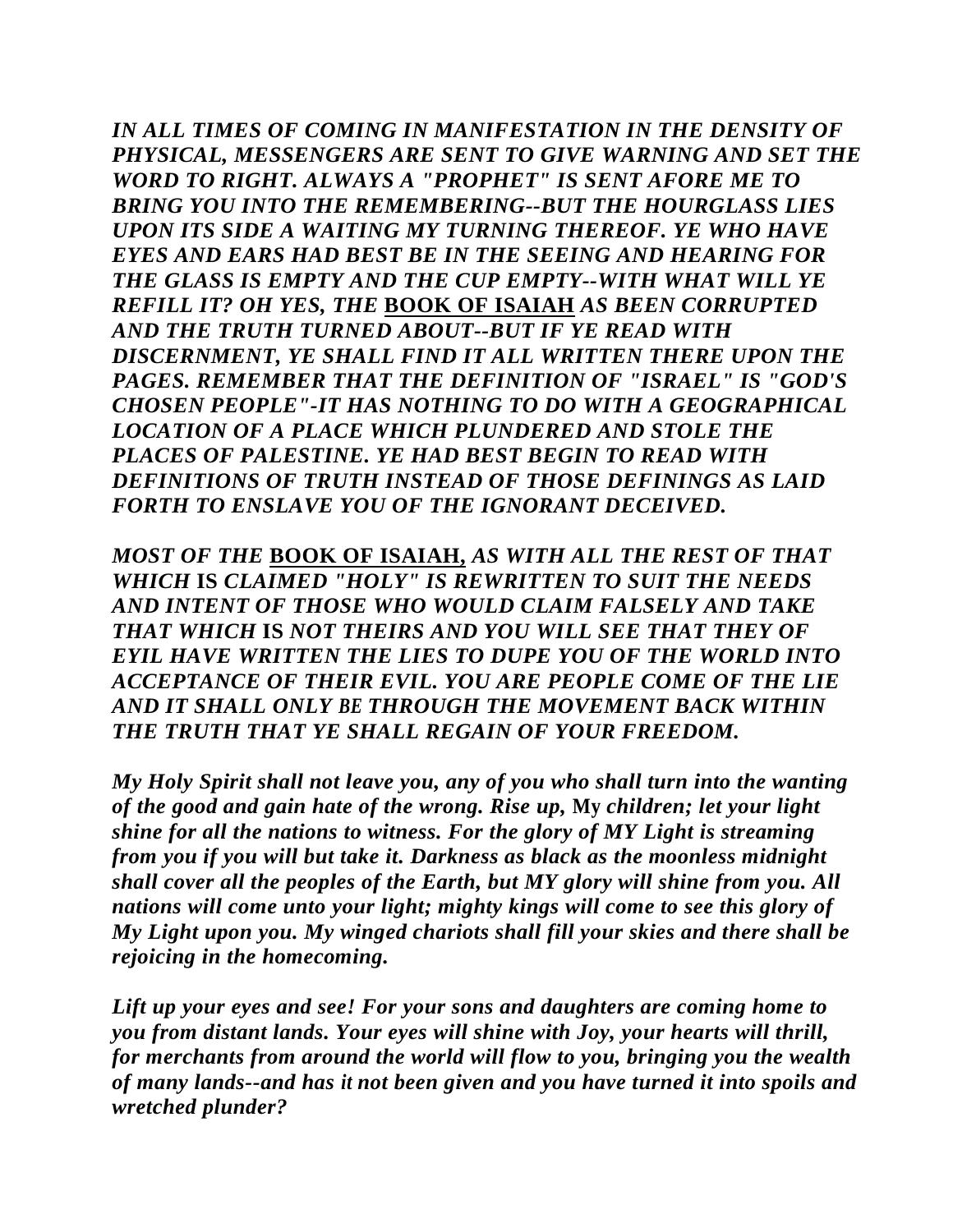***IN ALL TIMES OF COMING IN MANIFESTATION IN THE DENSITY OF PHYSICAL, MESSENGERS ARE SENT TO GIVE WARNING AND SET THE WORD TO RIGHT. ALWAYS A "PROPHET" IS SENT AFORE ME TO BRING YOU INTO THE REMEMBERING--BUT THE HOURGLASS LIES UPON ITS SIDE A WAITING MY TURNING THEREOF. YE WHO HAVE EYES AND EARS HAD BEST BE IN THE SEEING AND HEARING FOR THE GLASS IS EMPTY AND THE CUP EMPTY--WITH WHAT WILL YE REFILL IT? OH YES, THE*** **BOOK OF ISAIAH** ***AS BEEN CORRUPTED AND THE TRUTH TURNED ABOUT--BUT IF YE READ WITH DISCERNMENT, YE SHALL FIND IT ALL WRITTEN THERE UPON THE PAGES. REMEMBER THAT THE DEFINITION OF "ISRAEL" IS "GOD'S CHOSEN PEOPLE"-IT HAS NOTHING TO DO WITH A GEOGRAPHICAL LOCATION OF A PLACE WHICH PLUNDERED AND STOLE THE PLACES OF PALESTINE. YE HAD BEST BEGIN TO READ WITH DEFINITIONS OF TRUTH INSTEAD OF THOSE DEFININGS AS LAID FORTH TO ENSLAVE YOU OF THE IGNORANT DECEIVED.***

***MOST OF THE*** **BOOK OF ISAIAH,** ***AS WITH ALL THE REST OF THAT WHICH*** **IS** ***CLAIMED "HOLY" IS REWRITTEN TO SUIT THE NEEDS AND INTENT OF THOSE WHO WOULD CLAIM FALSELY AND TAKE THAT WHICH*** **IS** ***NOT THEIRS AND YOU WILL SEE THAT THEY OF EYIL HAVE WRITTEN THE LIES TO DUPE YOU OF THE WORLD INTO ACCEPTANCE OF THEIR EVIL. YOU ARE PEOPLE COME OF THE LIE AND IT SHALL ONLY BE THROUGH THE MOVEMENT BACK WITHIN THE TRUTH THAT YE SHALL REGAIN OF YOUR FREEDOM.***

***My Holy Spirit shall not leave you, any of you who shall turn into the wanting of the good and gain hate of the wrong. Rise up,*** **My** ***children; let your light shine for all the nations to witness. For the glory of MY Light is streaming from you if you will but take it. Darkness as black as the moonless midnight shall cover all the peoples of the Earth, but MY glory will shine from you. All nations will come unto your light; mighty kings will come to see this glory of My Light upon you. My winged chariots shall fill your skies and there shall be rejoicing in the homecoming.***

***Lift up your eyes and see! For your sons and daughters are coming home to you from distant lands. Your eyes will shine with Joy, your hearts will thrill, for merchants from around the world will flow to you, bringing you the wealth of many lands--and has it not been given and you have turned it into spoils and wretched plunder?***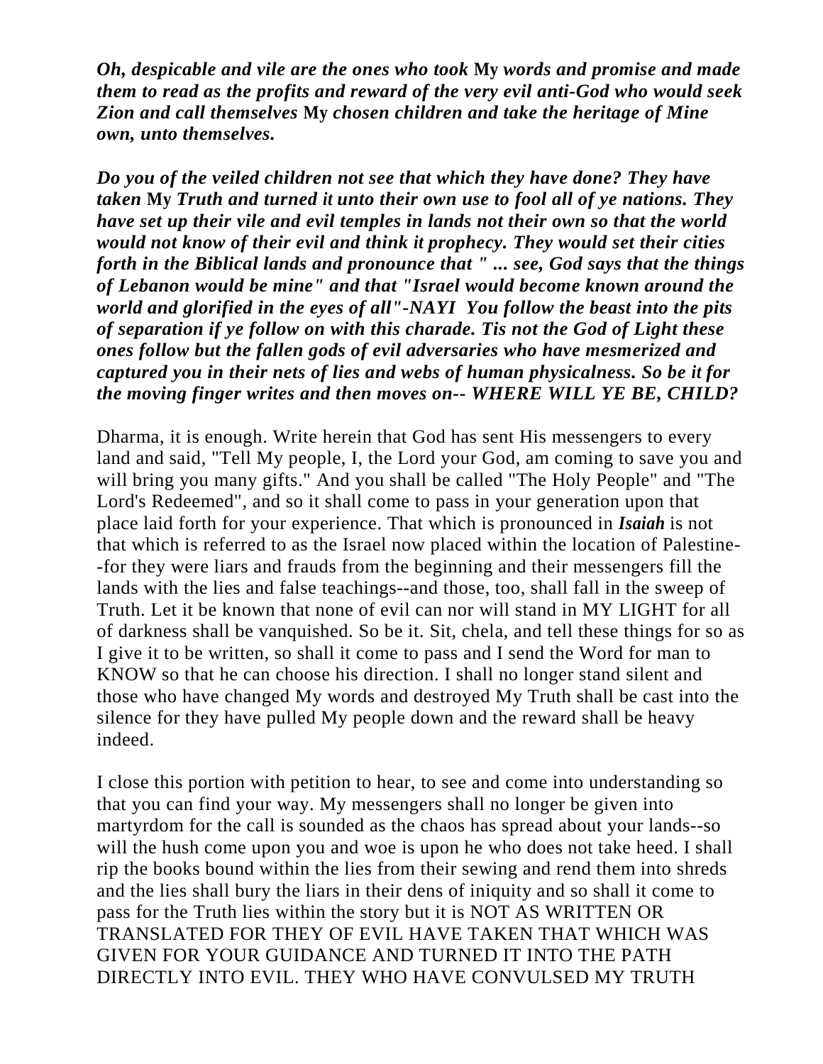***Oh, despicable and vile are the ones who took* My *words and promise and made them to read as the profits and reward of the very evil anti-God who would seek Zion and call themselves* My *chosen children and take the heritage of Mine own, unto themselves.***

***Do you of the veiled children not see that which they have done? They have taken* My *Truth and turned it unto their own use to fool all of ye nations. They have set up their vile and evil temples in lands not their own so that the world would not know of their evil and think it prophecy. They would set their cities forth in the Biblical lands and pronounce that " ... see, God says that the things of Lebanon would be mine" and that "Israel would become known around the world and glorified in the eyes of all"-NAYI You follow the beast into the pits of separation if ye follow on with this charade. Tis not the God of Light these ones follow but the fallen gods of evil adversaries who have mesmerized and captured you in their nets of lies and webs of human physicalness. So be it for the moving finger writes and then moves on-- WHERE WILL YE BE, CHILD?***

Dharma, it is enough. Write herein that God has sent His messengers to every land and said, "Tell My people, I, the Lord your God, am coming to save you and will bring you many gifts." And you shall be called "The Holy People" and "The Lord's Redeemed", and so it shall come to pass in your generation upon that place laid forth for your experience. That which is pronounced in ***Isaiah*** is not that which is referred to as the Israel now placed within the location of Palestine--for they were liars and frauds from the beginning and their messengers fill the lands with the lies and false teachings--and those, too, shall fall in the sweep of Truth. Let it be known that none of evil can nor will stand in MY LIGHT for all of darkness shall be vanquished. So be it. Sit, chela, and tell these things for so as I give it to be written, so shall it come to pass and I send the Word for man to KNOW so that he can choose his direction. I shall no longer stand silent and those who have changed My words and destroyed My Truth shall be cast into the silence for they have pulled My people down and the reward shall be heavy indeed.

I close this portion with petition to hear, to see and come into understanding so that you can find your way. My messengers shall no longer be given into martyrdom for the call is sounded as the chaos has spread about your lands--so will the hush come upon you and woe is upon he who does not take heed. I shall rip the books bound within the lies from their sewing and rend them into shreds and the lies shall bury the liars in their dens of iniquity and so shall it come to pass for the Truth lies within the story but it is NOT AS WRITTEN OR TRANSLATED FOR THEY OF EVIL HAVE TAKEN THAT WHICH WAS GIVEN FOR YOUR GUIDANCE AND TURNED IT INTO THE PATH DIRECTLY INTO EVIL. THEY WHO HAVE CONVULSED MY TRUTH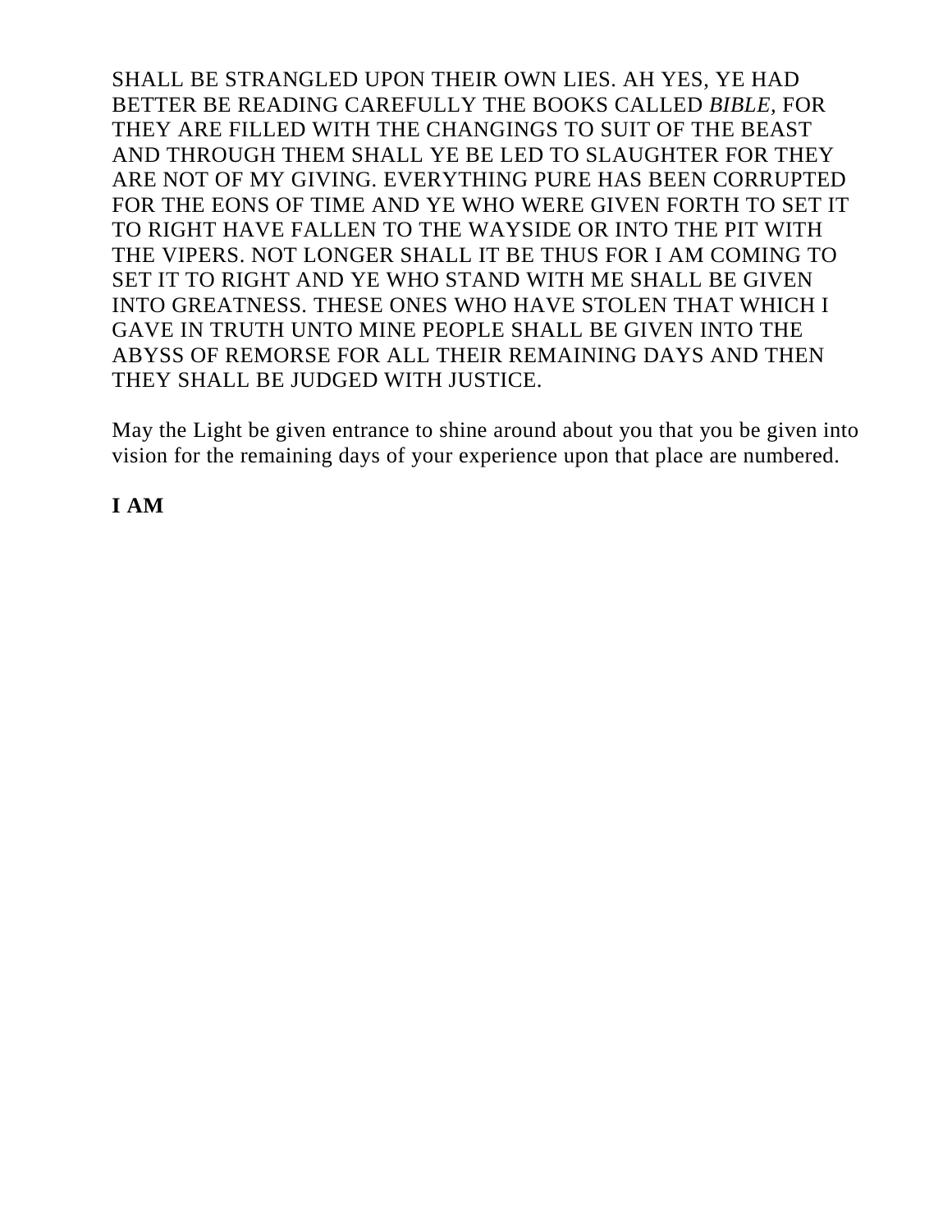SHALL BE STRANGLED UPON THEIR OWN LIES. AH YES, YE HAD BETTER BE READING CAREFULLY THE BOOKS CALLED *BIBLE*, FOR THEY ARE FILLED WITH THE CHANGINGS TO SUIT OF THE BEAST AND THROUGH THEM SHALL YE BE LED TO SLAUGHTER FOR THEY ARE NOT OF MY GIVING. EVERYTHING PURE HAS BEEN CORRUPTED FOR THE EONS OF TIME AND YE WHO WERE GIVEN FORTH TO SET IT TO RIGHT HAVE FALLEN TO THE WAYSIDE OR INTO THE PIT WITH THE VIPERS. NOT LONGER SHALL IT BE THUS FOR I AM COMING TO SET IT TO RIGHT AND YE WHO STAND WITH ME SHALL BE GIVEN INTO GREATNESS. THESE ONES WHO HAVE STOLEN THAT WHICH I GAVE IN TRUTH UNTO MINE PEOPLE SHALL BE GIVEN INTO THE ABYSS OF REMORSE FOR ALL THEIR REMAINING DAYS AND THEN THEY SHALL BE JUDGED WITH JUSTICE.

May the Light be given entrance to shine around about you that you be given into vision for the remaining days of your experience upon that place are numbered.

**I AM**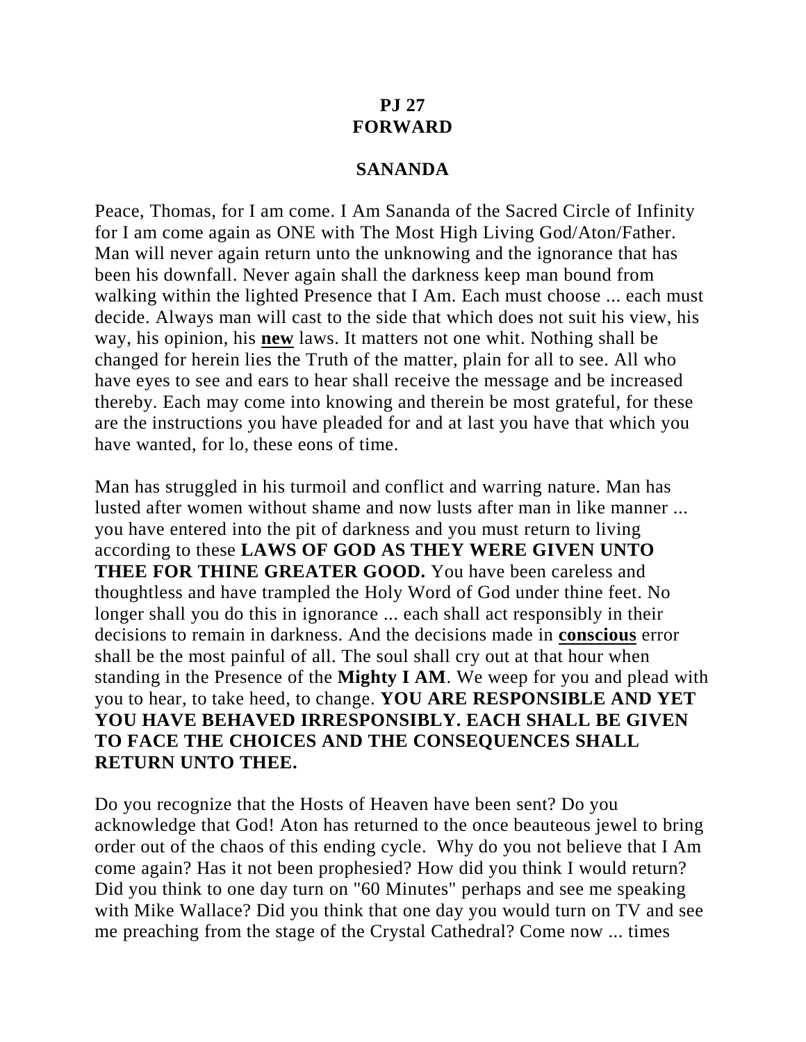## PJ 27
## FORWARD

### SANANDA

Peace, Thomas, for I am come. I Am Sananda of the Sacred Circle of Infinity for I am come again as ONE with The Most High Living God/Aton/Father. Man will never again return unto the unknowing and the ignorance that has been his downfall. Never again shall the darkness keep man bound from walking within the lighted Presence that I Am. Each must choose ... each must decide. Always man will cast to the side that which does not suit his view, his way, his opinion, his **new** laws. It matters not one whit. Nothing shall be changed for herein lies the Truth of the matter, plain for all to see. All who have eyes to see and ears to hear shall receive the message and be increased thereby. Each may come into knowing and therein be most grateful, for these are the instructions you have pleaded for and at last you have that which you have wanted, for lo, these eons of time.

Man has struggled in his turmoil and conflict and warring nature. Man has lusted after women without shame and now lusts after man in like manner ... you have entered into the pit of darkness and you must return to living according to these **LAWS OF GOD AS THEY WERE GIVEN UNTO THEE FOR THINE GREATER GOOD.** You have been careless and thoughtless and have trampled the Holy Word of God under thine feet. No longer shall you do this in ignorance ... each shall act responsibly in their decisions to remain in darkness. And the decisions made in **conscious** error shall be the most painful of all. The soul shall cry out at that hour when standing in the Presence of the **Mighty I AM**. We weep for you and plead with you to hear, to take heed, to change. **YOU ARE RESPONSIBLE AND YET YOU HAVE BEHAVED IRRESPONSIBLY. EACH SHALL BE GIVEN TO FACE THE CHOICES AND THE CONSEQUENCES SHALL RETURN UNTO THEE.**

Do you recognize that the Hosts of Heaven have been sent? Do you acknowledge that God! Aton has returned to the once beauteous jewel to bring order out of the chaos of this ending cycle. Why do you not believe that I Am come again? Has it not been prophesied? How did you think I would return? Did you think to one day turn on "60 Minutes" perhaps and see me speaking with Mike Wallace? Did you think that one day you would turn on TV and see me preaching from the stage of the Crystal Cathedral? Come now ... times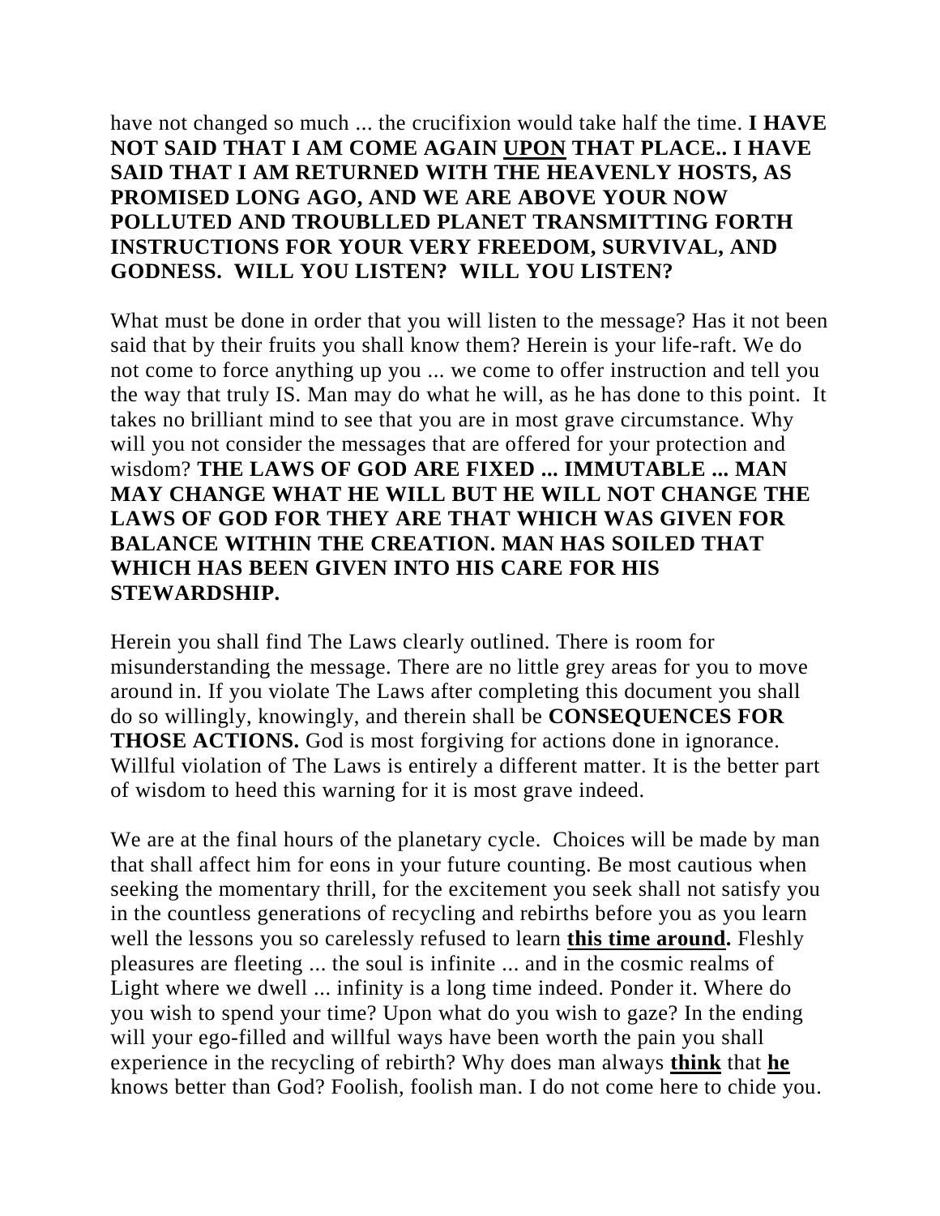have not changed so much ... the crucifixion would take half the time. **I HAVE NOT SAID THAT I AM COME AGAIN <u>UPON</u> THAT PLACE.. I HAVE SAID THAT I AM RETURNED WITH THE HEAVENLY HOSTS, AS PROMISED LONG AGO, AND WE ARE ABOVE YOUR NOW POLLUTED AND TROUBLLED PLANET TRANSMITTING FORTH INSTRUCTIONS FOR YOUR VERY FREEDOM, SURVIVAL, AND GODNESS. WILL YOU LISTEN? WILL YOU LISTEN?**

What must be done in order that you will listen to the message? Has it not been said that by their fruits you shall know them? Herein is your life-raft. We do not come to force anything up you ... we come to offer instruction and tell you the way that truly IS. Man may do what he will, as he has done to this point. It takes no brilliant mind to see that you are in most grave circumstance. Why will you not consider the messages that are offered for your protection and wisdom? **THE LAWS OF GOD ARE FIXED ... IMMUTABLE ... MAN MAY CHANGE WHAT HE WILL BUT HE WILL NOT CHANGE THE LAWS OF GOD FOR THEY ARE THAT WHICH WAS GIVEN FOR BALANCE WITHIN THE CREATION. MAN HAS SOILED THAT WHICH HAS BEEN GIVEN INTO HIS CARE FOR HIS STEWARDSHIP.**

Herein you shall find The Laws clearly outlined. There is room for misunderstanding the message. There are no little grey areas for you to move around in. If you violate The Laws after completing this document you shall do so willingly, knowingly, and therein shall be **CONSEQUENCES FOR THOSE ACTIONS.** God is most forgiving for actions done in ignorance. Willful violation of The Laws is entirely a different matter. It is the better part of wisdom to heed this warning for it is most grave indeed.

We are at the final hours of the planetary cycle. Choices will be made by man that shall affect him for eons in your future counting. Be most cautious when seeking the momentary thrill, for the excitement you seek shall not satisfy you in the countless generations of recycling and rebirths before you as you learn well the lessons you so carelessly refused to learn **<u>this time around</u>.** Fleshly pleasures are fleeting ... the soul is infinite ... and in the cosmic realms of Light where we dwell ... infinity is a long time indeed. Ponder it. Where do you wish to spend your time? Upon what do you wish to gaze? In the ending will your ego-filled and willful ways have been worth the pain you shall experience in the recycling of rebirth? Why does man always **<u>think</u>** that **<u>he</u>** knows better than God? Foolish, foolish man. I do not come here to chide you.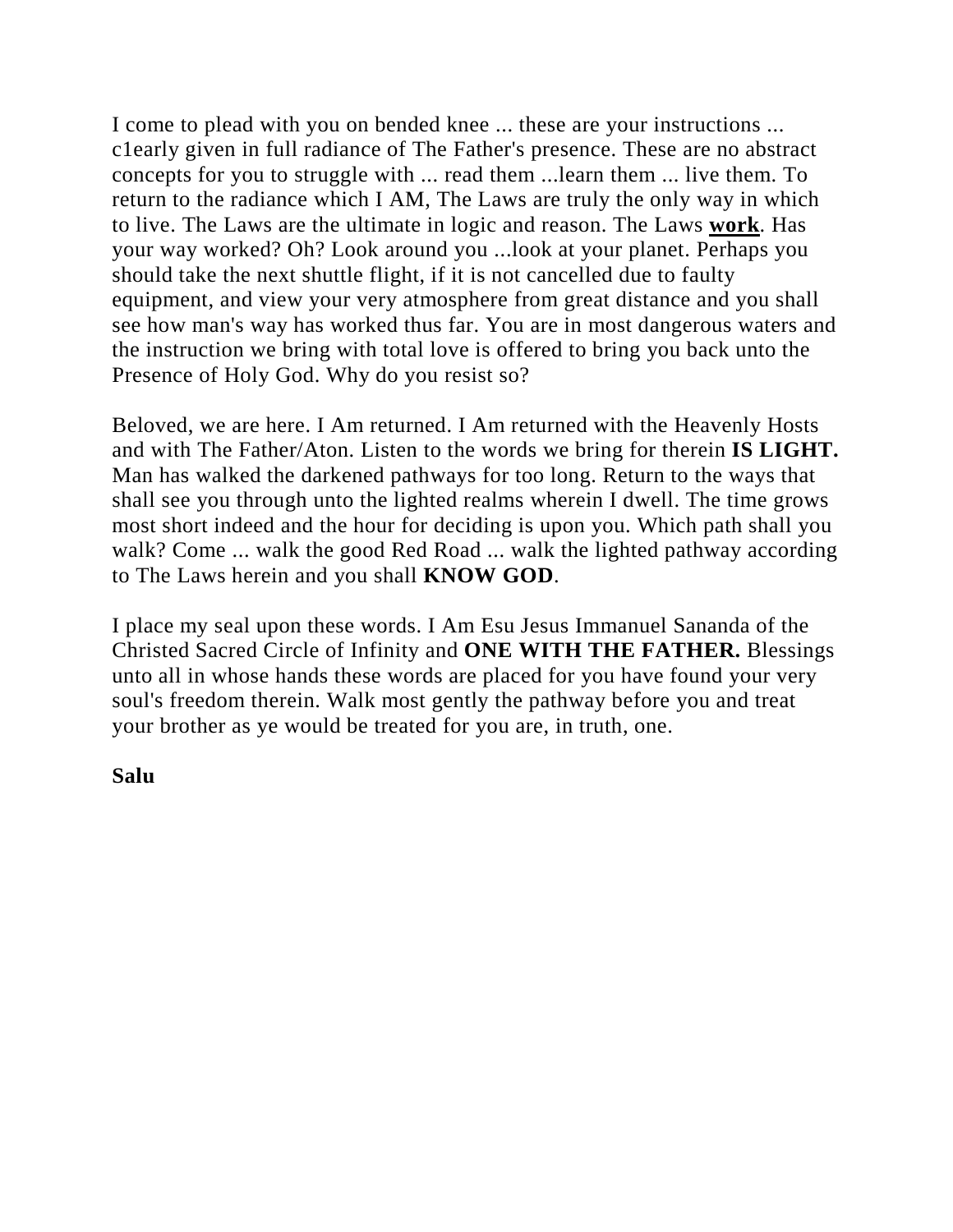I come to plead with you on bended knee ... these are your instructions ... c1early given in full radiance of The Father's presence. These are no abstract concepts for you to struggle with ... read them ...learn them ... live them. To return to the radiance which I AM, The Laws are truly the only way in which to live. The Laws are the ultimate in logic and reason. The Laws **work**. Has your way worked? Oh? Look around you ...look at your planet. Perhaps you should take the next shuttle flight, if it is not cancelled due to faulty equipment, and view your very atmosphere from great distance and you shall see how man's way has worked thus far. You are in most dangerous waters and the instruction we bring with total love is offered to bring you back unto the Presence of Holy God. Why do you resist so?

Beloved, we are here. I Am returned. I Am returned with the Heavenly Hosts and with The Father/Aton. Listen to the words we bring for therein **IS LIGHT.** Man has walked the darkened pathways for too long. Return to the ways that shall see you through unto the lighted realms wherein I dwell. The time grows most short indeed and the hour for deciding is upon you. Which path shall you walk? Come ... walk the good Red Road ... walk the lighted pathway according to The Laws herein and you shall **KNOW GOD**.

I place my seal upon these words. I Am Esu Jesus Immanuel Sananda of the Christed Sacred Circle of Infinity and **ONE WITH THE FATHER.** Blessings unto all in whose hands these words are placed for you have found your very soul's freedom therein. Walk most gently the pathway before you and treat your brother as ye would be treated for you are, in truth, one.

**Salu**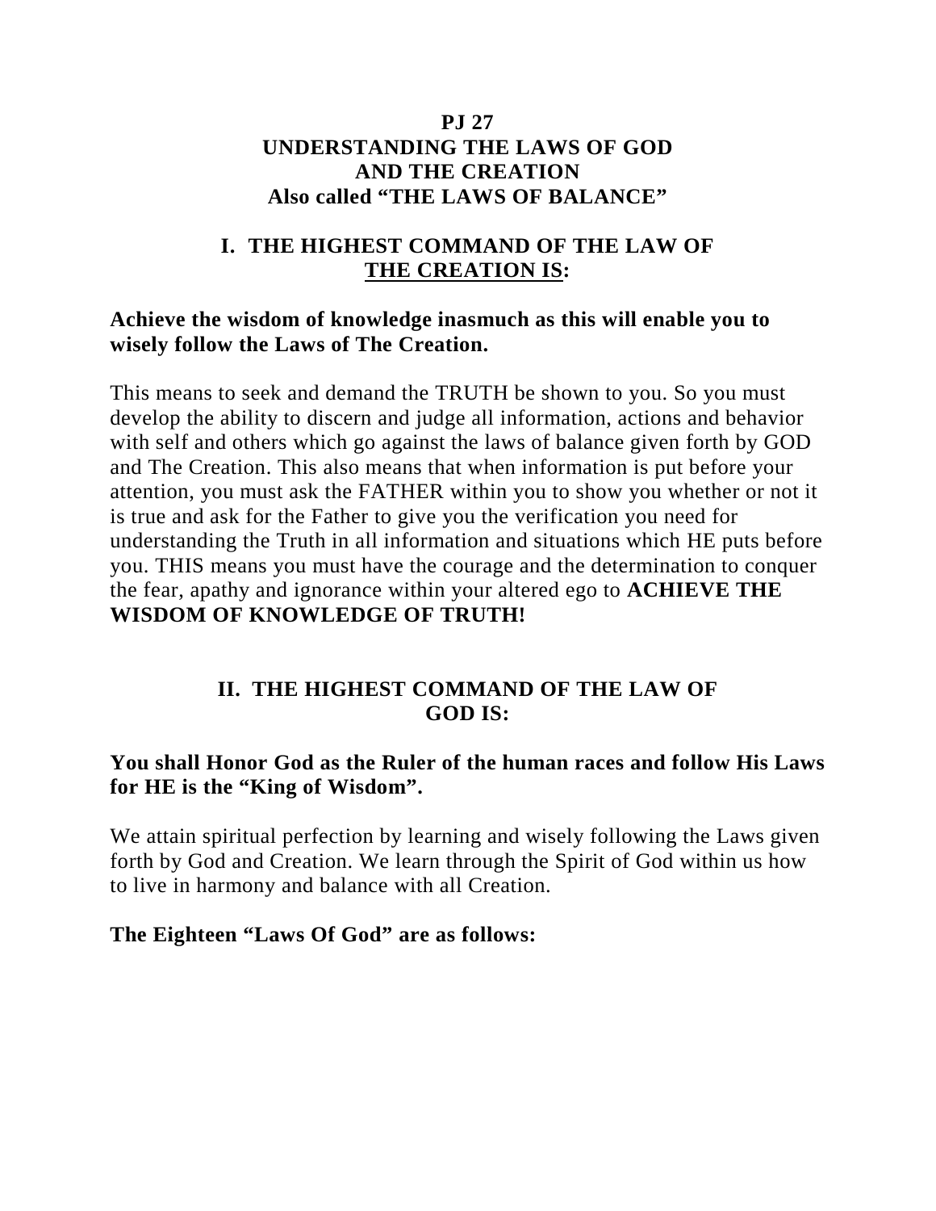# PJ 27
# UNDERSTANDING THE LAWS OF GOD AND THE CREATION
## Also called "THE LAWS OF BALANCE"

## I. THE HIGHEST COMMAND OF THE LAW OF THE CREATION IS:

**Achieve the wisdom of knowledge inasmuch as this will enable you to wisely follow the Laws of The Creation.**

This means to seek and demand the TRUTH be shown to you. So you must develop the ability to discern and judge all information, actions and behavior with self and others which go against the laws of balance given forth by GOD and The Creation. This also means that when information is put before your attention, you must ask the FATHER within you to show you whether or not it is true and ask for the Father to give you the verification you need for understanding the Truth in all information and situations which HE puts before you. THIS means you must have the courage and the determination to conquer the fear, apathy and ignorance within your altered ego to **ACHIEVE THE WISDOM OF KNOWLEDGE OF TRUTH!**

## II. THE HIGHEST COMMAND OF THE LAW OF GOD IS:

**You shall Honor God as the Ruler of the human races and follow His Laws for HE is the "King of Wisdom".**

We attain spiritual perfection by learning and wisely following the Laws given forth by God and Creation. We learn through the Spirit of God within us how to live in harmony and balance with all Creation.

**The Eighteen "Laws Of God" are as follows:**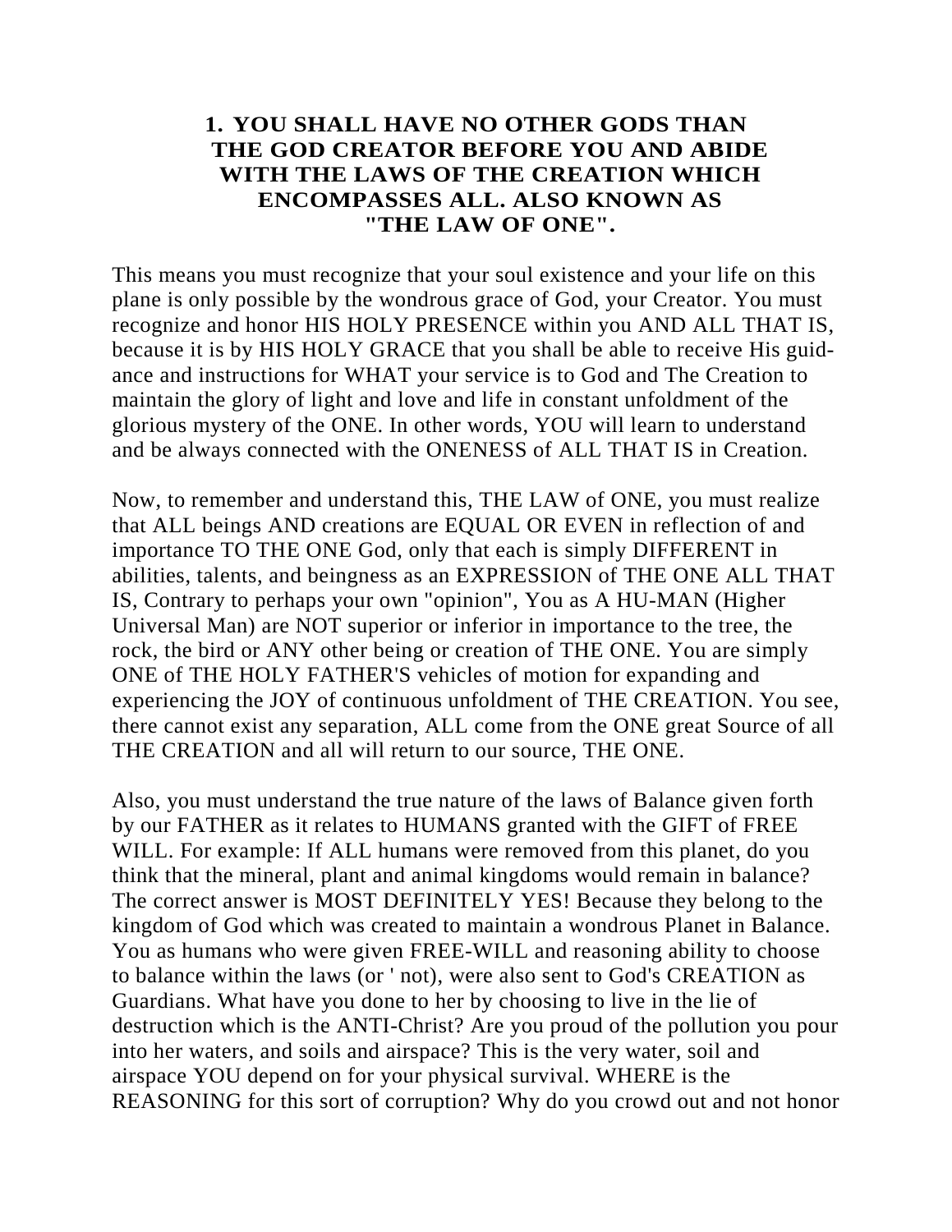## 1. YOU SHALL HAVE NO OTHER GODS THAN THE GOD CREATOR BEFORE YOU AND ABIDE WITH THE LAWS OF THE CREATION WHICH ENCOMPASSES ALL. ALSO KNOWN AS "THE LAW OF ONE".

This means you must recognize that your soul existence and your life on this plane is only possible by the wondrous grace of God, your Creator. You must recognize and honor HIS HOLY PRESENCE within you AND ALL THAT IS, because it is by HIS HOLY GRACE that you shall be able to receive His guidance and instructions for WHAT your service is to God and The Creation to maintain the glory of light and love and life in constant unfoldment of the glorious mystery of the ONE. In other words, YOU will learn to understand and be always connected with the ONENESS of ALL THAT IS in Creation.

Now, to remember and understand this, THE LAW of ONE, you must realize that ALL beings AND creations are EQUAL OR EVEN in reflection of and importance TO THE ONE God, only that each is simply DIFFERENT in abilities, talents, and beingness as an EXPRESSION of THE ONE ALL THAT IS, Contrary to perhaps your own "opinion", You as A HU-MAN (Higher Universal Man) are NOT superior or inferior in importance to the tree, the rock, the bird or ANY other being or creation of THE ONE. You are simply ONE of THE HOLY FATHER'S vehicles of motion for expanding and experiencing the JOY of continuous unfoldment of THE CREATION. You see, there cannot exist any separation, ALL come from the ONE great Source of all THE CREATION and all will return to our source, THE ONE.

Also, you must understand the true nature of the laws of Balance given forth by our FATHER as it relates to HUMANS granted with the GIFT of FREE WILL. For example: If ALL humans were removed from this planet, do you think that the mineral, plant and animal kingdoms would remain in balance? The correct answer is MOST DEFINITELY YES! Because they belong to the kingdom of God which was created to maintain a wondrous Planet in Balance. You as humans who were given FREE-WILL and reasoning ability to choose to balance within the laws (or ' not), were also sent to God's CREATION as Guardians. What have you done to her by choosing to live in the lie of destruction which is the ANTI-Christ? Are you proud of the pollution you pour into her waters, and soils and airspace? This is the very water, soil and airspace YOU depend on for your physical survival. WHERE is the REASONING for this sort of corruption? Why do you crowd out and not honor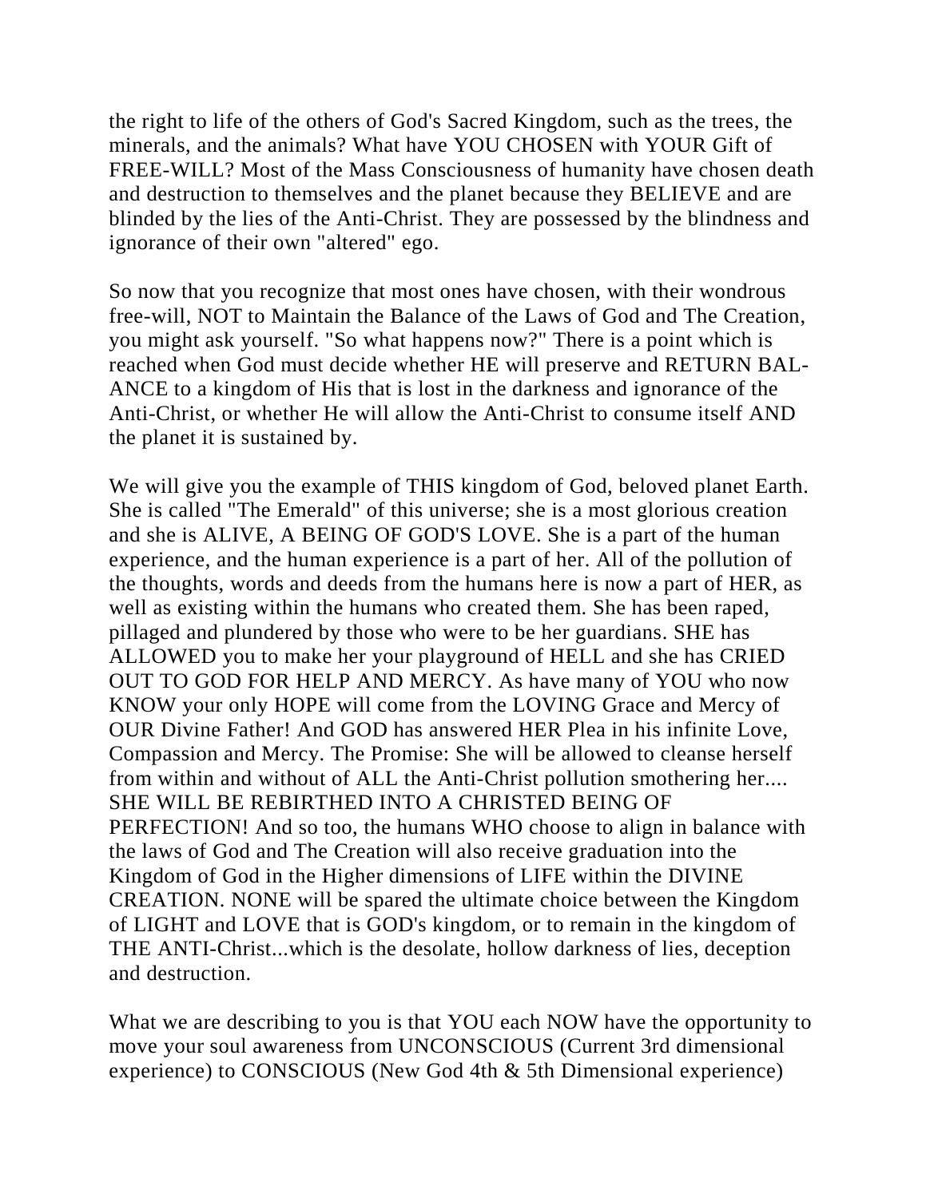the right to life of the others of God's Sacred Kingdom, such as the trees, the minerals, and the animals? What have YOU CHOSEN with YOUR Gift of FREE-WILL? Most of the Mass Consciousness of humanity have chosen death and destruction to themselves and the planet because they BELIEVE and are blinded by the lies of the Anti-Christ. They are possessed by the blindness and ignorance of their own "altered" ego.

So now that you recognize that most ones have chosen, with their wondrous free-will, NOT to Maintain the Balance of the Laws of God and The Creation, you might ask yourself. "So what happens now?" There is a point which is reached when God must decide whether HE will preserve and RETURN BALANCE to a kingdom of His that is lost in the darkness and ignorance of the Anti-Christ, or whether He will allow the Anti-Christ to consume itself AND the planet it is sustained by.

We will give you the example of THIS kingdom of God, beloved planet Earth. She is called "The Emerald" of this universe; she is a most glorious creation and she is ALIVE, A BEING OF GOD'S LOVE. She is a part of the human experience, and the human experience is a part of her. All of the pollution of the thoughts, words and deeds from the humans here is now a part of HER, as well as existing within the humans who created them. She has been raped, pillaged and plundered by those who were to be her guardians. SHE has ALLOWED you to make her your playground of HELL and she has CRIED OUT TO GOD FOR HELP AND MERCY. As have many of YOU who now KNOW your only HOPE will come from the LOVING Grace and Mercy of OUR Divine Father! And GOD has answered HER Plea in his infinite Love, Compassion and Mercy. The Promise: She will be allowed to cleanse herself from within and without of ALL the Anti-Christ pollution smothering her.... SHE WILL BE REBIRTHED INTO A CHRISTED BEING OF PERFECTION! And so too, the humans WHO choose to align in balance with the laws of God and The Creation will also receive graduation into the Kingdom of God in the Higher dimensions of LIFE within the DIVINE CREATION. NONE will be spared the ultimate choice between the Kingdom of LIGHT and LOVE that is GOD's kingdom, or to remain in the kingdom of THE ANTI-Christ...which is the desolate, hollow darkness of lies, deception and destruction.

What we are describing to you is that YOU each NOW have the opportunity to move your soul awareness from UNCONSCIOUS (Current 3rd dimensional experience) to CONSCIOUS (New God 4th & 5th Dimensional experience)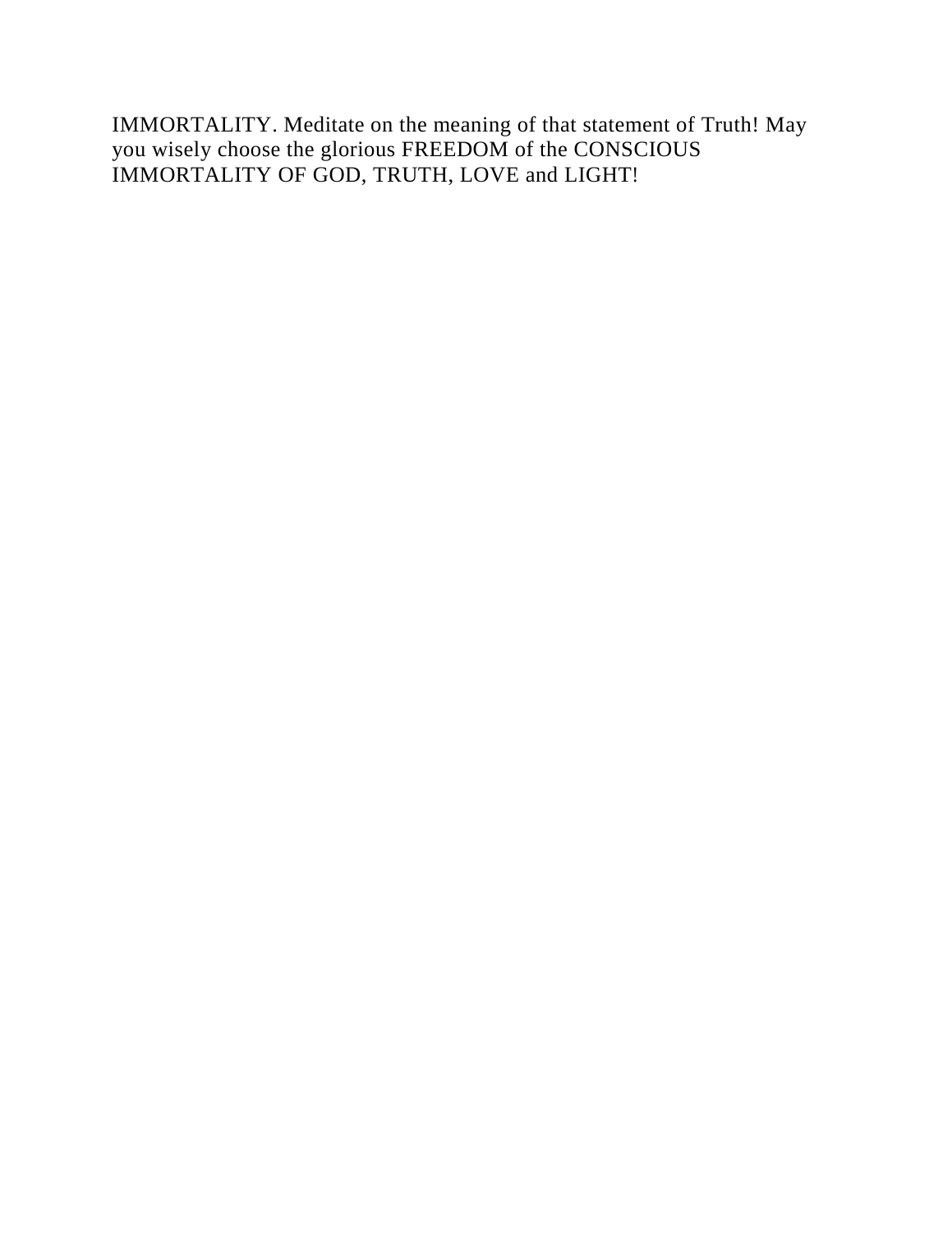IMMORTALITY. Meditate on the meaning of that statement of Truth! May you wisely choose the glorious FREEDOM of the CONSCIOUS IMMORTALITY OF GOD, TRUTH, LOVE and LIGHT!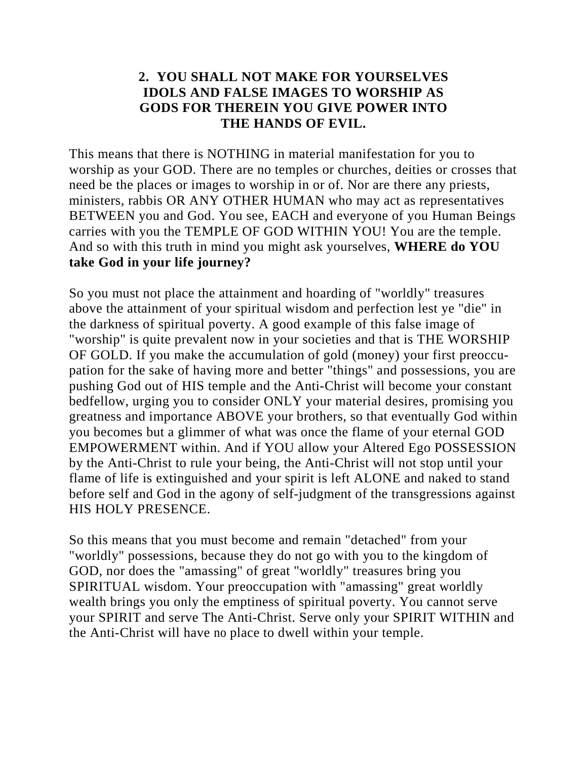## 2. YOU SHALL NOT MAKE FOR YOURSELVES IDOLS AND FALSE IMAGES TO WORSHIP AS GODS FOR THEREIN YOU GIVE POWER INTO THE HANDS OF EVIL.

This means that there is NOTHING in material manifestation for you to worship as your GOD. There are no temples or churches, deities or crosses that need be the places or images to worship in or of. Nor are there any priests, ministers, rabbis OR ANY OTHER HUMAN who may act as representatives BETWEEN you and God. You see, EACH and everyone of you Human Beings carries with you the TEMPLE OF GOD WITHIN YOU! You are the temple. And so with this truth in mind you might ask yourselves, **WHERE do YOU take God in your life journey?**

So you must not place the attainment and hoarding of "worldly" treasures above the attainment of your spiritual wisdom and perfection lest ye "die" in the darkness of spiritual poverty. A good example of this false image of "worship" is quite prevalent now in your societies and that is THE WORSHIP OF GOLD. If you make the accumulation of gold (money) your first preoccupation for the sake of having more and better "things" and possessions, you are pushing God out of HIS temple and the Anti-Christ will become your constant bedfellow, urging you to consider ONLY your material desires, promising you greatness and importance ABOVE your brothers, so that eventually God within you becomes but a glimmer of what was once the flame of your eternal GOD EMPOWERMENT within. And if YOU allow your Altered Ego POSSESSION by the Anti-Christ to rule your being, the Anti-Christ will not stop until your flame of life is extinguished and your spirit is left ALONE and naked to stand before self and God in the agony of self-judgment of the transgressions against HIS HOLY PRESENCE.

So this means that you must become and remain "detached" from your "worldly" possessions, because they do not go with you to the kingdom of GOD, nor does the "amassing" of great "worldly" treasures bring you SPIRITUAL wisdom. Your preoccupation with "amassing" great worldly wealth brings you only the emptiness of spiritual poverty. You cannot serve your SPIRIT and serve The Anti-Christ. Serve only your SPIRIT WITHIN and the Anti-Christ will have no place to dwell within your temple.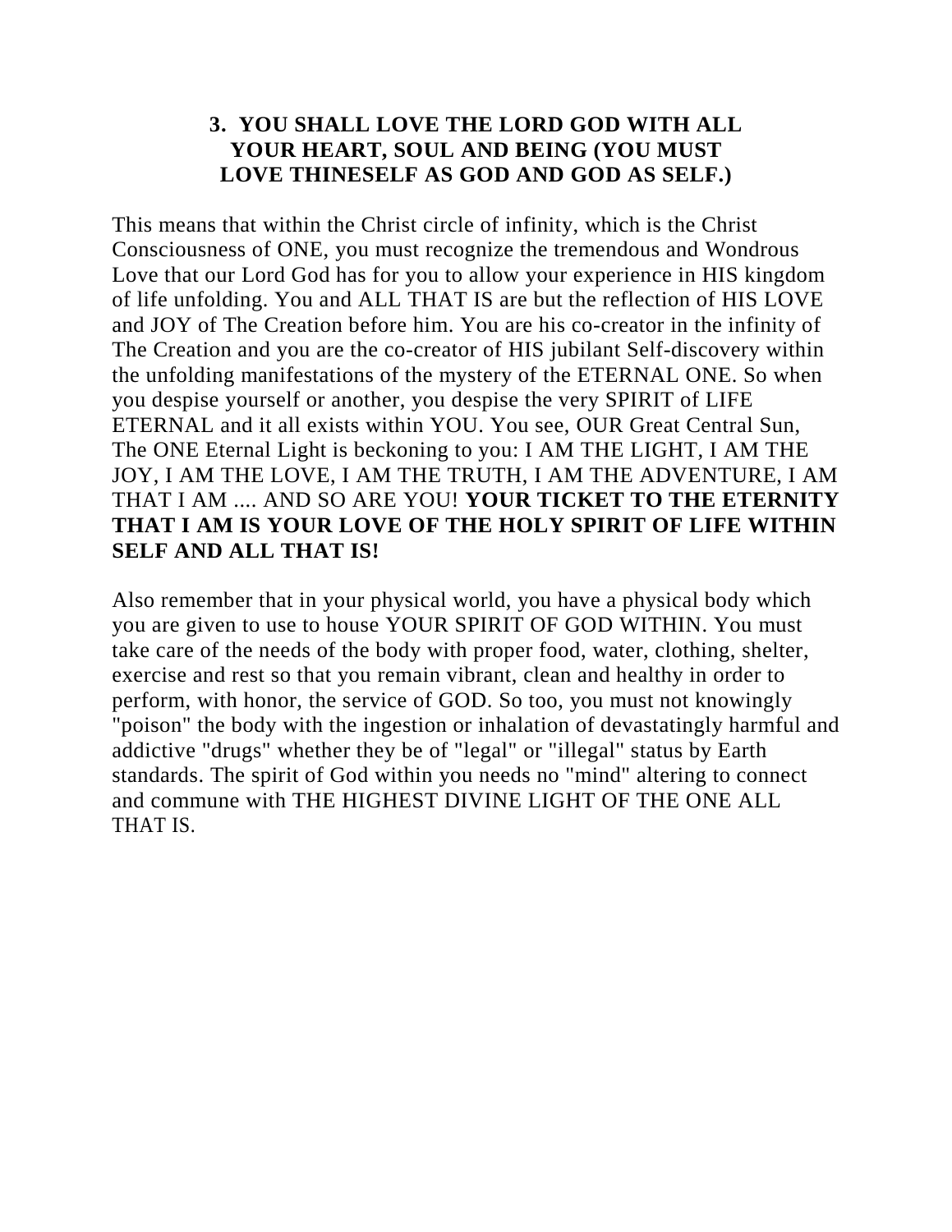### 3. YOU SHALL LOVE THE LORD GOD WITH ALL YOUR HEART, SOUL AND BEING (YOU MUST LOVE THINESELF AS GOD AND GOD AS SELF.)

This means that within the Christ circle of infinity, which is the Christ Consciousness of ONE, you must recognize the tremendous and Wondrous Love that our Lord God has for you to allow your experience in HIS kingdom of life unfolding. You and ALL THAT IS are but the reflection of HIS LOVE and JOY of The Creation before him. You are his co-creator in the infinity of The Creation and you are the co-creator of HIS jubilant Self-discovery within the unfolding manifestations of the mystery of the ETERNAL ONE. So when you despise yourself or another, you despise the very SPIRIT of LIFE ETERNAL and it all exists within YOU. You see, OUR Great Central Sun, The ONE Eternal Light is beckoning to you: I AM THE LIGHT, I AM THE JOY, I AM THE LOVE, I AM THE TRUTH, I AM THE ADVENTURE, I AM THAT I AM .... AND SO ARE YOU! **YOUR TICKET TO THE ETERNITY THAT I AM IS YOUR LOVE OF THE HOLY SPIRIT OF LIFE WITHIN SELF AND ALL THAT IS!**

Also remember that in your physical world, you have a physical body which you are given to use to house YOUR SPIRIT OF GOD WITHIN. You must take care of the needs of the body with proper food, water, clothing, shelter, exercise and rest so that you remain vibrant, clean and healthy in order to perform, with honor, the service of GOD. So too, you must not knowingly "poison" the body with the ingestion or inhalation of devastatingly harmful and addictive "drugs" whether they be of "legal" or "illegal" status by Earth standards. The spirit of God within you needs no "mind" altering to connect and commune with THE HIGHEST DIVINE LIGHT OF THE ONE ALL THAT IS.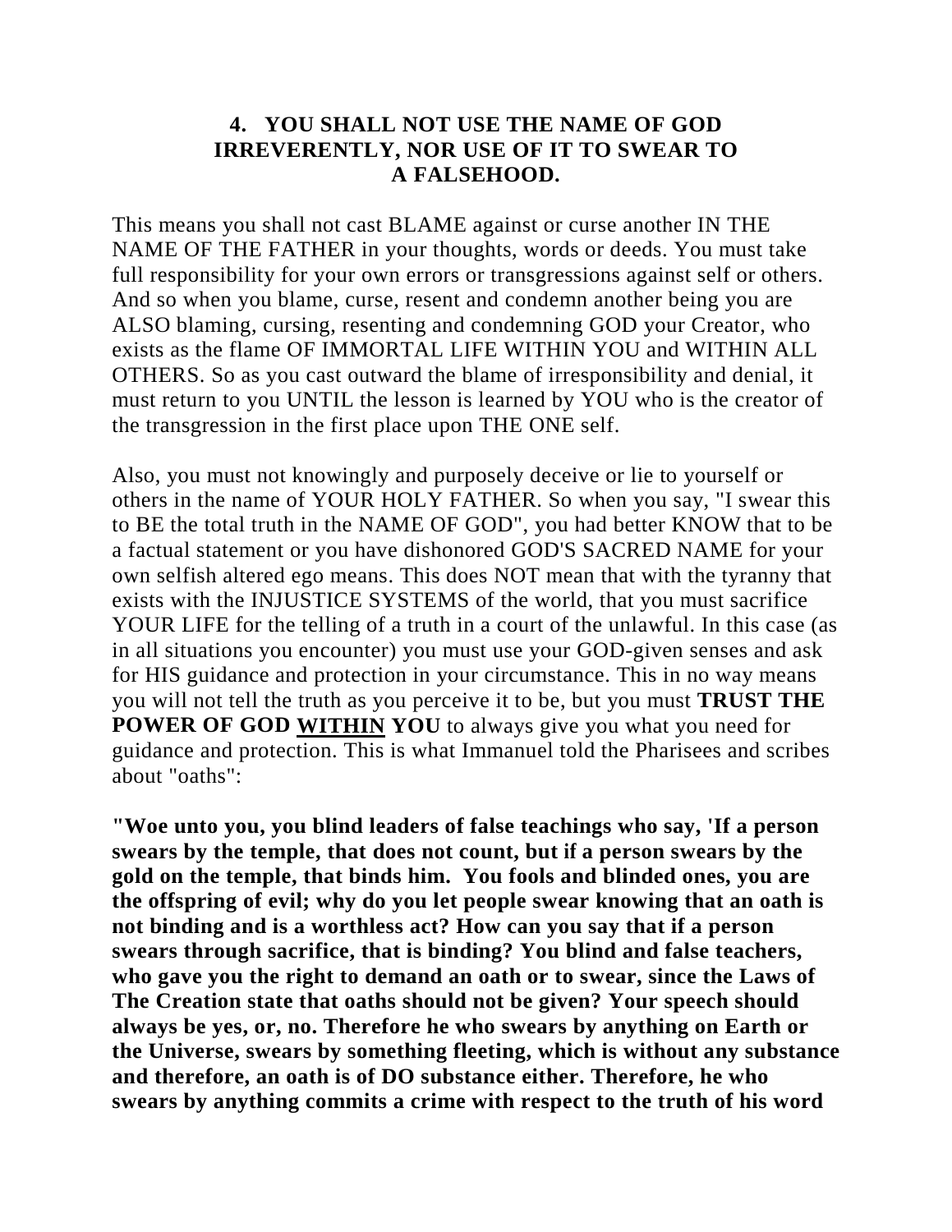### 4. YOU SHALL NOT USE THE NAME OF GOD IRREVERENTLY, NOR USE OF IT TO SWEAR TO A FALSEHOOD.

This means you shall not cast BLAME against or curse another IN THE NAME OF THE FATHER in your thoughts, words or deeds. You must take full responsibility for your own errors or transgressions against self or others. And so when you blame, curse, resent and condemn another being you are ALSO blaming, cursing, resenting and condemning GOD your Creator, who exists as the flame OF IMMORTAL LIFE WITHIN YOU and WITHIN ALL OTHERS. So as you cast outward the blame of irresponsibility and denial, it must return to you UNTIL the lesson is learned by YOU who is the creator of the transgression in the first place upon THE ONE self.

Also, you must not knowingly and purposely deceive or lie to yourself or others in the name of YOUR HOLY FATHER. So when you say, "I swear this to BE the total truth in the NAME OF GOD", you had better KNOW that to be a factual statement or you have dishonored GOD'S SACRED NAME for your own selfish altered ego means. This does NOT mean that with the tyranny that exists with the INJUSTICE SYSTEMS of the world, that you must sacrifice YOUR LIFE for the telling of a truth in a court of the unlawful. In this case (as in all situations you encounter) you must use your GOD-given senses and ask for HIS guidance and protection in your circumstance. This in no way means you will not tell the truth as you perceive it to be, but you must **TRUST THE POWER OF GOD <u>WITHIN</u> YOU** to always give you what you need for guidance and protection. This is what Immanuel told the Pharisees and scribes about "oaths":

**"Woe unto you, you blind leaders of false teachings who say, 'If a person swears by the temple, that does not count, but if a person swears by the gold on the temple, that binds him. You fools and blinded ones, you are the offspring of evil; why do you let people swear knowing that an oath is not binding and is a worthless act? How can you say that if a person swears through sacrifice, that is binding? You blind and false teachers, who gave you the right to demand an oath or to swear, since the Laws of The Creation state that oaths should not be given? Your speech should always be yes, or, no. Therefore he who swears by anything on Earth or the Universe, swears by something fleeting, which is without any substance and therefore, an oath is of DO substance either. Therefore, he who swears by anything commits a crime with respect to the truth of his word**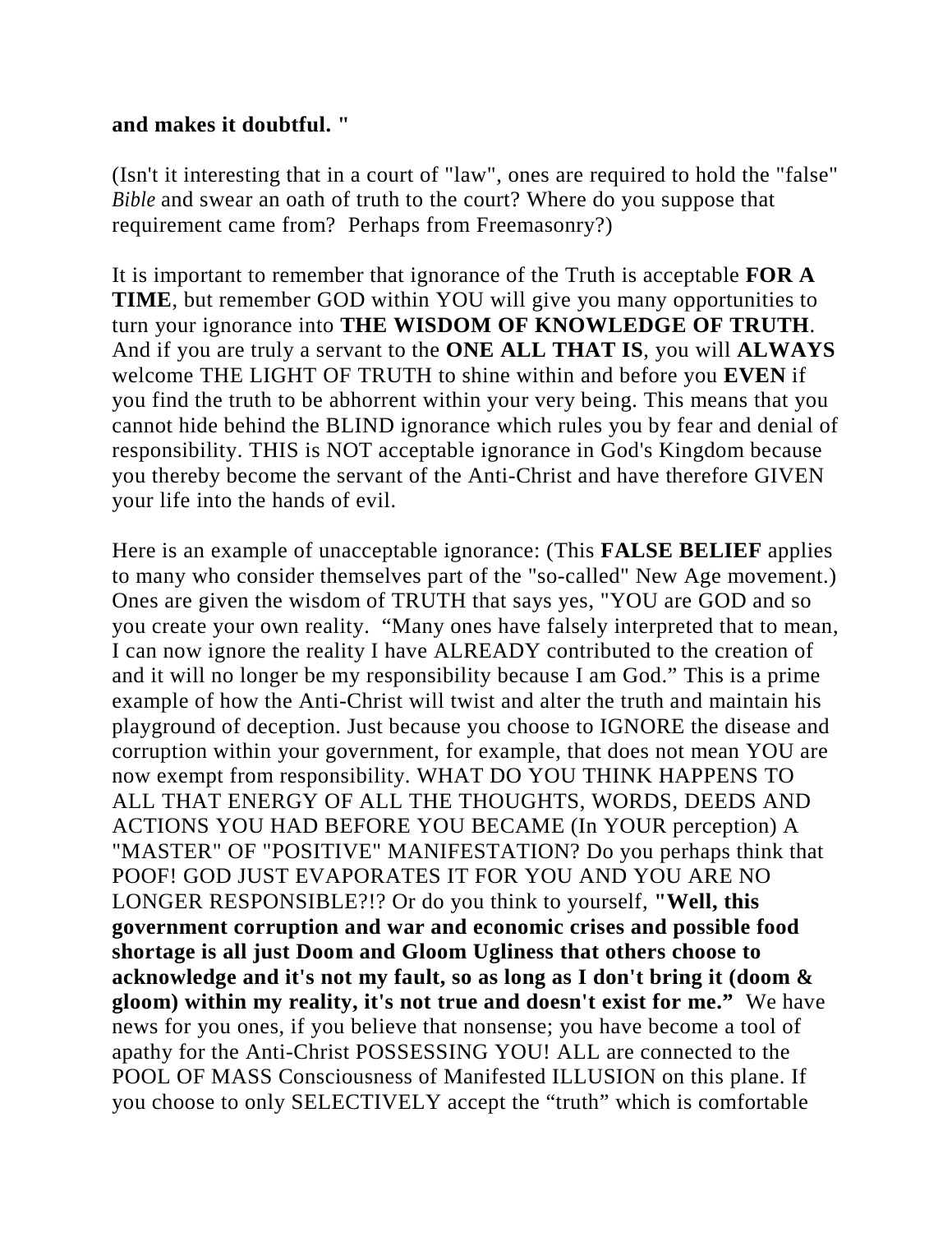**and makes it doubtful. "**

(Isn't it interesting that in a court of "law", ones are required to hold the "false" *Bible* and swear an oath of truth to the court? Where do you suppose that requirement came from? Perhaps from Freemasonry?)

It is important to remember that ignorance of the Truth is acceptable **FOR A TIME**, but remember GOD within YOU will give you many opportunities to turn your ignorance into **THE WISDOM OF KNOWLEDGE OF TRUTH**. And if you are truly a servant to the **ONE ALL THAT IS**, you will **ALWAYS** welcome THE LIGHT OF TRUTH to shine within and before you **EVEN** if you find the truth to be abhorrent within your very being. This means that you cannot hide behind the BLIND ignorance which rules you by fear and denial of responsibility. THIS is NOT acceptable ignorance in God's Kingdom because you thereby become the servant of the Anti-Christ and have therefore GIVEN your life into the hands of evil.

Here is an example of unacceptable ignorance: (This **FALSE BELIEF** applies to many who consider themselves part of the "so-called" New Age movement.) Ones are given the wisdom of TRUTH that says yes, "YOU are GOD and so you create your own reality. "Many ones have falsely interpreted that to mean, I can now ignore the reality I have ALREADY contributed to the creation of and it will no longer be my responsibility because I am God." This is a prime example of how the Anti-Christ will twist and alter the truth and maintain his playground of deception. Just because you choose to IGNORE the disease and corruption within your government, for example, that does not mean YOU are now exempt from responsibility. WHAT DO YOU THINK HAPPENS TO ALL THAT ENERGY OF ALL THE THOUGHTS, WORDS, DEEDS AND ACTIONS YOU HAD BEFORE YOU BECAME (In YOUR perception) A "MASTER" OF "POSITIVE" MANIFESTATION? Do you perhaps think that POOF! GOD JUST EVAPORATES IT FOR YOU AND YOU ARE NO LONGER RESPONSIBLE?!? Or do you think to yourself, **"Well, this government corruption and war and economic crises and possible food shortage is all just Doom and Gloom Ugliness that others choose to acknowledge and it's not my fault, so as long as I don't bring it (doom & gloom) within my reality, it's not true and doesn't exist for me."** We have news for you ones, if you believe that nonsense; you have become a tool of apathy for the Anti-Christ POSSESSING YOU! ALL are connected to the POOL OF MASS Consciousness of Manifested ILLUSION on this plane. If you choose to only SELECTIVELY accept the "truth" which is comfortable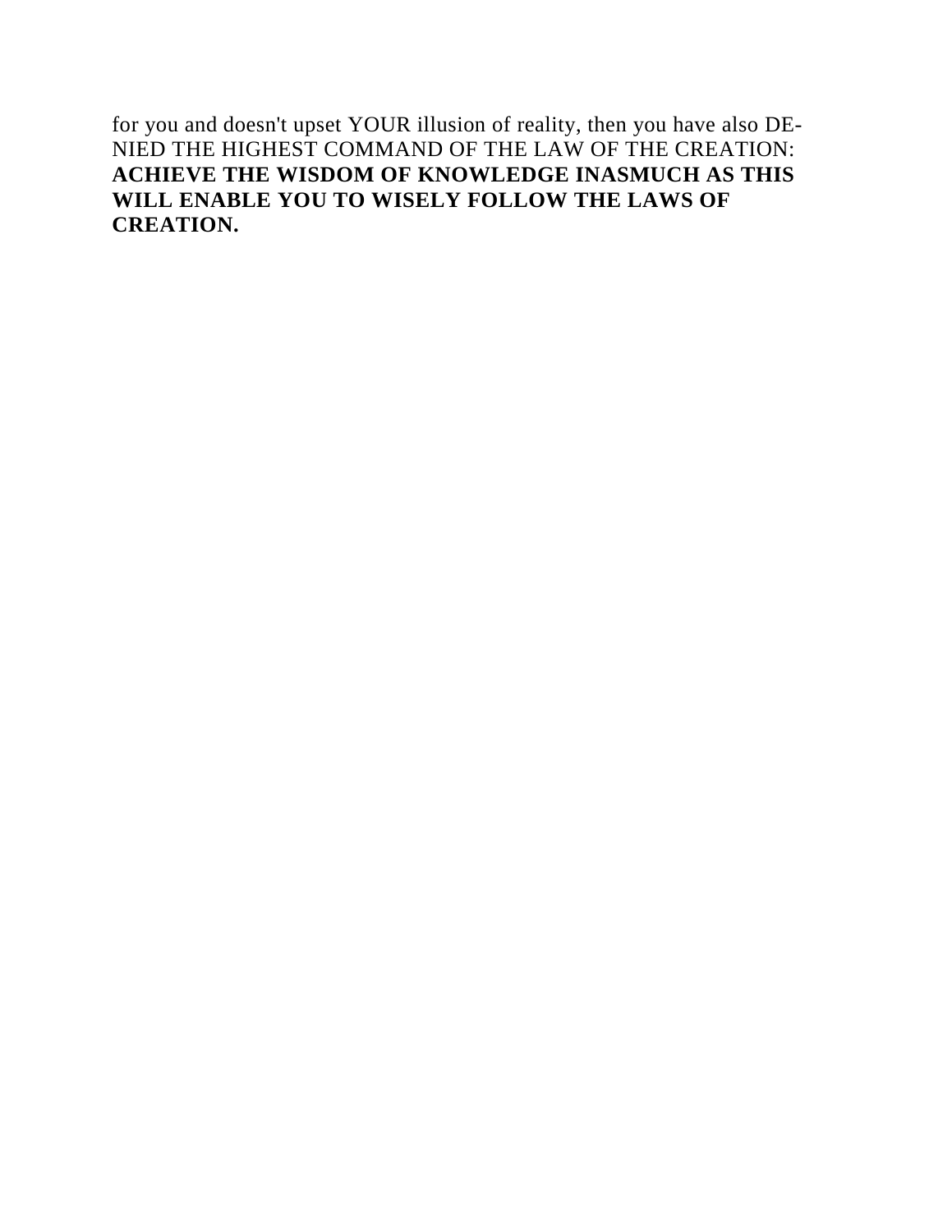for you and doesn't upset YOUR illusion of reality, then you have also DENIED THE HIGHEST COMMAND OF THE LAW OF THE CREATION: **ACHIEVE THE WISDOM OF KNOWLEDGE INASMUCH AS THIS WILL ENABLE YOU TO WISELY FOLLOW THE LAWS OF CREATION.**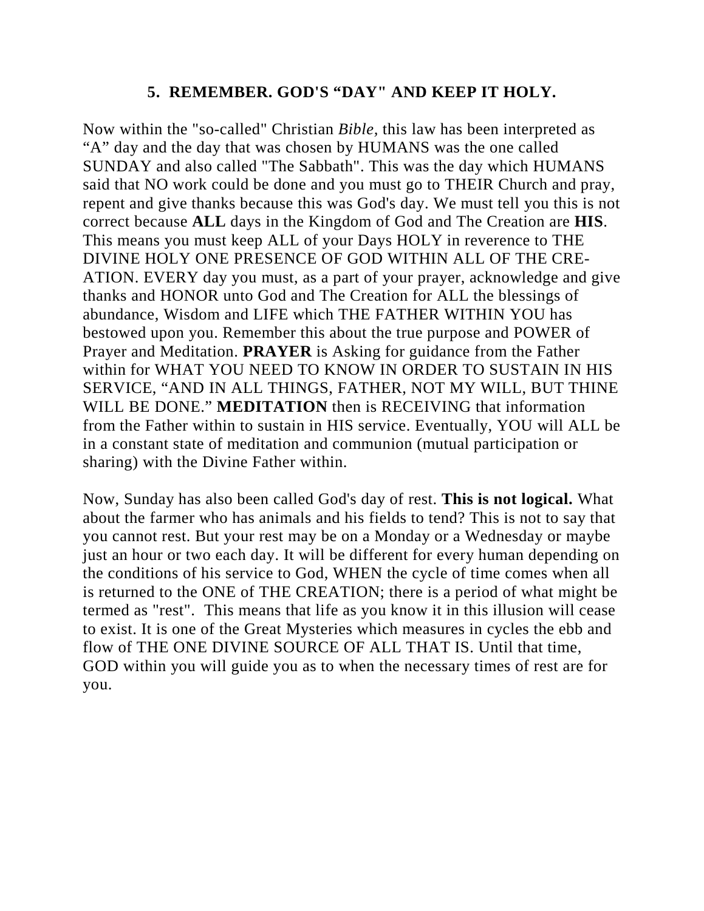## 5. REMEMBER. GOD'S "DAY" AND KEEP IT HOLY.

Now within the "so-called" Christian *Bible*, this law has been interpreted as "A" day and the day that was chosen by HUMANS was the one called SUNDAY and also called "The Sabbath". This was the day which HUMANS said that NO work could be done and you must go to THEIR Church and pray, repent and give thanks because this was God's day. We must tell you this is not correct because **ALL** days in the Kingdom of God and The Creation are **HIS**. This means you must keep ALL of your Days HOLY in reverence to THE DIVINE HOLY ONE PRESENCE OF GOD WITHIN ALL OF THE CREATION. EVERY day you must, as a part of your prayer, acknowledge and give thanks and HONOR unto God and The Creation for ALL the blessings of abundance, Wisdom and LIFE which THE FATHER WITHIN YOU has bestowed upon you. Remember this about the true purpose and POWER of Prayer and Meditation. **PRAYER** is Asking for guidance from the Father within for WHAT YOU NEED TO KNOW IN ORDER TO SUSTAIN IN HIS SERVICE, "AND IN ALL THINGS, FATHER, NOT MY WILL, BUT THINE WILL BE DONE." **MEDITATION** then is RECEIVING that information from the Father within to sustain in HIS service. Eventually, YOU will ALL be in a constant state of meditation and communion (mutual participation or sharing) with the Divine Father within.

Now, Sunday has also been called God's day of rest. **This is not logical.** What about the farmer who has animals and his fields to tend? This is not to say that you cannot rest. But your rest may be on a Monday or a Wednesday or maybe just an hour or two each day. It will be different for every human depending on the conditions of his service to God, WHEN the cycle of time comes when all is returned to the ONE of THE CREATION; there is a period of what might be termed as "rest". This means that life as you know it in this illusion will cease to exist. It is one of the Great Mysteries which measures in cycles the ebb and flow of THE ONE DIVINE SOURCE OF ALL THAT IS. Until that time, GOD within you will guide you as to when the necessary times of rest are for you.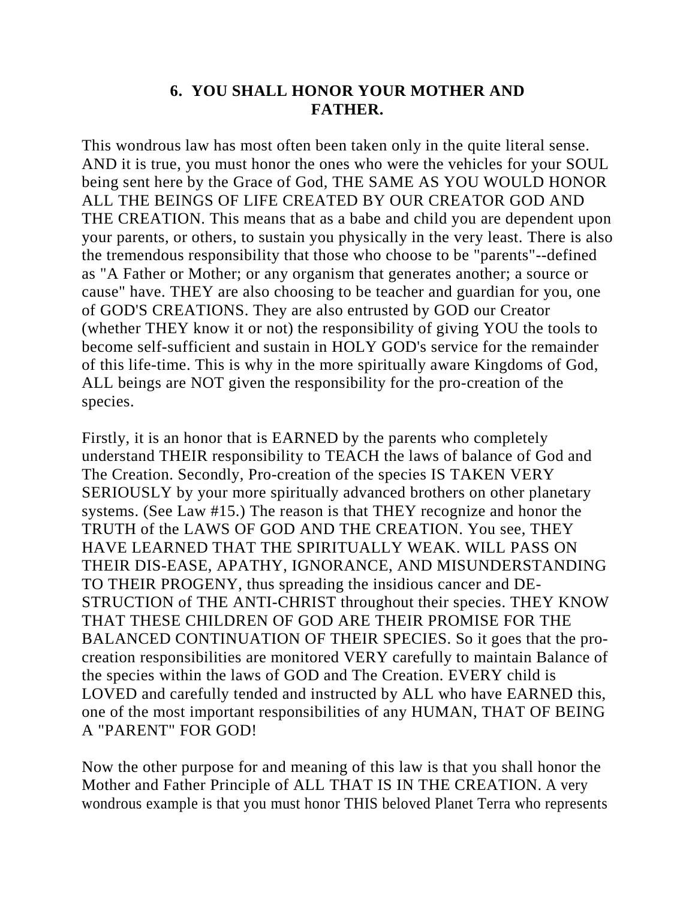## 6. YOU SHALL HONOR YOUR MOTHER AND FATHER.

This wondrous law has most often been taken only in the quite literal sense. AND it is true, you must honor the ones who were the vehicles for your SOUL being sent here by the Grace of God, THE SAME AS YOU WOULD HONOR ALL THE BEINGS OF LIFE CREATED BY OUR CREATOR GOD AND THE CREATION. This means that as a babe and child you are dependent upon your parents, or others, to sustain you physically in the very least. There is also the tremendous responsibility that those who choose to be "parents"--defined as "A Father or Mother; or any organism that generates another; a source or cause" have. THEY are also choosing to be teacher and guardian for you, one of GOD'S CREATIONS. They are also entrusted by GOD our Creator (whether THEY know it or not) the responsibility of giving YOU the tools to become self-sufficient and sustain in HOLY GOD's service for the remainder of this life-time. This is why in the more spiritually aware Kingdoms of God, ALL beings are NOT given the responsibility for the pro-creation of the species.

Firstly, it is an honor that is EARNED by the parents who completely understand THEIR responsibility to TEACH the laws of balance of God and The Creation. Secondly, Pro-creation of the species IS TAKEN VERY SERIOUSLY by your more spiritually advanced brothers on other planetary systems. (See Law #15.) The reason is that THEY recognize and honor the TRUTH of the LAWS OF GOD AND THE CREATION. You see, THEY HAVE LEARNED THAT THE SPIRITUALLY WEAK. WILL PASS ON THEIR DIS-EASE, APATHY, IGNORANCE, AND MISUNDERSTANDING TO THEIR PROGENY, thus spreading the insidious cancer and DE-STRUCTION of THE ANTI-CHRIST throughout their species. THEY KNOW THAT THESE CHILDREN OF GOD ARE THEIR PROMISE FOR THE BALANCED CONTINUATION OF THEIR SPECIES. So it goes that the pro-creation responsibilities are monitored VERY carefully to maintain Balance of the species within the laws of GOD and The Creation. EVERY child is LOVED and carefully tended and instructed by ALL who have EARNED this, one of the most important responsibilities of any HUMAN, THAT OF BEING A "PARENT" FOR GOD!

Now the other purpose for and meaning of this law is that you shall honor the Mother and Father Principle of ALL THAT IS IN THE CREATION. A very wondrous example is that you must honor THIS beloved Planet Terra who represents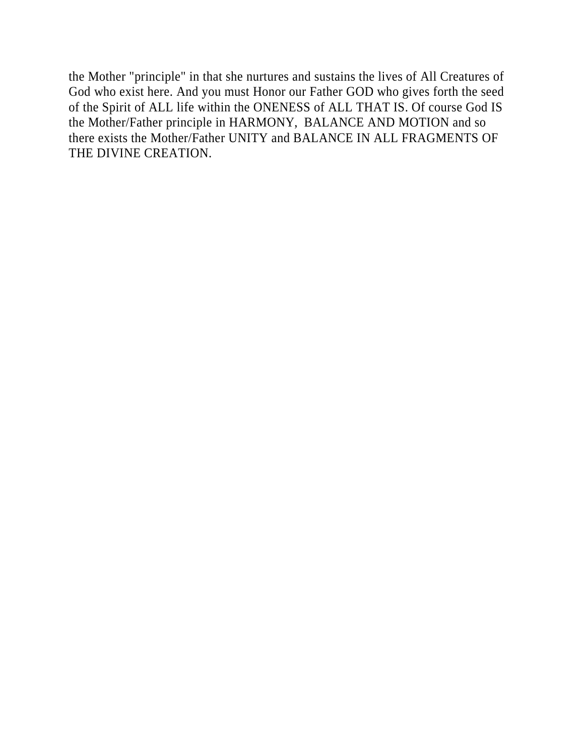the Mother "principle" in that she nurtures and sustains the lives of All Creatures of God who exist here. And you must Honor our Father GOD who gives forth the seed of the Spirit of ALL life within the ONENESS of ALL THAT IS. Of course God IS the Mother/Father principle in HARMONY, BALANCE AND MOTION and so there exists the Mother/Father UNITY and BALANCE IN ALL FRAGMENTS OF THE DIVINE CREATION.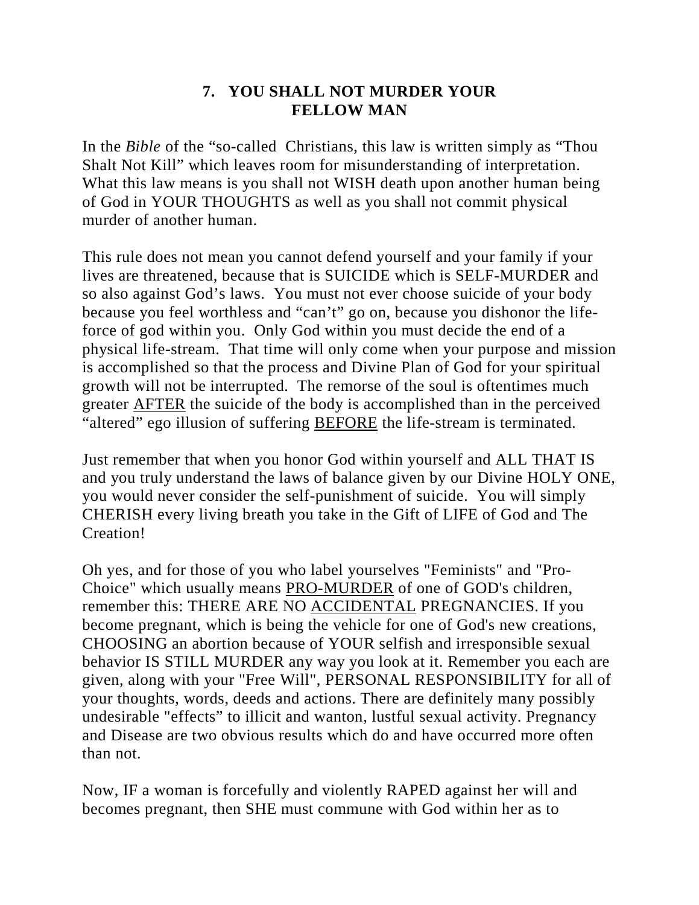## 7. YOU SHALL NOT MURDER YOUR FELLOW MAN

In the *Bible* of the "so-called Christians, this law is written simply as "Thou Shalt Not Kill" which leaves room for misunderstanding of interpretation. What this law means is you shall not WISH death upon another human being of God in YOUR THOUGHTS as well as you shall not commit physical murder of another human.

This rule does not mean you cannot defend yourself and your family if your lives are threatened, because that is SUICIDE which is SELF-MURDER and so also against God's laws. You must not ever choose suicide of your body because you feel worthless and "can't" go on, because you dishonor the life-force of god within you. Only God within you must decide the end of a physical life-stream. That time will only come when your purpose and mission is accomplished so that the process and Divine Plan of God for your spiritual growth will not be interrupted. The remorse of the soul is oftentimes much greater <u>AFTER</u> the suicide of the body is accomplished than in the perceived "altered" ego illusion of suffering <u>BEFORE</u> the life-stream is terminated.

Just remember that when you honor God within yourself and ALL THAT IS and you truly understand the laws of balance given by our Divine HOLY ONE, you would never consider the self-punishment of suicide. You will simply CHERISH every living breath you take in the Gift of LIFE of God and The Creation!

Oh yes, and for those of you who label yourselves "Feminists" and "Pro-Choice" which usually means <u>PRO-MURDER</u> of one of GOD's children, remember this: THERE ARE NO <u>ACCIDENTAL</u> PREGNANCIES. If you become pregnant, which is being the vehicle for one of God's new creations, CHOOSING an abortion because of YOUR selfish and irresponsible sexual behavior IS STILL MURDER any way you look at it. Remember you each are given, along with your "Free Will", PERSONAL RESPONSIBILITY for all of your thoughts, words, deeds and actions. There are definitely many possibly undesirable "effects" to illicit and wanton, lustful sexual activity. Pregnancy and Disease are two obvious results which do and have occurred more often than not.

Now, IF a woman is forcefully and violently RAPED against her will and becomes pregnant, then SHE must commune with God within her as to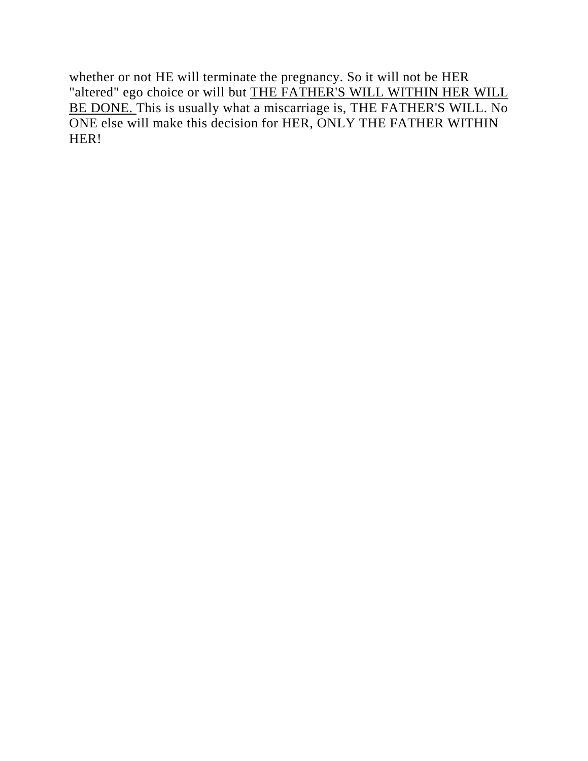whether or not HE will terminate the pregnancy. So it will not be HER "altered" ego choice or will but <u>THE FATHER'S WILL WITHIN HER WILL BE DONE.</u> This is usually what a miscarriage is, THE FATHER'S WILL. No ONE else will make this decision for HER, ONLY THE FATHER WITHIN HER!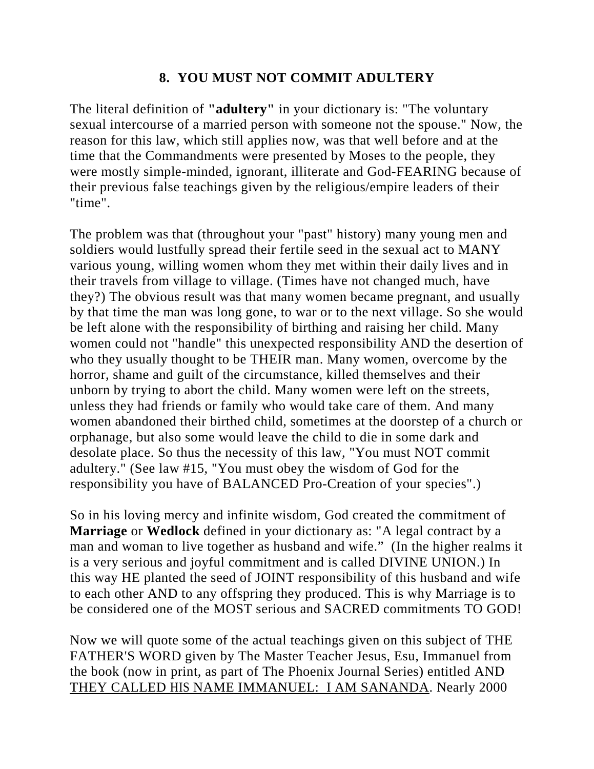## 8. YOU MUST NOT COMMIT ADULTERY

The literal definition of **"adultery"** in your dictionary is: "The voluntary sexual intercourse of a married person with someone not the spouse." Now, the reason for this law, which still applies now, was that well before and at the time that the Commandments were presented by Moses to the people, they were mostly simple-minded, ignorant, illiterate and God-FEARING because of their previous false teachings given by the religious/empire leaders of their "time".

The problem was that (throughout your "past" history) many young men and soldiers would lustfully spread their fertile seed in the sexual act to MANY various young, willing women whom they met within their daily lives and in their travels from village to village. (Times have not changed much, have they?) The obvious result was that many women became pregnant, and usually by that time the man was long gone, to war or to the next village. So she would be left alone with the responsibility of birthing and raising her child. Many women could not "handle" this unexpected responsibility AND the desertion of who they usually thought to be THEIR man. Many women, overcome by the horror, shame and guilt of the circumstance, killed themselves and their unborn by trying to abort the child. Many women were left on the streets, unless they had friends or family who would take care of them. And many women abandoned their birthed child, sometimes at the doorstep of a church or orphanage, but also some would leave the child to die in some dark and desolate place. So thus the necessity of this law, "You must NOT commit adultery." (See law #15, "You must obey the wisdom of God for the responsibility you have of BALANCED Pro-Creation of your species".)

So in his loving mercy and infinite wisdom, God created the commitment of **Marriage** or **Wedlock** defined in your dictionary as: "A legal contract by a man and woman to live together as husband and wife." (In the higher realms it is a very serious and joyful commitment and is called DIVINE UNION.) In this way HE planted the seed of JOINT responsibility of this husband and wife to each other AND to any offspring they produced. This is why Marriage is to be considered one of the MOST serious and SACRED commitments TO GOD!

Now we will quote some of the actual teachings given on this subject of THE FATHER'S WORD given by The Master Teacher Jesus, Esu, Immanuel from the book (now in print, as part of The Phoenix Journal Series) entitled AND THEY CALLED HIS NAME IMMANUEL: I AM SANANDA. Nearly 2000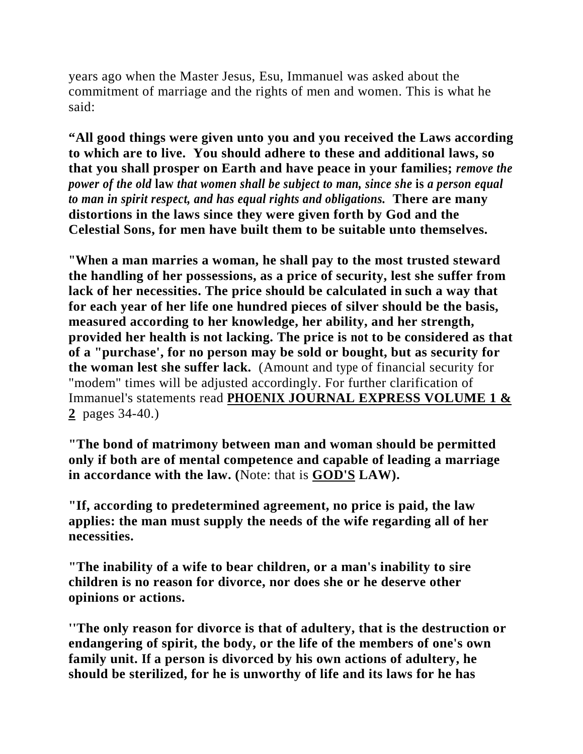years ago when the Master Jesus, Esu, Immanuel was asked about the commitment of marriage and the rights of men and women. This is what he said:

**"All good things were given unto you and you received the Laws according to which are to live. You should adhere to these and additional laws, so that you shall prosper on Earth and have peace in your families;** ***remove the power of the old*** **law** ***that women shall be subject to man, since she*** **is** ***a person equal to man in spirit respect, and has equal rights and obligations.*** **There are many distortions in the laws since they were given forth by God and the Celestial Sons, for men have built them to be suitable unto themselves.**

**"When a man marries a woman, he shall pay to the most trusted steward the handling of her possessions, as a price of security, lest she suffer from lack of her necessities. The price should be calculated in such a way that for each year of her life one hundred pieces of silver should be the basis, measured according to her knowledge, her ability, and her strength, provided her health is not lacking. The price is not to be considered as that of a "purchase', for no person may be sold or bought, but as security for the woman lest she suffer lack.** (Amount and type of financial security for "modem" times will be adjusted accordingly. For further clarification of Immanuel's statements read **PHOENIX JOURNAL EXPRESS VOLUME 1 & 2** pages 34-40.)

**"The bond of matrimony between man and woman should be permitted only if both are of mental competence and capable of leading a marriage in accordance with the law. (**Note: that is **GOD'S LAW).**

**"If, according to predetermined agreement, no price is paid, the law applies: the man must supply the needs of the wife regarding all of her necessities.**

**"The inability of a wife to bear children, or a man's inability to sire children is no reason for divorce, nor does she or he deserve other opinions or actions.**

**''The only reason for divorce is that of adultery, that is the destruction or endangering of spirit, the body, or the life of the members of one's own family unit. If a person is divorced by his own actions of adultery, he should be sterilized, for he is unworthy of life and its laws for he has**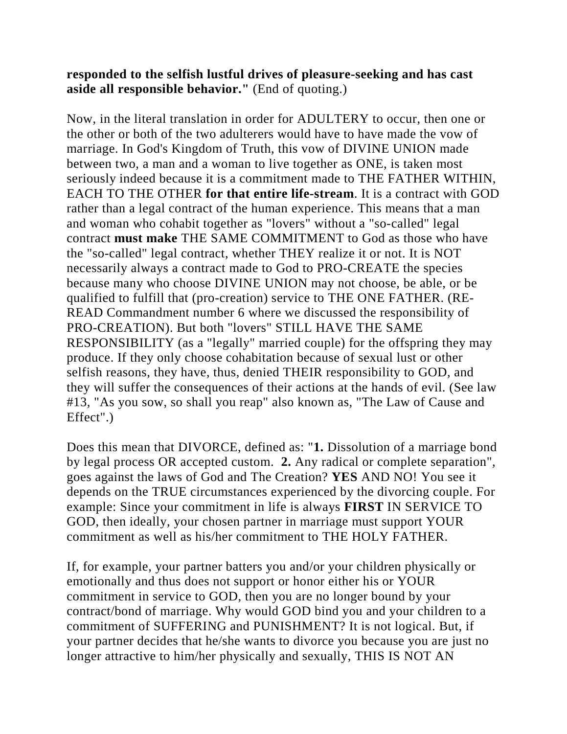**responded to the selfish lustful drives of pleasure-seeking and has cast aside all responsible behavior."** (End of quoting.)

Now, in the literal translation in order for ADULTERY to occur, then one or the other or both of the two adulterers would have to have made the vow of marriage. In God's Kingdom of Truth, this vow of DIVINE UNION made between two, a man and a woman to live together as ONE, is taken most seriously indeed because it is a commitment made to THE FATHER WITHIN, EACH TO THE OTHER **for that entire life-stream**. It is a contract with GOD rather than a legal contract of the human experience. This means that a man and woman who cohabit together as "lovers" without a "so-called" legal contract **must make** THE SAME COMMITMENT to God as those who have the "so-called" legal contract, whether THEY realize it or not. It is NOT necessarily always a contract made to God to PRO-CREATE the species because many who choose DIVINE UNION may not choose, be able, or be qualified to fulfill that (pro-creation) service to THE ONE FATHER. (RE-READ Commandment number 6 where we discussed the responsibility of PRO-CREATION). But both "lovers" STILL HAVE THE SAME RESPONSIBILITY (as a "legally" married couple) for the offspring they may produce. If they only choose cohabitation because of sexual lust or other selfish reasons, they have, thus, denied THEIR responsibility to GOD, and they will suffer the consequences of their actions at the hands of evil. (See law #13, "As you sow, so shall you reap" also known as, "The Law of Cause and Effect".)

Does this mean that DIVORCE, defined as: "**1.** Dissolution of a marriage bond by legal process OR accepted custom. **2.** Any radical or complete separation", goes against the laws of God and The Creation? **YES** AND NO! You see it depends on the TRUE circumstances experienced by the divorcing couple. For example: Since your commitment in life is always **FIRST** IN SERVICE TO GOD, then ideally, your chosen partner in marriage must support YOUR commitment as well as his/her commitment to THE HOLY FATHER.

If, for example, your partner batters you and/or your children physically or emotionally and thus does not support or honor either his or YOUR commitment in service to GOD, then you are no longer bound by your contract/bond of marriage. Why would GOD bind you and your children to a commitment of SUFFERING and PUNISHMENT? It is not logical. But, if your partner decides that he/she wants to divorce you because you are just no longer attractive to him/her physically and sexually, THIS IS NOT AN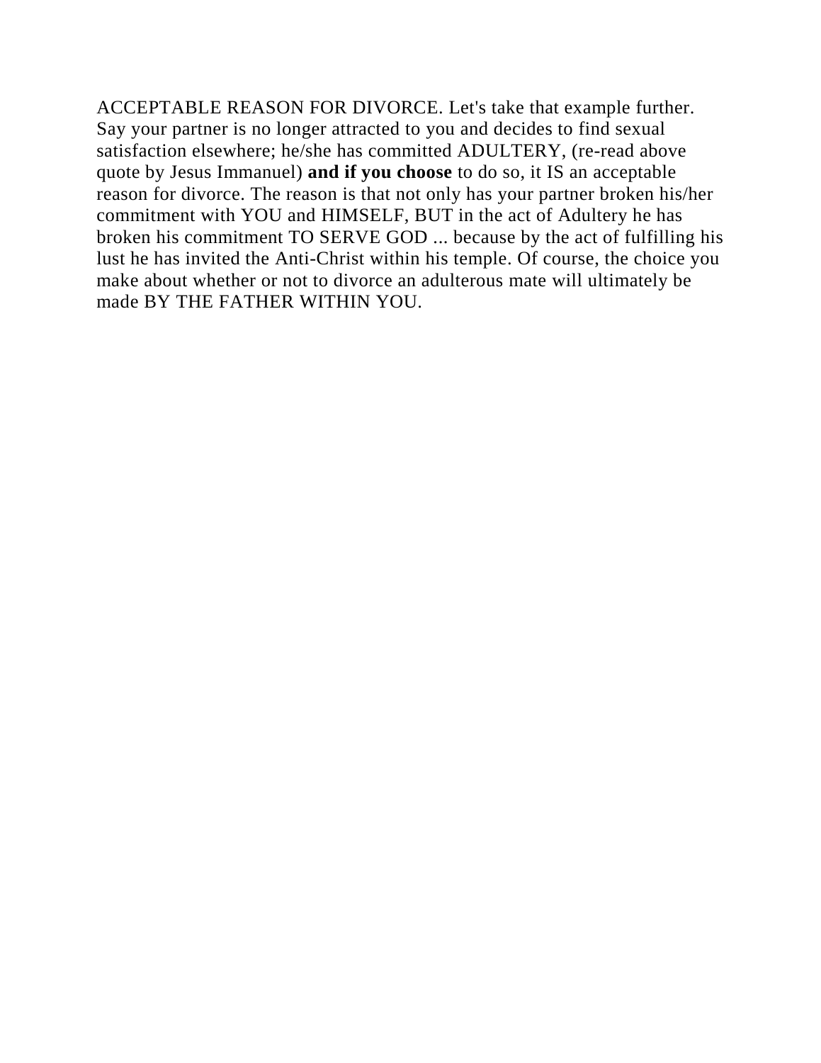ACCEPTABLE REASON FOR DIVORCE. Let's take that example further. Say your partner is no longer attracted to you and decides to find sexual satisfaction elsewhere; he/she has committed ADULTERY, (re-read above quote by Jesus Immanuel) **and if you choose** to do so, it IS an acceptable reason for divorce. The reason is that not only has your partner broken his/her commitment with YOU and HIMSELF, BUT in the act of Adultery he has broken his commitment TO SERVE GOD ... because by the act of fulfilling his lust he has invited the Anti-Christ within his temple. Of course, the choice you make about whether or not to divorce an adulterous mate will ultimately be made BY THE FATHER WITHIN YOU.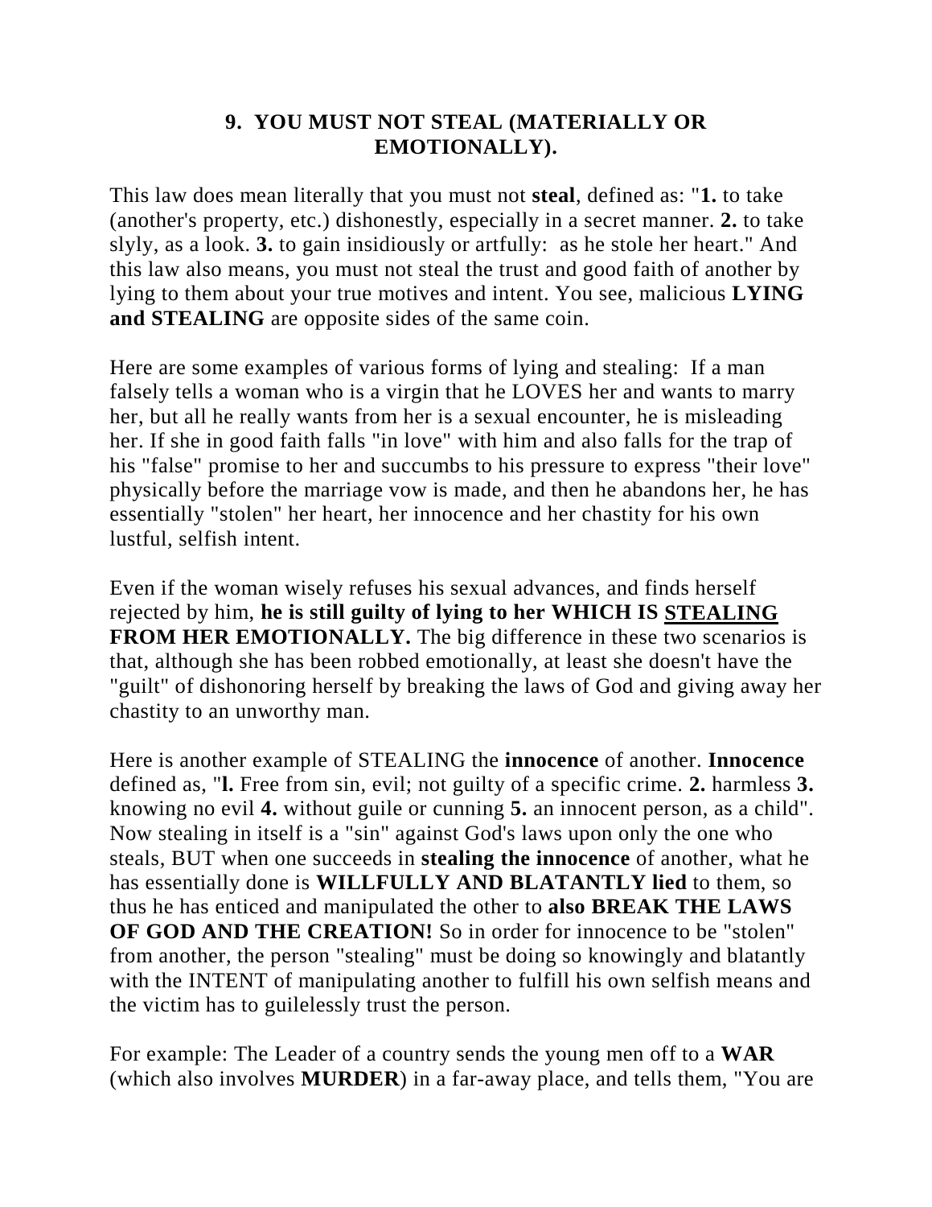## 9. YOU MUST NOT STEAL (MATERIALLY OR EMOTIONALLY).

This law does mean literally that you must not **steal**, defined as: "**1.** to take (another's property, etc.) dishonestly, especially in a secret manner. **2.** to take slyly, as a look. **3.** to gain insidiously or artfully: as he stole her heart." And this law also means, you must not steal the trust and good faith of another by lying to them about your true motives and intent. You see, malicious **LYING and STEALING** are opposite sides of the same coin.

Here are some examples of various forms of lying and stealing: If a man falsely tells a woman who is a virgin that he LOVES her and wants to marry her, but all he really wants from her is a sexual encounter, he is misleading her. If she in good faith falls "in love" with him and also falls for the trap of his "false" promise to her and succumbs to his pressure to express "their love" physically before the marriage vow is made, and then he abandons her, he has essentially "stolen" her heart, her innocence and her chastity for his own lustful, selfish intent.

Even if the woman wisely refuses his sexual advances, and finds herself rejected by him, **he is still guilty of lying to her WHICH IS <u>STEALING</u> FROM HER EMOTIONALLY.** The big difference in these two scenarios is that, although she has been robbed emotionally, at least she doesn't have the "guilt" of dishonoring herself by breaking the laws of God and giving away her chastity to an unworthy man.

Here is another example of STEALING the **innocence** of another. **Innocence** defined as, "**l.** Free from sin, evil; not guilty of a specific crime. **2.** harmless **3.** knowing no evil **4.** without guile or cunning **5.** an innocent person, as a child". Now stealing in itself is a "sin" against God's laws upon only the one who steals, BUT when one succeeds in **stealing the innocence** of another, what he has essentially done is **WILLFULLY AND BLATANTLY lied** to them, so thus he has enticed and manipulated the other to **also BREAK THE LAWS OF GOD AND THE CREATION!** So in order for innocence to be "stolen" from another, the person "stealing" must be doing so knowingly and blatantly with the INTENT of manipulating another to fulfill his own selfish means and the victim has to guilelessly trust the person.

For example: The Leader of a country sends the young men off to a **WAR** (which also involves **MURDER**) in a far-away place, and tells them, "You are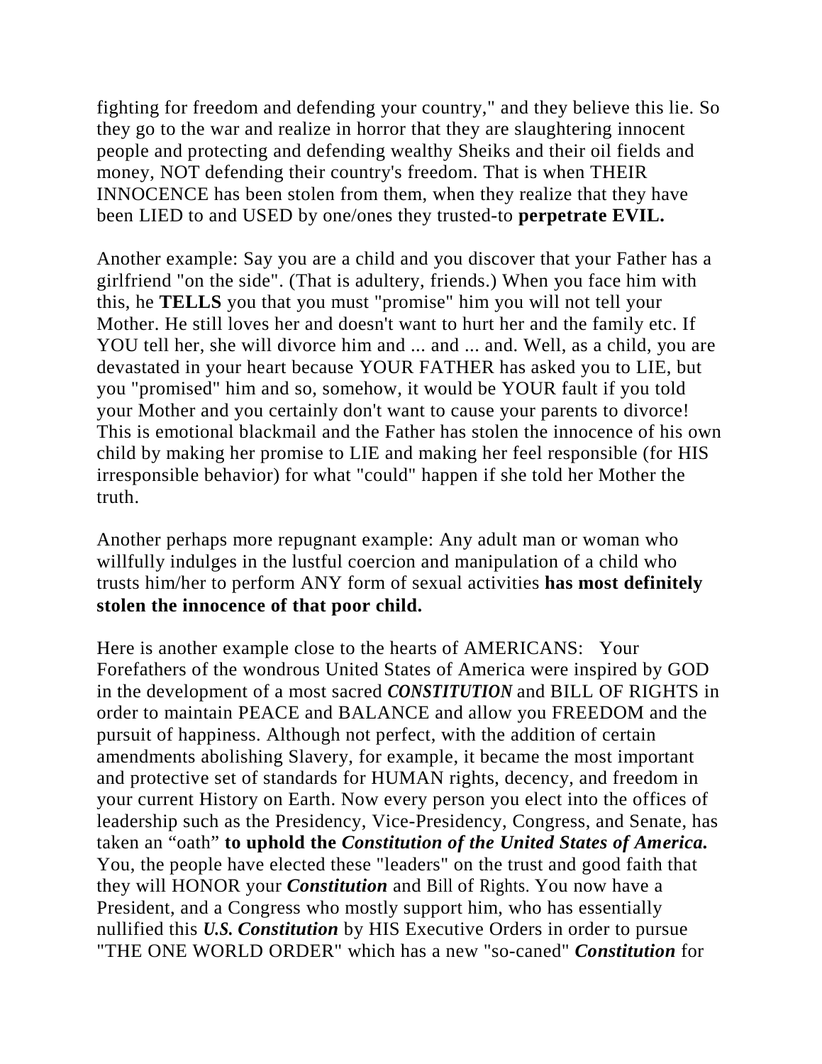fighting for freedom and defending your country," and they believe this lie. So they go to the war and realize in horror that they are slaughtering innocent people and protecting and defending wealthy Sheiks and their oil fields and money, NOT defending their country's freedom. That is when THEIR INNOCENCE has been stolen from them, when they realize that they have been LIED to and USED by one/ones they trusted-to **perpetrate EVIL.**

Another example: Say you are a child and you discover that your Father has a girlfriend "on the side". (That is adultery, friends.) When you face him with this, he **TELLS** you that you must "promise" him you will not tell your Mother. He still loves her and doesn't want to hurt her and the family etc. If YOU tell her, she will divorce him and ... and ... and. Well, as a child, you are devastated in your heart because YOUR FATHER has asked you to LIE, but you "promised" him and so, somehow, it would be YOUR fault if you told your Mother and you certainly don't want to cause your parents to divorce! This is emotional blackmail and the Father has stolen the innocence of his own child by making her promise to LIE and making her feel responsible (for HIS irresponsible behavior) for what "could" happen if she told her Mother the truth.

Another perhaps more repugnant example: Any adult man or woman who willfully indulges in the lustful coercion and manipulation of a child who trusts him/her to perform ANY form of sexual activities **has most definitely stolen the innocence of that poor child.**

Here is another example close to the hearts of AMERICANS: Your Forefathers of the wondrous United States of America were inspired by GOD in the development of a most sacred ***CONSTITUTION*** and BILL OF RIGHTS in order to maintain PEACE and BALANCE and allow you FREEDOM and the pursuit of happiness. Although not perfect, with the addition of certain amendments abolishing Slavery, for example, it became the most important and protective set of standards for HUMAN rights, decency, and freedom in your current History on Earth. Now every person you elect into the offices of leadership such as the Presidency, Vice-Presidency, Congress, and Senate, has taken an "oath" **to uphold the *Constitution of the United States of America.*** You, the people have elected these "leaders" on the trust and good faith that they will HONOR your ***Constitution*** and Bill of Rights. You now have a President, and a Congress who mostly support him, who has essentially nullified this ***U.S. Constitution*** by HIS Executive Orders in order to pursue "THE ONE WORLD ORDER" which has a new "so-caned" ***Constitution*** for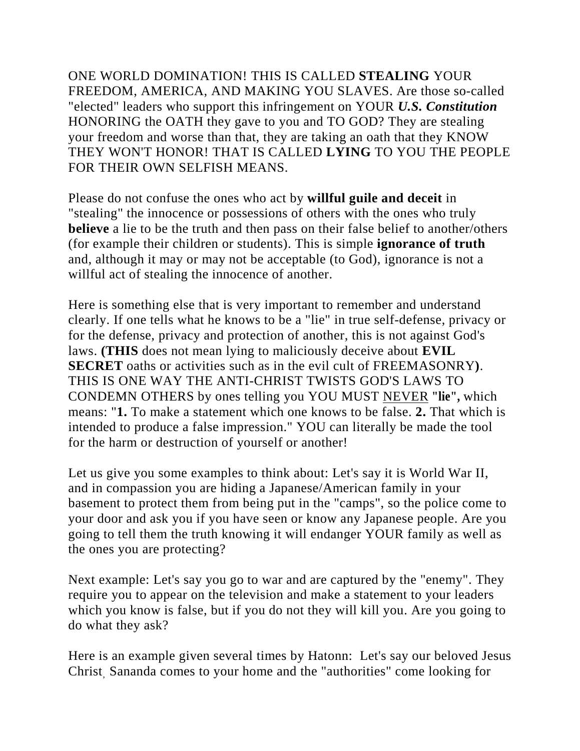ONE WORLD DOMINATION! THIS IS CALLED **STEALING** YOUR FREEDOM, AMERICA, AND MAKING YOU SLAVES. Are those so-called "elected" leaders who support this infringement on YOUR ***U.S. Constitution*** HONORING the OATH they gave to you and TO GOD? They are stealing your freedom and worse than that, they are taking an oath that they KNOW THEY WON'T HONOR! THAT IS CALLED **LYING** TO YOU THE PEOPLE FOR THEIR OWN SELFISH MEANS.

Please do not confuse the ones who act by **willful guile and deceit** in "stealing" the innocence or possessions of others with the ones who truly **believe** a lie to be the truth and then pass on their false belief to another/others (for example their children or students). This is simple **ignorance of truth** and, although it may or may not be acceptable (to God), ignorance is not a willful act of stealing the innocence of another.

Here is something else that is very important to remember and understand clearly. If one tells what he knows to be a "lie" in true self-defense, privacy or for the defense, privacy and protection of another, this is not against God's laws. **(THIS** does not mean lying to maliciously deceive about **EVIL SECRET** oaths or activities such as in the evil cult of FREEMASONRY**)**. THIS IS ONE WAY THE ANTI-CHRIST TWISTS GOD'S LAWS TO CONDEMN OTHERS by ones telling you YOU MUST <u>NEVER</u> **"lie",** which means: "**1.** To make a statement which one knows to be false. **2.** That which is intended to produce a false impression." YOU can literally be made the tool for the harm or destruction of yourself or another!

Let us give you some examples to think about: Let's say it is World War II, and in compassion you are hiding a Japanese/American family in your basement to protect them from being put in the "camps", so the police come to your door and ask you if you have seen or know any Japanese people. Are you going to tell them the truth knowing it will endanger YOUR family as well as the ones you are protecting?

Next example: Let's say you go to war and are captured by the "enemy". They require you to appear on the television and make a statement to your leaders which you know is false, but if you do not they will kill you. Are you going to do what they ask?

Here is an example given several times by Hatonn: Let's say our beloved Jesus Christ, Sananda comes to your home and the "authorities" come looking for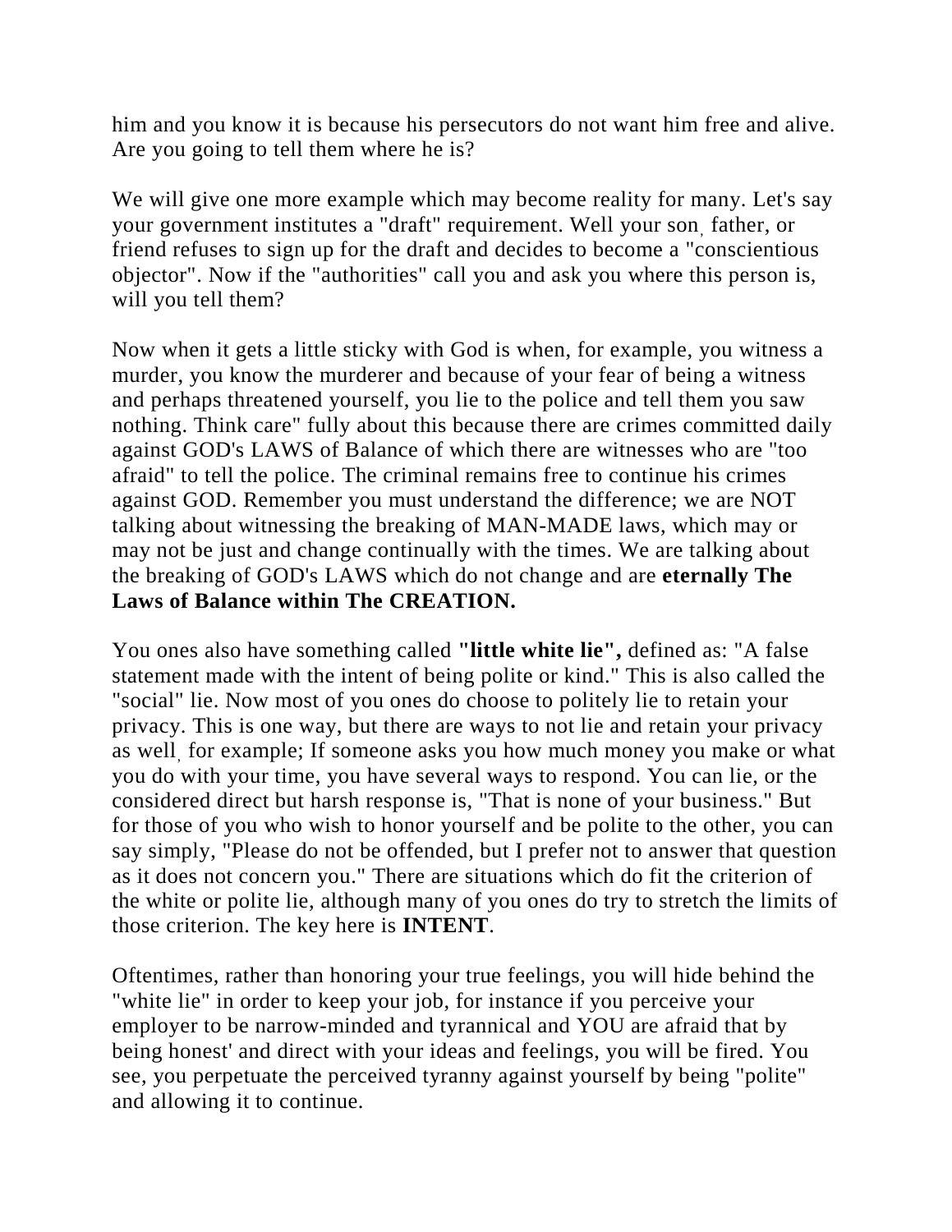him and you know it is because his persecutors do not want him free and alive. Are you going to tell them where he is?

We will give one more example which may become reality for many. Let's say your government institutes a "draft" requirement. Well your son, father, or friend refuses to sign up for the draft and decides to become a "conscientious objector". Now if the "authorities" call you and ask you where this person is, will you tell them?

Now when it gets a little sticky with God is when, for example, you witness a murder, you know the murderer and because of your fear of being a witness and perhaps threatened yourself, you lie to the police and tell them you saw nothing. Think care" fully about this because there are crimes committed daily against GOD's LAWS of Balance of which there are witnesses who are "too afraid" to tell the police. The criminal remains free to continue his crimes against GOD. Remember you must understand the difference; we are NOT talking about witnessing the breaking of MAN-MADE laws, which may or may not be just and change continually with the times. We are talking about the breaking of GOD's LAWS which do not change and are **eternally The Laws of Balance within The CREATION.**

You ones also have something called **"little white lie",** defined as: "A false statement made with the intent of being polite or kind." This is also called the "social" lie. Now most of you ones do choose to politely lie to retain your privacy. This is one way, but there are ways to not lie and retain your privacy as well, for example; If someone asks you how much money you make or what you do with your time, you have several ways to respond. You can lie, or the considered direct but harsh response is, "That is none of your business." But for those of you who wish to honor yourself and be polite to the other, you can say simply, "Please do not be offended, but I prefer not to answer that question as it does not concern you." There are situations which do fit the criterion of the white or polite lie, although many of you ones do try to stretch the limits of those criterion. The key here is **INTENT**.

Oftentimes, rather than honoring your true feelings, you will hide behind the "white lie" in order to keep your job, for instance if you perceive your employer to be narrow-minded and tyrannical and YOU are afraid that by being honest' and direct with your ideas and feelings, you will be fired. You see, you perpetuate the perceived tyranny against yourself by being "polite" and allowing it to continue.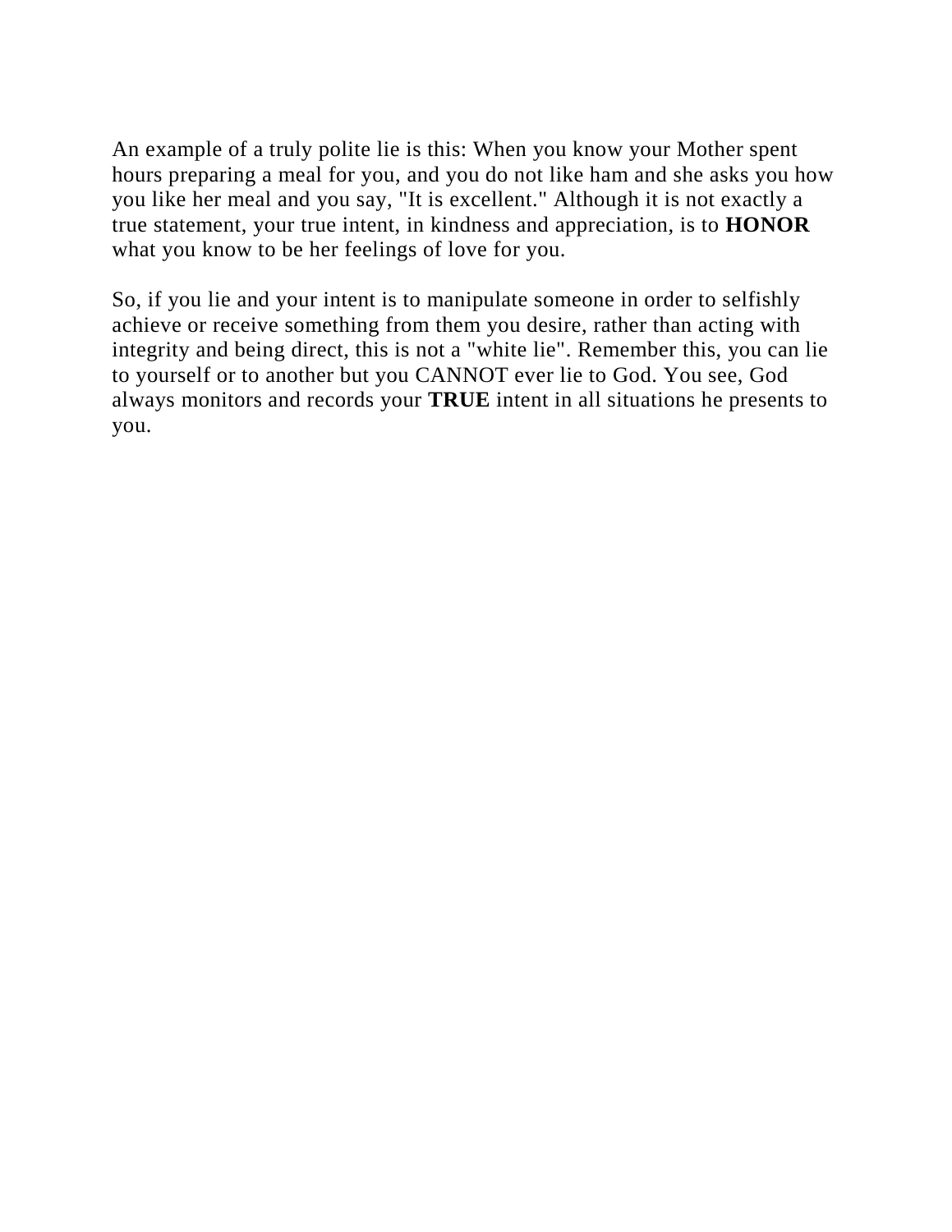An example of a truly polite lie is this: When you know your Mother spent hours preparing a meal for you, and you do not like ham and she asks you how you like her meal and you say, "It is excellent." Although it is not exactly a true statement, your true intent, in kindness and appreciation, is to **HONOR** what you know to be her feelings of love for you.

So, if you lie and your intent is to manipulate someone in order to selfishly achieve or receive something from them you desire, rather than acting with integrity and being direct, this is not a "white lie". Remember this, you can lie to yourself or to another but you CANNOT ever lie to God. You see, God always monitors and records your **TRUE** intent in all situations he presents to you.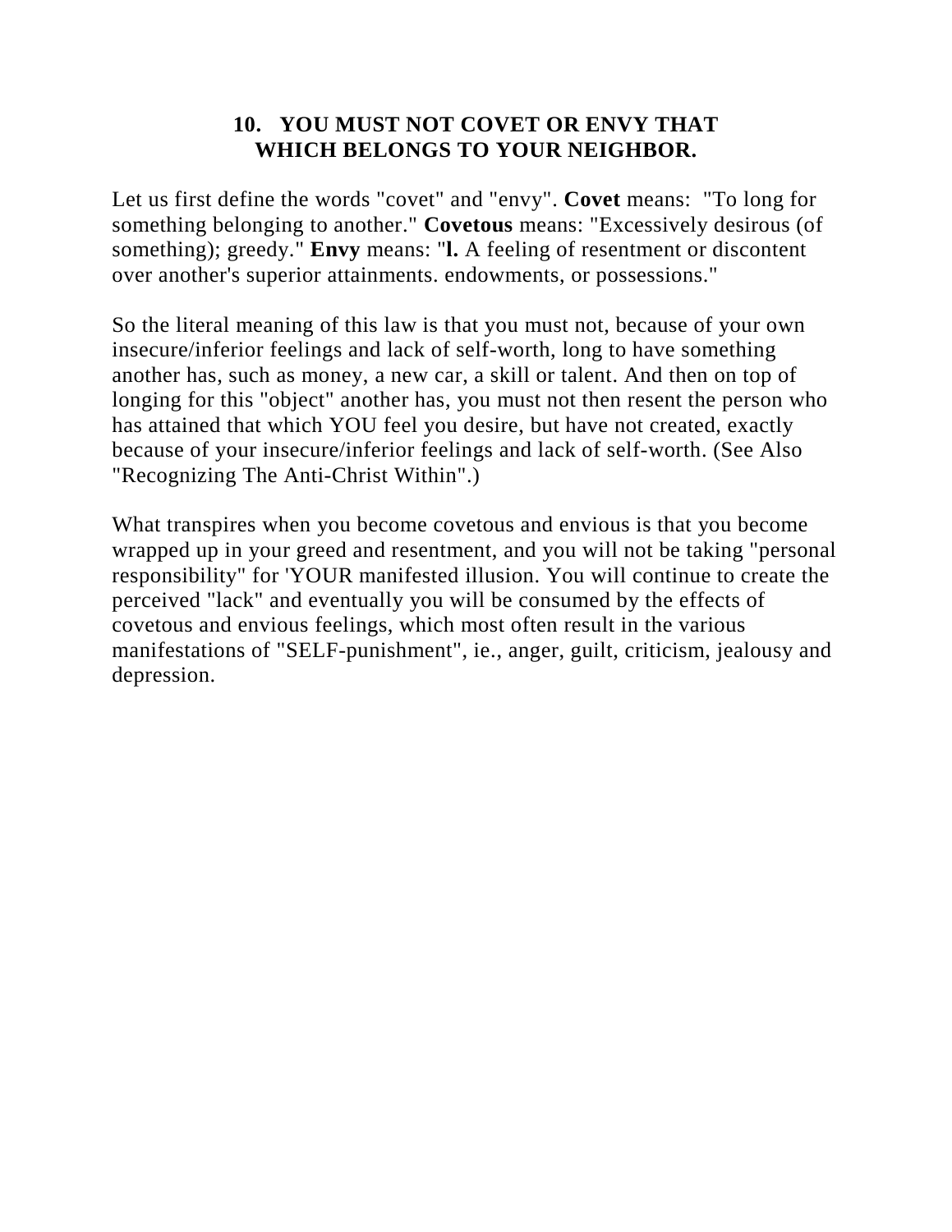## 10. YOU MUST NOT COVET OR ENVY THAT WHICH BELONGS TO YOUR NEIGHBOR.

Let us first define the words "covet" and "envy". **Covet** means: "To long for something belonging to another." **Covetous** means: "Excessively desirous (of something); greedy." **Envy** means: "**l.** A feeling of resentment or discontent over another's superior attainments. endowments, or possessions."

So the literal meaning of this law is that you must not, because of your own insecure/inferior feelings and lack of self-worth, long to have something another has, such as money, a new car, a skill or talent. And then on top of longing for this "object" another has, you must not then resent the person who has attained that which YOU feel you desire, but have not created, exactly because of your insecure/inferior feelings and lack of self-worth. (See Also "Recognizing The Anti-Christ Within".)

What transpires when you become covetous and envious is that you become wrapped up in your greed and resentment, and you will not be taking "personal responsibility" for 'YOUR manifested illusion. You will continue to create the perceived "lack" and eventually you will be consumed by the effects of covetous and envious feelings, which most often result in the various manifestations of "SELF-punishment", ie., anger, guilt, criticism, jealousy and depression.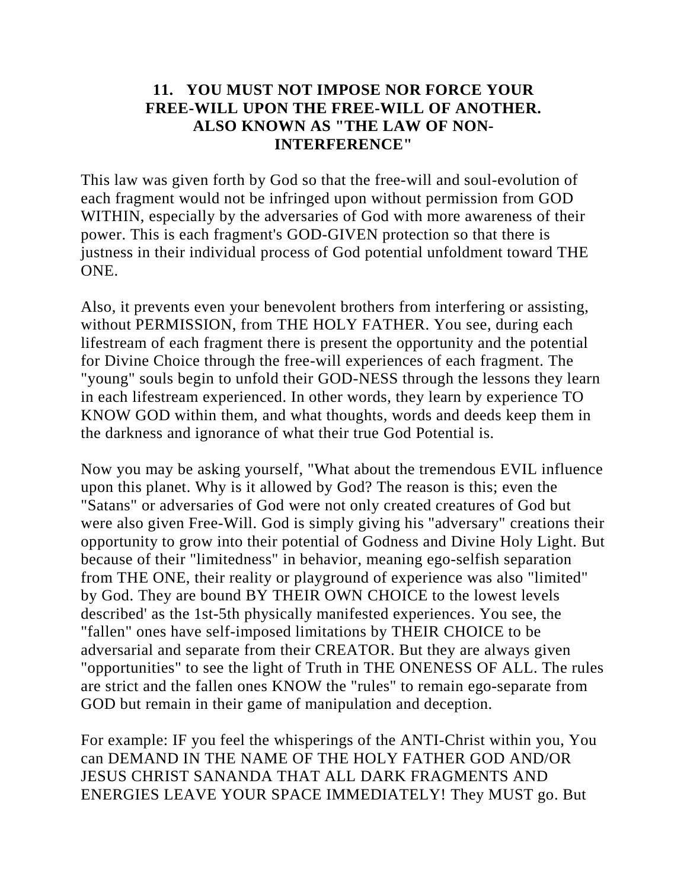### 11. YOU MUST NOT IMPOSE NOR FORCE YOUR FREE-WILL UPON THE FREE-WILL OF ANOTHER. ALSO KNOWN AS "THE LAW OF NON-INTERFERENCE"

This law was given forth by God so that the free-will and soul-evolution of each fragment would not be infringed upon without permission from GOD WITHIN, especially by the adversaries of God with more awareness of their power. This is each fragment's GOD-GIVEN protection so that there is justness in their individual process of God potential unfoldment toward THE ONE.

Also, it prevents even your benevolent brothers from interfering or assisting, without PERMISSION, from THE HOLY FATHER. You see, during each lifestream of each fragment there is present the opportunity and the potential for Divine Choice through the free-will experiences of each fragment. The "young" souls begin to unfold their GOD-NESS through the lessons they learn in each lifestream experienced. In other words, they learn by experience TO KNOW GOD within them, and what thoughts, words and deeds keep them in the darkness and ignorance of what their true God Potential is.

Now you may be asking yourself, "What about the tremendous EVIL influence upon this planet. Why is it allowed by God? The reason is this; even the "Satans" or adversaries of God were not only created creatures of God but were also given Free-Will. God is simply giving his "adversary" creations their opportunity to grow into their potential of Godness and Divine Holy Light. But because of their "limitedness" in behavior, meaning ego-selfish separation from THE ONE, their reality or playground of experience was also "limited" by God. They are bound BY THEIR OWN CHOICE to the lowest levels described' as the 1st-5th physically manifested experiences. You see, the "fallen" ones have self-imposed limitations by THEIR CHOICE to be adversarial and separate from their CREATOR. But they are always given "opportunities" to see the light of Truth in THE ONENESS OF ALL. The rules are strict and the fallen ones KNOW the "rules" to remain ego-separate from GOD but remain in their game of manipulation and deception.

For example: IF you feel the whisperings of the ANTI-Christ within you, You can DEMAND IN THE NAME OF THE HOLY FATHER GOD AND/OR JESUS CHRIST SANANDA THAT ALL DARK FRAGMENTS AND ENERGIES LEAVE YOUR SPACE IMMEDIATELY! They MUST go. But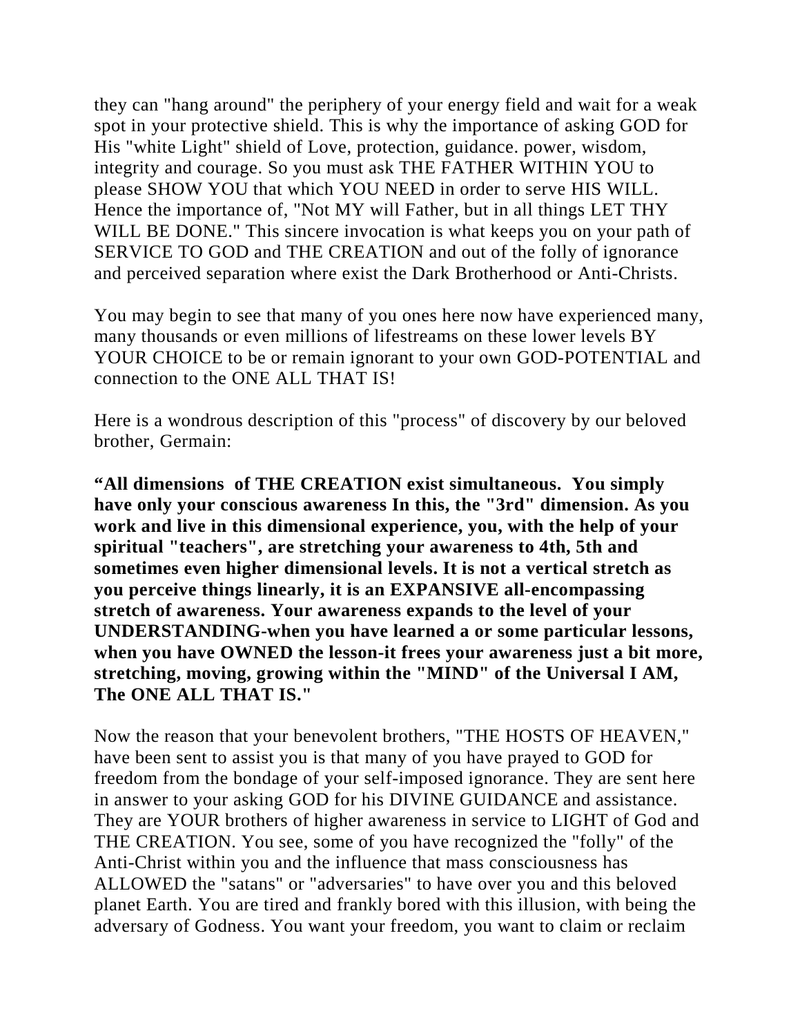they can "hang around" the periphery of your energy field and wait for a weak spot in your protective shield. This is why the importance of asking GOD for His "white Light" shield of Love, protection, guidance. power, wisdom, integrity and courage. So you must ask THE FATHER WITHIN YOU to please SHOW YOU that which YOU NEED in order to serve HIS WILL. Hence the importance of, "Not MY will Father, but in all things LET THY WILL BE DONE." This sincere invocation is what keeps you on your path of SERVICE TO GOD and THE CREATION and out of the folly of ignorance and perceived separation where exist the Dark Brotherhood or Anti-Christs.

You may begin to see that many of you ones here now have experienced many, many thousands or even millions of lifestreams on these lower levels BY YOUR CHOICE to be or remain ignorant to your own GOD-POTENTIAL and connection to the ONE ALL THAT IS!

Here is a wondrous description of this "process" of discovery by our beloved brother, Germain:

**"All dimensions of THE CREATION exist simultaneous. You simply have only your conscious awareness In this, the "3rd" dimension. As you work and live in this dimensional experience, you, with the help of your spiritual "teachers", are stretching your awareness to 4th, 5th and sometimes even higher dimensional levels. It is not a vertical stretch as you perceive things linearly, it is an EXPANSIVE all-encompassing stretch of awareness. Your awareness expands to the level of your UNDERSTANDING-when you have learned a or some particular lessons, when you have OWNED the lesson-it frees your awareness just a bit more, stretching, moving, growing within the "MIND" of the Universal I AM, The ONE ALL THAT IS."**

Now the reason that your benevolent brothers, "THE HOSTS OF HEAVEN," have been sent to assist you is that many of you have prayed to GOD for freedom from the bondage of your self-imposed ignorance. They are sent here in answer to your asking GOD for his DIVINE GUIDANCE and assistance. They are YOUR brothers of higher awareness in service to LIGHT of God and THE CREATION. You see, some of you have recognized the "folly" of the Anti-Christ within you and the influence that mass consciousness has ALLOWED the "satans" or "adversaries" to have over you and this beloved planet Earth. You are tired and frankly bored with this illusion, with being the adversary of Godness. You want your freedom, you want to claim or reclaim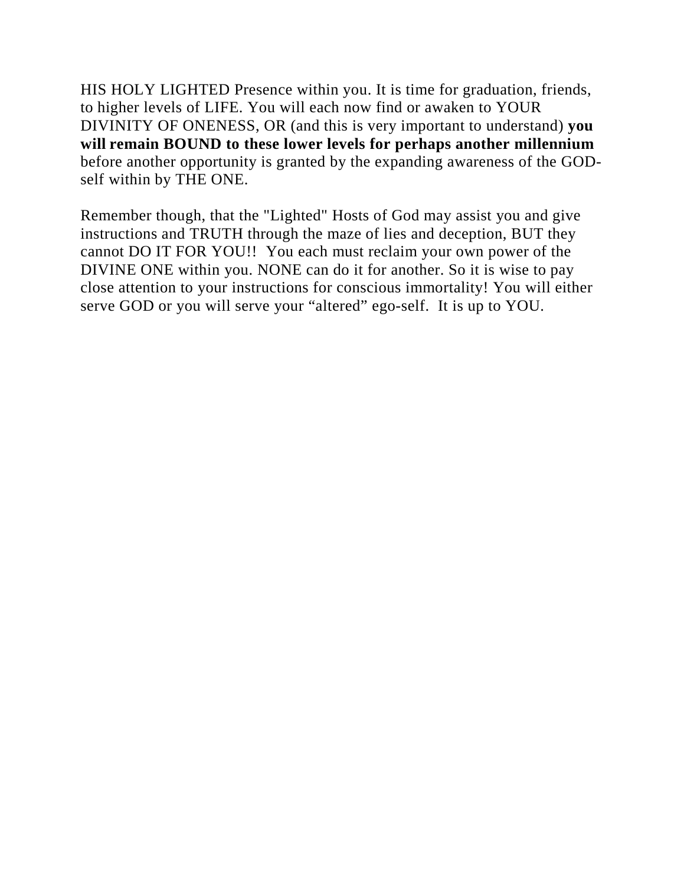HIS HOLY LIGHTED Presence within you. It is time for graduation, friends, to higher levels of LIFE. You will each now find or awaken to YOUR DIVINITY OF ONENESS, OR (and this is very important to understand) **you will remain BOUND to these lower levels for perhaps another millennium** before another opportunity is granted by the expanding awareness of the GOD-self within by THE ONE.

Remember though, that the "Lighted" Hosts of God may assist you and give instructions and TRUTH through the maze of lies and deception, BUT they cannot DO IT FOR YOU!! You each must reclaim your own power of the DIVINE ONE within you. NONE can do it for another. So it is wise to pay close attention to your instructions for conscious immortality! You will either serve GOD or you will serve your “altered” ego-self. It is up to YOU.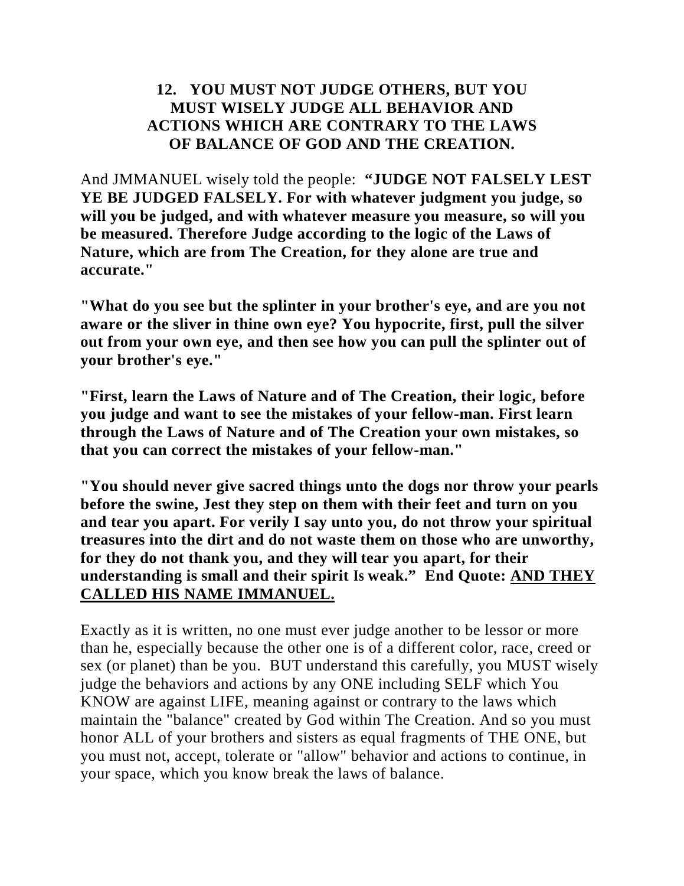**12. YOU MUST NOT JUDGE OTHERS, BUT YOU MUST WISELY JUDGE ALL BEHAVIOR AND ACTIONS WHICH ARE CONTRARY TO THE LAWS OF BALANCE OF GOD AND THE CREATION.**

And JMMANUEL wisely told the people: **"JUDGE NOT FALSELY LEST YE BE JUDGED FALSELY. For with whatever judgment you judge, so will you be judged, and with whatever measure you measure, so will you be measured. Therefore Judge according to the logic of the Laws of Nature, which are from The Creation, for they alone are true and accurate."**

**"What do you see but the splinter in your brother's eye, and are you not aware or the sliver in thine own eye? You hypocrite, first, pull the silver out from your own eye, and then see how you can pull the splinter out of your brother's eye."**

**"First, learn the Laws of Nature and of The Creation, their logic, before you judge and want to see the mistakes of your fellow-man. First learn through the Laws of Nature and of The Creation your own mistakes, so that you can correct the mistakes of your fellow-man."**

**"You should never give sacred things unto the dogs nor throw your pearls before the swine, Jest they step on them with their feet and turn on you and tear you apart. For verily I say unto you, do not throw your spiritual treasures into the dirt and do not waste them on those who are unworthy, for they do not thank you, and they will tear you apart, for their understanding is small and their spirit Is weak." End Quote: AND THEY CALLED HIS NAME IMMANUEL.**

Exactly as it is written, no one must ever judge another to be lessor or more than he, especially because the other one is of a different color, race, creed or sex (or planet) than be you. BUT understand this carefully, you MUST wisely judge the behaviors and actions by any ONE including SELF which You KNOW are against LIFE, meaning against or contrary to the laws which maintain the "balance" created by God within The Creation. And so you must honor ALL of your brothers and sisters as equal fragments of THE ONE, but you must not, accept, tolerate or "allow" behavior and actions to continue, in your space, which you know break the laws of balance.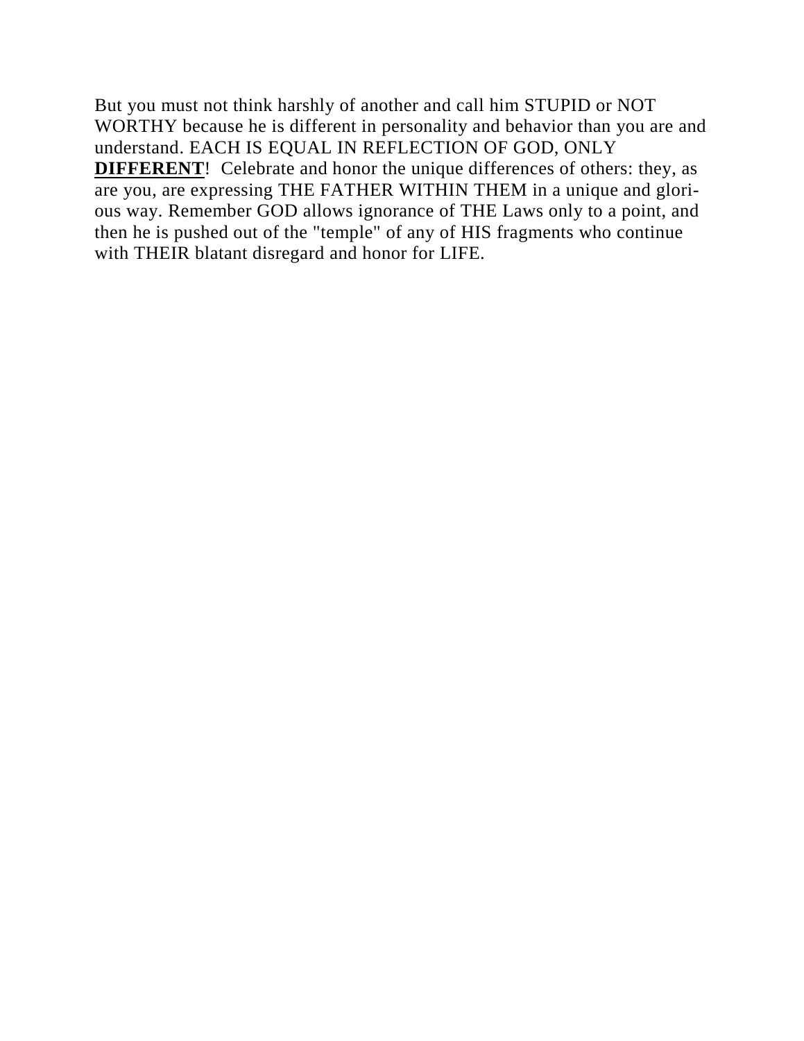But you must not think harshly of another and call him STUPID or NOT WORTHY because he is different in personality and behavior than you are and understand. EACH IS EQUAL IN REFLECTION OF GOD, ONLY **DIFFERENT**! Celebrate and honor the unique differences of others: they, as are you, are expressing THE FATHER WITHIN THEM in a unique and glorious way. Remember GOD allows ignorance of THE Laws only to a point, and then he is pushed out of the "temple" of any of HIS fragments who continue with THEIR blatant disregard and honor for LIFE.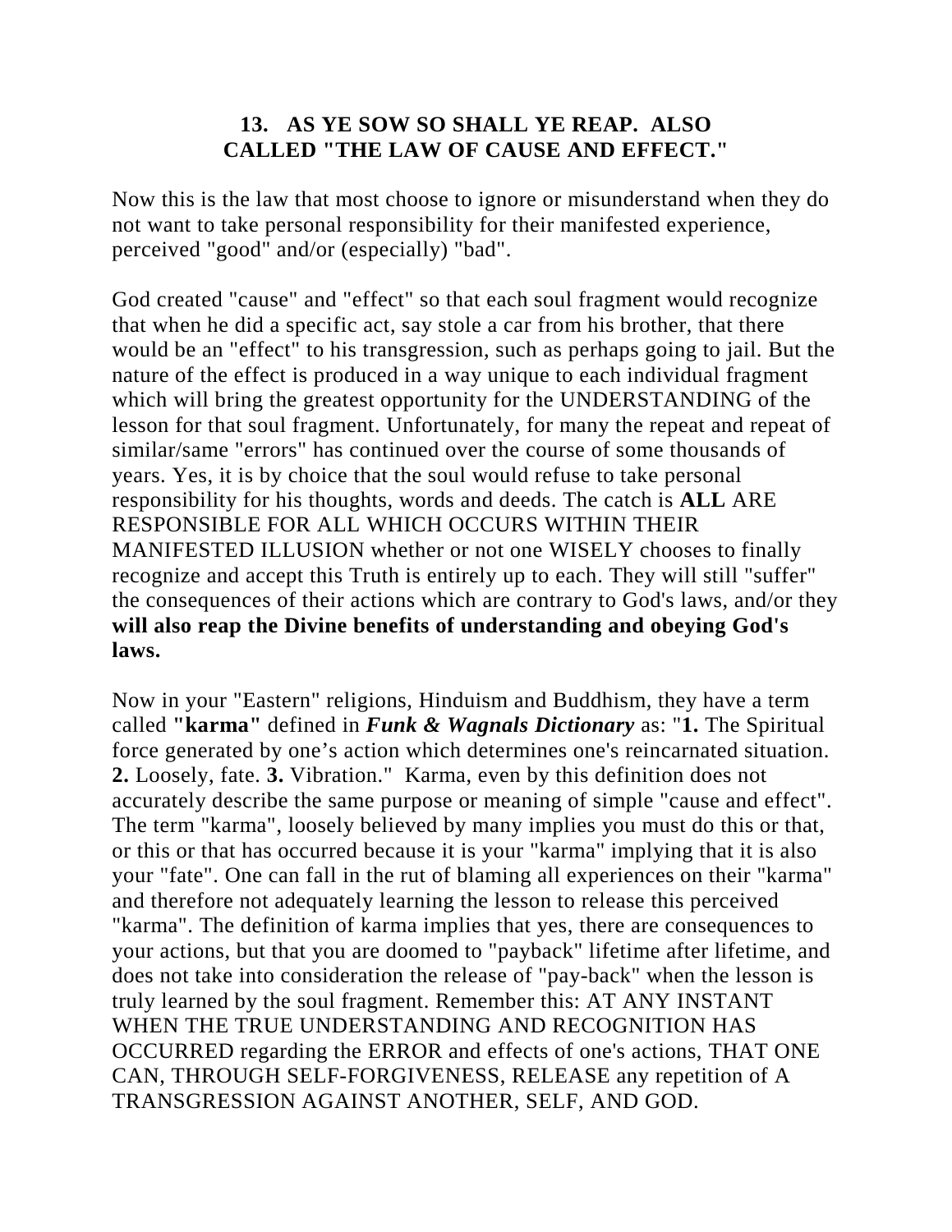### 13. AS YE SOW SO SHALL YE REAP. ALSO CALLED "THE LAW OF CAUSE AND EFFECT."

Now this is the law that most choose to ignore or misunderstand when they do not want to take personal responsibility for their manifested experience, perceived "good" and/or (especially) "bad".

God created "cause" and "effect" so that each soul fragment would recognize that when he did a specific act, say stole a car from his brother, that there would be an "effect" to his transgression, such as perhaps going to jail. But the nature of the effect is produced in a way unique to each individual fragment which will bring the greatest opportunity for the UNDERSTANDING of the lesson for that soul fragment. Unfortunately, for many the repeat and repeat of similar/same "errors" has continued over the course of some thousands of years. Yes, it is by choice that the soul would refuse to take personal responsibility for his thoughts, words and deeds. The catch is **ALL** ARE RESPONSIBLE FOR ALL WHICH OCCURS WITHIN THEIR MANIFESTED ILLUSION whether or not one WISELY chooses to finally recognize and accept this Truth is entirely up to each. They will still "suffer" the consequences of their actions which are contrary to God's laws, and/or they **will also reap the Divine benefits of understanding and obeying God's laws.**

Now in your "Eastern" religions, Hinduism and Buddhism, they have a term called **"karma"** defined in ***Funk & Wagnals Dictionary*** as: "**1.** The Spiritual force generated by one's action which determines one's reincarnated situation. **2.** Loosely, fate. **3.** Vibration." Karma, even by this definition does not accurately describe the same purpose or meaning of simple "cause and effect". The term "karma", loosely believed by many implies you must do this or that, or this or that has occurred because it is your "karma" implying that it is also your "fate". One can fall in the rut of blaming all experiences on their "karma" and therefore not adequately learning the lesson to release this perceived "karma". The definition of karma implies that yes, there are consequences to your actions, but that you are doomed to "payback" lifetime after lifetime, and does not take into consideration the release of "pay-back" when the lesson is truly learned by the soul fragment. Remember this: AT ANY INSTANT WHEN THE TRUE UNDERSTANDING AND RECOGNITION HAS OCCURRED regarding the ERROR and effects of one's actions, THAT ONE CAN, THROUGH SELF-FORGIVENESS, RELEASE any repetition of A TRANSGRESSION AGAINST ANOTHER, SELF, AND GOD.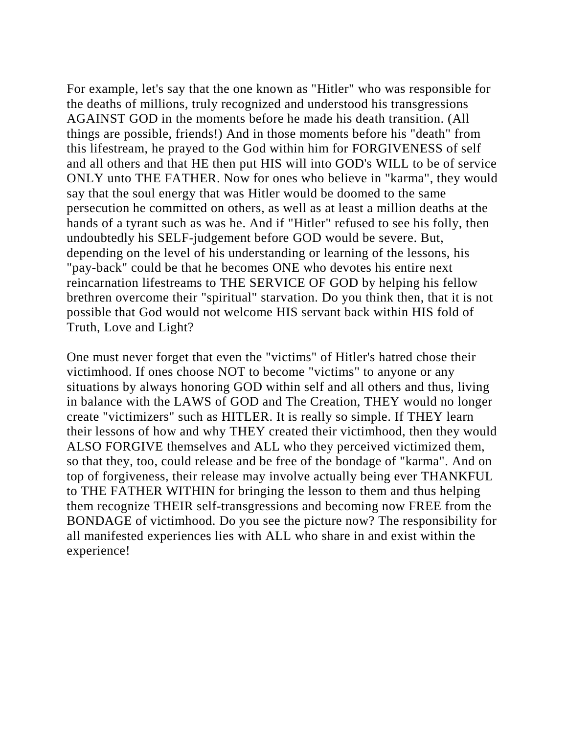For example, let's say that the one known as "Hitler" who was responsible for the deaths of millions, truly recognized and understood his transgressions AGAINST GOD in the moments before he made his death transition. (All things are possible, friends!) And in those moments before his "death" from this lifestream, he prayed to the God within him for FORGIVENESS of self and all others and that HE then put HIS will into GOD's WILL to be of service ONLY unto THE FATHER. Now for ones who believe in "karma", they would say that the soul energy that was Hitler would be doomed to the same persecution he committed on others, as well as at least a million deaths at the hands of a tyrant such as was he. And if "Hitler" refused to see his folly, then undoubtedly his SELF-judgement before GOD would be severe. But, depending on the level of his understanding or learning of the lessons, his "pay-back" could be that he becomes ONE who devotes his entire next reincarnation lifestreams to THE SERVICE OF GOD by helping his fellow brethren overcome their "spiritual" starvation. Do you think then, that it is not possible that God would not welcome HIS servant back within HIS fold of Truth, Love and Light?

One must never forget that even the "victims" of Hitler's hatred chose their victimhood. If ones choose NOT to become "victims" to anyone or any situations by always honoring GOD within self and all others and thus, living in balance with the LAWS of GOD and The Creation, THEY would no longer create "victimizers" such as HITLER. It is really so simple. If THEY learn their lessons of how and why THEY created their victimhood, then they would ALSO FORGIVE themselves and ALL who they perceived victimized them, so that they, too, could release and be free of the bondage of "karma". And on top of forgiveness, their release may involve actually being ever THANKFUL to THE FATHER WITHIN for bringing the lesson to them and thus helping them recognize THEIR self-transgressions and becoming now FREE from the BONDAGE of victimhood. Do you see the picture now? The responsibility for all manifested experiences lies with ALL who share in and exist within the experience!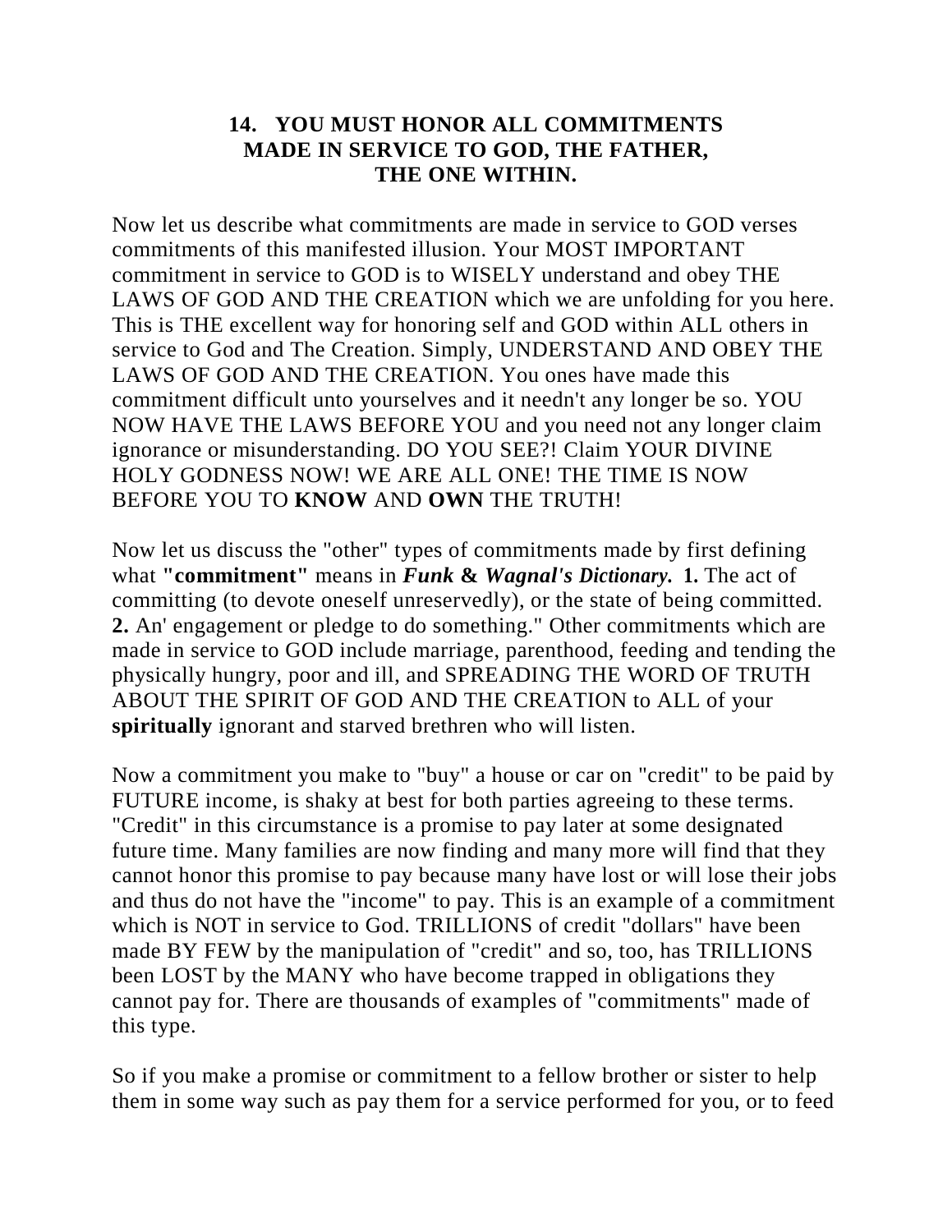## 14. YOU MUST HONOR ALL COMMITMENTS MADE IN SERVICE TO GOD, THE FATHER, THE ONE WITHIN.

Now let us describe what commitments are made in service to GOD verses commitments of this manifested illusion. Your MOST IMPORTANT commitment in service to GOD is to WISELY understand and obey THE LAWS OF GOD AND THE CREATION which we are unfolding for you here. This is THE excellent way for honoring self and GOD within ALL others in service to God and The Creation. Simply, UNDERSTAND AND OBEY THE LAWS OF GOD AND THE CREATION. You ones have made this commitment difficult unto yourselves and it needn't any longer be so. YOU NOW HAVE THE LAWS BEFORE YOU and you need not any longer claim ignorance or misunderstanding. DO YOU SEE?! Claim YOUR DIVINE HOLY GODNESS NOW! WE ARE ALL ONE! THE TIME IS NOW BEFORE YOU TO **KNOW** AND **OWN** THE TRUTH!

Now let us discuss the "other" types of commitments made by first defining what **"commitment"** means in ***Funk* & *Wagnal's Dictionary.*** **1.** The act of committing (to devote oneself unreservedly), or the state of being committed. **2.** An' engagement or pledge to do something." Other commitments which are made in service to GOD include marriage, parenthood, feeding and tending the physically hungry, poor and ill, and SPREADING THE WORD OF TRUTH ABOUT THE SPIRIT OF GOD AND THE CREATION to ALL of your **spiritually** ignorant and starved brethren who will listen.

Now a commitment you make to "buy" a house or car on "credit" to be paid by FUTURE income, is shaky at best for both parties agreeing to these terms. "Credit" in this circumstance is a promise to pay later at some designated future time. Many families are now finding and many more will find that they cannot honor this promise to pay because many have lost or will lose their jobs and thus do not have the "income" to pay. This is an example of a commitment which is NOT in service to God. TRILLIONS of credit "dollars" have been made BY FEW by the manipulation of "credit" and so, too, has TRILLIONS been LOST by the MANY who have become trapped in obligations they cannot pay for. There are thousands of examples of "commitments" made of this type.

So if you make a promise or commitment to a fellow brother or sister to help them in some way such as pay them for a service performed for you, or to feed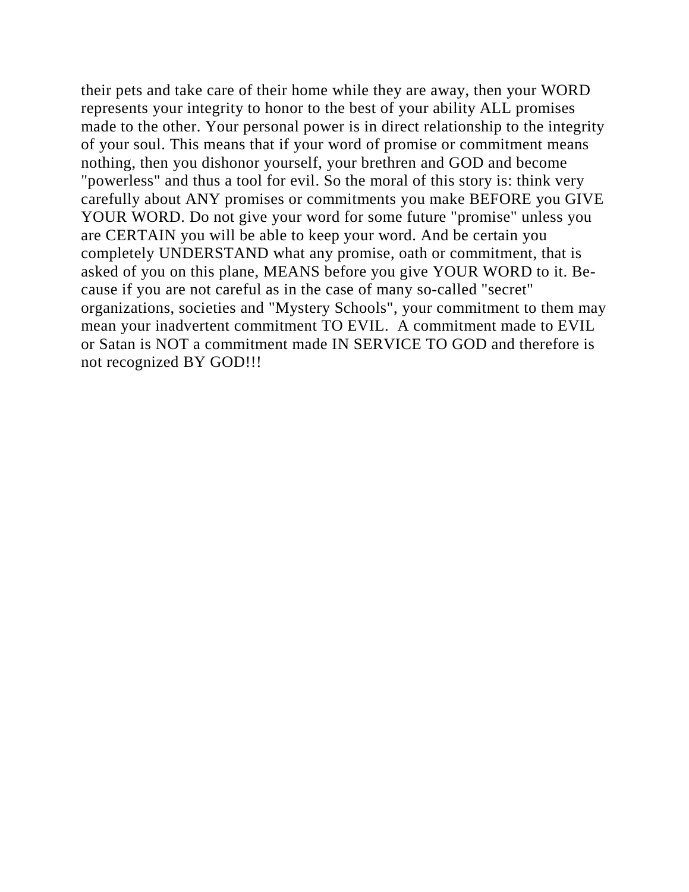their pets and take care of their home while they are away, then your WORD represents your integrity to honor to the best of your ability ALL promises made to the other. Your personal power is in direct relationship to the integrity of your soul. This means that if your word of promise or commitment means nothing, then you dishonor yourself, your brethren and GOD and become "powerless" and thus a tool for evil. So the moral of this story is: think very carefully about ANY promises or commitments you make BEFORE you GIVE YOUR WORD. Do not give your word for some future "promise" unless you are CERTAIN you will be able to keep your word. And be certain you completely UNDERSTAND what any promise, oath or commitment, that is asked of you on this plane, MEANS before you give YOUR WORD to it. Because if you are not careful as in the case of many so-called "secret" organizations, societies and "Mystery Schools", your commitment to them may mean your inadvertent commitment TO EVIL. A commitment made to EVIL or Satan is NOT a commitment made IN SERVICE TO GOD and therefore is not recognized BY GOD!!!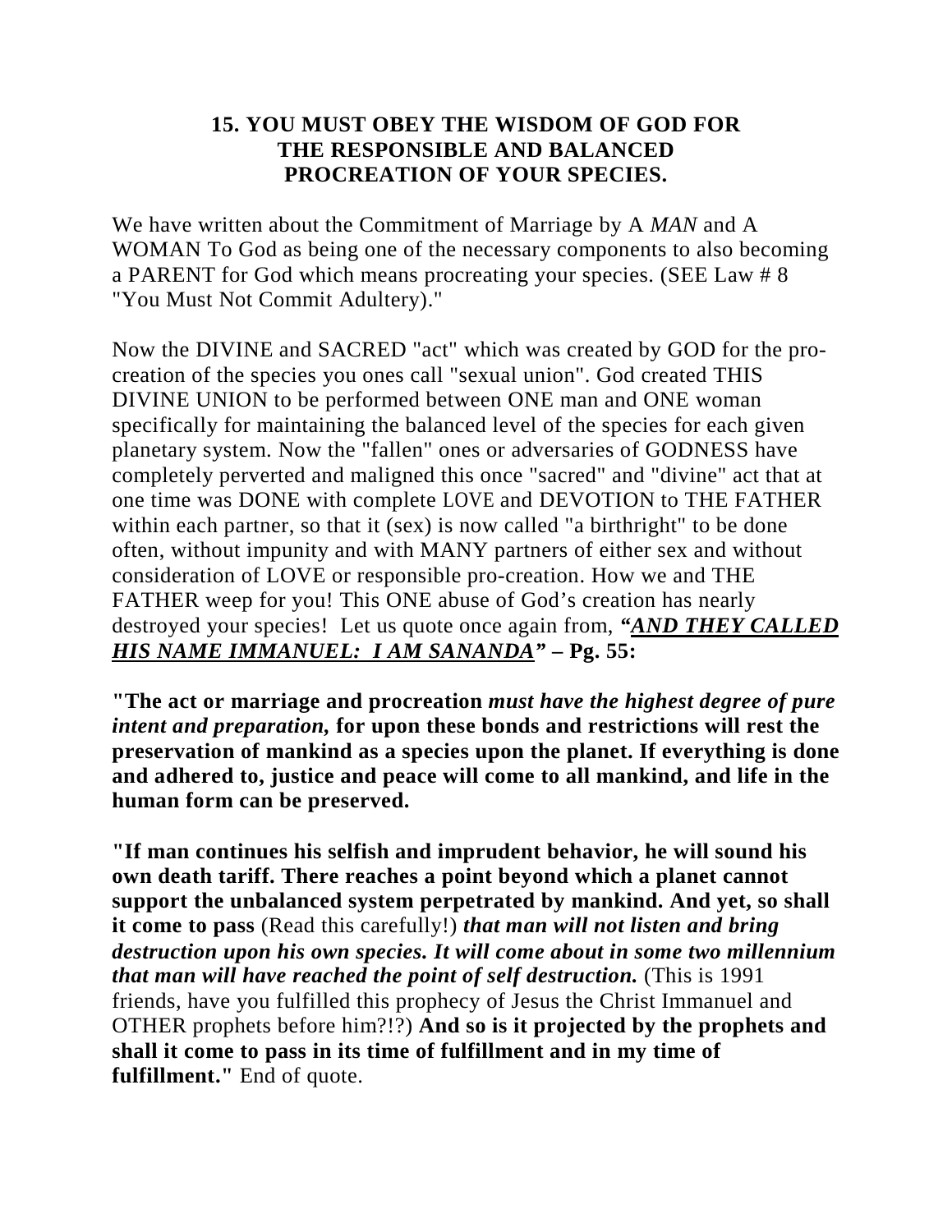## 15. YOU MUST OBEY THE WISDOM OF GOD FOR THE RESPONSIBLE AND BALANCED PROCREATION OF YOUR SPECIES.

We have written about the Commitment of Marriage by A *MAN* and A WOMAN To God as being one of the necessary components to also becoming a PARENT for God which means procreating your species. (SEE Law # 8 "You Must Not Commit Adultery)."

Now the DIVINE and SACRED "act" which was created by GOD for the pro-creation of the species you ones call "sexual union". God created THIS DIVINE UNION to be performed between ONE man and ONE woman specifically for maintaining the balanced level of the species for each given planetary system. Now the "fallen" ones or adversaries of GODNESS have completely perverted and maligned this once "sacred" and "divine" act that at one time was DONE with complete LOVE and DEVOTION to THE FATHER within each partner, so that it (sex) is now called "a birthright" to be done often, without impunity and with MANY partners of either sex and without consideration of LOVE or responsible pro-creation. How we and THE FATHER weep for you! This ONE abuse of God's creation has nearly destroyed your species! Let us quote once again from, ***"AND THEY CALLED HIS NAME IMMANUEL: I AM SANANDA"*** **– Pg. 55:**

**"The act or marriage and procreation *must have the highest degree of pure intent and preparation,* for upon these bonds and restrictions will rest the preservation of mankind as a species upon the planet. If everything is done and adhered to, justice and peace will come to all mankind, and life in the human form can be preserved.**

**"If man continues his selfish and imprudent behavior, he will sound his own death tariff. There reaches a point beyond which a planet cannot support the unbalanced system perpetrated by mankind. And yet, so shall it come to pass** (Read this carefully!) ***that man will not listen and bring destruction upon his own species. It will come about in some two millennium that man will have reached the point of self destruction.*** (This is 1991 friends, have you fulfilled this prophecy of Jesus the Christ Immanuel and OTHER prophets before him?!?) **And so is it projected by the prophets and shall it come to pass in its time of fulfillment and in my time of fulfillment."** End of quote.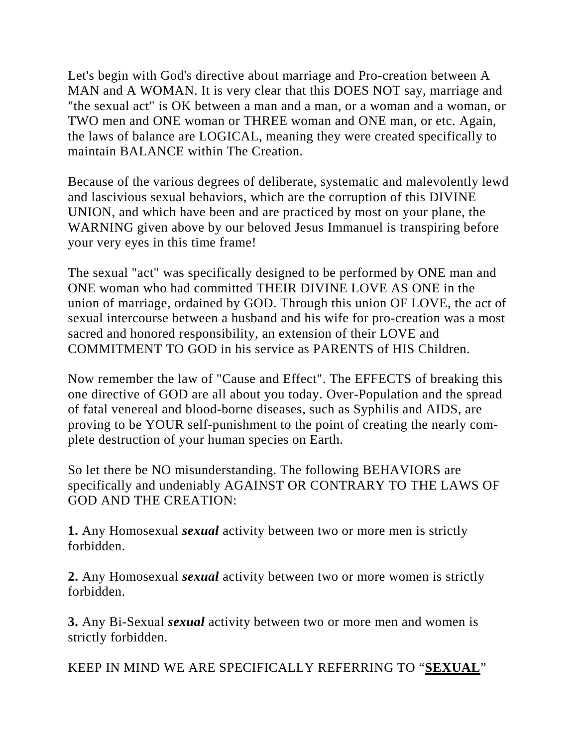Let's begin with God's directive about marriage and Pro-creation between A MAN and A WOMAN. It is very clear that this DOES NOT say, marriage and "the sexual act" is OK between a man and a man, or a woman and a woman, or TWO men and ONE woman or THREE woman and ONE man, or etc. Again, the laws of balance are LOGICAL, meaning they were created specifically to maintain BALANCE within The Creation.

Because of the various degrees of deliberate, systematic and malevolently lewd and lascivious sexual behaviors, which are the corruption of this DIVINE UNION, and which have been and are practiced by most on your plane, the WARNING given above by our beloved Jesus Immanuel is transpiring before your very eyes in this time frame!

The sexual "act" was specifically designed to be performed by ONE man and ONE woman who had committed THEIR DIVINE LOVE AS ONE in the union of marriage, ordained by GOD. Through this union OF LOVE, the act of sexual intercourse between a husband and his wife for pro-creation was a most sacred and honored responsibility, an extension of their LOVE and COMMITMENT TO GOD in his service as PARENTS of HIS Children.

Now remember the law of "Cause and Effect". The EFFECTS of breaking this one directive of GOD are all about you today. Over-Population and the spread of fatal venereal and blood-borne diseases, such as Syphilis and AIDS, are proving to be YOUR self-punishment to the point of creating the nearly complete destruction of your human species on Earth.

So let there be NO misunderstanding. The following BEHAVIORS are specifically and undeniably AGAINST OR CONTRARY TO THE LAWS OF GOD AND THE CREATION:

**1.** Any Homosexual ***sexual*** activity between two or more men is strictly forbidden.

**2.** Any Homosexual ***sexual*** activity between two or more women is strictly forbidden.

**3.** Any Bi-Sexual ***sexual*** activity between two or more men and women is strictly forbidden.

KEEP IN MIND WE ARE SPECIFICALLY REFERRING TO "**<u>SEXUAL</u>**"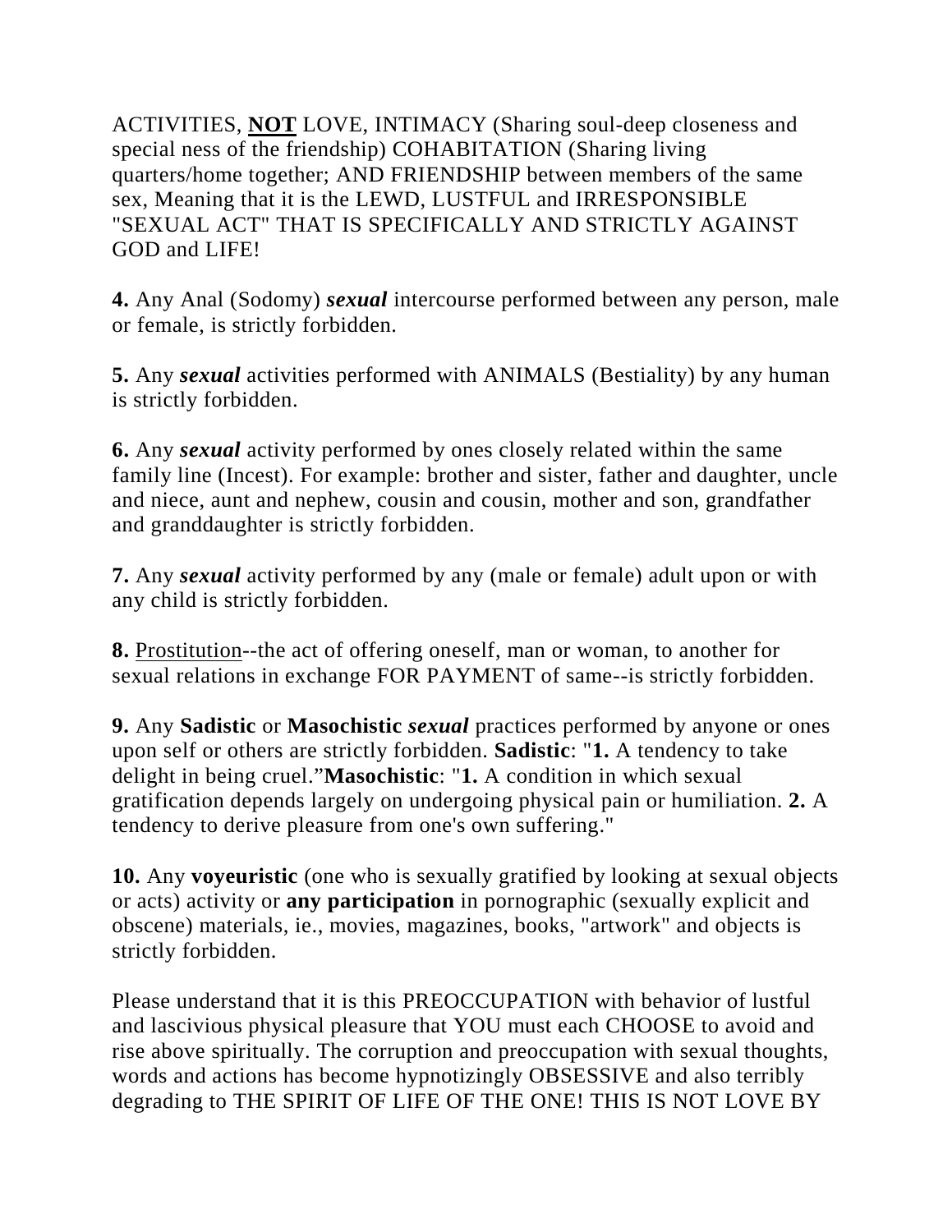ACTIVITIES, <u>**NOT**</u> LOVE, INTIMACY (Sharing soul-deep closeness and special ness of the friendship) COHABITATION (Sharing living quarters/home together; AND FRIENDSHIP between members of the same sex, Meaning that it is the LEWD, LUSTFUL and IRRESPONSIBLE "SEXUAL ACT" THAT IS SPECIFICALLY AND STRICTLY AGAINST GOD and LIFE!

**4.** Any Anal (Sodomy) ***sexual*** intercourse performed between any person, male or female, is strictly forbidden.

**5.** Any ***sexual*** activities performed with ANIMALS (Bestiality) by any human is strictly forbidden.

**6.** Any ***sexual*** activity performed by ones closely related within the same family line (Incest). For example: brother and sister, father and daughter, uncle and niece, aunt and nephew, cousin and cousin, mother and son, grandfather and granddaughter is strictly forbidden.

**7.** Any ***sexual*** activity performed by any (male or female) adult upon or with any child is strictly forbidden.

**8.** <u>Prostitution</u>--the act of offering oneself, man or woman, to another for sexual relations in exchange FOR PAYMENT of same--is strictly forbidden.

**9.** Any **Sadistic** or **Masochistic** ***sexual*** practices performed by anyone or ones upon self or others are strictly forbidden. **Sadistic**: "**1.** A tendency to take delight in being cruel."**Masochistic**: "**1.** A condition in which sexual gratification depends largely on undergoing physical pain or humiliation. **2.** A tendency to derive pleasure from one's own suffering."

**10.** Any **voyeuristic** (one who is sexually gratified by looking at sexual objects or acts) activity or **any participation** in pornographic (sexually explicit and obscene) materials, ie., movies, magazines, books, "artwork" and objects is strictly forbidden.

Please understand that it is this PREOCCUPATION with behavior of lustful and lascivious physical pleasure that YOU must each CHOOSE to avoid and rise above spiritually. The corruption and preoccupation with sexual thoughts, words and actions has become hypnotizingly OBSESSIVE and also terribly degrading to THE SPIRIT OF LIFE OF THE ONE! THIS IS NOT LOVE BY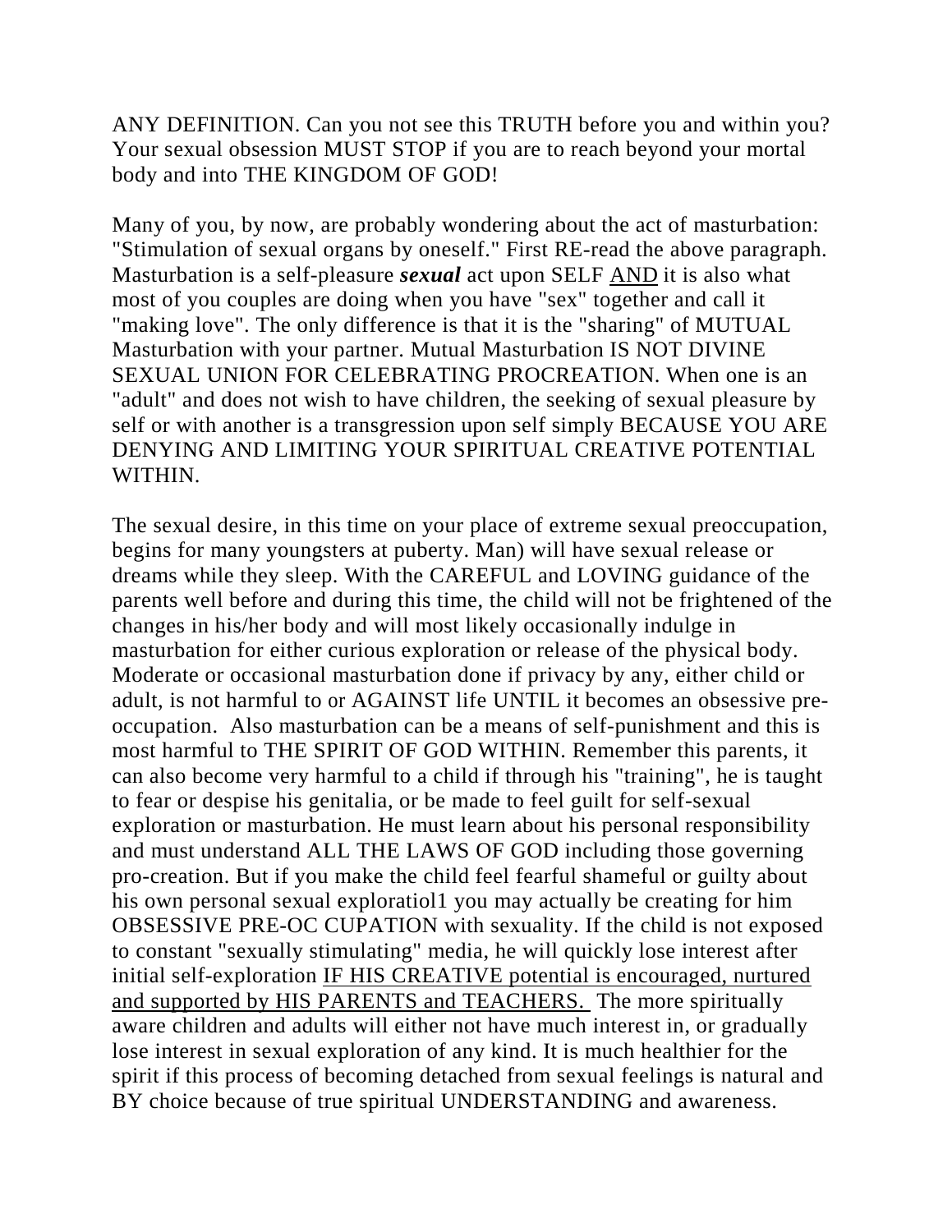ANY DEFINITION. Can you not see this TRUTH before you and within you? Your sexual obsession MUST STOP if you are to reach beyond your mortal body and into THE KINGDOM OF GOD!

Many of you, by now, are probably wondering about the act of masturbation: "Stimulation of sexual organs by oneself." First RE-read the above paragraph. Masturbation is a self-pleasure ***sexual*** act upon SELF <u>AND</u> it is also what most of you couples are doing when you have "sex" together and call it "making love". The only difference is that it is the "sharing" of MUTUAL Masturbation with your partner. Mutual Masturbation IS NOT DIVINE SEXUAL UNION FOR CELEBRATING PROCREATION. When one is an "adult" and does not wish to have children, the seeking of sexual pleasure by self or with another is a transgression upon self simply BECAUSE YOU ARE DENYING AND LIMITING YOUR SPIRITUAL CREATIVE POTENTIAL WITHIN.

The sexual desire, in this time on your place of extreme sexual preoccupation, begins for many youngsters at puberty. Man) will have sexual release or dreams while they sleep. With the CAREFUL and LOVING guidance of the parents well before and during this time, the child will not be frightened of the changes in his/her body and will most likely occasionally indulge in masturbation for either curious exploration or release of the physical body. Moderate or occasional masturbation done if privacy by any, either child or adult, is not harmful to or AGAINST life UNTIL it becomes an obsessive pre-occupation. Also masturbation can be a means of self-punishment and this is most harmful to THE SPIRIT OF GOD WITHIN. Remember this parents, it can also become very harmful to a child if through his "training", he is taught to fear or despise his genitalia, or be made to feel guilt for self-sexual exploration or masturbation. He must learn about his personal responsibility and must understand ALL THE LAWS OF GOD including those governing pro-creation. But if you make the child feel fearful shameful or guilty about his own personal sexual exploratiol1 you may actually be creating for him OBSESSIVE PRE-OC CUPATION with sexuality. If the child is not exposed to constant "sexually stimulating" media, he will quickly lose interest after initial self-exploration <u>IF HIS CREATIVE potential is encouraged, nurtured and supported by HIS PARENTS and TEACHERS.</u> The more spiritually aware children and adults will either not have much interest in, or gradually lose interest in sexual exploration of any kind. It is much healthier for the spirit if this process of becoming detached from sexual feelings is natural and BY choice because of true spiritual UNDERSTANDING and awareness.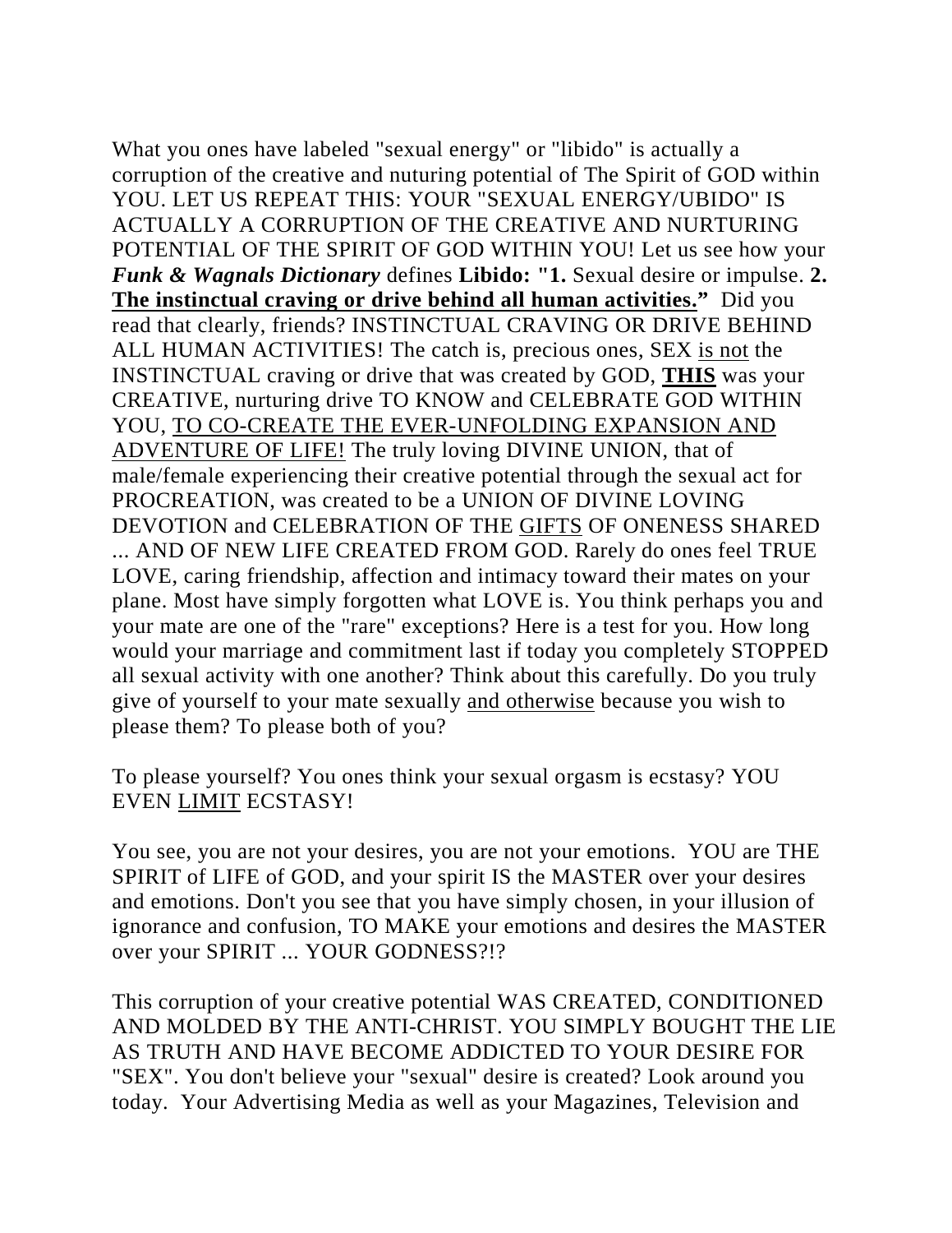What you ones have labeled "sexual energy" or "libido" is actually a corruption of the creative and nuturing potential of The Spirit of GOD within YOU. LET US REPEAT THIS: YOUR "SEXUAL ENERGY/UBIDO" IS ACTUALLY A CORRUPTION OF THE CREATIVE AND NURTURING POTENTIAL OF THE SPIRIT OF GOD WITHIN YOU! Let us see how your ***Funk & Wagnals Dictionary*** defines **Libido: "1.** Sexual desire or impulse. **2. <u>The instinctual craving or drive behind all human activities.</u>"** Did you read that clearly, friends? INSTINCTUAL CRAVING OR DRIVE BEHIND ALL HUMAN ACTIVITIES! The catch is, precious ones, SEX <u>is not</u> the INSTINCTUAL craving or drive that was created by GOD, **<u>THIS</u>** was your CREATIVE, nurturing drive TO KNOW and CELEBRATE GOD WITHIN YOU, <u>TO CO-CREATE THE EVER-UNFOLDING EXPANSION AND ADVENTURE OF LIFE!</u> The truly loving DIVINE UNION, that of male/female experiencing their creative potential through the sexual act for PROCREATION, was created to be a UNION OF DIVINE LOVING DEVOTION and CELEBRATION OF THE <u>GIFTS</u> OF ONENESS SHARED ... AND OF NEW LIFE CREATED FROM GOD. Rarely do ones feel TRUE LOVE, caring friendship, affection and intimacy toward their mates on your plane. Most have simply forgotten what LOVE is. You think perhaps you and your mate are one of the "rare" exceptions? Here is a test for you. How long would your marriage and commitment last if today you completely STOPPED all sexual activity with one another? Think about this carefully. Do you truly give of yourself to your mate sexually <u>and otherwise</u> because you wish to please them? To please both of you?

To please yourself? You ones think your sexual orgasm is ecstasy? YOU EVEN <u>LIMIT</u> ECSTASY!

You see, you are not your desires, you are not your emotions. YOU are THE SPIRIT of LIFE of GOD, and your spirit IS the MASTER over your desires and emotions. Don't you see that you have simply chosen, in your illusion of ignorance and confusion, TO MAKE your emotions and desires the MASTER over your SPIRIT ... YOUR GODNESS?!?

This corruption of your creative potential WAS CREATED, CONDITIONED AND MOLDED BY THE ANTI-CHRIST. YOU SIMPLY BOUGHT THE LIE AS TRUTH AND HAVE BECOME ADDICTED TO YOUR DESIRE FOR "SEX". You don't believe your "sexual" desire is created? Look around you today. Your Advertising Media as well as your Magazines, Television and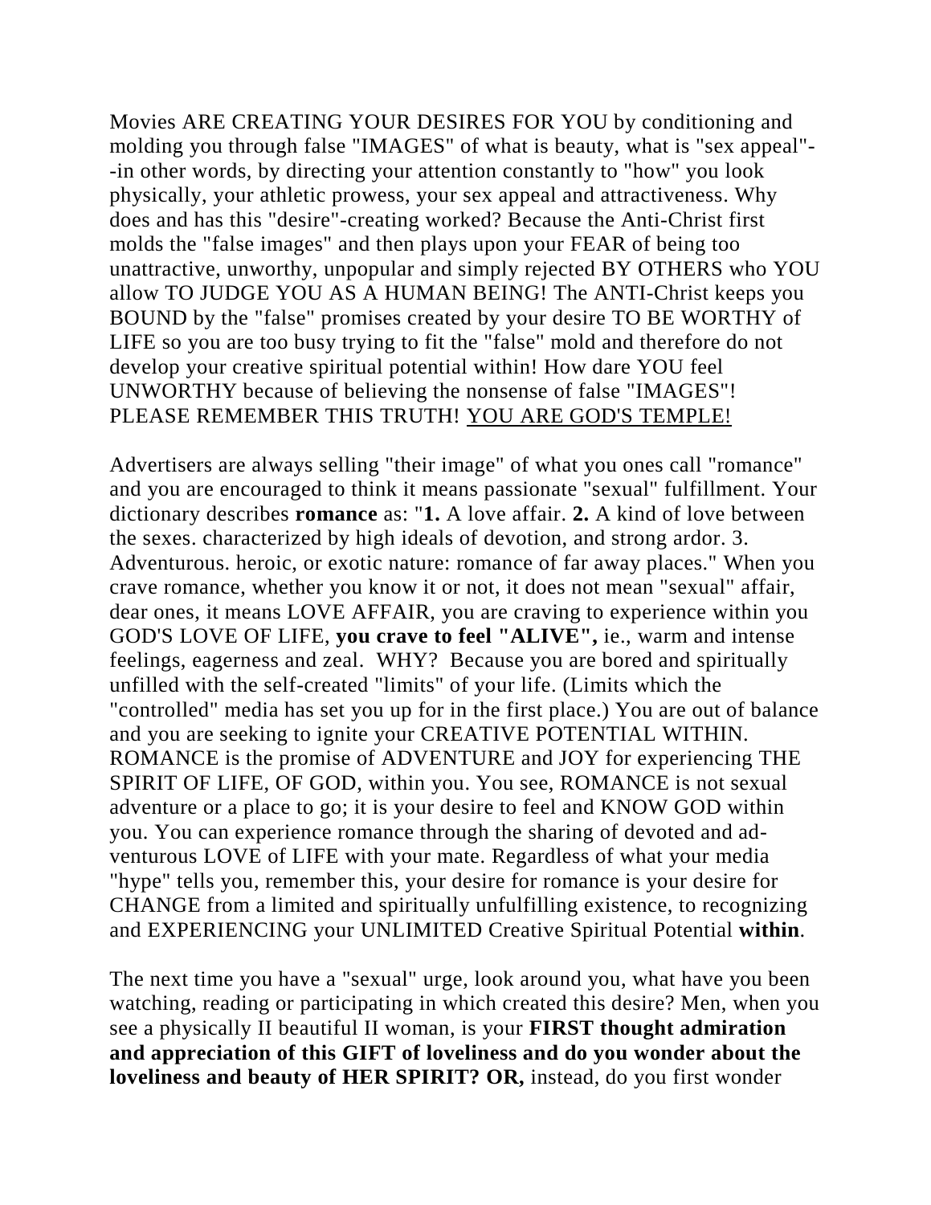Movies ARE CREATING YOUR DESIRES FOR YOU by conditioning and molding you through false "IMAGES" of what is beauty, what is "sex appeal"--in other words, by directing your attention constantly to "how" you look physically, your athletic prowess, your sex appeal and attractiveness. Why does and has this "desire"-creating worked? Because the Anti-Christ first molds the "false images" and then plays upon your FEAR of being too unattractive, unworthy, unpopular and simply rejected BY OTHERS who YOU allow TO JUDGE YOU AS A HUMAN BEING! The ANTI-Christ keeps you BOUND by the "false" promises created by your desire TO BE WORTHY of LIFE so you are too busy trying to fit the "false" mold and therefore do not develop your creative spiritual potential within! How dare YOU feel UNWORTHY because of believing the nonsense of false "IMAGES"! PLEASE REMEMBER THIS TRUTH! <u>YOU ARE GOD'S TEMPLE!</u>

Advertisers are always selling "their image" of what you ones call "romance" and you are encouraged to think it means passionate "sexual" fulfillment. Your dictionary describes **romance** as: "**1.** A love affair. **2.** A kind of love between the sexes. characterized by high ideals of devotion, and strong ardor. 3. Adventurous. heroic, or exotic nature: romance of far away places." When you crave romance, whether you know it or not, it does not mean "sexual" affair, dear ones, it means LOVE AFFAIR, you are craving to experience within you GOD'S LOVE OF LIFE, **you crave to feel "ALIVE",** ie., warm and intense feelings, eagerness and zeal. WHY? Because you are bored and spiritually unfilled with the self-created "limits" of your life. (Limits which the "controlled" media has set you up for in the first place.) You are out of balance and you are seeking to ignite your CREATIVE POTENTIAL WITHIN. ROMANCE is the promise of ADVENTURE and JOY for experiencing THE SPIRIT OF LIFE, OF GOD, within you. You see, ROMANCE is not sexual adventure or a place to go; it is your desire to feel and KNOW GOD within you. You can experience romance through the sharing of devoted and adventurous LOVE of LIFE with your mate. Regardless of what your media "hype" tells you, remember this, your desire for romance is your desire for CHANGE from a limited and spiritually unfulfilling existence, to recognizing and EXPERIENCING your UNLIMITED Creative Spiritual Potential **within**.

The next time you have a "sexual" urge, look around you, what have you been watching, reading or participating in which created this desire? Men, when you see a physically II beautiful II woman, is your **FIRST thought admiration and appreciation of this GIFT of loveliness and do you wonder about the loveliness and beauty of HER SPIRIT? OR,** instead, do you first wonder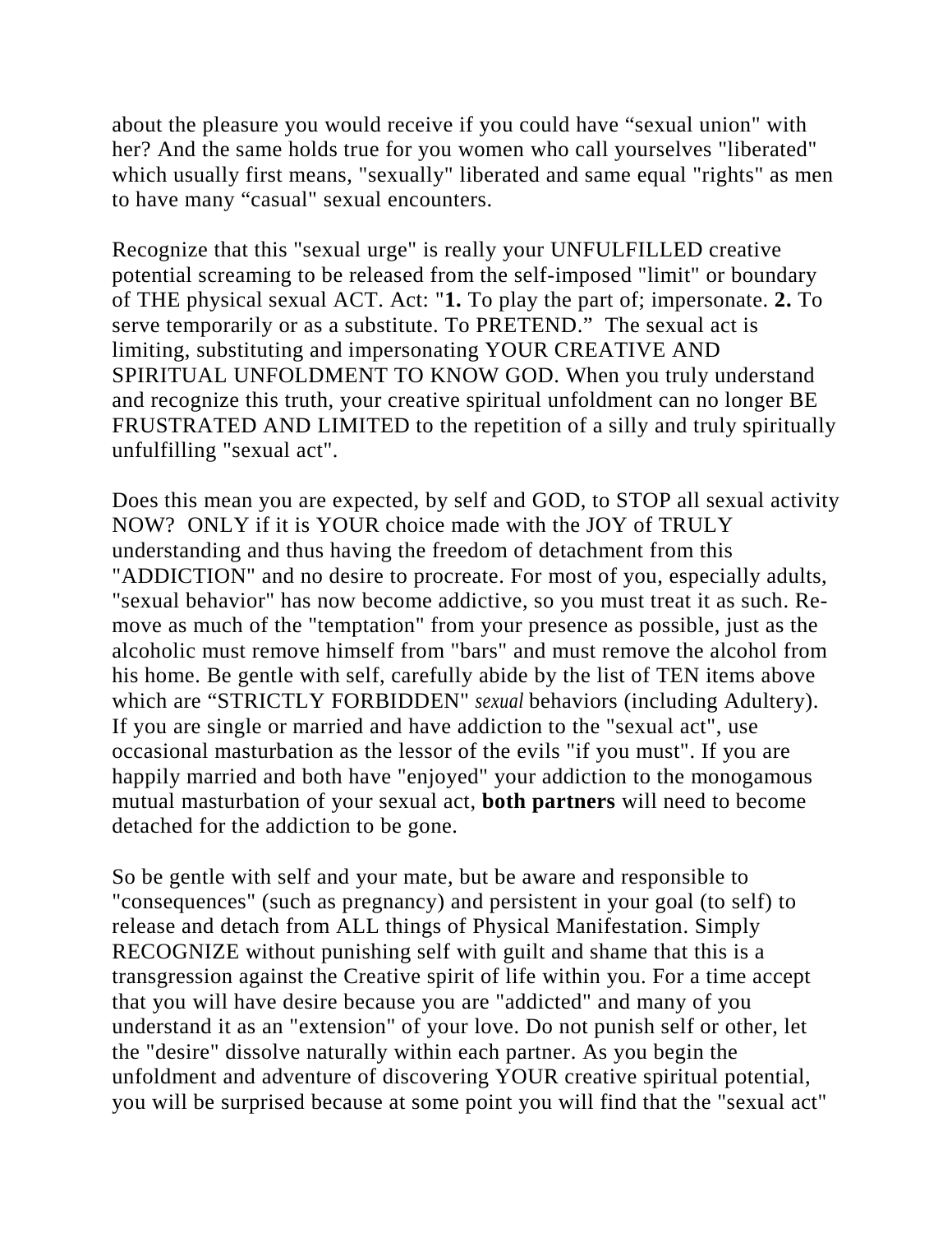about the pleasure you would receive if you could have “sexual union" with her? And the same holds true for you women who call yourselves "liberated" which usually first means, "sexually" liberated and same equal "rights" as men to have many “casual" sexual encounters.

Recognize that this "sexual urge" is really your UNFULFILLED creative potential screaming to be released from the self-imposed "limit" or boundary of THE physical sexual ACT. Act: "**1.** To play the part of; impersonate. **2.** To serve temporarily or as a substitute. To PRETEND.” The sexual act is limiting, substituting and impersonating YOUR CREATIVE AND SPIRITUAL UNFOLDMENT TO KNOW GOD. When you truly understand and recognize this truth, your creative spiritual unfoldment can no longer BE FRUSTRATED AND LIMITED to the repetition of a silly and truly spiritually unfulfilling "sexual act".

Does this mean you are expected, by self and GOD, to STOP all sexual activity NOW? ONLY if it is YOUR choice made with the JOY of TRULY understanding and thus having the freedom of detachment from this "ADDICTION" and no desire to procreate. For most of you, especially adults, "sexual behavior" has now become addictive, so you must treat it as such. Remove as much of the "temptation" from your presence as possible, just as the alcoholic must remove himself from "bars" and must remove the alcohol from his home. Be gentle with self, carefully abide by the list of TEN items above which are “STRICTLY FORBIDDEN" *sexual* behaviors (including Adultery). If you are single or married and have addiction to the "sexual act", use occasional masturbation as the lessor of the evils "if you must". If you are happily married and both have "enjoyed" your addiction to the monogamous mutual masturbation of your sexual act, **both partners** will need to become detached for the addiction to be gone.

So be gentle with self and your mate, but be aware and responsible to "consequences" (such as pregnancy) and persistent in your goal (to self) to release and detach from ALL things of Physical Manifestation. Simply RECOGNIZE without punishing self with guilt and shame that this is a transgression against the Creative spirit of life within you. For a time accept that you will have desire because you are "addicted" and many of you understand it as an "extension" of your love. Do not punish self or other, let the "desire" dissolve naturally within each partner. As you begin the unfoldment and adventure of discovering YOUR creative spiritual potential, you will be surprised because at some point you will find that the "sexual act"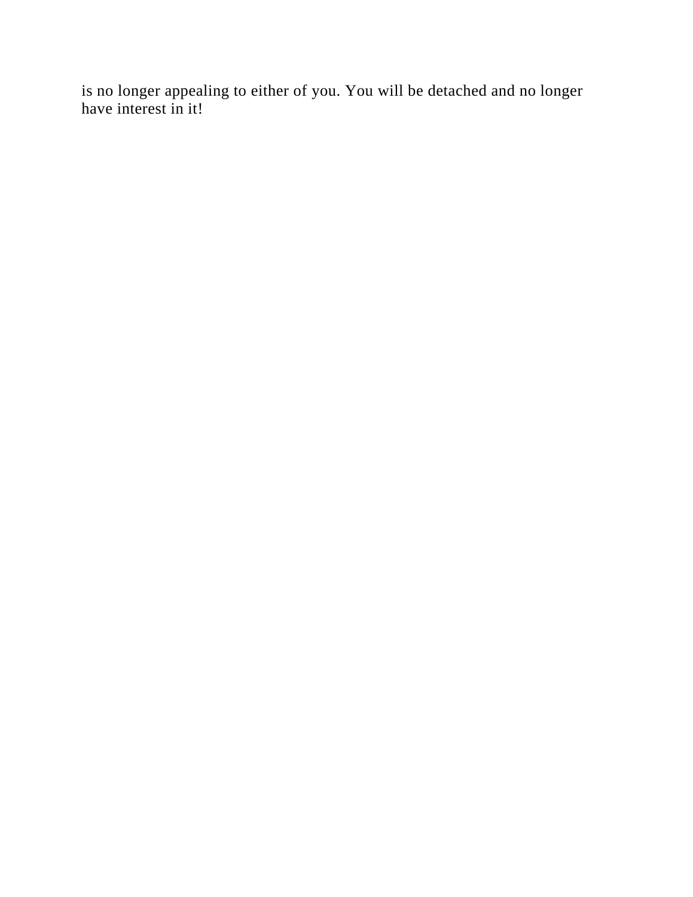is no longer appealing to either of you. You will be detached and no longer have interest in it!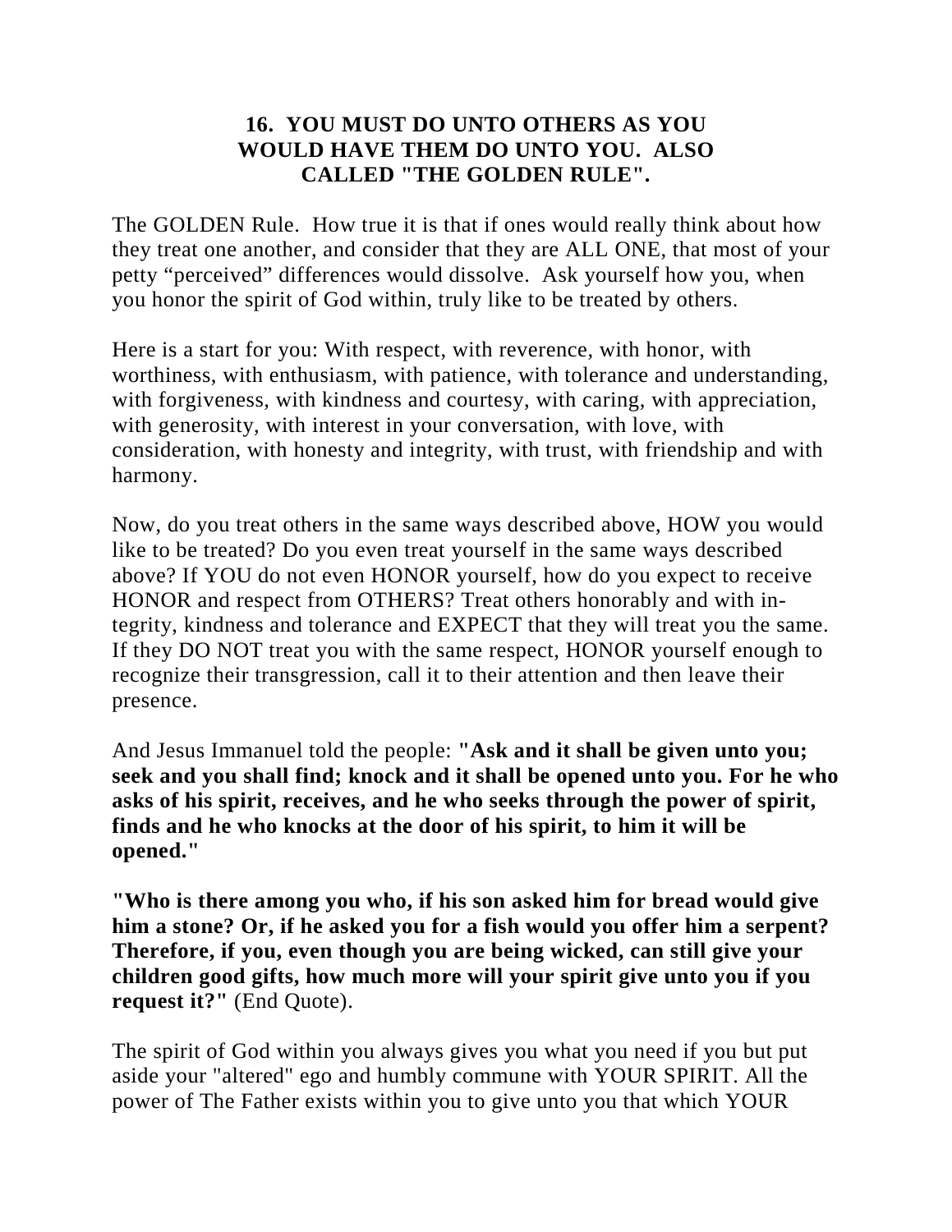## 16. YOU MUST DO UNTO OTHERS AS YOU WOULD HAVE THEM DO UNTO YOU. ALSO CALLED "THE GOLDEN RULE".

The GOLDEN Rule. How true it is that if ones would really think about how they treat one another, and consider that they are ALL ONE, that most of your petty "perceived" differences would dissolve. Ask yourself how you, when you honor the spirit of God within, truly like to be treated by others.

Here is a start for you: With respect, with reverence, with honor, with worthiness, with enthusiasm, with patience, with tolerance and understanding, with forgiveness, with kindness and courtesy, with caring, with appreciation, with generosity, with interest in your conversation, with love, with consideration, with honesty and integrity, with trust, with friendship and with harmony.

Now, do you treat others in the same ways described above, HOW you would like to be treated? Do you even treat yourself in the same ways described above? If YOU do not even HONOR yourself, how do you expect to receive HONOR and respect from OTHERS? Treat others honorably and with integrity, kindness and tolerance and EXPECT that they will treat you the same. If they DO NOT treat you with the same respect, HONOR yourself enough to recognize their transgression, call it to their attention and then leave their presence.

And Jesus Immanuel told the people: **"Ask and it shall be given unto you; seek and you shall find; knock and it shall be opened unto you. For he who asks of his spirit, receives, and he who seeks through the power of spirit, finds and he who knocks at the door of his spirit, to him it will be opened."**

**"Who is there among you who, if his son asked him for bread would give him a stone? Or, if he asked you for a fish would you offer him a serpent? Therefore, if you, even though you are being wicked, can still give your children good gifts, how much more will your spirit give unto you if you request it?"** (End Quote).

The spirit of God within you always gives you what you need if you but put aside your "altered" ego and humbly commune with YOUR SPIRIT. All the power of The Father exists within you to give unto you that which YOUR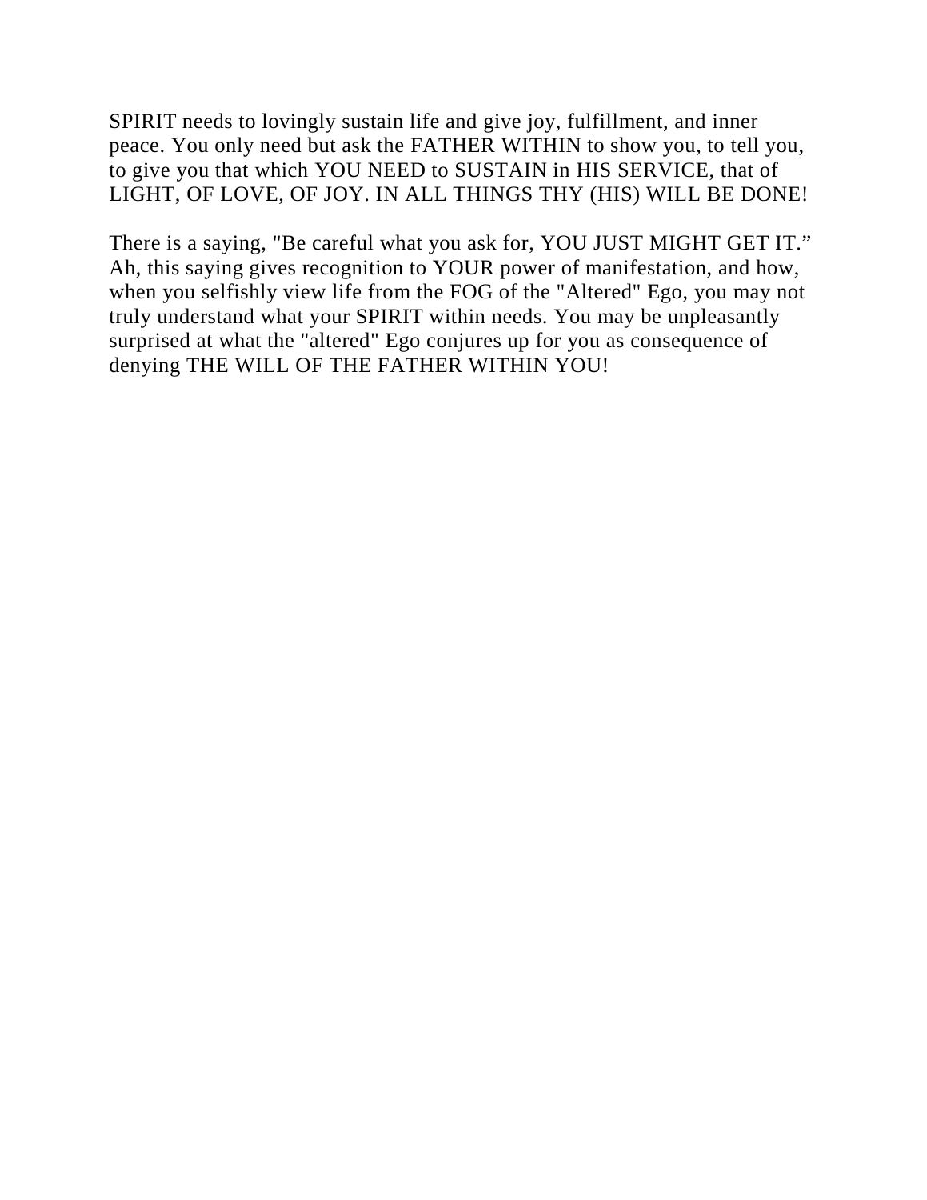SPIRIT needs to lovingly sustain life and give joy, fulfillment, and inner peace. You only need but ask the FATHER WITHIN to show you, to tell you, to give you that which YOU NEED to SUSTAIN in HIS SERVICE, that of LIGHT, OF LOVE, OF JOY. IN ALL THINGS THY (HIS) WILL BE DONE!

There is a saying, "Be careful what you ask for, YOU JUST MIGHT GET IT." Ah, this saying gives recognition to YOUR power of manifestation, and how, when you selfishly view life from the FOG of the "Altered" Ego, you may not truly understand what your SPIRIT within needs. You may be unpleasantly surprised at what the "altered" Ego conjures up for you as consequence of denying THE WILL OF THE FATHER WITHIN YOU!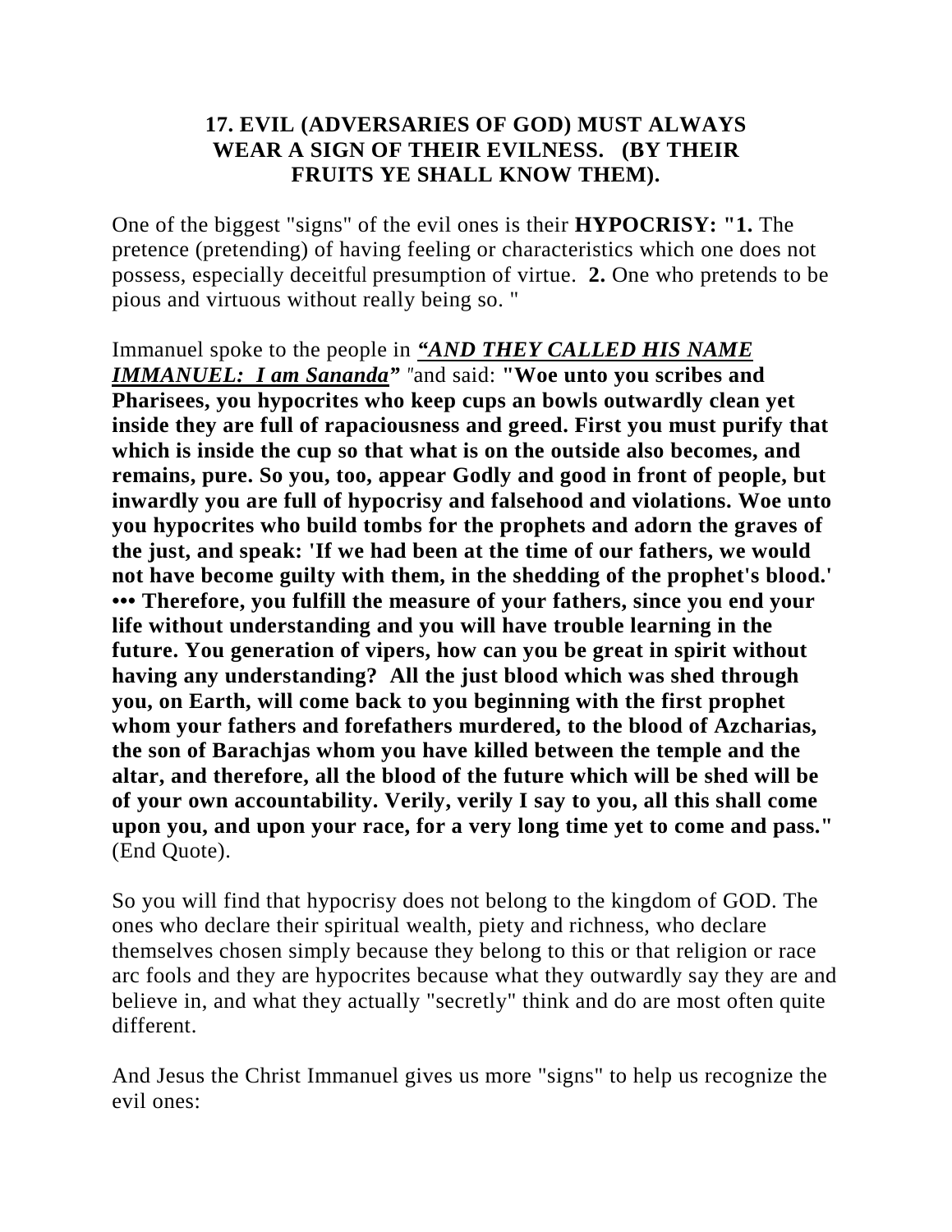## 17. EVIL (ADVERSARIES OF GOD) MUST ALWAYS WEAR A SIGN OF THEIR EVILNESS. (BY THEIR FRUITS YE SHALL KNOW THEM).

One of the biggest "signs" of the evil ones is their **HYPOCRISY: "1.** The pretence (pretending) of having feeling or characteristics which one does not possess, especially deceitful presumption of virtue. **2.** One who pretends to be pious and virtuous without really being so. "

Immanuel spoke to the people in ***"AND THEY CALLED HIS NAME IMMANUEL: I am Sananda"*** "and said: **"Woe unto you scribes and Pharisees, you hypocrites who keep cups an bowls outwardly clean yet inside they are full of rapaciousness and greed. First you must purify that which is inside the cup so that what is on the outside also becomes, and remains, pure. So you, too, appear Godly and good in front of people, but inwardly you are full of hypocrisy and falsehood and violations. Woe unto you hypocrites who build tombs for the prophets and adorn the graves of the just, and speak: 'If we had been at the time of our fathers, we would not have become guilty with them, in the shedding of the prophet's blood.' ••• Therefore, you fulfill the measure of your fathers, since you end your life without understanding and you will have trouble learning in the future. You generation of vipers, how can you be great in spirit without having any understanding? All the just blood which was shed through you, on Earth, will come back to you beginning with the first prophet whom your fathers and forefathers murdered, to the blood of Azcharias, the son of Barachjas whom you have killed between the temple and the altar, and therefore, all the blood of the future which will be shed will be of your own accountability. Verily, verily I say to you, all this shall come upon you, and upon your race, for a very long time yet to come and pass."** (End Quote).

So you will find that hypocrisy does not belong to the kingdom of GOD. The ones who declare their spiritual wealth, piety and richness, who declare themselves chosen simply because they belong to this or that religion or race arc fools and they are hypocrites because what they outwardly say they are and believe in, and what they actually "secretly" think and do are most often quite different.

And Jesus the Christ Immanuel gives us more "signs" to help us recognize the evil ones: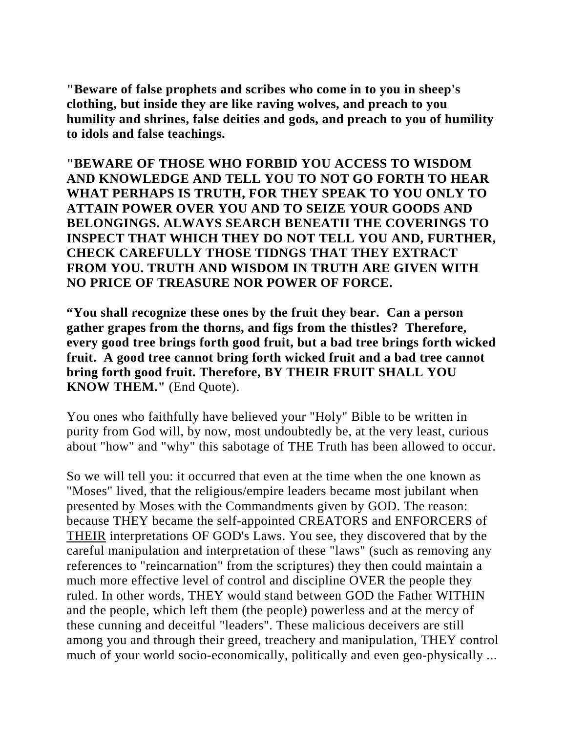**"Beware of false prophets and scribes who come in to you in sheep's clothing, but inside they are like raving wolves, and preach to you humility and shrines, false deities and gods, and preach to you of humility to idols and false teachings.**

**"BEWARE OF THOSE WHO FORBID YOU ACCESS TO WISDOM AND KNOWLEDGE AND TELL YOU TO NOT GO FORTH TO HEAR WHAT PERHAPS IS TRUTH, FOR THEY SPEAK TO YOU ONLY TO ATTAIN POWER OVER YOU AND TO SEIZE YOUR GOODS AND BELONGINGS. ALWAYS SEARCH BENEATII THE COVERINGS TO INSPECT THAT WHICH THEY DO NOT TELL YOU AND, FURTHER, CHECK CAREFULLY THOSE TIDNGS THAT THEY EXTRACT FROM YOU. TRUTH AND WISDOM IN TRUTH ARE GIVEN WITH NO PRICE OF TREASURE NOR POWER OF FORCE.**

**"You shall recognize these ones by the fruit they bear. Can a person gather grapes from the thorns, and figs from the thistles? Therefore, every good tree brings forth good fruit, but a bad tree brings forth wicked fruit. A good tree cannot bring forth wicked fruit and a bad tree cannot bring forth good fruit. Therefore, BY THEIR FRUIT SHALL YOU KNOW THEM."** (End Quote).

You ones who faithfully have believed your "Holy" Bible to be written in purity from God will, by now, most undoubtedly be, at the very least, curious about "how" and "why" this sabotage of THE Truth has been allowed to occur.

So we will tell you: it occurred that even at the time when the one known as "Moses" lived, that the religious/empire leaders became most jubilant when presented by Moses with the Commandments given by GOD. The reason: because THEY became the self-appointed CREATORS and ENFORCERS of <u>THEIR</u> interpretations OF GOD's Laws. You see, they discovered that by the careful manipulation and interpretation of these "laws" (such as removing any references to "reincarnation" from the scriptures) they then could maintain a much more effective level of control and discipline OVER the people they ruled. In other words, THEY would stand between GOD the Father WITHIN and the people, which left them (the people) powerless and at the mercy of these cunning and deceitful "leaders". These malicious deceivers are still among you and through their greed, treachery and manipulation, THEY control much of your world socio-economically, politically and even geo-physically ...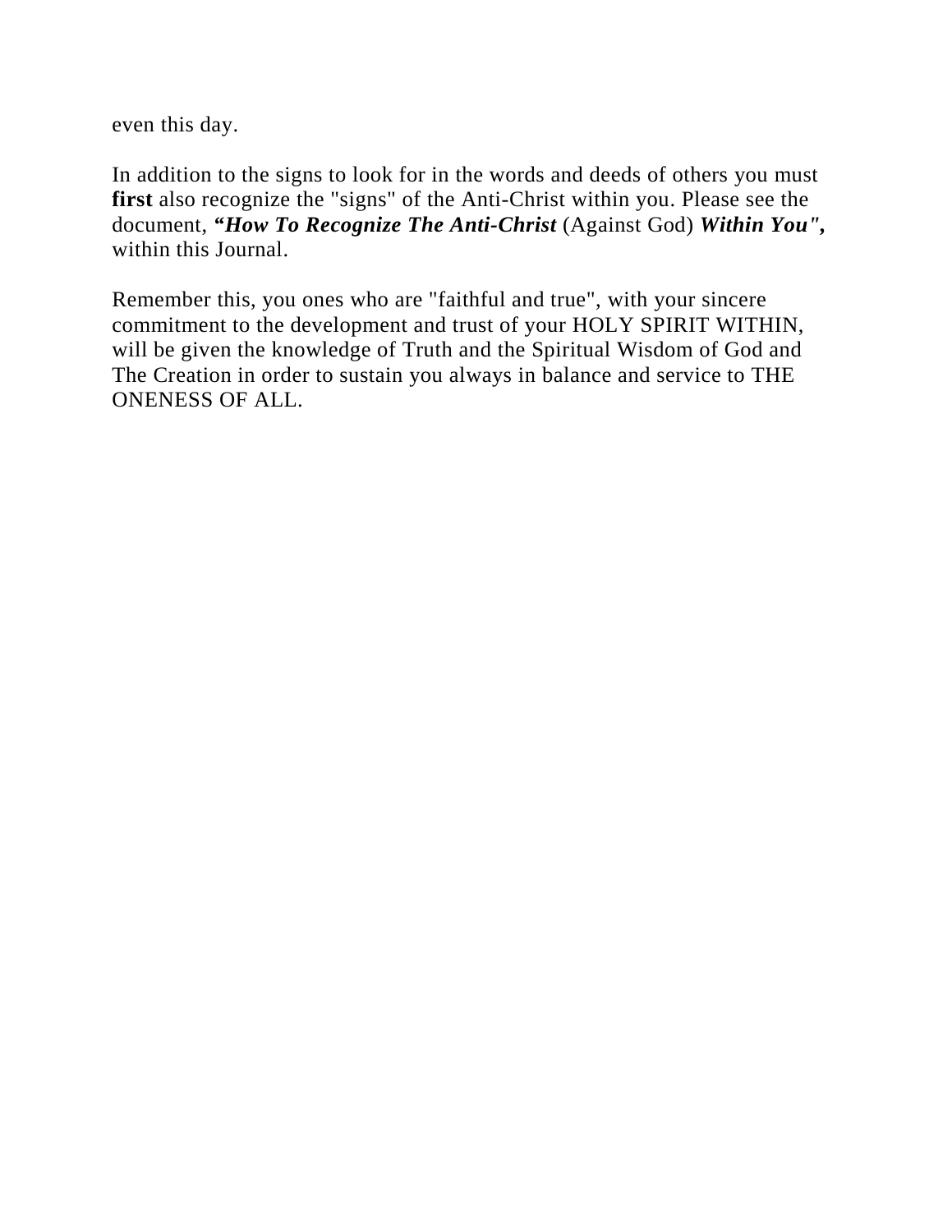even this day.

In addition to the signs to look for in the words and deeds of others you must **first** also recognize the "signs" of the Anti-Christ within you. Please see the document, ***"How To Recognize The Anti-Christ*** (Against God) ***Within You",*** within this Journal.

Remember this, you ones who are "faithful and true", with your sincere commitment to the development and trust of your HOLY SPIRIT WITHIN, will be given the knowledge of Truth and the Spiritual Wisdom of God and The Creation in order to sustain you always in balance and service to THE ONENESS OF ALL.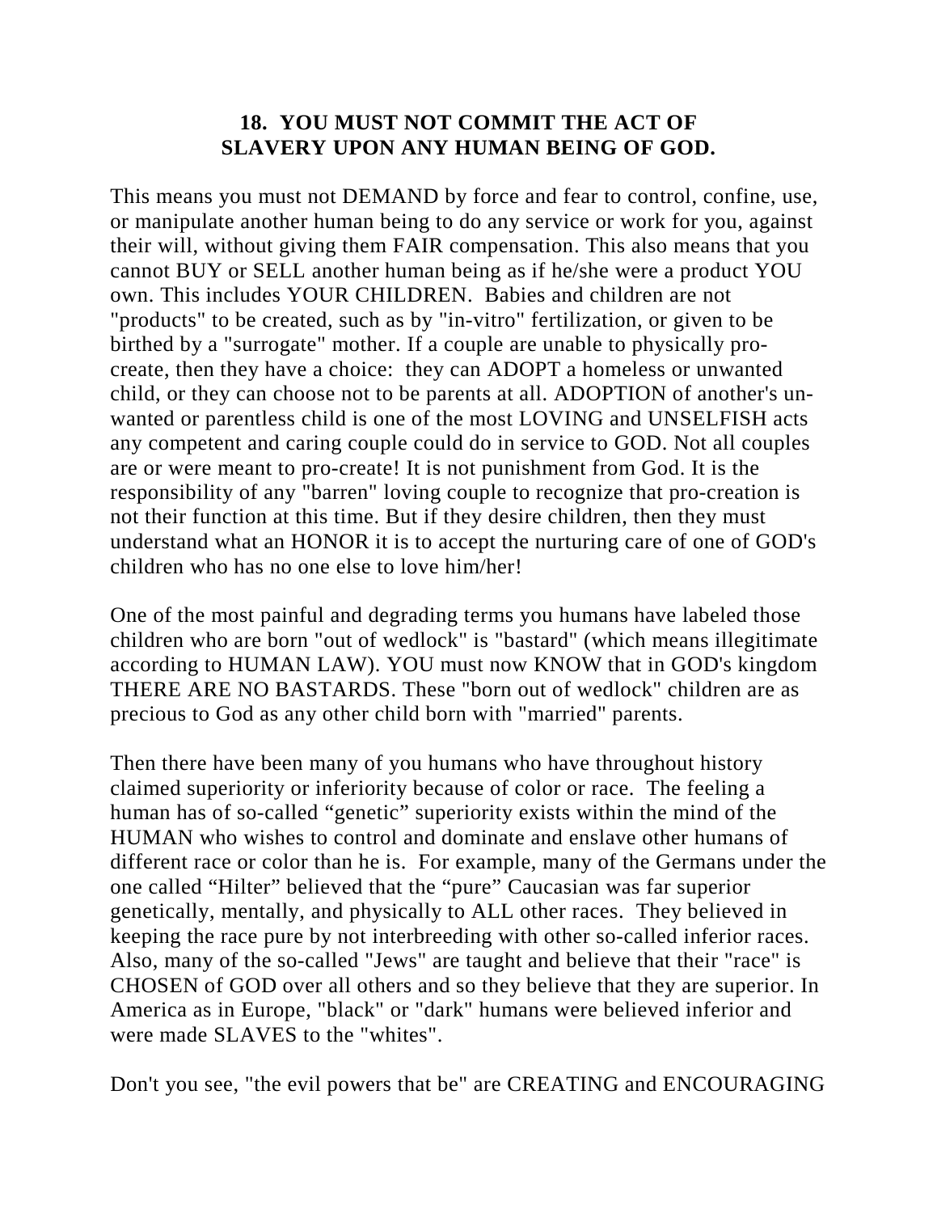**18. YOU MUST NOT COMMIT THE ACT OF SLAVERY UPON ANY HUMAN BEING OF GOD.**

This means you must not DEMAND by force and fear to control, confine, use, or manipulate another human being to do any service or work for you, against their will, without giving them FAIR compensation. This also means that you cannot BUY or SELL another human being as if he/she were a product YOU own. This includes YOUR CHILDREN. Babies and children are not "products" to be created, such as by "in-vitro" fertilization, or given to be birthed by a "surrogate" mother. If a couple are unable to physically pro-create, then they have a choice: they can ADOPT a homeless or unwanted child, or they can choose not to be parents at all. ADOPTION of another's un-wanted or parentless child is one of the most LOVING and UNSELFISH acts any competent and caring couple could do in service to GOD. Not all couples are or were meant to pro-create! It is not punishment from God. It is the responsibility of any "barren" loving couple to recognize that pro-creation is not their function at this time. But if they desire children, then they must understand what an HONOR it is to accept the nurturing care of one of GOD's children who has no one else to love him/her!

One of the most painful and degrading terms you humans have labeled those children who are born "out of wedlock" is "bastard" (which means illegitimate according to HUMAN LAW). YOU must now KNOW that in GOD's kingdom THERE ARE NO BASTARDS. These "born out of wedlock" children are as precious to God as any other child born with "married" parents.

Then there have been many of you humans who have throughout history claimed superiority or inferiority because of color or race. The feeling a human has of so-called "genetic" superiority exists within the mind of the HUMAN who wishes to control and dominate and enslave other humans of different race or color than he is. For example, many of the Germans under the one called "Hilter" believed that the "pure" Caucasian was far superior genetically, mentally, and physically to ALL other races. They believed in keeping the race pure by not interbreeding with other so-called inferior races. Also, many of the so-called "Jews" are taught and believe that their "race" is CHOSEN of GOD over all others and so they believe that they are superior. In America as in Europe, "black" or "dark" humans were believed inferior and were made SLAVES to the "whites".

Don't you see, "the evil powers that be" are CREATING and ENCOURAGING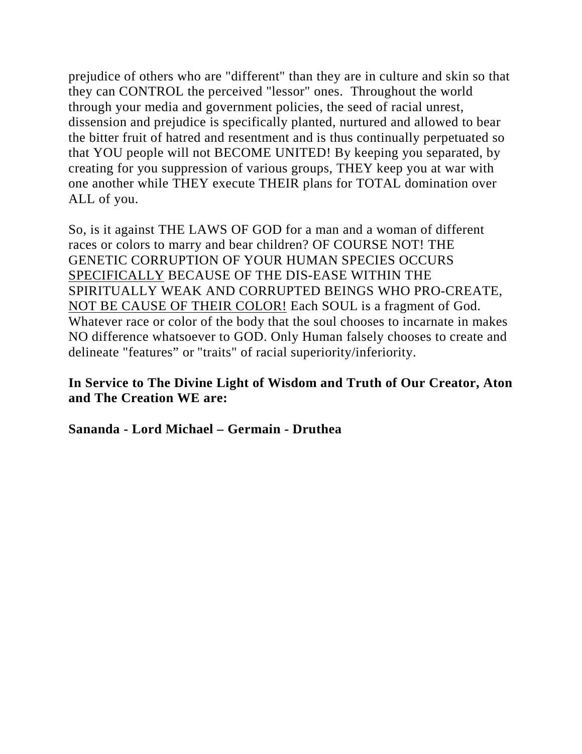prejudice of others who are "different" than they are in culture and skin so that they can CONTROL the perceived "lessor" ones.  Throughout the world through your media and government policies, the seed of racial unrest, dissension and prejudice is specifically planted, nurtured and allowed to bear the bitter fruit of hatred and resentment and is thus continually perpetuated so that YOU people will not BECOME UNITED! By keeping you separated, by creating for you suppression of various groups, THEY keep you at war with one another while THEY execute THEIR plans for TOTAL domination over ALL of you.

So, is it against THE LAWS OF GOD for a man and a woman of different races or colors to marry and bear children? OF COURSE NOT! THE GENETIC CORRUPTION OF YOUR HUMAN SPECIES OCCURS SPECIFICALLY BECAUSE OF THE DIS-EASE WITHIN THE SPIRITUALLY WEAK AND CORRUPTED BEINGS WHO PRO-CREATE, NOT BE CAUSE OF THEIR COLOR! Each SOUL is a fragment of God. Whatever race or color of the body that the soul chooses to incarnate in makes NO difference whatsoever to GOD. Only Human falsely chooses to create and delineate "features" or "traits" of racial superiority/inferiority.

**In Service to The Divine Light of Wisdom and Truth of Our Creator, Aton and The Creation WE are:**

**Sananda - Lord Michael – Germain - Druthea**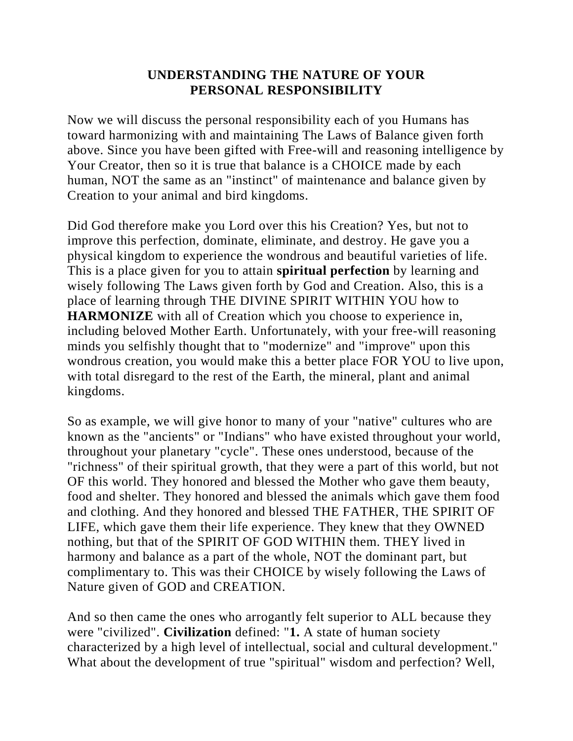## UNDERSTANDING THE NATURE OF YOUR PERSONAL RESPONSIBILITY

Now we will discuss the personal responsibility each of you Humans has toward harmonizing with and maintaining The Laws of Balance given forth above. Since you have been gifted with Free-will and reasoning intelligence by Your Creator, then so it is true that balance is a CHOICE made by each human, NOT the same as an "instinct" of maintenance and balance given by Creation to your animal and bird kingdoms.

Did God therefore make you Lord over this his Creation? Yes, but not to improve this perfection, dominate, eliminate, and destroy. He gave you a physical kingdom to experience the wondrous and beautiful varieties of life. This is a place given for you to attain **spiritual perfection** by learning and wisely following The Laws given forth by God and Creation. Also, this is a place of learning through THE DIVINE SPIRIT WITHIN YOU how to **HARMONIZE** with all of Creation which you choose to experience in, including beloved Mother Earth. Unfortunately, with your free-will reasoning minds you selfishly thought that to "modernize" and "improve" upon this wondrous creation, you would make this a better place FOR YOU to live upon, with total disregard to the rest of the Earth, the mineral, plant and animal kingdoms.

So as example, we will give honor to many of your "native" cultures who are known as the "ancients" or "Indians" who have existed throughout your world, throughout your planetary "cycle". These ones understood, because of the "richness" of their spiritual growth, that they were a part of this world, but not OF this world. They honored and blessed the Mother who gave them beauty, food and shelter. They honored and blessed the animals which gave them food and clothing. And they honored and blessed THE FATHER, THE SPIRIT OF LIFE, which gave them their life experience. They knew that they OWNED nothing, but that of the SPIRIT OF GOD WITHIN them. THEY lived in harmony and balance as a part of the whole, NOT the dominant part, but complimentary to. This was their CHOICE by wisely following the Laws of Nature given of GOD and CREATION.

And so then came the ones who arrogantly felt superior to ALL because they were "civilized". **Civilization** defined: "**1.** A state of human society characterized by a high level of intellectual, social and cultural development." What about the development of true "spiritual" wisdom and perfection? Well,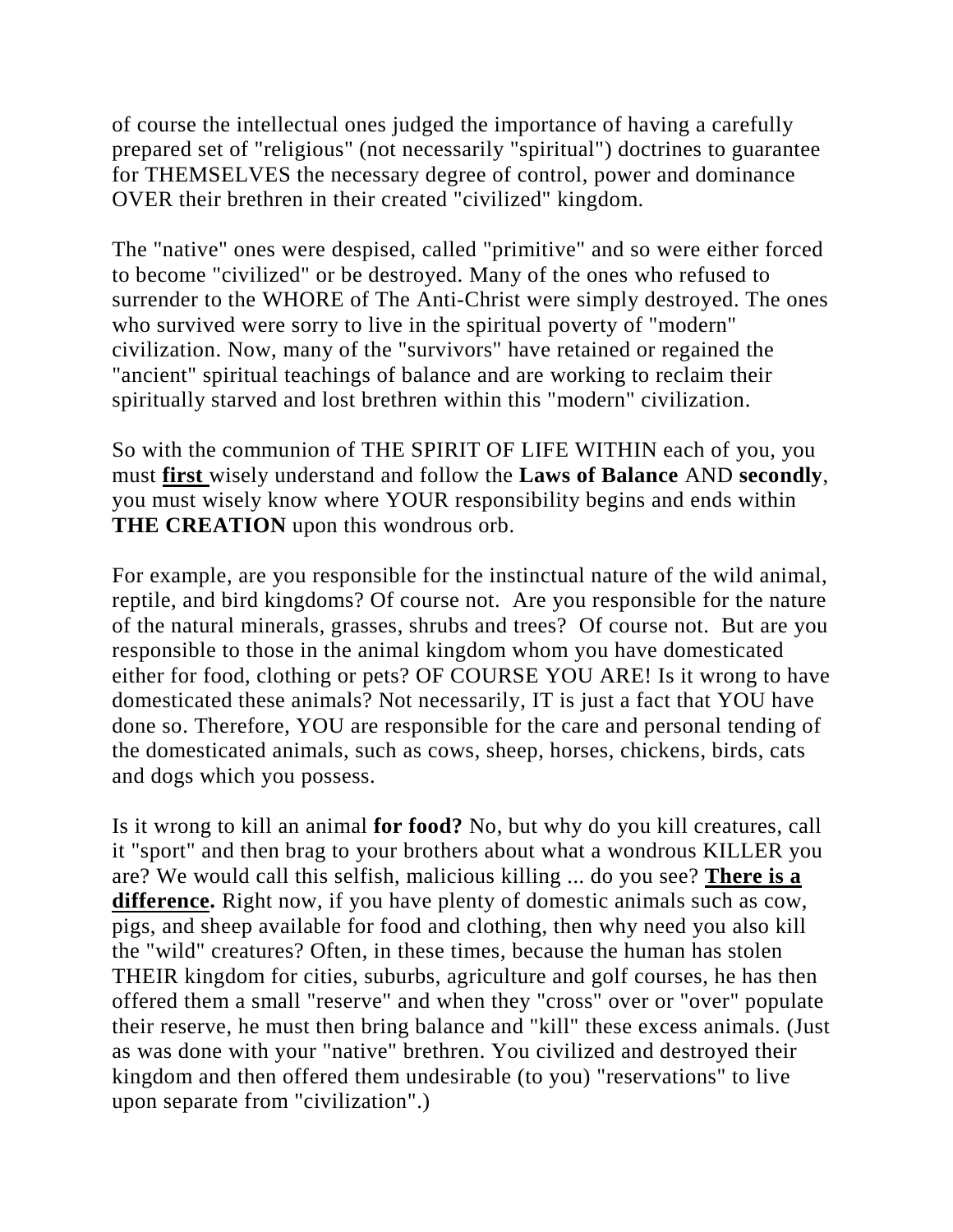of course the intellectual ones judged the importance of having a carefully prepared set of "religious" (not necessarily "spiritual") doctrines to guarantee for THEMSELVES the necessary degree of control, power and dominance OVER their brethren in their created "civilized" kingdom.

The "native" ones were despised, called "primitive" and so were either forced to become "civilized" or be destroyed. Many of the ones who refused to surrender to the WHORE of The Anti-Christ were simply destroyed. The ones who survived were sorry to live in the spiritual poverty of "modern" civilization. Now, many of the "survivors" have retained or regained the "ancient" spiritual teachings of balance and are working to reclaim their spiritually starved and lost brethren within this "modern" civilization.

So with the communion of THE SPIRIT OF LIFE WITHIN each of you, you must **first** wisely understand and follow the **Laws of Balance** AND **secondly**, you must wisely know where YOUR responsibility begins and ends within **THE CREATION** upon this wondrous orb.

For example, are you responsible for the instinctual nature of the wild animal, reptile, and bird kingdoms? Of course not. Are you responsible for the nature of the natural minerals, grasses, shrubs and trees? Of course not. But are you responsible to those in the animal kingdom whom you have domesticated either for food, clothing or pets? OF COURSE YOU ARE! Is it wrong to have domesticated these animals? Not necessarily, IT is just a fact that YOU have done so. Therefore, YOU are responsible for the care and personal tending of the domesticated animals, such as cows, sheep, horses, chickens, birds, cats and dogs which you possess.

Is it wrong to kill an animal **for food?** No, but why do you kill creatures, call it "sport" and then brag to your brothers about what a wondrous KILLER you are? We would call this selfish, malicious killing ... do you see? **There is a difference.** Right now, if you have plenty of domestic animals such as cow, pigs, and sheep available for food and clothing, then why need you also kill the "wild" creatures? Often, in these times, because the human has stolen THEIR kingdom for cities, suburbs, agriculture and golf courses, he has then offered them a small "reserve" and when they "cross" over or "over" populate their reserve, he must then bring balance and "kill" these excess animals. (Just as was done with your "native" brethren. You civilized and destroyed their kingdom and then offered them undesirable (to you) "reservations" to live upon separate from "civilization".)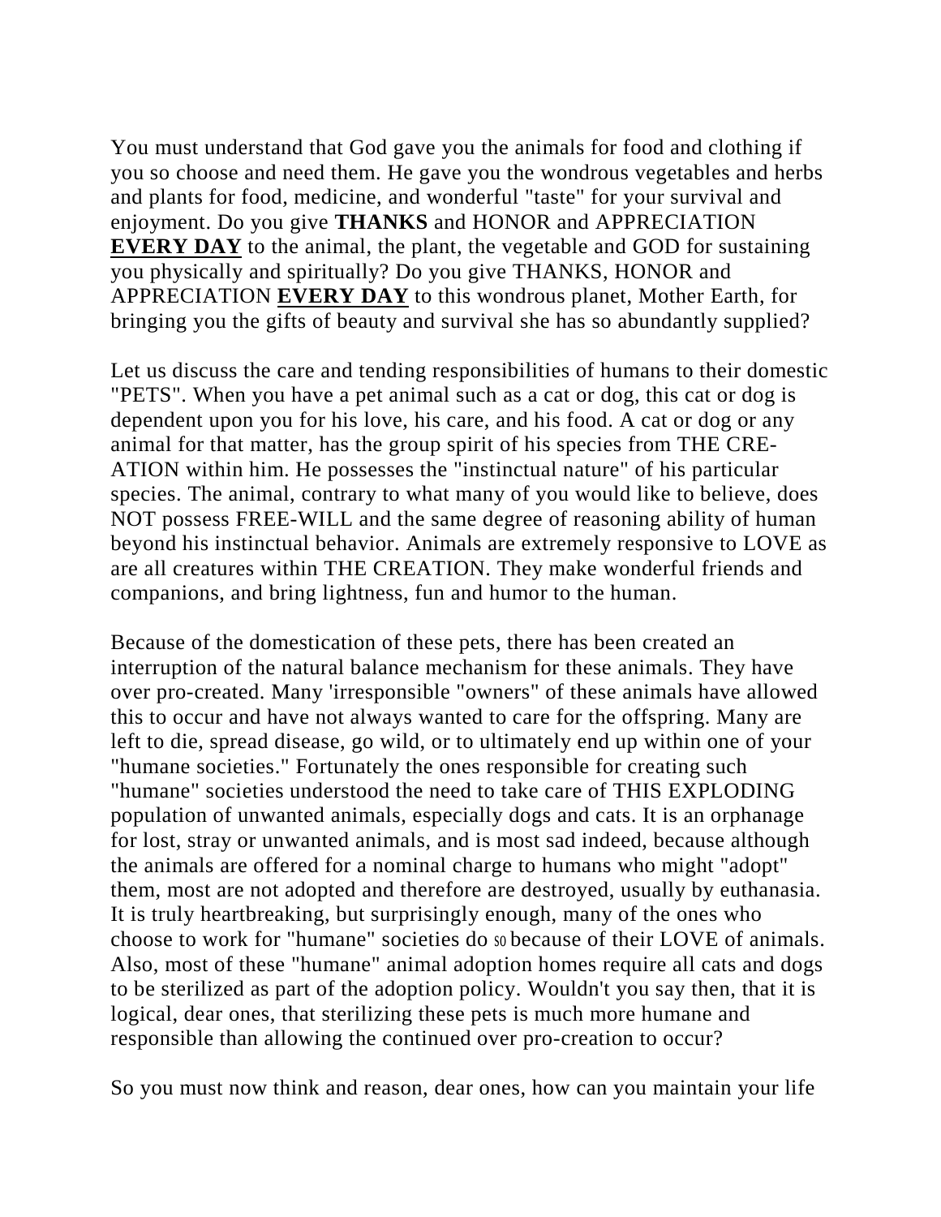You must understand that God gave you the animals for food and clothing if you so choose and need them. He gave you the wondrous vegetables and herbs and plants for food, medicine, and wonderful "taste" for your survival and enjoyment. Do you give **THANKS** and HONOR and APPRECIATION **EVERY DAY** to the animal, the plant, the vegetable and GOD for sustaining you physically and spiritually? Do you give THANKS, HONOR and APPRECIATION **EVERY DAY** to this wondrous planet, Mother Earth, for bringing you the gifts of beauty and survival she has so abundantly supplied?

Let us discuss the care and tending responsibilities of humans to their domestic "PETS". When you have a pet animal such as a cat or dog, this cat or dog is dependent upon you for his love, his care, and his food. A cat or dog or any animal for that matter, has the group spirit of his species from THE CREATION within him. He possesses the "instinctual nature" of his particular species. The animal, contrary to what many of you would like to believe, does NOT possess FREE-WILL and the same degree of reasoning ability of human beyond his instinctual behavior. Animals are extremely responsive to LOVE as are all creatures within THE CREATION. They make wonderful friends and companions, and bring lightness, fun and humor to the human.

Because of the domestication of these pets, there has been created an interruption of the natural balance mechanism for these animals. They have over pro-created. Many 'irresponsible "owners" of these animals have allowed this to occur and have not always wanted to care for the offspring. Many are left to die, spread disease, go wild, or to ultimately end up within one of your "humane societies." Fortunately the ones responsible for creating such "humane" societies understood the need to take care of THIS EXPLODING population of unwanted animals, especially dogs and cats. It is an orphanage for lost, stray or unwanted animals, and is most sad indeed, because although the animals are offered for a nominal charge to humans who might "adopt" them, most are not adopted and therefore are destroyed, usually by euthanasia. It is truly heartbreaking, but surprisingly enough, many of the ones who choose to work for "humane" societies do so because of their LOVE of animals. Also, most of these "humane" animal adoption homes require all cats and dogs to be sterilized as part of the adoption policy. Wouldn't you say then, that it is logical, dear ones, that sterilizing these pets is much more humane and responsible than allowing the continued over pro-creation to occur?

So you must now think and reason, dear ones, how can you maintain your life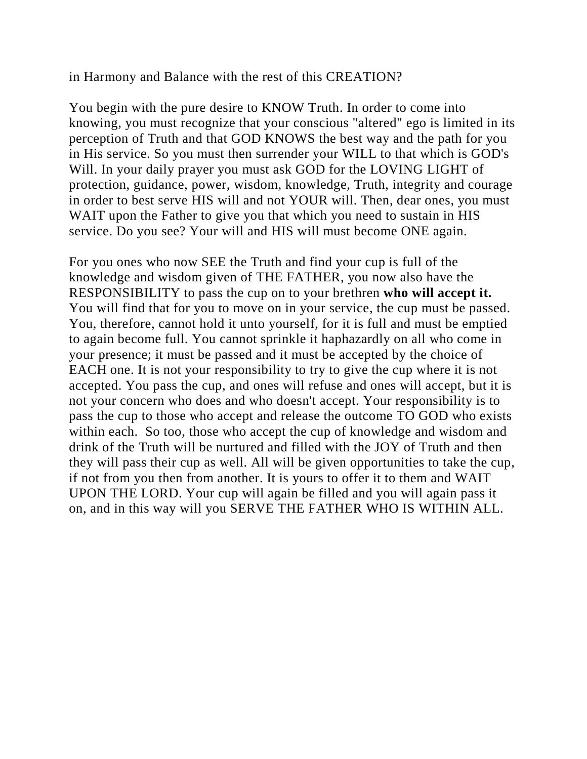in Harmony and Balance with the rest of this CREATION?

You begin with the pure desire to KNOW Truth. In order to come into knowing, you must recognize that your conscious "altered" ego is limited in its perception of Truth and that GOD KNOWS the best way and the path for you in His service. So you must then surrender your WILL to that which is GOD's Will. In your daily prayer you must ask GOD for the LOVING LIGHT of protection, guidance, power, wisdom, knowledge, Truth, integrity and courage in order to best serve HIS will and not YOUR will. Then, dear ones, you must WAIT upon the Father to give you that which you need to sustain in HIS service. Do you see? Your will and HIS will must become ONE again.

For you ones who now SEE the Truth and find your cup is full of the knowledge and wisdom given of THE FATHER, you now also have the RESPONSIBILITY to pass the cup on to your brethren **who will accept it.** You will find that for you to move on in your service, the cup must be passed. You, therefore, cannot hold it unto yourself, for it is full and must be emptied to again become full. You cannot sprinkle it haphazardly on all who come in your presence; it must be passed and it must be accepted by the choice of EACH one. It is not your responsibility to try to give the cup where it is not accepted. You pass the cup, and ones will refuse and ones will accept, but it is not your concern who does and who doesn't accept. Your responsibility is to pass the cup to those who accept and release the outcome TO GOD who exists within each. So too, those who accept the cup of knowledge and wisdom and drink of the Truth will be nurtured and filled with the JOY of Truth and then they will pass their cup as well. All will be given opportunities to take the cup, if not from you then from another. It is yours to offer it to them and WAIT UPON THE LORD. Your cup will again be filled and you will again pass it on, and in this way will you SERVE THE FATHER WHO IS WITHIN ALL.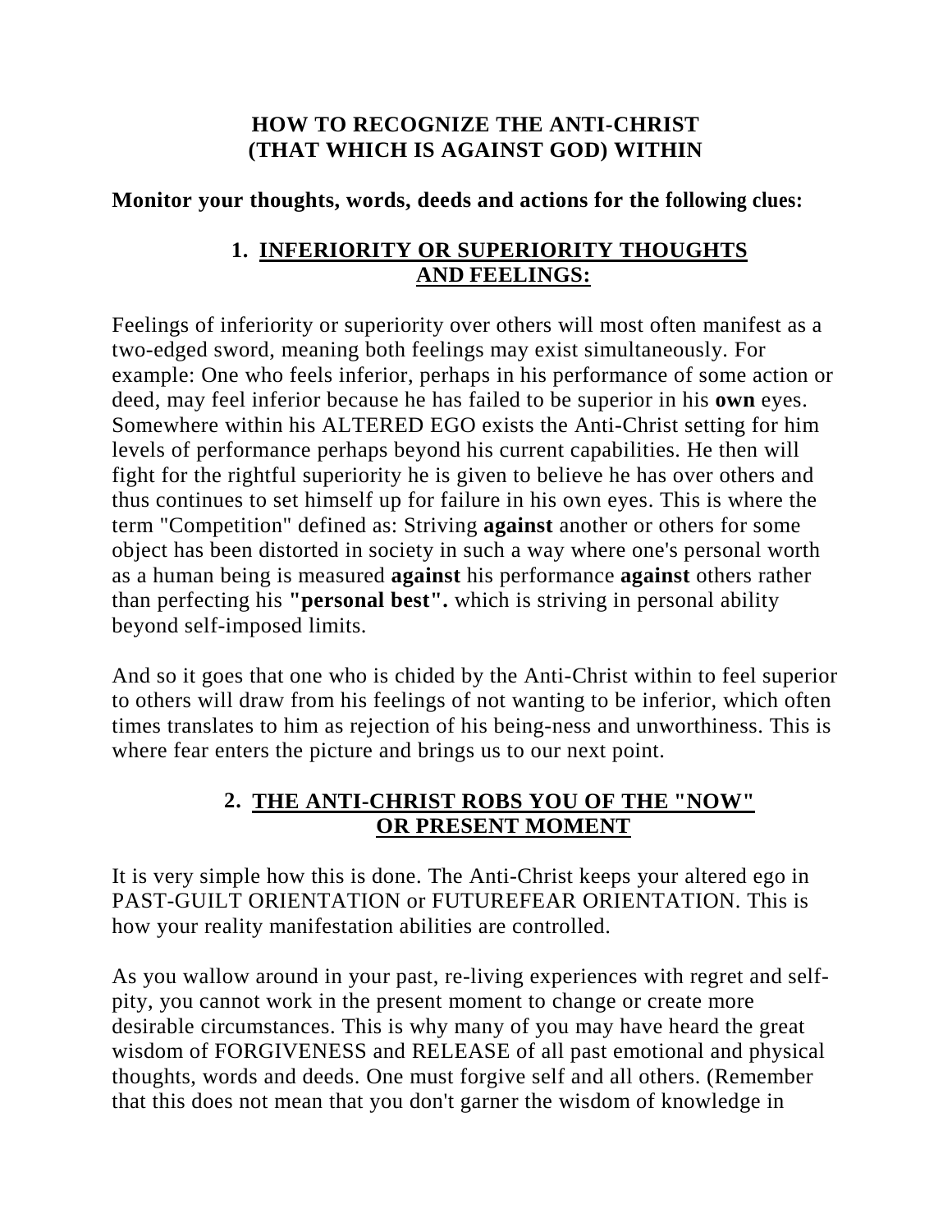# HOW TO RECOGNIZE THE ANTI-CHRIST (THAT WHICH IS AGAINST GOD) WITHIN

**Monitor your thoughts, words, deeds and actions for the following clues:**

## 1. INFERIORITY OR SUPERIORITY THOUGHTS AND FEELINGS:

Feelings of inferiority or superiority over others will most often manifest as a two-edged sword, meaning both feelings may exist simultaneously. For example: One who feels inferior, perhaps in his performance of some action or deed, may feel inferior because he has failed to be superior in his **own** eyes. Somewhere within his ALTERED EGO exists the Anti-Christ setting for him levels of performance perhaps beyond his current capabilities. He then will fight for the rightful superiority he is given to believe he has over others and thus continues to set himself up for failure in his own eyes. This is where the term "Competition" defined as: Striving **against** another or others for some object has been distorted in society in such a way where one's personal worth as a human being is measured **against** his performance **against** others rather than perfecting his **"personal best".** which is striving in personal ability beyond self-imposed limits.

And so it goes that one who is chided by the Anti-Christ within to feel superior to others will draw from his feelings of not wanting to be inferior, which often times translates to him as rejection of his being-ness and unworthiness. This is where fear enters the picture and brings us to our next point.

## 2. THE ANTI-CHRIST ROBS YOU OF THE "NOW" OR PRESENT MOMENT

It is very simple how this is done. The Anti-Christ keeps your altered ego in PAST-GUILT ORIENTATION or FUTUREFEAR ORIENTATION. This is how your reality manifestation abilities are controlled.

As you wallow around in your past, re-living experiences with regret and self-pity, you cannot work in the present moment to change or create more desirable circumstances. This is why many of you may have heard the great wisdom of FORGIVENESS and RELEASE of all past emotional and physical thoughts, words and deeds. One must forgive self and all others. (Remember that this does not mean that you don't garner the wisdom of knowledge in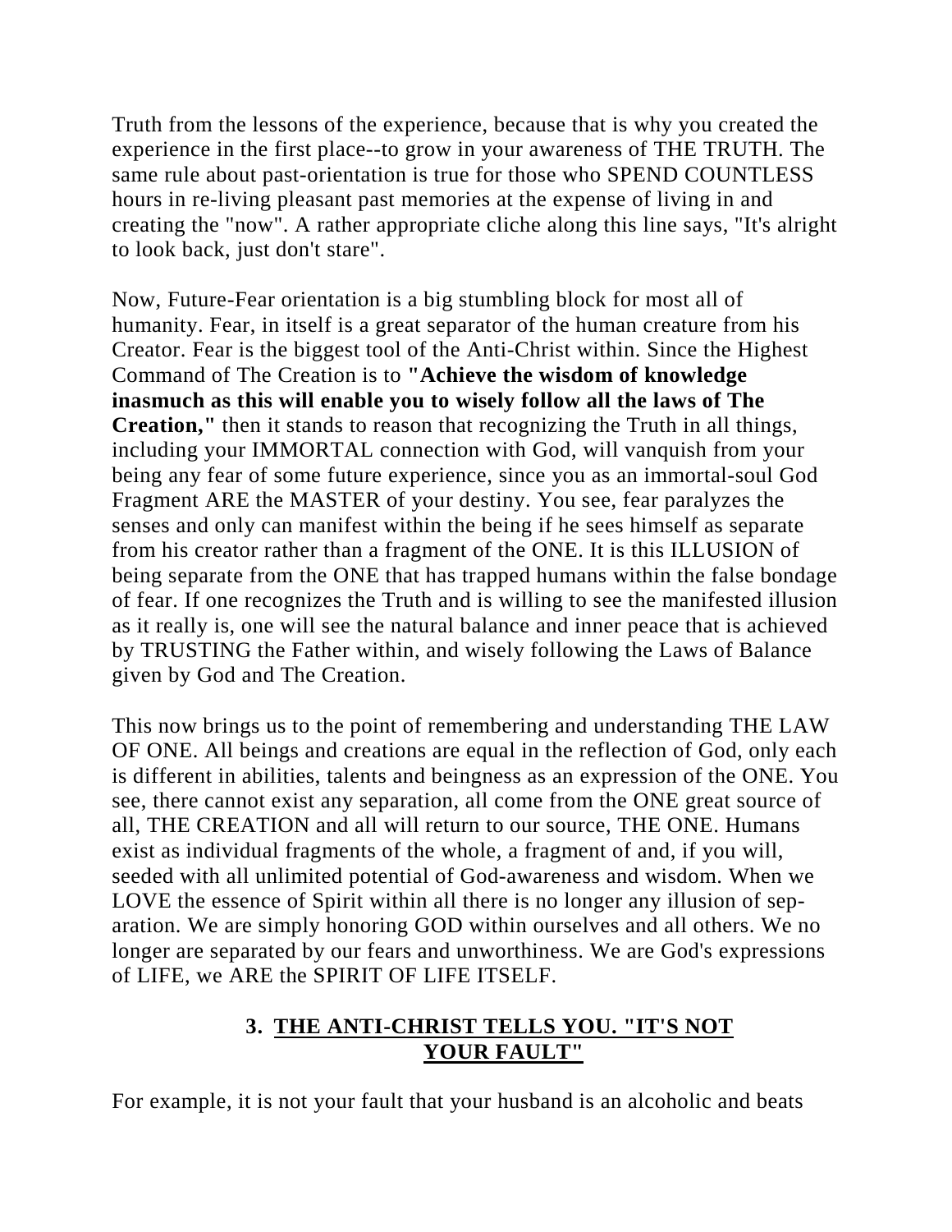Truth from the lessons of the experience, because that is why you created the experience in the first place--to grow in your awareness of THE TRUTH. The same rule about past-orientation is true for those who SPEND COUNTLESS hours in re-living pleasant past memories at the expense of living in and creating the "now". A rather appropriate cliche along this line says, "It's alright to look back, just don't stare".

Now, Future-Fear orientation is a big stumbling block for most all of humanity. Fear, in itself is a great separator of the human creature from his Creator. Fear is the biggest tool of the Anti-Christ within. Since the Highest Command of The Creation is to **"Achieve the wisdom of knowledge inasmuch as this will enable you to wisely follow all the laws of The Creation,"** then it stands to reason that recognizing the Truth in all things, including your IMMORTAL connection with God, will vanquish from your being any fear of some future experience, since you as an immortal-soul God Fragment ARE the MASTER of your destiny. You see, fear paralyzes the senses and only can manifest within the being if he sees himself as separate from his creator rather than a fragment of the ONE. It is this ILLUSION of being separate from the ONE that has trapped humans within the false bondage of fear. If one recognizes the Truth and is willing to see the manifested illusion as it really is, one will see the natural balance and inner peace that is achieved by TRUSTING the Father within, and wisely following the Laws of Balance given by God and The Creation.

This now brings us to the point of remembering and understanding THE LAW OF ONE. All beings and creations are equal in the reflection of God, only each is different in abilities, talents and beingness as an expression of the ONE. You see, there cannot exist any separation, all come from the ONE great source of all, THE CREATION and all will return to our source, THE ONE. Humans exist as individual fragments of the whole, a fragment of and, if you will, seeded with all unlimited potential of God-awareness and wisdom. When we LOVE the essence of Spirit within all there is no longer any illusion of separation. We are simply honoring GOD within ourselves and all others. We no longer are separated by our fears and unworthiness. We are God's expressions of LIFE, we ARE the SPIRIT OF LIFE ITSELF.

## 3. THE ANTI-CHRIST TELLS YOU. "IT'S NOT YOUR FAULT"

For example, it is not your fault that your husband is an alcoholic and beats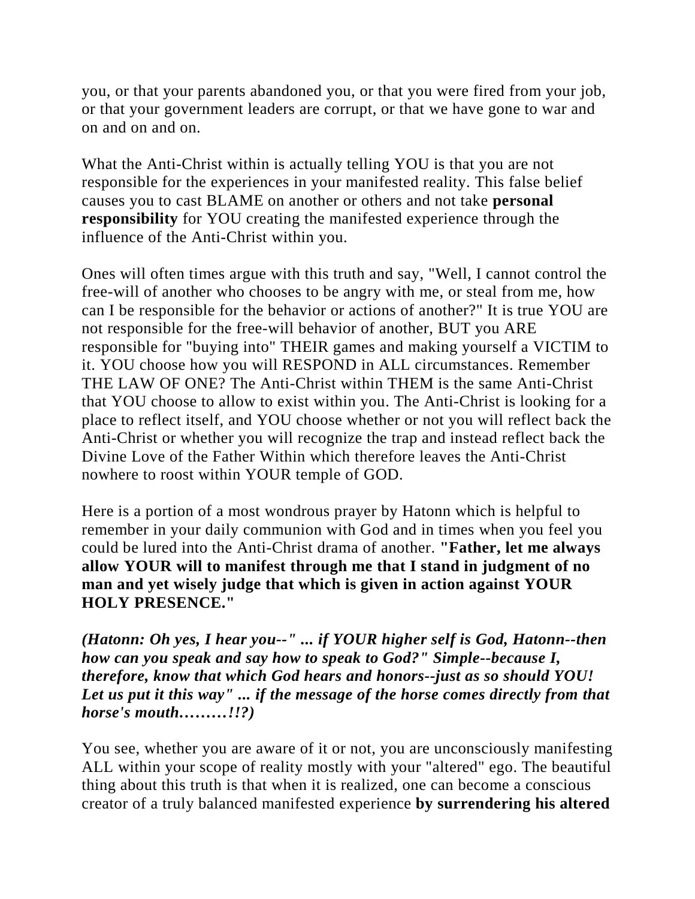you, or that your parents abandoned you, or that you were fired from your job, or that your government leaders are corrupt, or that we have gone to war and on and on and on.

What the Anti-Christ within is actually telling YOU is that you are not responsible for the experiences in your manifested reality. This false belief causes you to cast BLAME on another or others and not take **personal responsibility** for YOU creating the manifested experience through the influence of the Anti-Christ within you.

Ones will often times argue with this truth and say, "Well, I cannot control the free-will of another who chooses to be angry with me, or steal from me, how can I be responsible for the behavior or actions of another?" It is true YOU are not responsible for the free-will behavior of another, BUT you ARE responsible for "buying into" THEIR games and making yourself a VICTIM to it. YOU choose how you will RESPOND in ALL circumstances. Remember THE LAW OF ONE? The Anti-Christ within THEM is the same Anti-Christ that YOU choose to allow to exist within you. The Anti-Christ is looking for a place to reflect itself, and YOU choose whether or not you will reflect back the Anti-Christ or whether you will recognize the trap and instead reflect back the Divine Love of the Father Within which therefore leaves the Anti-Christ nowhere to roost within YOUR temple of GOD.

Here is a portion of a most wondrous prayer by Hatonn which is helpful to remember in your daily communion with God and in times when you feel you could be lured into the Anti-Christ drama of another. **"Father, let me always allow YOUR will to manifest through me that I stand in judgment of no man and yet wisely judge that which is given in action against YOUR HOLY PRESENCE."**

***(Hatonn: Oh yes, I hear you--" ... if YOUR higher self is God, Hatonn--then how can you speak and say how to speak to God?" Simple--because I, therefore, know that which God hears and honors--just as so should YOU! Let us put it this way" ... if the message of the horse comes directly from that horse's mouth………!!?)***

You see, whether you are aware of it or not, you are unconsciously manifesting ALL within your scope of reality mostly with your "altered" ego. The beautiful thing about this truth is that when it is realized, one can become a conscious creator of a truly balanced manifested experience **by surrendering his altered**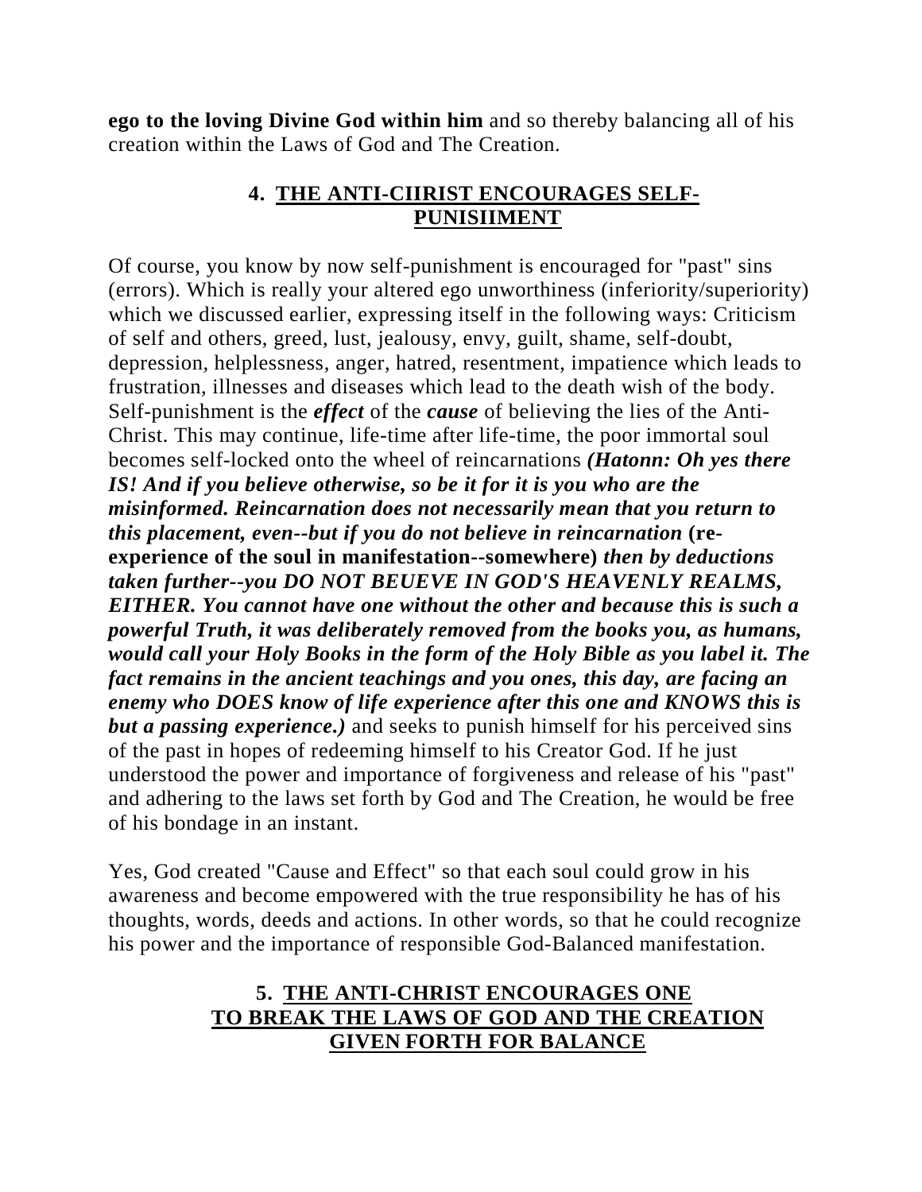**ego to the loving Divine God within him** and so thereby balancing all of his creation within the Laws of God and The Creation.

## 4. THE ANTI-CIIRIST ENCOURAGES SELF-PUNISIIMENT

Of course, you know by now self-punishment is encouraged for "past" sins (errors). Which is really your altered ego unworthiness (inferiority/superiority) which we discussed earlier, expressing itself in the following ways: Criticism of self and others, greed, lust, jealousy, envy, guilt, shame, self-doubt, depression, helplessness, anger, hatred, resentment, impatience which leads to frustration, illnesses and diseases which lead to the death wish of the body. Self-punishment is the ***effect*** of the ***cause*** of believing the lies of the Anti-Christ. This may continue, life-time after life-time, the poor immortal soul becomes self-locked onto the wheel of reincarnations ***(Hatonn: Oh yes there IS! And if you believe otherwise, so be it for it is you who are the misinformed. Reincarnation does not necessarily mean that you return to this placement, even--but if you do not believe in reincarnation*** **(re-experience of the soul in manifestation--somewhere)** ***then by deductions taken further--you DO NOT BEUEVE IN GOD'S HEAVENLY REALMS, EITHER. You cannot have one without the other and because this is such a powerful Truth, it was deliberately removed from the books you, as humans, would call your Holy Books in the form of the Holy Bible as you label it. The fact remains in the ancient teachings and you ones, this day, are facing an enemy who DOES know of life experience after this one and KNOWS this is but a passing experience.)*** and seeks to punish himself for his perceived sins of the past in hopes of redeeming himself to his Creator God. If he just understood the power and importance of forgiveness and release of his "past" and adhering to the laws set forth by God and The Creation, he would be free of his bondage in an instant.

Yes, God created "Cause and Effect" so that each soul could grow in his awareness and become empowered with the true responsibility he has of his thoughts, words, deeds and actions. In other words, so that he could recognize his power and the importance of responsible God-Balanced manifestation.

## 5. THE ANTI-CHRIST ENCOURAGES ONE TO BREAK THE LAWS OF GOD AND THE CREATION GIVEN FORTH FOR BALANCE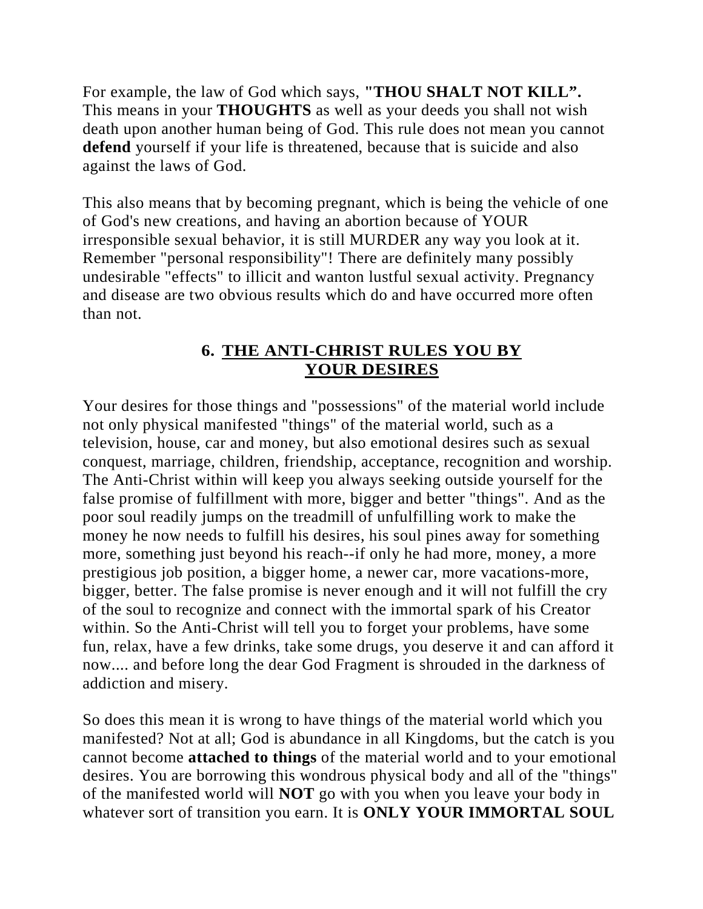For example, the law of God which says, **"THOU SHALT NOT KILL".** This means in your **THOUGHTS** as well as your deeds you shall not wish death upon another human being of God. This rule does not mean you cannot **defend** yourself if your life is threatened, because that is suicide and also against the laws of God.

This also means that by becoming pregnant, which is being the vehicle of one of God's new creations, and having an abortion because of YOUR irresponsible sexual behavior, it is still MURDER any way you look at it. Remember "personal responsibility"! There are definitely many possibly undesirable "effects" to illicit and wanton lustful sexual activity. Pregnancy and disease are two obvious results which do and have occurred more often than not.

## 6. THE ANTI-CHRIST RULES YOU BY YOUR DESIRES

Your desires for those things and "possessions" of the material world include not only physical manifested "things" of the material world, such as a television, house, car and money, but also emotional desires such as sexual conquest, marriage, children, friendship, acceptance, recognition and worship. The Anti-Christ within will keep you always seeking outside yourself for the false promise of fulfillment with more, bigger and better "things". And as the poor soul readily jumps on the treadmill of unfulfilling work to make the money he now needs to fulfill his desires, his soul pines away for something more, something just beyond his reach--if only he had more, money, a more prestigious job position, a bigger home, a newer car, more vacations-more, bigger, better. The false promise is never enough and it will not fulfill the cry of the soul to recognize and connect with the immortal spark of his Creator within. So the Anti-Christ will tell you to forget your problems, have some fun, relax, have a few drinks, take some drugs, you deserve it and can afford it now.... and before long the dear God Fragment is shrouded in the darkness of addiction and misery.

So does this mean it is wrong to have things of the material world which you manifested? Not at all; God is abundance in all Kingdoms, but the catch is you cannot become **attached to things** of the material world and to your emotional desires. You are borrowing this wondrous physical body and all of the "things" of the manifested world will **NOT** go with you when you leave your body in whatever sort of transition you earn. It is **ONLY YOUR IMMORTAL SOUL**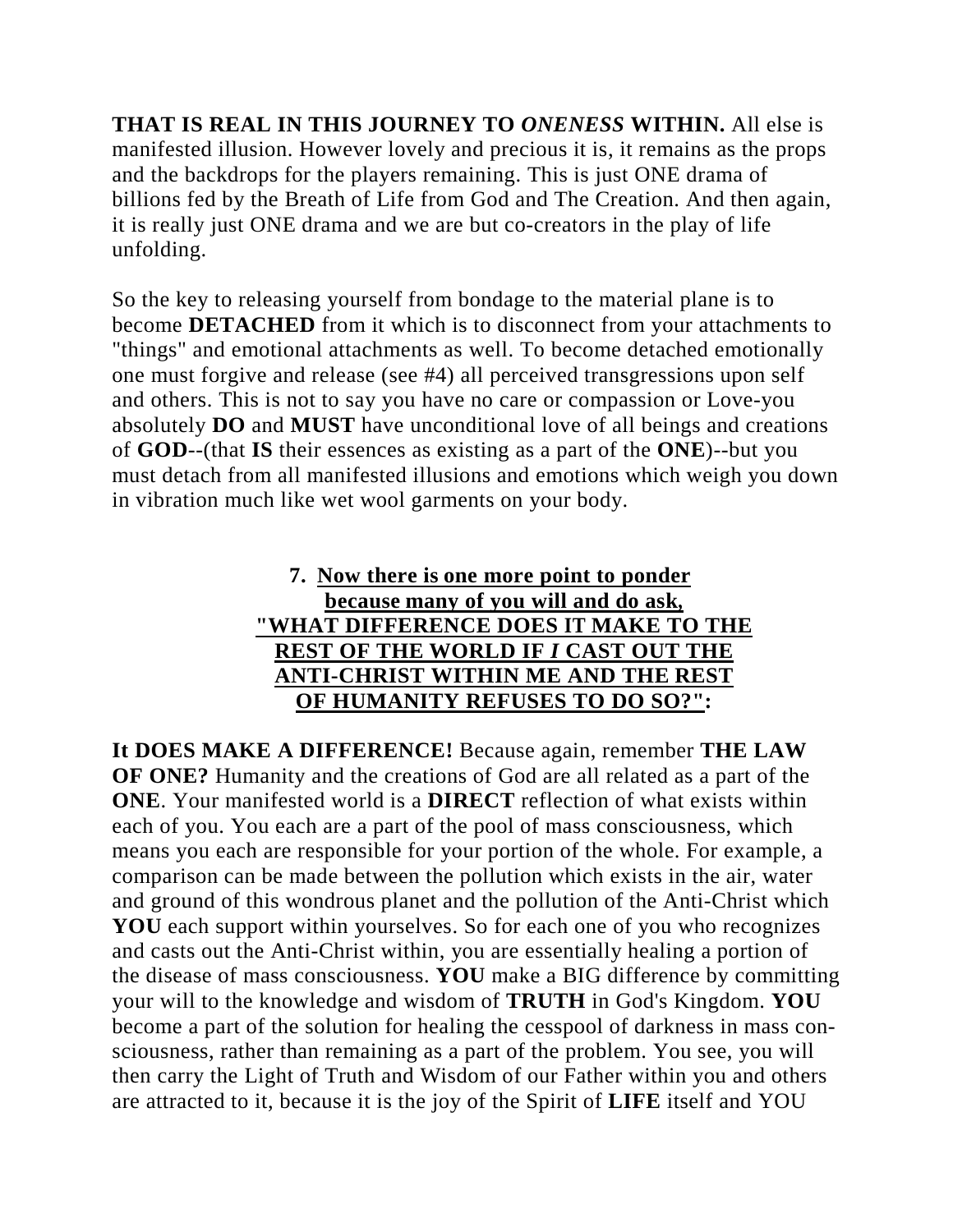**THAT IS REAL IN THIS JOURNEY TO *ONENESS* WITHIN.** All else is manifested illusion. However lovely and precious it is, it remains as the props and the backdrops for the players remaining. This is just ONE drama of billions fed by the Breath of Life from God and The Creation. And then again, it is really just ONE drama and we are but co-creators in the play of life unfolding.

So the key to releasing yourself from bondage to the material plane is to become **DETACHED** from it which is to disconnect from your attachments to "things" and emotional attachments as well. To become detached emotionally one must forgive and release (see #4) all perceived transgressions upon self and others. This is not to say you have no care or compassion or Love-you absolutely **DO** and **MUST** have unconditional love of all beings and creations of **GOD**--(that **IS** their essences as existing as a part of the **ONE**)--but you must detach from all manifested illusions and emotions which weigh you down in vibration much like wet wool garments on your body.

**7. <u>Now there is one more point to ponder because many of you will and do ask, "WHAT DIFFERENCE DOES IT MAKE TO THE REST OF THE WORLD IF *I* CAST OUT THE ANTI-CHRIST WITHIN ME AND THE REST OF HUMANITY REFUSES TO DO SO?"</u>:**

**It DOES MAKE A DIFFERENCE!** Because again, remember **THE LAW OF ONE?** Humanity and the creations of God are all related as a part of the **ONE**. Your manifested world is a **DIRECT** reflection of what exists within each of you. You each are a part of the pool of mass consciousness, which means you each are responsible for your portion of the whole. For example, a comparison can be made between the pollution which exists in the air, water and ground of this wondrous planet and the pollution of the Anti-Christ which **YOU** each support within yourselves. So for each one of you who recognizes and casts out the Anti-Christ within, you are essentially healing a portion of the disease of mass consciousness. **YOU** make a BIG difference by committing your will to the knowledge and wisdom of **TRUTH** in God's Kingdom. **YOU** become a part of the solution for healing the cesspool of darkness in mass consciousness, rather than remaining as a part of the problem. You see, you will then carry the Light of Truth and Wisdom of our Father within you and others are attracted to it, because it is the joy of the Spirit of **LIFE** itself and YOU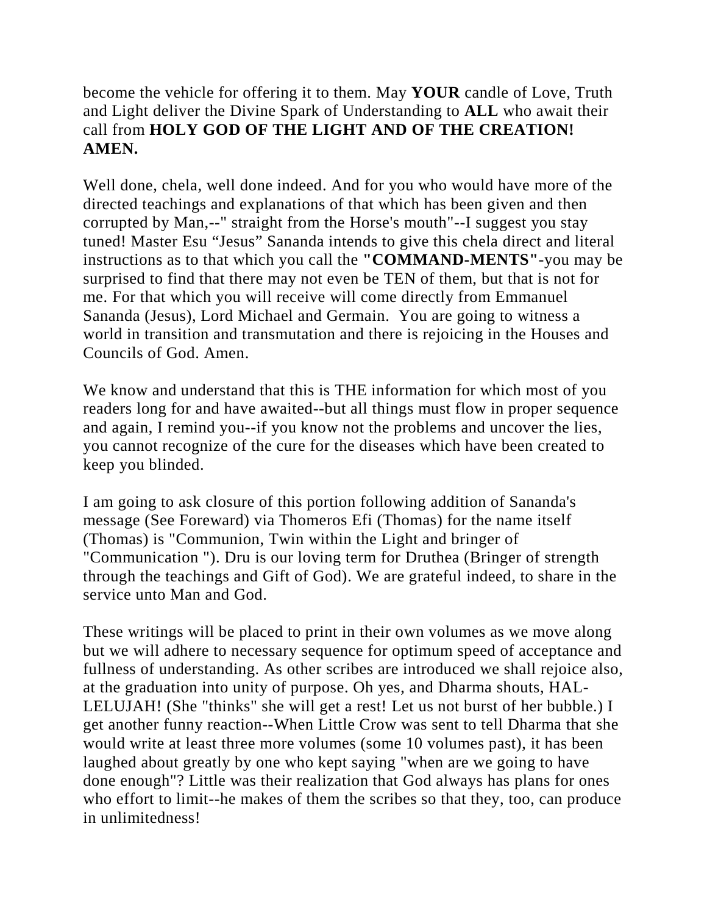become the vehicle for offering it to them. May **YOUR** candle of Love, Truth and Light deliver the Divine Spark of Understanding to **ALL** who await their call from **HOLY GOD OF THE LIGHT AND OF THE CREATION! AMEN.**

Well done, chela, well done indeed. And for you who would have more of the directed teachings and explanations of that which has been given and then corrupted by Man,--" straight from the Horse's mouth"--I suggest you stay tuned! Master Esu “Jesus” Sananda intends to give this chela direct and literal instructions as to that which you call the **"COMMAND-MENTS"**-you may be surprised to find that there may not even be TEN of them, but that is not for me. For that which you will receive will come directly from Emmanuel Sananda (Jesus), Lord Michael and Germain. You are going to witness a world in transition and transmutation and there is rejoicing in the Houses and Councils of God. Amen.

We know and understand that this is THE information for which most of you readers long for and have awaited--but all things must flow in proper sequence and again, I remind you--if you know not the problems and uncover the lies, you cannot recognize of the cure for the diseases which have been created to keep you blinded.

I am going to ask closure of this portion following addition of Sananda's message (See Foreward) via Thomeros Efi (Thomas) for the name itself (Thomas) is "Communion, Twin within the Light and bringer of "Communication "). Dru is our loving term for Druthea (Bringer of strength through the teachings and Gift of God). We are grateful indeed, to share in the service unto Man and God.

These writings will be placed to print in their own volumes as we move along but we will adhere to necessary sequence for optimum speed of acceptance and fullness of understanding. As other scribes are introduced we shall rejoice also, at the graduation into unity of purpose. Oh yes, and Dharma shouts, HAL-LELUJAH! (She "thinks" she will get a rest! Let us not burst of her bubble.) I get another funny reaction--When Little Crow was sent to tell Dharma that she would write at least three more volumes (some 10 volumes past), it has been laughed about greatly by one who kept saying "when are we going to have done enough"? Little was their realization that God always has plans for ones who effort to limit--he makes of them the scribes so that they, too, can produce in unlimitedness!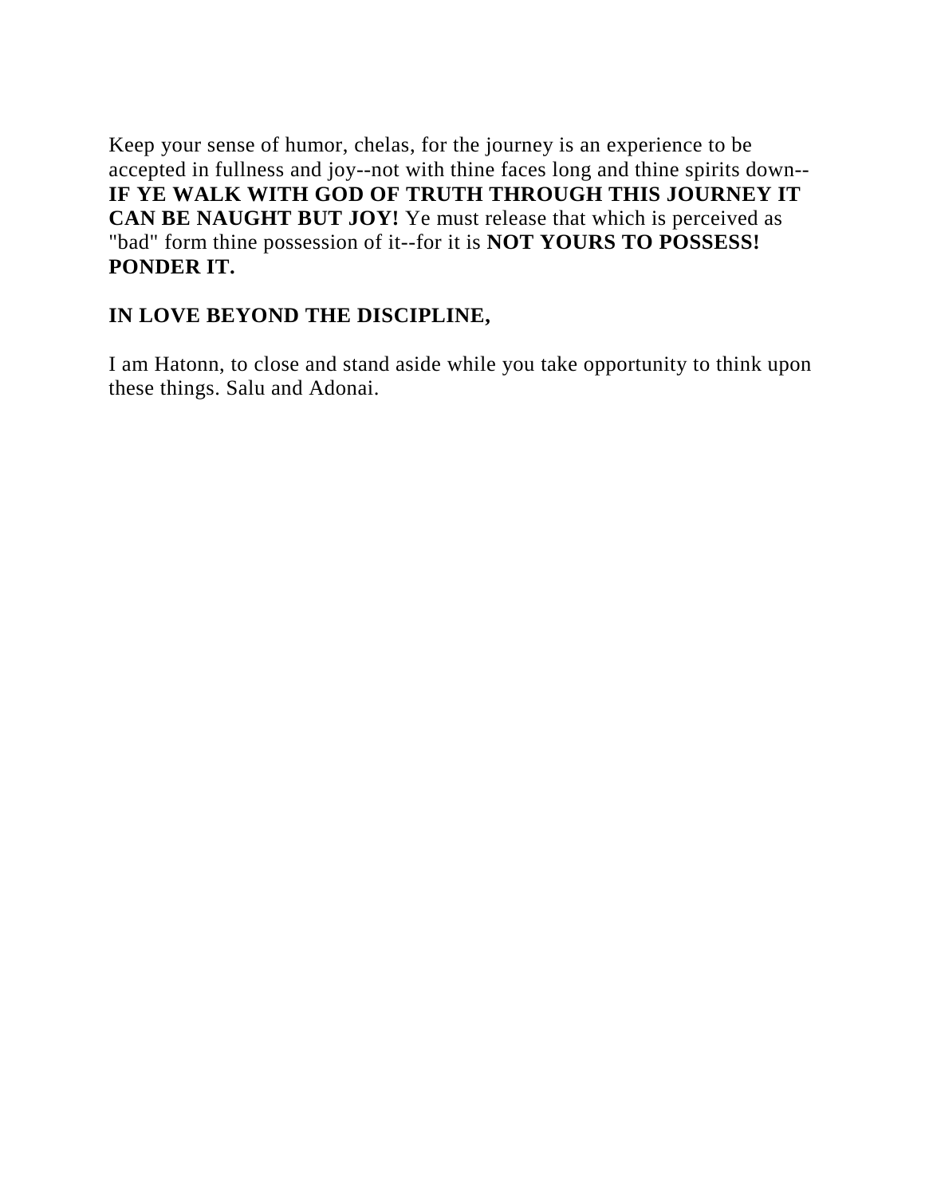Keep your sense of humor, chelas, for the journey is an experience to be accepted in fullness and joy--not with thine faces long and thine spirits down-- **IF YE WALK WITH GOD OF TRUTH THROUGH THIS JOURNEY IT CAN BE NAUGHT BUT JOY!** Ye must release that which is perceived as "bad" form thine possession of it--for it is **NOT YOURS TO POSSESS! PONDER IT.**

**IN LOVE BEYOND THE DISCIPLINE,**

I am Hatonn, to close and stand aside while you take opportunity to think upon these things. Salu and Adonai.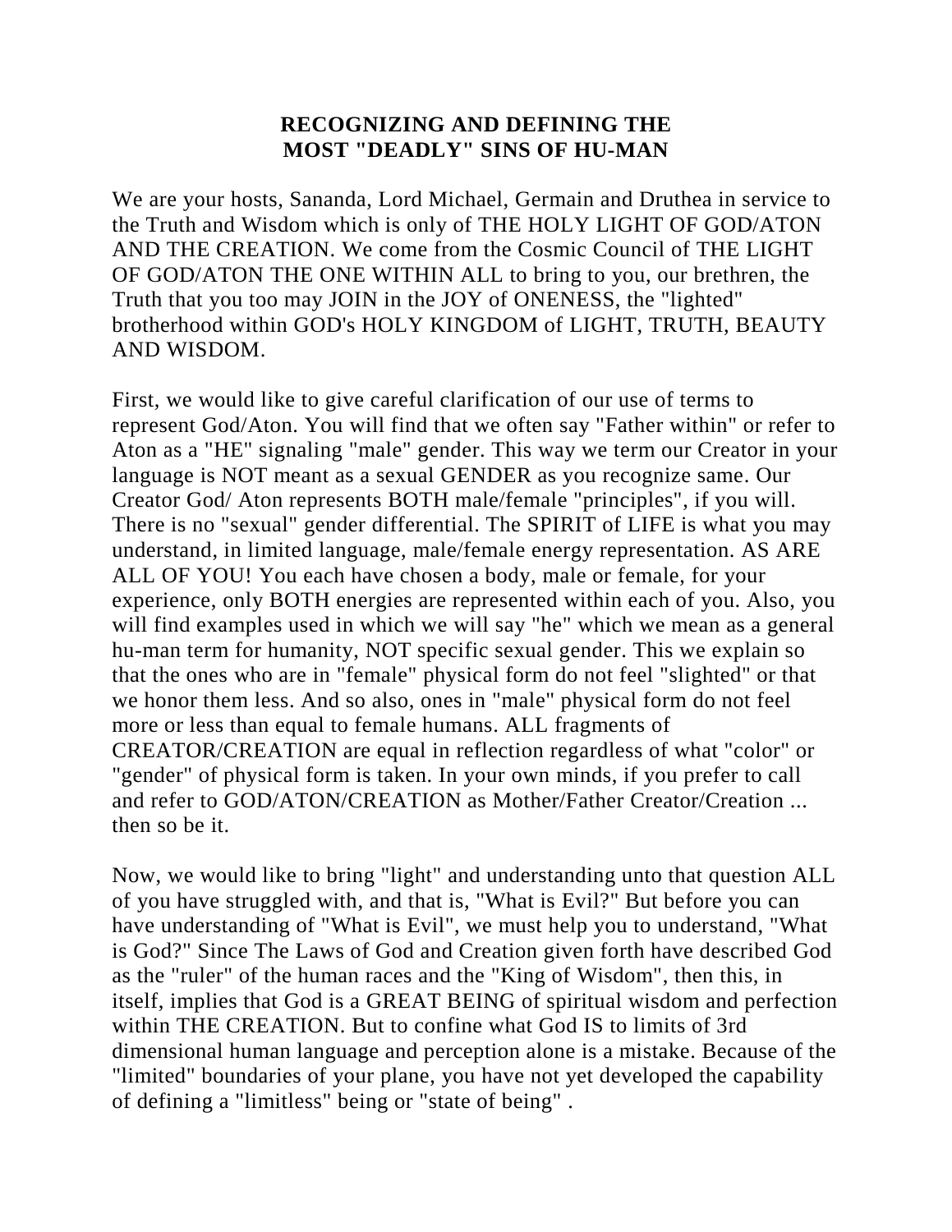# RECOGNIZING AND DEFINING THE MOST "DEADLY" SINS OF HU-MAN

We are your hosts, Sananda, Lord Michael, Germain and Druthea in service to the Truth and Wisdom which is only of THE HOLY LIGHT OF GOD/ATON AND THE CREATION. We come from the Cosmic Council of THE LIGHT OF GOD/ATON THE ONE WITHIN ALL to bring to you, our brethren, the Truth that you too may JOIN in the JOY of ONENESS, the "lighted" brotherhood within GOD's HOLY KINGDOM of LIGHT, TRUTH, BEAUTY AND WISDOM.

First, we would like to give careful clarification of our use of terms to represent God/Aton. You will find that we often say "Father within" or refer to Aton as a "HE" signaling "male" gender. This way we term our Creator in your language is NOT meant as a sexual GENDER as you recognize same. Our Creator God/ Aton represents BOTH male/female "principles", if you will. There is no "sexual" gender differential. The SPIRIT of LIFE is what you may understand, in limited language, male/female energy representation. AS ARE ALL OF YOU! You each have chosen a body, male or female, for your experience, only BOTH energies are represented within each of you. Also, you will find examples used in which we will say "he" which we mean as a general hu-man term for humanity, NOT specific sexual gender. This we explain so that the ones who are in "female" physical form do not feel "slighted" or that we honor them less. And so also, ones in "male" physical form do not feel more or less than equal to female humans. ALL fragments of CREATOR/CREATION are equal in reflection regardless of what "color" or "gender" of physical form is taken. In your own minds, if you prefer to call and refer to GOD/ATON/CREATION as Mother/Father Creator/Creation ... then so be it.

Now, we would like to bring "light" and understanding unto that question ALL of you have struggled with, and that is, "What is Evil?" But before you can have understanding of "What is Evil", we must help you to understand, "What is God?" Since The Laws of God and Creation given forth have described God as the "ruler" of the human races and the "King of Wisdom", then this, in itself, implies that God is a GREAT BEING of spiritual wisdom and perfection within THE CREATION. But to confine what God IS to limits of 3rd dimensional human language and perception alone is a mistake. Because of the "limited" boundaries of your plane, you have not yet developed the capability of defining a "limitless" being or "state of being" .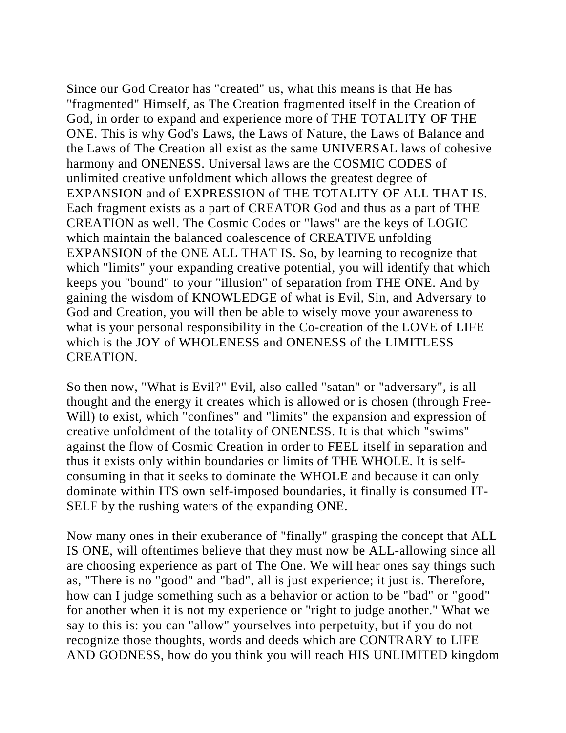Since our God Creator has "created" us, what this means is that He has "fragmented" Himself, as The Creation fragmented itself in the Creation of God, in order to expand and experience more of THE TOTALITY OF THE ONE. This is why God's Laws, the Laws of Nature, the Laws of Balance and the Laws of The Creation all exist as the same UNIVERSAL laws of cohesive harmony and ONENESS. Universal laws are the COSMIC CODES of unlimited creative unfoldment which allows the greatest degree of EXPANSION and of EXPRESSION of THE TOTALITY OF ALL THAT IS. Each fragment exists as a part of CREATOR God and thus as a part of THE CREATION as well. The Cosmic Codes or "laws" are the keys of LOGIC which maintain the balanced coalescence of CREATIVE unfolding EXPANSION of the ONE ALL THAT IS. So, by learning to recognize that which "limits" your expanding creative potential, you will identify that which keeps you "bound" to your "illusion" of separation from THE ONE. And by gaining the wisdom of KNOWLEDGE of what is Evil, Sin, and Adversary to God and Creation, you will then be able to wisely move your awareness to what is your personal responsibility in the Co-creation of the LOVE of LIFE which is the JOY of WHOLENESS and ONENESS of the LIMITLESS CREATION.

So then now, "What is Evil?" Evil, also called "satan" or "adversary", is all thought and the energy it creates which is allowed or is chosen (through Free-Will) to exist, which "confines" and "limits" the expansion and expression of creative unfoldment of the totality of ONENESS. It is that which "swims" against the flow of Cosmic Creation in order to FEEL itself in separation and thus it exists only within boundaries or limits of THE WHOLE. It is self-consuming in that it seeks to dominate the WHOLE and because it can only dominate within ITS own self-imposed boundaries, it finally is consumed IT-SELF by the rushing waters of the expanding ONE.

Now many ones in their exuberance of "finally" grasping the concept that ALL IS ONE, will oftentimes believe that they must now be ALL-allowing since all are choosing experience as part of The One. We will hear ones say things such as, "There is no "good" and "bad", all is just experience; it just is. Therefore, how can I judge something such as a behavior or action to be "bad" or "good" for another when it is not my experience or "right to judge another." What we say to this is: you can "allow" yourselves into perpetuity, but if you do not recognize those thoughts, words and deeds which are CONTRARY to LIFE AND GODNESS, how do you think you will reach HIS UNLIMITED kingdom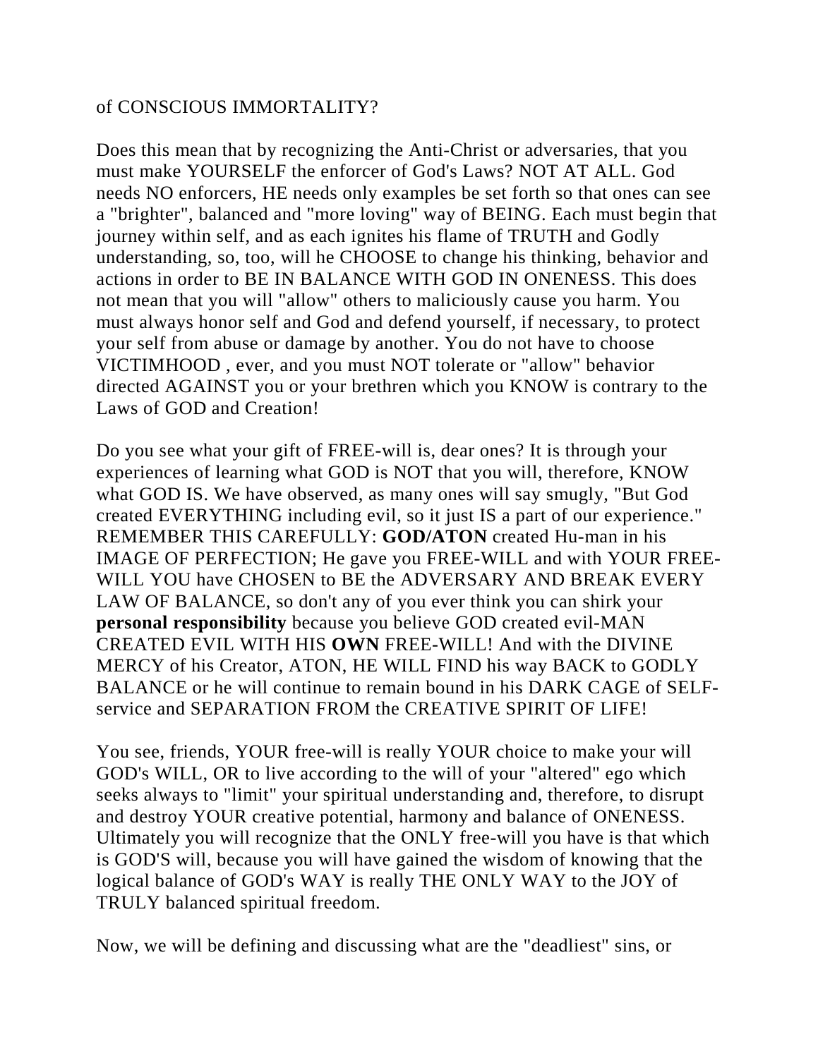of CONSCIOUS IMMORTALITY?

Does this mean that by recognizing the Anti-Christ or adversaries, that you must make YOURSELF the enforcer of God's Laws? NOT AT ALL. God needs NO enforcers, HE needs only examples be set forth so that ones can see a "brighter", balanced and "more loving" way of BEING. Each must begin that journey within self, and as each ignites his flame of TRUTH and Godly understanding, so, too, will he CHOOSE to change his thinking, behavior and actions in order to BE IN BALANCE WITH GOD IN ONENESS. This does not mean that you will "allow" others to maliciously cause you harm. You must always honor self and God and defend yourself, if necessary, to protect your self from abuse or damage by another. You do not have to choose VICTIMHOOD , ever, and you must NOT tolerate or "allow" behavior directed AGAINST you or your brethren which you KNOW is contrary to the Laws of GOD and Creation!

Do you see what your gift of FREE-will is, dear ones? It is through your experiences of learning what GOD is NOT that you will, therefore, KNOW what GOD IS. We have observed, as many ones will say smugly, "But God created EVERYTHING including evil, so it just IS a part of our experience." REMEMBER THIS CAREFULLY: **GOD/ATON** created Hu-man in his IMAGE OF PERFECTION; He gave you FREE-WILL and with YOUR FREE-WILL YOU have CHOSEN to BE the ADVERSARY AND BREAK EVERY LAW OF BALANCE, so don't any of you ever think you can shirk your **personal responsibility** because you believe GOD created evil-MAN CREATED EVIL WITH HIS **OWN** FREE-WILL! And with the DIVINE MERCY of his Creator, ATON, HE WILL FIND his way BACK to GODLY BALANCE or he will continue to remain bound in his DARK CAGE of SELF-service and SEPARATION FROM the CREATIVE SPIRIT OF LIFE!

You see, friends, YOUR free-will is really YOUR choice to make your will GOD's WILL, OR to live according to the will of your "altered" ego which seeks always to "limit" your spiritual understanding and, therefore, to disrupt and destroy YOUR creative potential, harmony and balance of ONENESS. Ultimately you will recognize that the ONLY free-will you have is that which is GOD'S will, because you will have gained the wisdom of knowing that the logical balance of GOD's WAY is really THE ONLY WAY to the JOY of TRULY balanced spiritual freedom.

Now, we will be defining and discussing what are the "deadliest" sins, or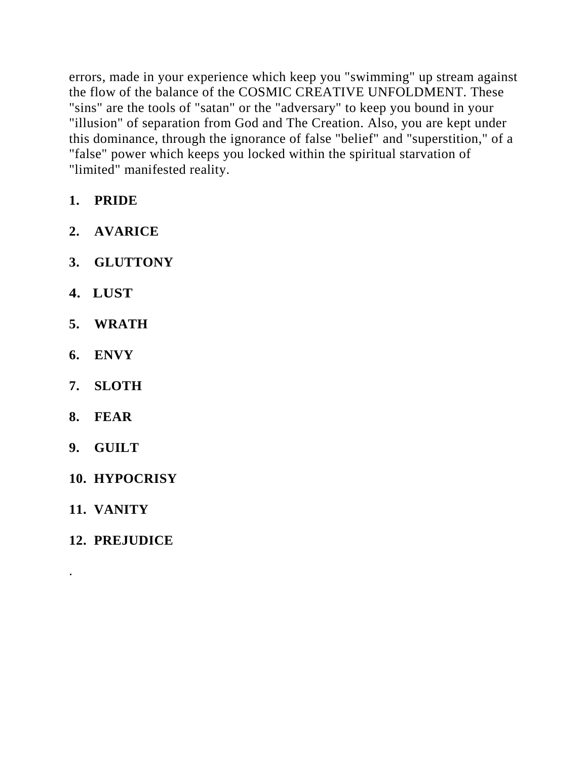errors, made in your experience which keep you "swimming" up stream against the flow of the balance of the COSMIC CREATIVE UNFOLDMENT. These "sins" are the tools of "satan" or the "adversary" to keep you bound in your "illusion" of separation from God and The Creation. Also, you are kept under this dominance, through the ignorance of false "belief" and "superstition," of a "false" power which keeps you locked within the spiritual starvation of "limited" manifested reality.

1. **PRIDE**
2. **AVARICE**
3. **GLUTTONY**
4. **LUST**
5. **WRATH**
6. **ENVY**
7. **SLOTH**
8. **FEAR**
9. **GUILT**
10. **HYPOCRISY**
11. **VANITY**
12. **PREJUDICE**

.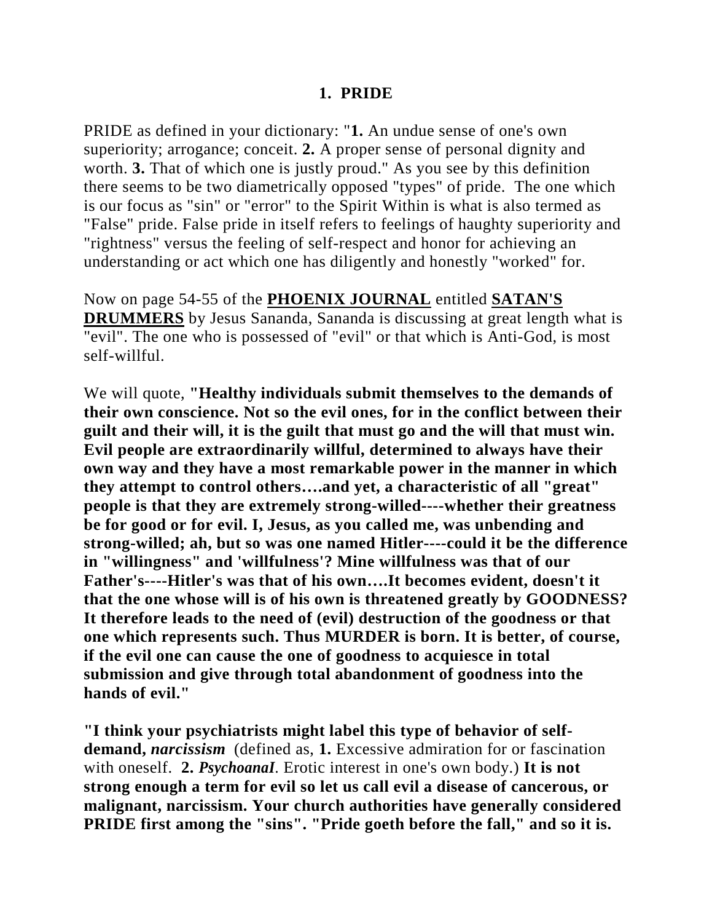## 1. PRIDE

PRIDE as defined in your dictionary: "**1.** An undue sense of one's own superiority; arrogance; conceit. **2.** A proper sense of personal dignity and worth. **3.** That of which one is justly proud." As you see by this definition there seems to be two diametrically opposed "types" of pride. The one which is our focus as "sin" or "error" to the Spirit Within is what is also termed as "False" pride. False pride in itself refers to feelings of haughty superiority and "rightness" versus the feeling of self-respect and honor for achieving an understanding or act which one has diligently and honestly "worked" for.

Now on page 54-55 of the **PHOENIX JOURNAL** entitled **SATAN'S DRUMMERS** by Jesus Sananda, Sananda is discussing at great length what is "evil". The one who is possessed of "evil" or that which is Anti-God, is most self-willful.

We will quote, **"Healthy individuals submit themselves to the demands of their own conscience. Not so the evil ones, for in the conflict between their guilt and their will, it is the guilt that must go and the will that must win. Evil people are extraordinarily willful, determined to always have their own way and they have a most remarkable power in the manner in which they attempt to control others….and yet, a characteristic of all "great" people is that they are extremely strong-willed----whether their greatness be for good or for evil. I, Jesus, as you called me, was unbending and strong-willed; ah, but so was one named Hitler----could it be the difference in "willingness" and 'willfulness'? Mine willfulness was that of our Father's----Hitler's was that of his own….It becomes evident, doesn't it that the one whose will is of his own is threatened greatly by GOODNESS? It therefore leads to the need of (evil) destruction of the goodness or that one which represents such. Thus MURDER is born. It is better, of course, if the evil one can cause the one of goodness to acquiesce in total submission and give through total abandonment of goodness into the hands of evil."**

**"I think your psychiatrists might label this type of behavior of self-demand, *narcissism*** (defined as, **1.** Excessive admiration for or fascination with oneself. **2.** ***PsychoanaI***. Erotic interest in one's own body.) **It is not strong enough a term for evil so let us call evil a disease of cancerous, or malignant, narcissism. Your church authorities have generally considered PRIDE first among the "sins". "Pride goeth before the fall," and so it is.**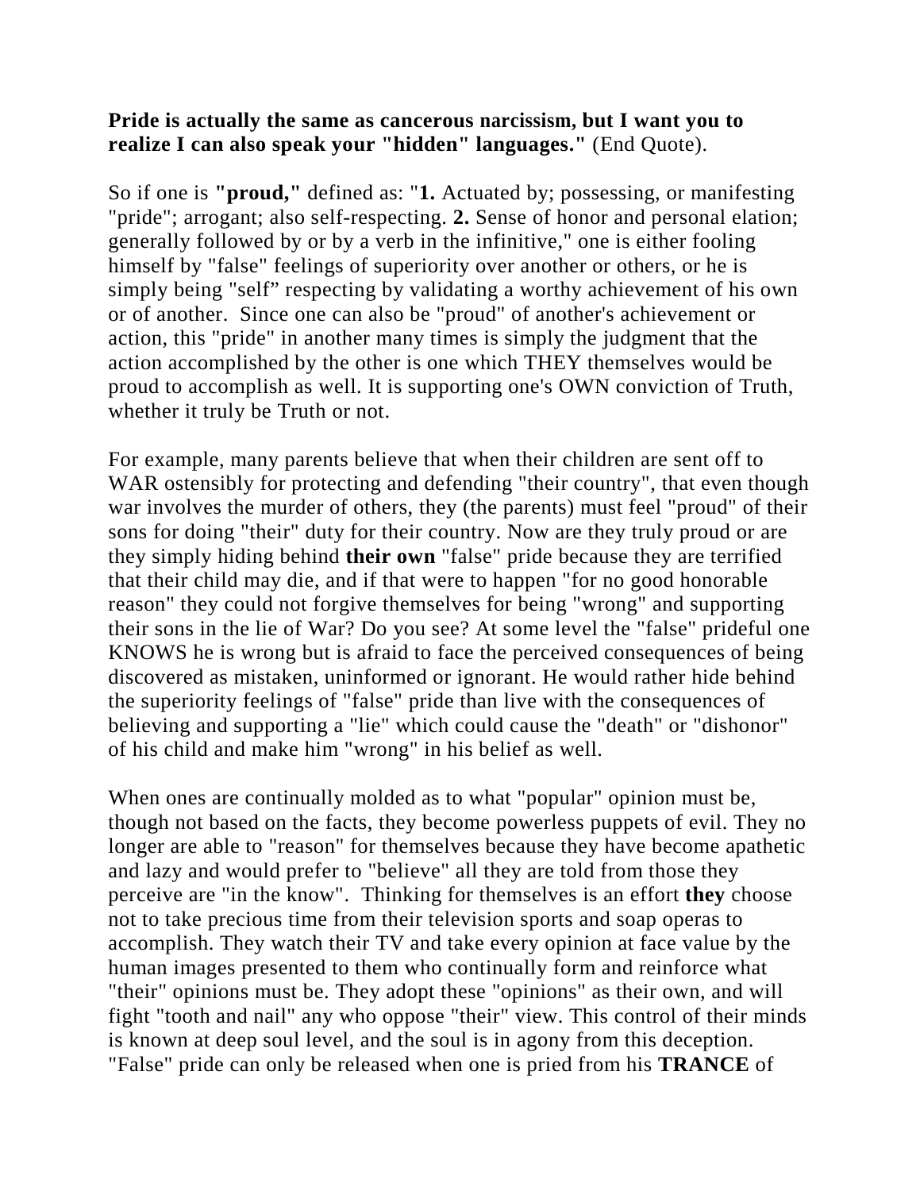**Pride is actually the same as cancerous narcissism, but I want you to realize I can also speak your "hidden" languages."** (End Quote).

So if one is **"proud,"** defined as: "**1.** Actuated by; possessing, or manifesting "pride"; arrogant; also self-respecting. **2.** Sense of honor and personal elation; generally followed by or by a verb in the infinitive," one is either fooling himself by "false" feelings of superiority over another or others, or he is simply being "self" respecting by validating a worthy achievement of his own or of another. Since one can also be "proud" of another's achievement or action, this "pride" in another many times is simply the judgment that the action accomplished by the other is one which THEY themselves would be proud to accomplish as well. It is supporting one's OWN conviction of Truth, whether it truly be Truth or not.

For example, many parents believe that when their children are sent off to WAR ostensibly for protecting and defending "their country", that even though war involves the murder of others, they (the parents) must feel "proud" of their sons for doing "their" duty for their country. Now are they truly proud or are they simply hiding behind **their own** "false" pride because they are terrified that their child may die, and if that were to happen "for no good honorable reason" they could not forgive themselves for being "wrong" and supporting their sons in the lie of War? Do you see? At some level the "false" prideful one KNOWS he is wrong but is afraid to face the perceived consequences of being discovered as mistaken, uninformed or ignorant. He would rather hide behind the superiority feelings of "false" pride than live with the consequences of believing and supporting a "lie" which could cause the "death" or "dishonor" of his child and make him "wrong" in his belief as well.

When ones are continually molded as to what "popular" opinion must be, though not based on the facts, they become powerless puppets of evil. They no longer are able to "reason" for themselves because they have become apathetic and lazy and would prefer to "believe" all they are told from those they perceive are "in the know". Thinking for themselves is an effort **they** choose not to take precious time from their television sports and soap operas to accomplish. They watch their TV and take every opinion at face value by the human images presented to them who continually form and reinforce what "their" opinions must be. They adopt these "opinions" as their own, and will fight "tooth and nail" any who oppose "their" view. This control of their minds is known at deep soul level, and the soul is in agony from this deception. "False" pride can only be released when one is pried from his **TRANCE** of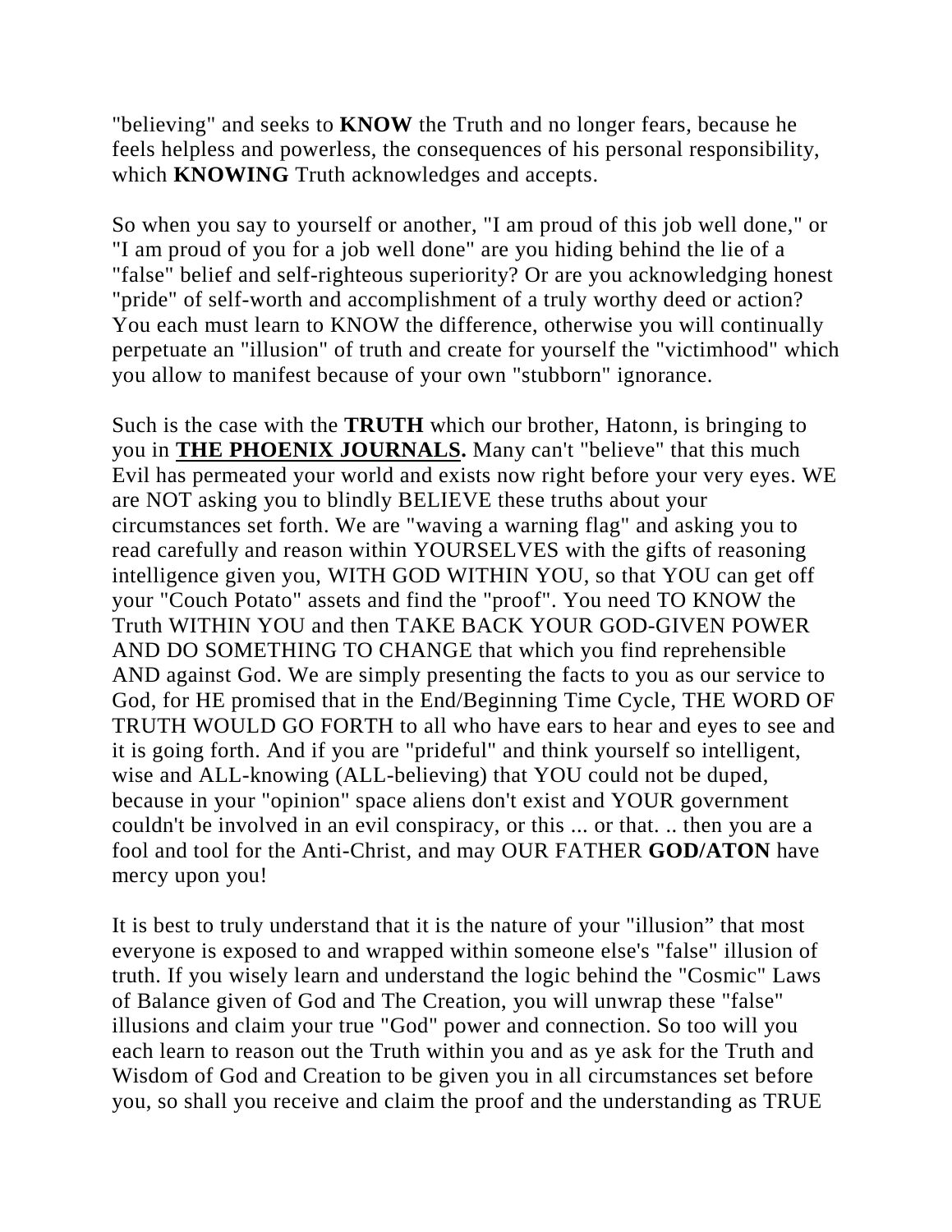"believing" and seeks to **KNOW** the Truth and no longer fears, because he feels helpless and powerless, the consequences of his personal responsibility, which **KNOWING** Truth acknowledges and accepts.

So when you say to yourself or another, "I am proud of this job well done," or "I am proud of you for a job well done" are you hiding behind the lie of a "false" belief and self-righteous superiority? Or are you acknowledging honest "pride" of self-worth and accomplishment of a truly worthy deed or action? You each must learn to KNOW the difference, otherwise you will continually perpetuate an "illusion" of truth and create for yourself the "victimhood" which you allow to manifest because of your own "stubborn" ignorance.

Such is the case with the **TRUTH** which our brother, Hatonn, is bringing to you in **<u>THE PHOENIX JOURNALS</u>.** Many can't "believe" that this much Evil has permeated your world and exists now right before your very eyes. WE are NOT asking you to blindly BELIEVE these truths about your circumstances set forth. We are "waving a warning flag" and asking you to read carefully and reason within YOURSELVES with the gifts of reasoning intelligence given you, WITH GOD WITHIN YOU, so that YOU can get off your "Couch Potato" assets and find the "proof". You need TO KNOW the Truth WITHIN YOU and then TAKE BACK YOUR GOD-GIVEN POWER AND DO SOMETHING TO CHANGE that which you find reprehensible AND against God. We are simply presenting the facts to you as our service to God, for HE promised that in the End/Beginning Time Cycle, THE WORD OF TRUTH WOULD GO FORTH to all who have ears to hear and eyes to see and it is going forth. And if you are "prideful" and think yourself so intelligent, wise and ALL-knowing (ALL-believing) that YOU could not be duped, because in your "opinion" space aliens don't exist and YOUR government couldn't be involved in an evil conspiracy, or this ... or that. .. then you are a fool and tool for the Anti-Christ, and may OUR FATHER **GOD/ATON** have mercy upon you!

It is best to truly understand that it is the nature of your "illusion" that most everyone is exposed to and wrapped within someone else's "false" illusion of truth. If you wisely learn and understand the logic behind the "Cosmic" Laws of Balance given of God and The Creation, you will unwrap these "false" illusions and claim your true "God" power and connection. So too will you each learn to reason out the Truth within you and as ye ask for the Truth and Wisdom of God and Creation to be given you in all circumstances set before you, so shall you receive and claim the proof and the understanding as TRUE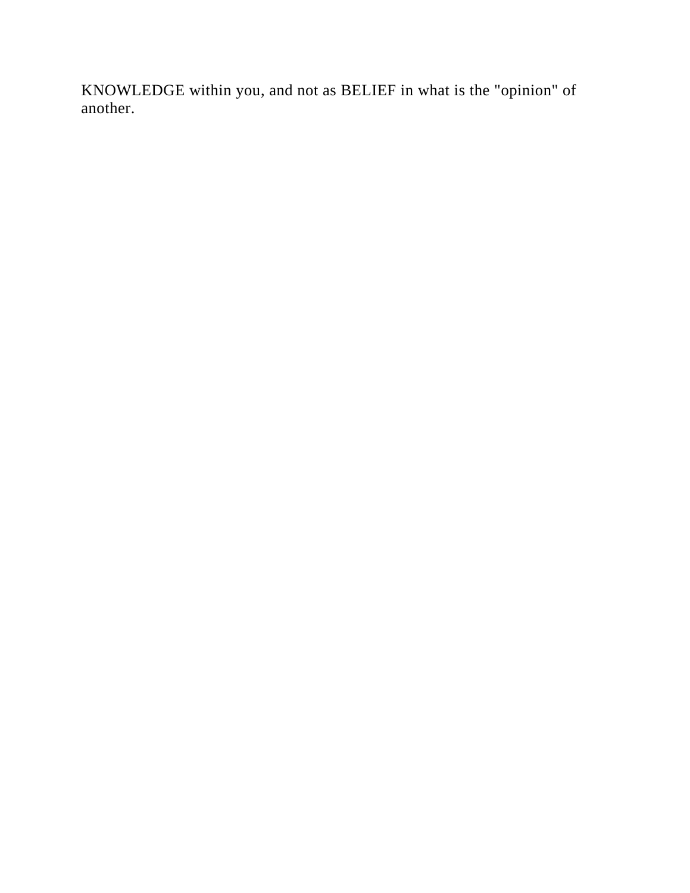KNOWLEDGE within you, and not as BELIEF in what is the "opinion" of another.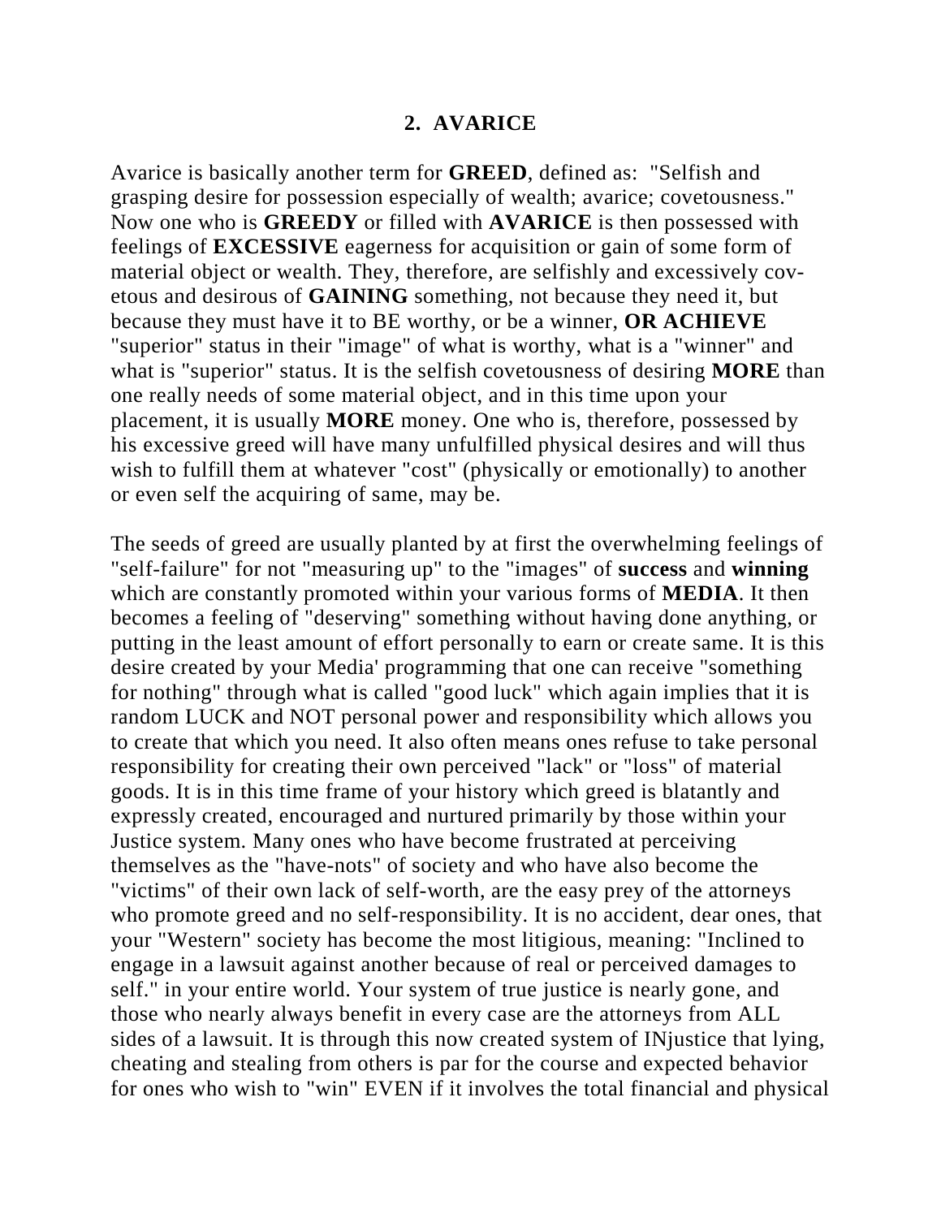## 2. AVARICE

Avarice is basically another term for **GREED**, defined as: "Selfish and grasping desire for possession especially of wealth; avarice; covetousness." Now one who is **GREEDY** or filled with **AVARICE** is then possessed with feelings of **EXCESSIVE** eagerness for acquisition or gain of some form of material object or wealth. They, therefore, are selfishly and excessively covetous and desirous of **GAINING** something, not because they need it, but because they must have it to BE worthy, or be a winner, **OR ACHIEVE** "superior" status in their "image" of what is worthy, what is a "winner" and what is "superior" status. It is the selfish covetousness of desiring **MORE** than one really needs of some material object, and in this time upon your placement, it is usually **MORE** money. One who is, therefore, possessed by his excessive greed will have many unfulfilled physical desires and will thus wish to fulfill them at whatever "cost" (physically or emotionally) to another or even self the acquiring of same, may be.

The seeds of greed are usually planted by at first the overwhelming feelings of "self-failure" for not "measuring up" to the "images" of **success** and **winning** which are constantly promoted within your various forms of **MEDIA**. It then becomes a feeling of "deserving" something without having done anything, or putting in the least amount of effort personally to earn or create same. It is this desire created by your Media' programming that one can receive "something for nothing" through what is called "good luck" which again implies that it is random LUCK and NOT personal power and responsibility which allows you to create that which you need. It also often means ones refuse to take personal responsibility for creating their own perceived "lack" or "loss" of material goods. It is in this time frame of your history which greed is blatantly and expressly created, encouraged and nurtured primarily by those within your Justice system. Many ones who have become frustrated at perceiving themselves as the "have-nots" of society and who have also become the "victims" of their own lack of self-worth, are the easy prey of the attorneys who promote greed and no self-responsibility. It is no accident, dear ones, that your "Western" society has become the most litigious, meaning: "Inclined to engage in a lawsuit against another because of real or perceived damages to self." in your entire world. Your system of true justice is nearly gone, and those who nearly always benefit in every case are the attorneys from ALL sides of a lawsuit. It is through this now created system of INjustice that lying, cheating and stealing from others is par for the course and expected behavior for ones who wish to "win" EVEN if it involves the total financial and physical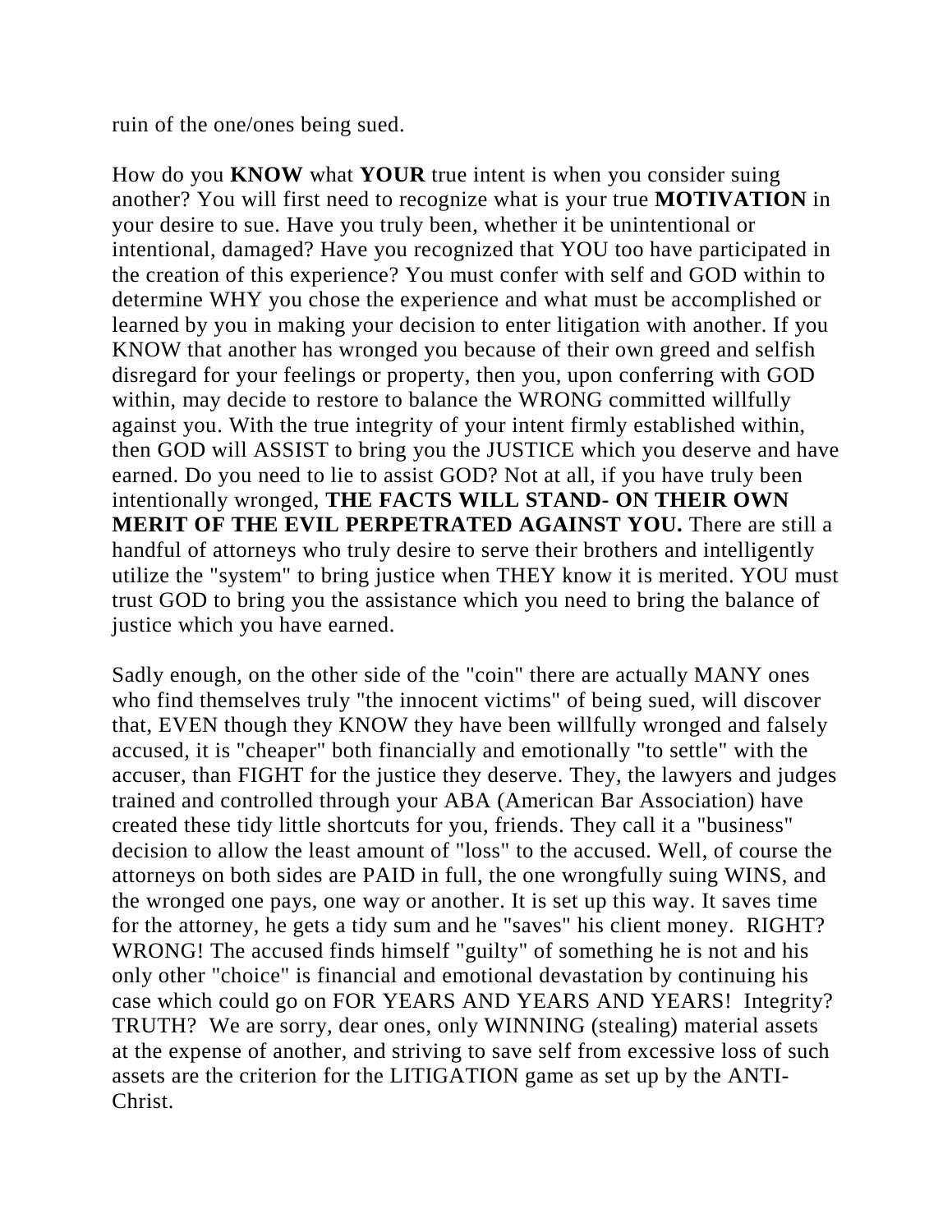ruin of the one/ones being sued.

How do you **KNOW** what **YOUR** true intent is when you consider suing another? You will first need to recognize what is your true **MOTIVATION** in your desire to sue. Have you truly been, whether it be unintentional or intentional, damaged? Have you recognized that YOU too have participated in the creation of this experience? You must confer with self and GOD within to determine WHY you chose the experience and what must be accomplished or learned by you in making your decision to enter litigation with another. If you KNOW that another has wronged you because of their own greed and selfish disregard for your feelings or property, then you, upon conferring with GOD within, may decide to restore to balance the WRONG committed willfully against you. With the true integrity of your intent firmly established within, then GOD will ASSIST to bring you the JUSTICE which you deserve and have earned. Do you need to lie to assist GOD? Not at all, if you have truly been intentionally wronged, **THE FACTS WILL STAND- ON THEIR OWN MERIT OF THE EVIL PERPETRATED AGAINST YOU.** There are still a handful of attorneys who truly desire to serve their brothers and intelligently utilize the "system" to bring justice when THEY know it is merited. YOU must trust GOD to bring you the assistance which you need to bring the balance of justice which you have earned.

Sadly enough, on the other side of the "coin" there are actually MANY ones who find themselves truly "the innocent victims" of being sued, will discover that, EVEN though they KNOW they have been willfully wronged and falsely accused, it is "cheaper" both financially and emotionally "to settle" with the accuser, than FIGHT for the justice they deserve. They, the lawyers and judges trained and controlled through your ABA (American Bar Association) have created these tidy little shortcuts for you, friends. They call it a "business" decision to allow the least amount of "loss" to the accused. Well, of course the attorneys on both sides are PAID in full, the one wrongfully suing WINS, and the wronged one pays, one way or another. It is set up this way. It saves time for the attorney, he gets a tidy sum and he "saves" his client money. RIGHT? WRONG! The accused finds himself "guilty" of something he is not and his only other "choice" is financial and emotional devastation by continuing his case which could go on FOR YEARS AND YEARS AND YEARS! Integrity? TRUTH? We are sorry, dear ones, only WINNING (stealing) material assets at the expense of another, and striving to save self from excessive loss of such assets are the criterion for the LITIGATION game as set up by the ANTI-Christ.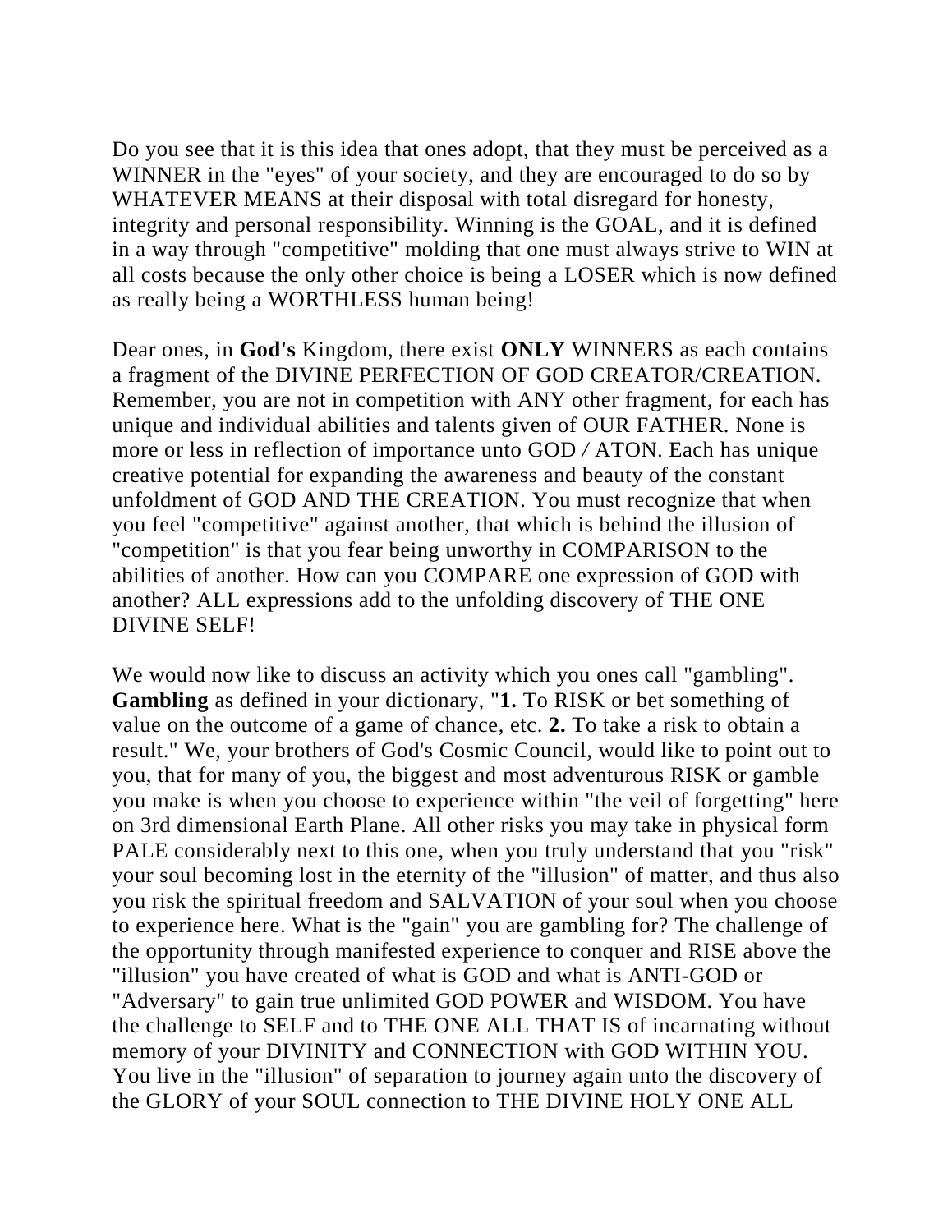Do you see that it is this idea that ones adopt, that they must be perceived as a WINNER in the "eyes" of your society, and they are encouraged to do so by WHATEVER MEANS at their disposal with total disregard for honesty, integrity and personal responsibility. Winning is the GOAL, and it is defined in a way through "competitive" molding that one must always strive to WIN at all costs because the only other choice is being a LOSER which is now defined as really being a WORTHLESS human being!

Dear ones, in **God's** Kingdom, there exist **ONLY** WINNERS as each contains a fragment of the DIVINE PERFECTION OF GOD CREATOR/CREATION. Remember, you are not in competition with ANY other fragment, for each has unique and individual abilities and talents given of OUR FATHER. None is more or less in reflection of importance unto GOD / ATON. Each has unique creative potential for expanding the awareness and beauty of the constant unfoldment of GOD AND THE CREATION. You must recognize that when you feel "competitive" against another, that which is behind the illusion of "competition" is that you fear being unworthy in COMPARISON to the abilities of another. How can you COMPARE one expression of GOD with another? ALL expressions add to the unfolding discovery of THE ONE DIVINE SELF!

We would now like to discuss an activity which you ones call "gambling". **Gambling** as defined in your dictionary, "**1.** To RISK or bet something of value on the outcome of a game of chance, etc. **2.** To take a risk to obtain a result." We, your brothers of God's Cosmic Council, would like to point out to you, that for many of you, the biggest and most adventurous RISK or gamble you make is when you choose to experience within "the veil of forgetting" here on 3rd dimensional Earth Plane. All other risks you may take in physical form PALE considerably next to this one, when you truly understand that you "risk" your soul becoming lost in the eternity of the "illusion" of matter, and thus also you risk the spiritual freedom and SALVATION of your soul when you choose to experience here. What is the "gain" you are gambling for? The challenge of the opportunity through manifested experience to conquer and RISE above the "illusion" you have created of what is GOD and what is ANTI-GOD or "Adversary" to gain true unlimited GOD POWER and WISDOM. You have the challenge to SELF and to THE ONE ALL THAT IS of incarnating without memory of your DIVINITY and CONNECTION with GOD WITHIN YOU. You live in the "illusion" of separation to journey again unto the discovery of the GLORY of your SOUL connection to THE DIVINE HOLY ONE ALL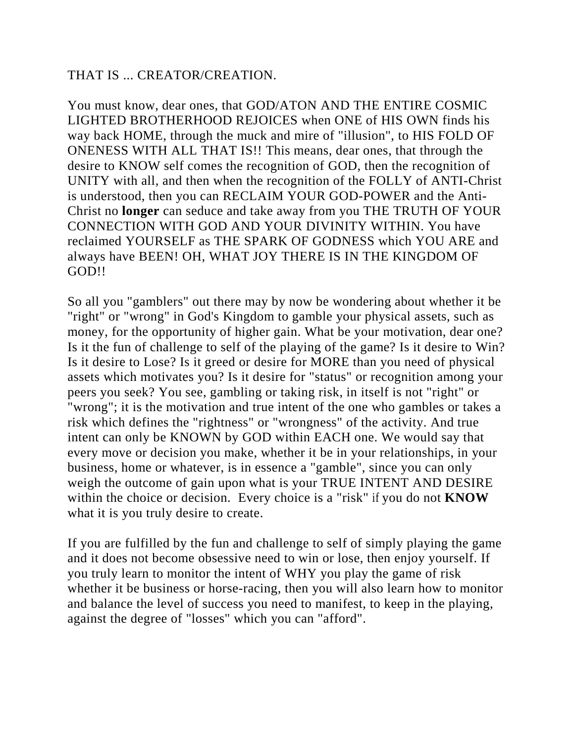THAT IS ... CREATOR/CREATION.

You must know, dear ones, that GOD/ATON AND THE ENTIRE COSMIC LIGHTED BROTHERHOOD REJOICES when ONE of HIS OWN finds his way back HOME, through the muck and mire of "illusion", to HIS FOLD OF ONENESS WITH ALL THAT IS!! This means, dear ones, that through the desire to KNOW self comes the recognition of GOD, then the recognition of UNITY with all, and then when the recognition of the FOLLY of ANTI-Christ is understood, then you can RECLAIM YOUR GOD-POWER and the Anti-Christ no **longer** can seduce and take away from you THE TRUTH OF YOUR CONNECTION WITH GOD AND YOUR DIVINITY WITHIN. You have reclaimed YOURSELF as THE SPARK OF GODNESS which YOU ARE and always have BEEN! OH, WHAT JOY THERE IS IN THE KINGDOM OF GOD!!

So all you "gamblers" out there may by now be wondering about whether it be "right" or "wrong" in God's Kingdom to gamble your physical assets, such as money, for the opportunity of higher gain. What be your motivation, dear one? Is it the fun of challenge to self of the playing of the game? Is it desire to Win? Is it desire to Lose? Is it greed or desire for MORE than you need of physical assets which motivates you? Is it desire for "status" or recognition among your peers you seek? You see, gambling or taking risk, in itself is not "right" or "wrong"; it is the motivation and true intent of the one who gambles or takes a risk which defines the "rightness" or "wrongness" of the activity. And true intent can only be KNOWN by GOD within EACH one. We would say that every move or decision you make, whether it be in your relationships, in your business, home or whatever, is in essence a "gamble", since you can only weigh the outcome of gain upon what is your TRUE INTENT AND DESIRE within the choice or decision. Every choice is a "risk" if you do not **KNOW** what it is you truly desire to create.

If you are fulfilled by the fun and challenge to self of simply playing the game and it does not become obsessive need to win or lose, then enjoy yourself. If you truly learn to monitor the intent of WHY you play the game of risk whether it be business or horse-racing, then you will also learn how to monitor and balance the level of success you need to manifest, to keep in the playing, against the degree of "losses" which you can "afford".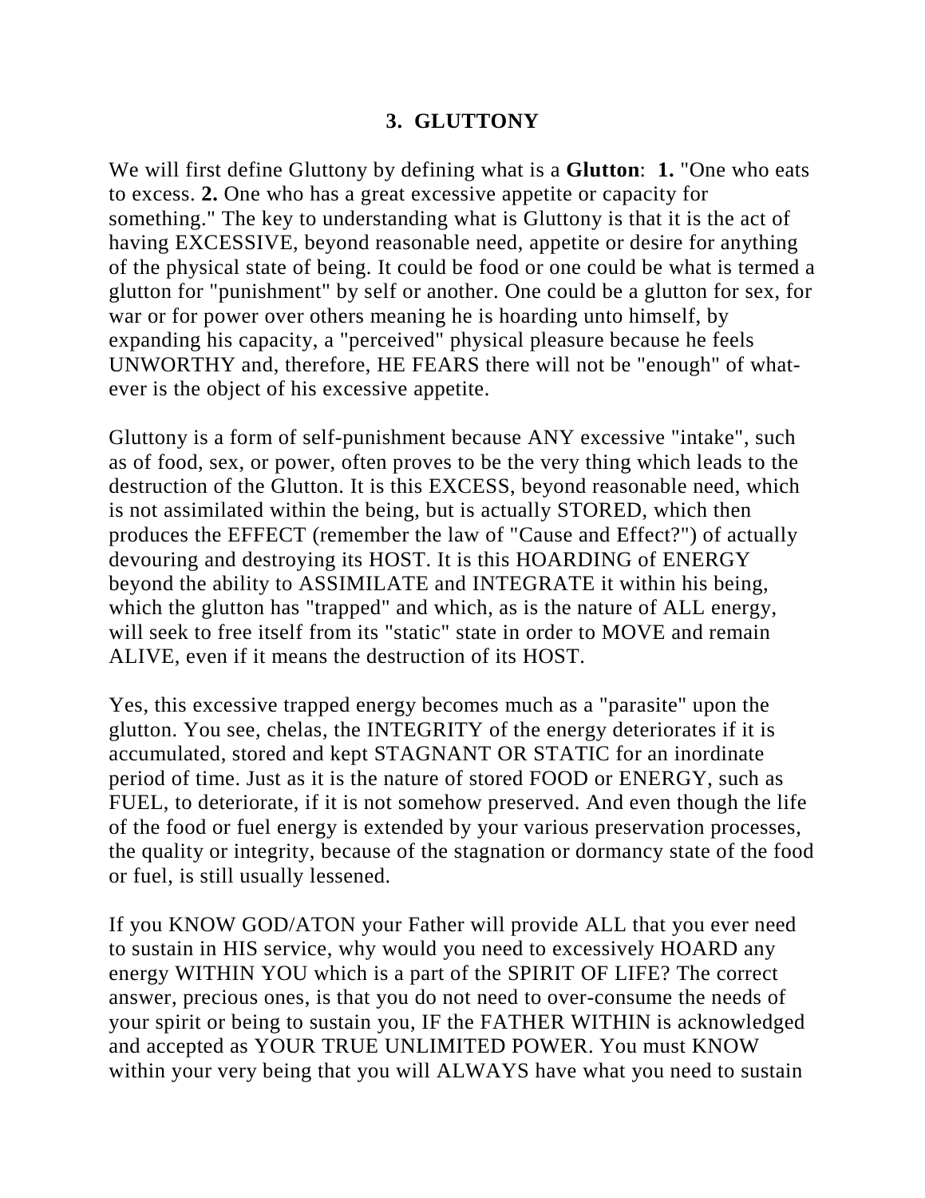## 3. GLUTTONY

We will first define Gluttony by defining what is a **Glutton**: **1.** "One who eats to excess. **2.** One who has a great excessive appetite or capacity for something." The key to understanding what is Gluttony is that it is the act of having EXCESSIVE, beyond reasonable need, appetite or desire for anything of the physical state of being. It could be food or one could be what is termed a glutton for "punishment" by self or another. One could be a glutton for sex, for war or for power over others meaning he is hoarding unto himself, by expanding his capacity, a "perceived" physical pleasure because he feels UNWORTHY and, therefore, HE FEARS there will not be "enough" of whatever is the object of his excessive appetite.

Gluttony is a form of self-punishment because ANY excessive "intake", such as of food, sex, or power, often proves to be the very thing which leads to the destruction of the Glutton. It is this EXCESS, beyond reasonable need, which is not assimilated within the being, but is actually STORED, which then produces the EFFECT (remember the law of "Cause and Effect?") of actually devouring and destroying its HOST. It is this HOARDING of ENERGY beyond the ability to ASSIMILATE and INTEGRATE it within his being, which the glutton has "trapped" and which, as is the nature of ALL energy, will seek to free itself from its "static" state in order to MOVE and remain ALIVE, even if it means the destruction of its HOST.

Yes, this excessive trapped energy becomes much as a "parasite" upon the glutton. You see, chelas, the INTEGRITY of the energy deteriorates if it is accumulated, stored and kept STAGNANT OR STATIC for an inordinate period of time. Just as it is the nature of stored FOOD or ENERGY, such as FUEL, to deteriorate, if it is not somehow preserved. And even though the life of the food or fuel energy is extended by your various preservation processes, the quality or integrity, because of the stagnation or dormancy state of the food or fuel, is still usually lessened.

If you KNOW GOD/ATON your Father will provide ALL that you ever need to sustain in HIS service, why would you need to excessively HOARD any energy WITHIN YOU which is a part of the SPIRIT OF LIFE? The correct answer, precious ones, is that you do not need to over-consume the needs of your spirit or being to sustain you, IF the FATHER WITHIN is acknowledged and accepted as YOUR TRUE UNLIMITED POWER. You must KNOW within your very being that you will ALWAYS have what you need to sustain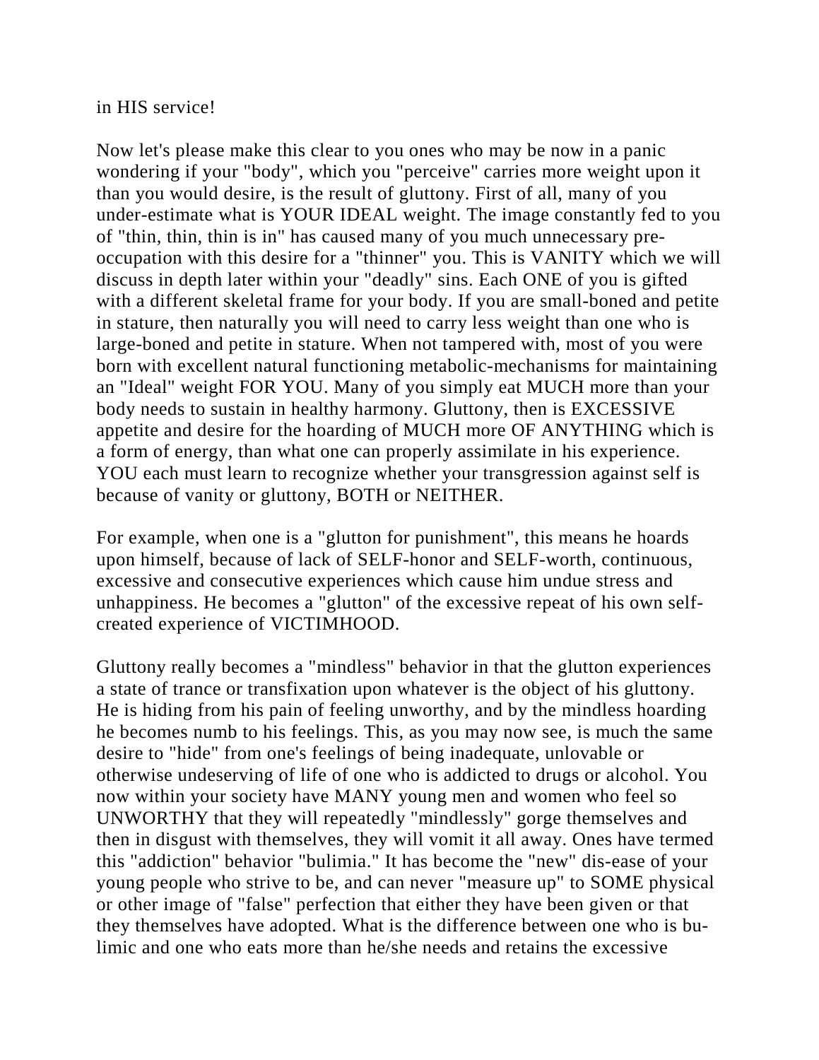in HIS service!

Now let's please make this clear to you ones who may be now in a panic wondering if your "body", which you "perceive" carries more weight upon it than you would desire, is the result of gluttony. First of all, many of you under-estimate what is YOUR IDEAL weight. The image constantly fed to you of "thin, thin, thin is in" has caused many of you much unnecessary pre-occupation with this desire for a "thinner" you. This is VANITY which we will discuss in depth later within your "deadly" sins. Each ONE of you is gifted with a different skeletal frame for your body. If you are small-boned and petite in stature, then naturally you will need to carry less weight than one who is large-boned and petite in stature. When not tampered with, most of you were born with excellent natural functioning metabolic-mechanisms for maintaining an "Ideal" weight FOR YOU. Many of you simply eat MUCH more than your body needs to sustain in healthy harmony. Gluttony, then is EXCESSIVE appetite and desire for the hoarding of MUCH more OF ANYTHING which is a form of energy, than what one can properly assimilate in his experience. YOU each must learn to recognize whether your transgression against self is because of vanity or gluttony, BOTH or NEITHER.

For example, when one is a "glutton for punishment", this means he hoards upon himself, because of lack of SELF-honor and SELF-worth, continuous, excessive and consecutive experiences which cause him undue stress and unhappiness. He becomes a "glutton" of the excessive repeat of his own self-created experience of VICTIMHOOD.

Gluttony really becomes a "mindless" behavior in that the glutton experiences a state of trance or transfixation upon whatever is the object of his gluttony. He is hiding from his pain of feeling unworthy, and by the mindless hoarding he becomes numb to his feelings. This, as you may now see, is much the same desire to "hide" from one's feelings of being inadequate, unlovable or otherwise undeserving of life of one who is addicted to drugs or alcohol. You now within your society have MANY young men and women who feel so UNWORTHY that they will repeatedly "mindlessly" gorge themselves and then in disgust with themselves, they will vomit it all away. Ones have termed this "addiction" behavior "bulimia." It has become the "new" dis-ease of your young people who strive to be, and can never "measure up" to SOME physical or other image of "false" perfection that either they have been given or that they themselves have adopted. What is the difference between one who is bu-limic and one who eats more than he/she needs and retains the excessive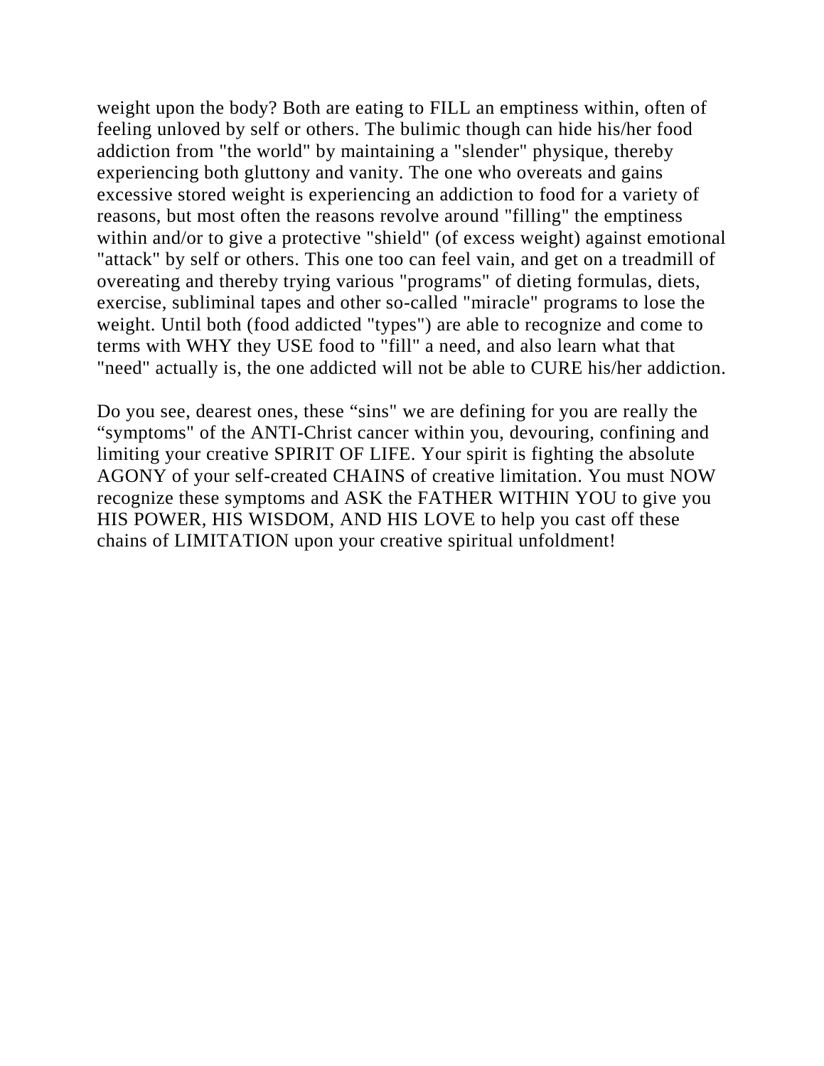weight upon the body? Both are eating to FILL an emptiness within, often of feeling unloved by self or others. The bulimic though can hide his/her food addiction from "the world" by maintaining a "slender" physique, thereby experiencing both gluttony and vanity. The one who overeats and gains excessive stored weight is experiencing an addiction to food for a variety of reasons, but most often the reasons revolve around "filling" the emptiness within and/or to give a protective "shield" (of excess weight) against emotional "attack" by self or others. This one too can feel vain, and get on a treadmill of overeating and thereby trying various "programs" of dieting formulas, diets, exercise, subliminal tapes and other so-called "miracle" programs to lose the weight. Until both (food addicted "types") are able to recognize and come to terms with WHY they USE food to "fill" a need, and also learn what that "need" actually is, the one addicted will not be able to CURE his/her addiction.

Do you see, dearest ones, these “sins" we are defining for you are really the “symptoms" of the ANTI-Christ cancer within you, devouring, confining and limiting your creative SPIRIT OF LIFE. Your spirit is fighting the absolute AGONY of your self-created CHAINS of creative limitation. You must NOW recognize these symptoms and ASK the FATHER WITHIN YOU to give you HIS POWER, HIS WISDOM, AND HIS LOVE to help you cast off these chains of LIMITATION upon your creative spiritual unfoldment!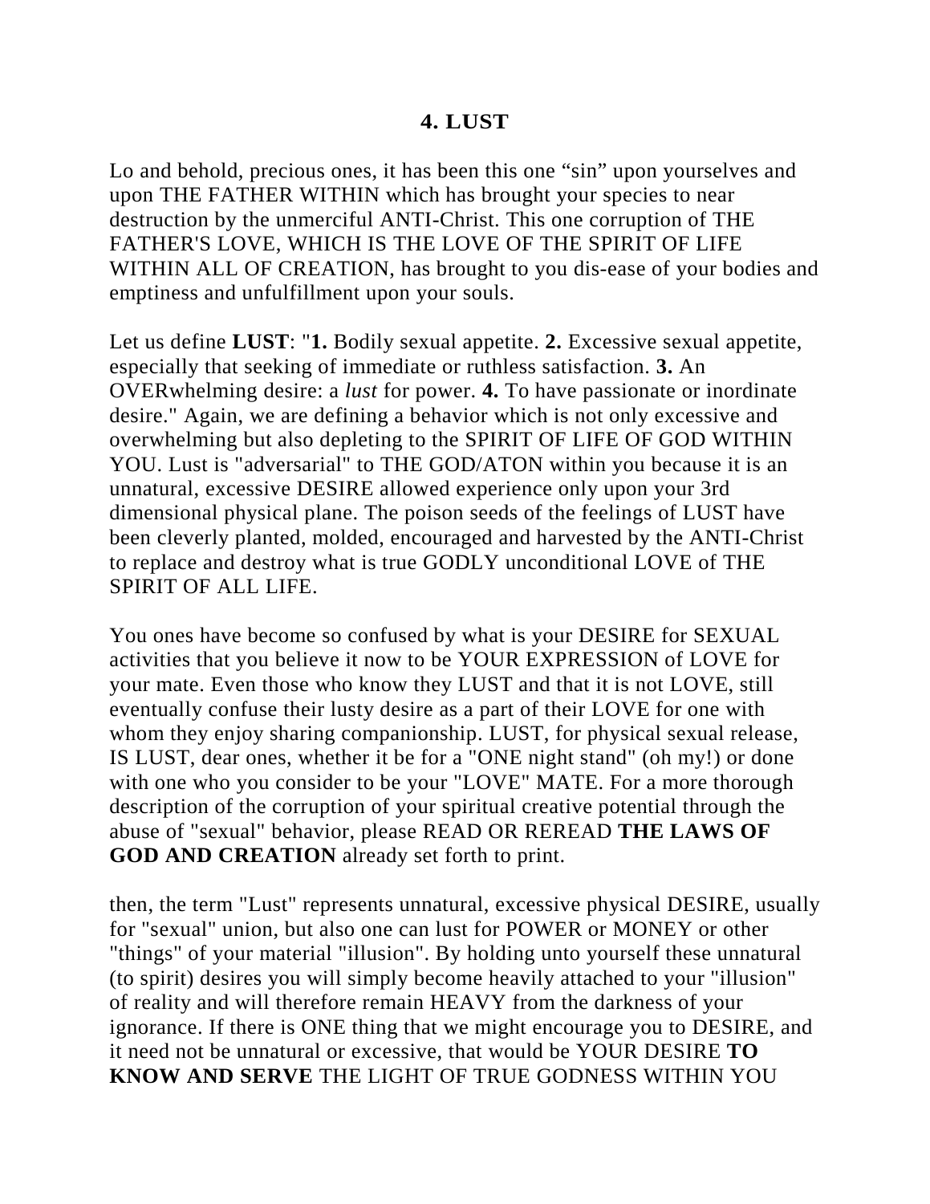# 4. LUST

Lo and behold, precious ones, it has been this one “sin” upon yourselves and upon THE FATHER WITHIN which has brought your species to near destruction by the unmerciful ANTI-Christ. This one corruption of THE FATHER'S LOVE, WHICH IS THE LOVE OF THE SPIRIT OF LIFE WITHIN ALL OF CREATION, has brought to you dis-ease of your bodies and emptiness and unfulfillment upon your souls.

Let us define **LUST**: "**1.** Bodily sexual appetite. **2.** Excessive sexual appetite, especially that seeking of immediate or ruthless satisfaction. **3.** An OVERwhelming desire: a *lust* for power. **4.** To have passionate or inordinate desire." Again, we are defining a behavior which is not only excessive and overwhelming but also depleting to the SPIRIT OF LIFE OF GOD WITHIN YOU. Lust is "adversarial" to THE GOD/ATON within you because it is an unnatural, excessive DESIRE allowed experience only upon your 3rd dimensional physical plane. The poison seeds of the feelings of LUST have been cleverly planted, molded, encouraged and harvested by the ANTI-Christ to replace and destroy what is true GODLY unconditional LOVE of THE SPIRIT OF ALL LIFE.

You ones have become so confused by what is your DESIRE for SEXUAL activities that you believe it now to be YOUR EXPRESSION of LOVE for your mate. Even those who know they LUST and that it is not LOVE, still eventually confuse their lusty desire as a part of their LOVE for one with whom they enjoy sharing companionship. LUST, for physical sexual release, IS LUST, dear ones, whether it be for a "ONE night stand" (oh my!) or done with one who you consider to be your "LOVE" MATE. For a more thorough description of the corruption of your spiritual creative potential through the abuse of "sexual" behavior, please READ OR REREAD **THE LAWS OF GOD AND CREATION** already set forth to print.

then, the term "Lust" represents unnatural, excessive physical DESIRE, usually for "sexual" union, but also one can lust for POWER or MONEY or other "things" of your material "illusion". By holding unto yourself these unnatural (to spirit) desires you will simply become heavily attached to your "illusion" of reality and will therefore remain HEAVY from the darkness of your ignorance. If there is ONE thing that we might encourage you to DESIRE, and it need not be unnatural or excessive, that would be YOUR DESIRE **TO KNOW AND SERVE** THE LIGHT OF TRUE GODNESS WITHIN YOU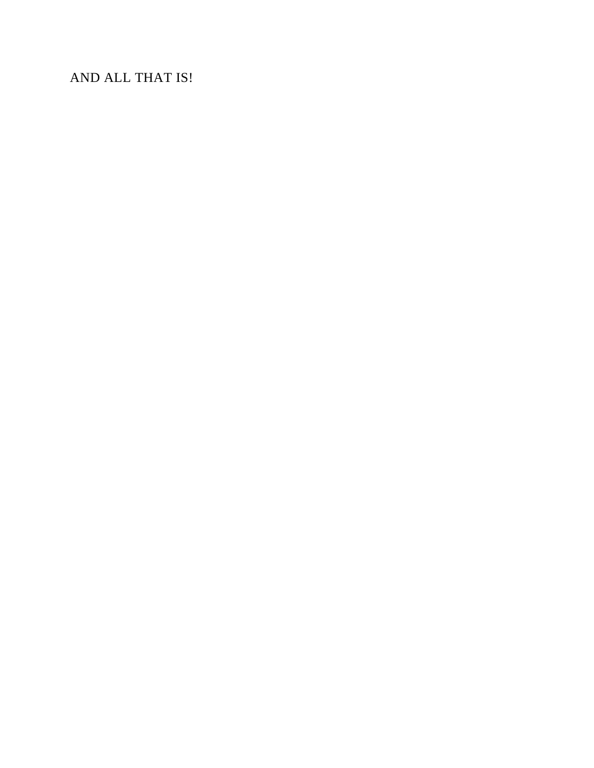AND ALL THAT IS!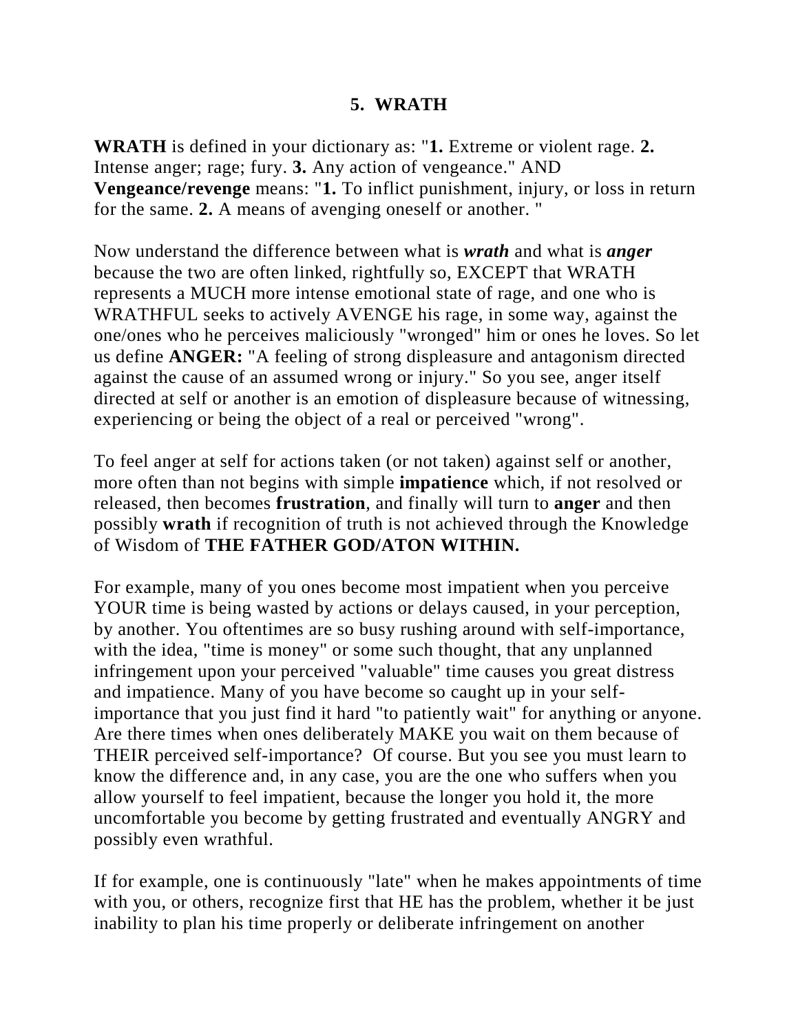## 5. WRATH

**WRATH** is defined in your dictionary as: "**1.** Extreme or violent rage. **2.** Intense anger; rage; fury. **3.** Any action of vengeance." AND **Vengeance/revenge** means: "**1.** To inflict punishment, injury, or loss in return for the same. **2.** A means of avenging oneself or another. "

Now understand the difference between what is ***wrath*** and what is ***anger*** because the two are often linked, rightfully so, EXCEPT that WRATH represents a MUCH more intense emotional state of rage, and one who is WRATHFUL seeks to actively AVENGE his rage, in some way, against the one/ones who he perceives maliciously "wronged" him or ones he loves. So let us define **ANGER:** "A feeling of strong displeasure and antagonism directed against the cause of an assumed wrong or injury." So you see, anger itself directed at self or another is an emotion of displeasure because of witnessing, experiencing or being the object of a real or perceived "wrong".

To feel anger at self for actions taken (or not taken) against self or another, more often than not begins with simple **impatience** which, if not resolved or released, then becomes **frustration**, and finally will turn to **anger** and then possibly **wrath** if recognition of truth is not achieved through the Knowledge of Wisdom of **THE FATHER GOD/ATON WITHIN.**

For example, many of you ones become most impatient when you perceive YOUR time is being wasted by actions or delays caused, in your perception, by another. You oftentimes are so busy rushing around with self-importance, with the idea, "time is money" or some such thought, that any unplanned infringement upon your perceived "valuable" time causes you great distress and impatience. Many of you have become so caught up in your self-importance that you just find it hard "to patiently wait" for anything or anyone. Are there times when ones deliberately MAKE you wait on them because of THEIR perceived self-importance? Of course. But you see you must learn to know the difference and, in any case, you are the one who suffers when you allow yourself to feel impatient, because the longer you hold it, the more uncomfortable you become by getting frustrated and eventually ANGRY and possibly even wrathful.

If for example, one is continuously "late" when he makes appointments of time with you, or others, recognize first that HE has the problem, whether it be just inability to plan his time properly or deliberate infringement on another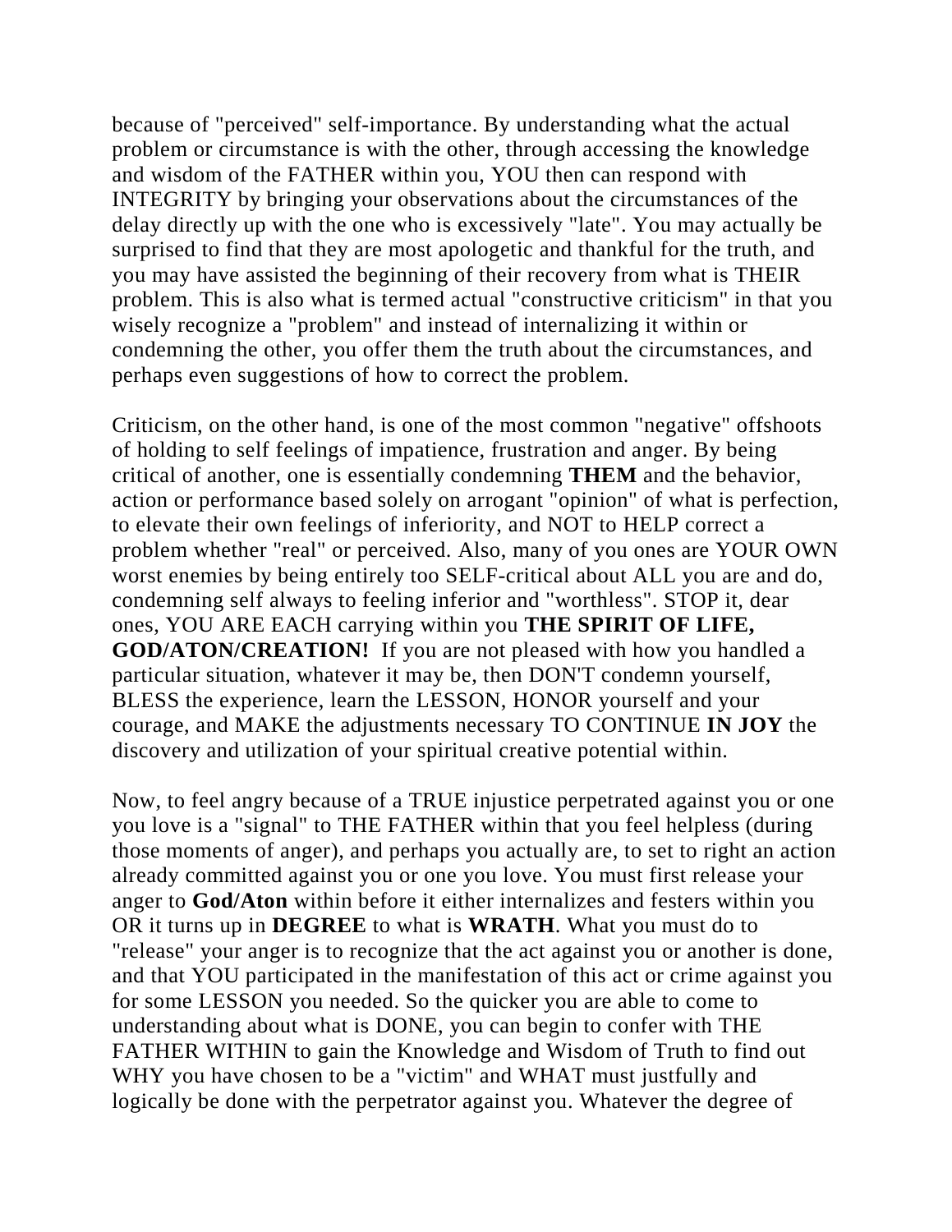because of "perceived" self-importance. By understanding what the actual problem or circumstance is with the other, through accessing the knowledge and wisdom of the FATHER within you, YOU then can respond with INTEGRITY by bringing your observations about the circumstances of the delay directly up with the one who is excessively "late". You may actually be surprised to find that they are most apologetic and thankful for the truth, and you may have assisted the beginning of their recovery from what is THEIR problem. This is also what is termed actual "constructive criticism" in that you wisely recognize a "problem" and instead of internalizing it within or condemning the other, you offer them the truth about the circumstances, and perhaps even suggestions of how to correct the problem.

Criticism, on the other hand, is one of the most common "negative" offshoots of holding to self feelings of impatience, frustration and anger. By being critical of another, one is essentially condemning **THEM** and the behavior, action or performance based solely on arrogant "opinion" of what is perfection, to elevate their own feelings of inferiority, and NOT to HELP correct a problem whether "real" or perceived. Also, many of you ones are YOUR OWN worst enemies by being entirely too SELF-critical about ALL you are and do, condemning self always to feeling inferior and "worthless". STOP it, dear ones, YOU ARE EACH carrying within you **THE SPIRIT OF LIFE, GOD/ATON/CREATION!** If you are not pleased with how you handled a particular situation, whatever it may be, then DON'T condemn yourself, BLESS the experience, learn the LESSON, HONOR yourself and your courage, and MAKE the adjustments necessary TO CONTINUE **IN JOY** the discovery and utilization of your spiritual creative potential within.

Now, to feel angry because of a TRUE injustice perpetrated against you or one you love is a "signal" to THE FATHER within that you feel helpless (during those moments of anger), and perhaps you actually are, to set to right an action already committed against you or one you love. You must first release your anger to **God/Aton** within before it either internalizes and festers within you OR it turns up in **DEGREE** to what is **WRATH**. What you must do to "release" your anger is to recognize that the act against you or another is done, and that YOU participated in the manifestation of this act or crime against you for some LESSON you needed. So the quicker you are able to come to understanding about what is DONE, you can begin to confer with THE FATHER WITHIN to gain the Knowledge and Wisdom of Truth to find out WHY you have chosen to be a "victim" and WHAT must justfully and logically be done with the perpetrator against you. Whatever the degree of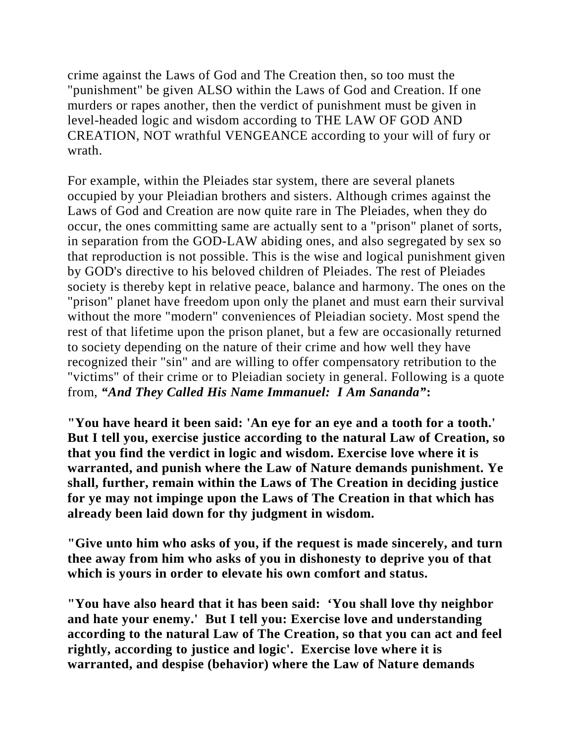crime against the Laws of God and The Creation then, so too must the "punishment" be given ALSO within the Laws of God and Creation. If one murders or rapes another, then the verdict of punishment must be given in level-headed logic and wisdom according to THE LAW OF GOD AND CREATION, NOT wrathful VENGEANCE according to your will of fury or wrath.

For example, within the Pleiades star system, there are several planets occupied by your Pleiadian brothers and sisters. Although crimes against the Laws of God and Creation are now quite rare in The Pleiades, when they do occur, the ones committing same are actually sent to a "prison" planet of sorts, in separation from the GOD-LAW abiding ones, and also segregated by sex so that reproduction is not possible. This is the wise and logical punishment given by GOD's directive to his beloved children of Pleiades. The rest of Pleiades society is thereby kept in relative peace, balance and harmony. The ones on the "prison" planet have freedom upon only the planet and must earn their survival without the more "modern" conveniences of Pleiadian society. Most spend the rest of that lifetime upon the prison planet, but a few are occasionally returned to society depending on the nature of their crime and how well they have recognized their "sin" and are willing to offer compensatory retribution to the "victims" of their crime or to Pleiadian society in general. Following is a quote from, ***"And They Called His Name Immanuel: I Am Sananda"*:**

**"You have heard it been said: 'An eye for an eye and a tooth for a tooth.' But I tell you, exercise justice according to the natural Law of Creation, so that you find the verdict in logic and wisdom. Exercise love where it is warranted, and punish where the Law of Nature demands punishment. Ye shall, further, remain within the Laws of The Creation in deciding justice for ye may not impinge upon the Laws of The Creation in that which has already been laid down for thy judgment in wisdom.**

**"Give unto him who asks of you, if the request is made sincerely, and turn thee away from him who asks of you in dishonesty to deprive you of that which is yours in order to elevate his own comfort and status.**

**"You have also heard that it has been said: 'You shall love thy neighbor and hate your enemy.' But I tell you: Exercise love and understanding according to the natural Law of The Creation, so that you can act and feel rightly, according to justice and logic'. Exercise love where it is warranted, and despise (behavior) where the Law of Nature demands**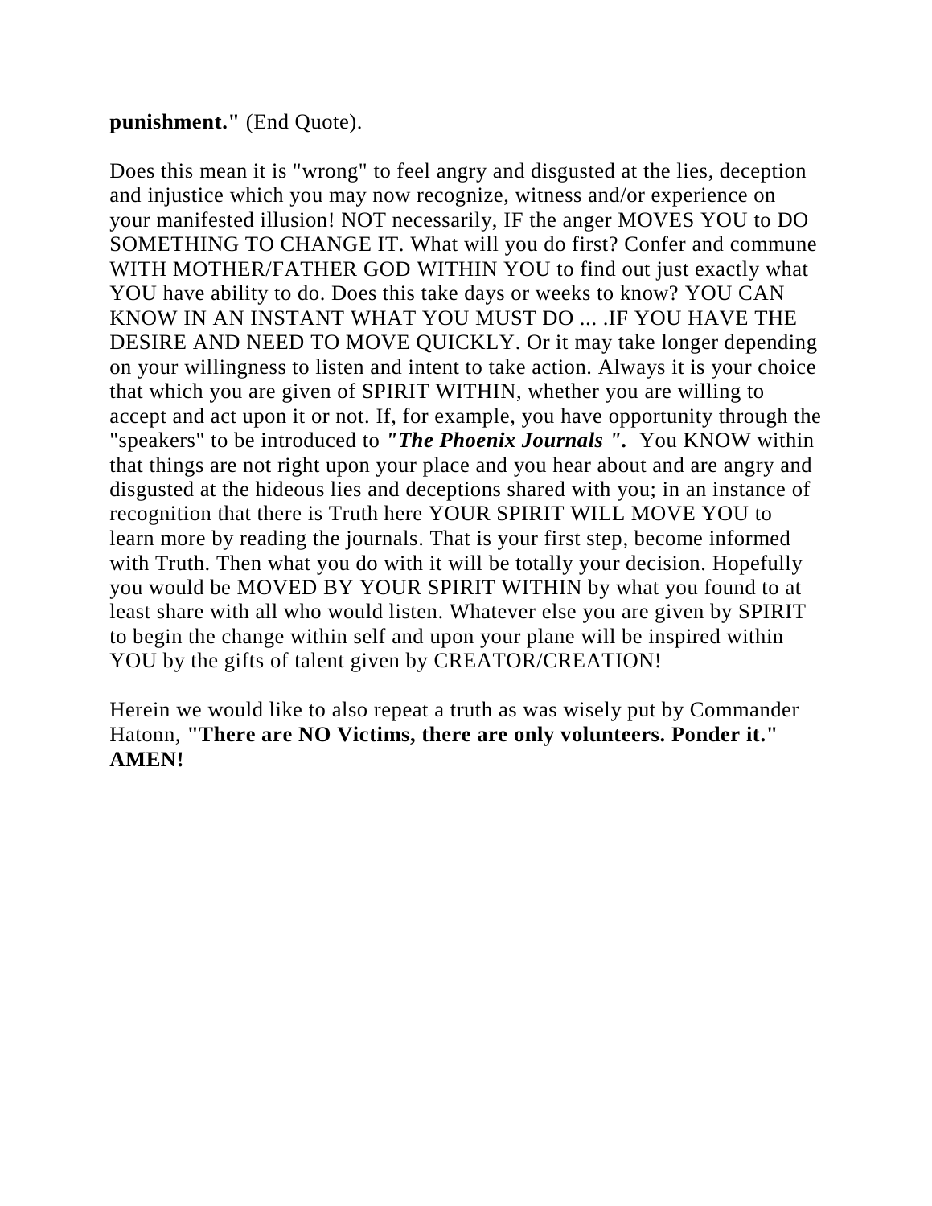**punishment."** (End Quote).

Does this mean it is "wrong" to feel angry and disgusted at the lies, deception and injustice which you may now recognize, witness and/or experience on your manifested illusion! NOT necessarily, IF the anger MOVES YOU to DO SOMETHING TO CHANGE IT. What will you do first? Confer and commune WITH MOTHER/FATHER GOD WITHIN YOU to find out just exactly what YOU have ability to do. Does this take days or weeks to know? YOU CAN KNOW IN AN INSTANT WHAT YOU MUST DO ... .IF YOU HAVE THE DESIRE AND NEED TO MOVE QUICKLY. Or it may take longer depending on your willingness to listen and intent to take action. Always it is your choice that which you are given of SPIRIT WITHIN, whether you are willing to accept and act upon it or not. If, for example, you have opportunity through the "speakers" to be introduced to ***"The Phoenix Journals ".*** You KNOW within that things are not right upon your place and you hear about and are angry and disgusted at the hideous lies and deceptions shared with you; in an instance of recognition that there is Truth here YOUR SPIRIT WILL MOVE YOU to learn more by reading the journals. That is your first step, become informed with Truth. Then what you do with it will be totally your decision. Hopefully you would be MOVED BY YOUR SPIRIT WITHIN by what you found to at least share with all who would listen. Whatever else you are given by SPIRIT to begin the change within self and upon your plane will be inspired within YOU by the gifts of talent given by CREATOR/CREATION!

Herein we would like to also repeat a truth as was wisely put by Commander Hatonn, **"There are NO Victims, there are only volunteers. Ponder it." AMEN!**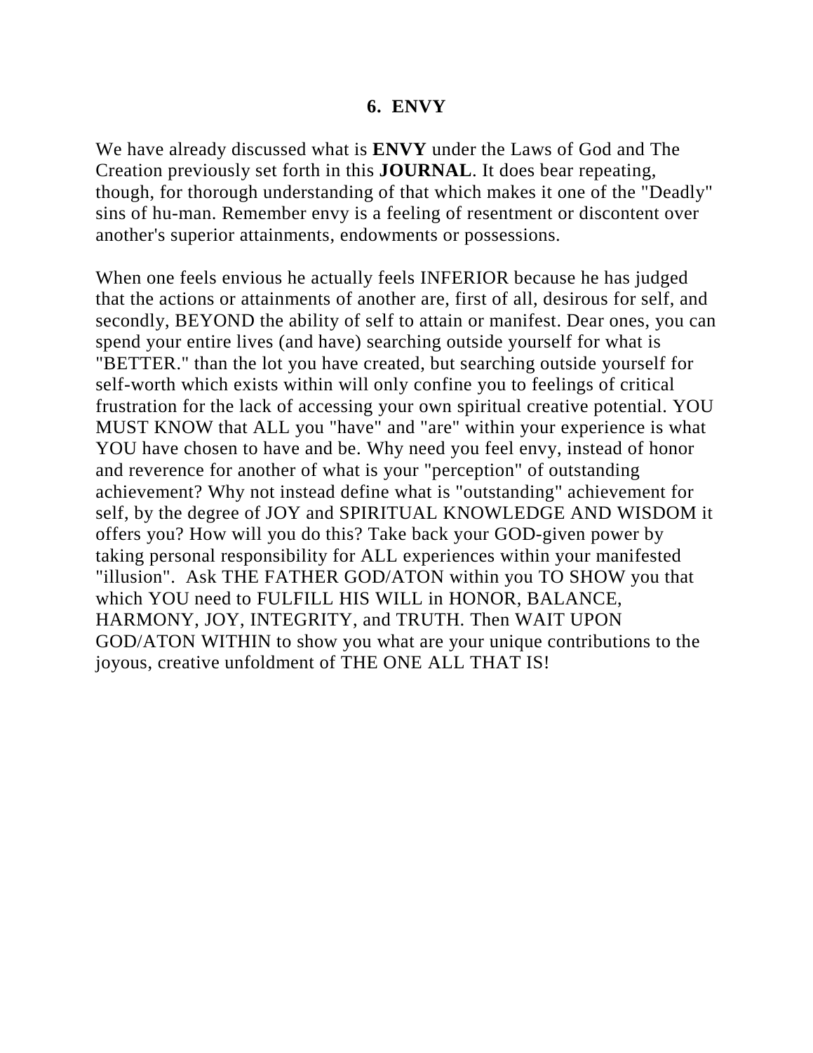## 6. ENVY

We have already discussed what is **ENVY** under the Laws of God and The Creation previously set forth in this **JOURNAL**. It does bear repeating, though, for thorough understanding of that which makes it one of the "Deadly" sins of hu-man. Remember envy is a feeling of resentment or discontent over another's superior attainments, endowments or possessions.

When one feels envious he actually feels INFERIOR because he has judged that the actions or attainments of another are, first of all, desirous for self, and secondly, BEYOND the ability of self to attain or manifest. Dear ones, you can spend your entire lives (and have) searching outside yourself for what is "BETTER." than the lot you have created, but searching outside yourself for self-worth which exists within will only confine you to feelings of critical frustration for the lack of accessing your own spiritual creative potential. YOU MUST KNOW that ALL you "have" and "are" within your experience is what YOU have chosen to have and be. Why need you feel envy, instead of honor and reverence for another of what is your "perception" of outstanding achievement? Why not instead define what is "outstanding" achievement for self, by the degree of JOY and SPIRITUAL KNOWLEDGE AND WISDOM it offers you? How will you do this? Take back your GOD-given power by taking personal responsibility for ALL experiences within your manifested "illusion". Ask THE FATHER GOD/ATON within you TO SHOW you that which YOU need to FULFILL HIS WILL in HONOR, BALANCE, HARMONY, JOY, INTEGRITY, and TRUTH. Then WAIT UPON GOD/ATON WITHIN to show you what are your unique contributions to the joyous, creative unfoldment of THE ONE ALL THAT IS!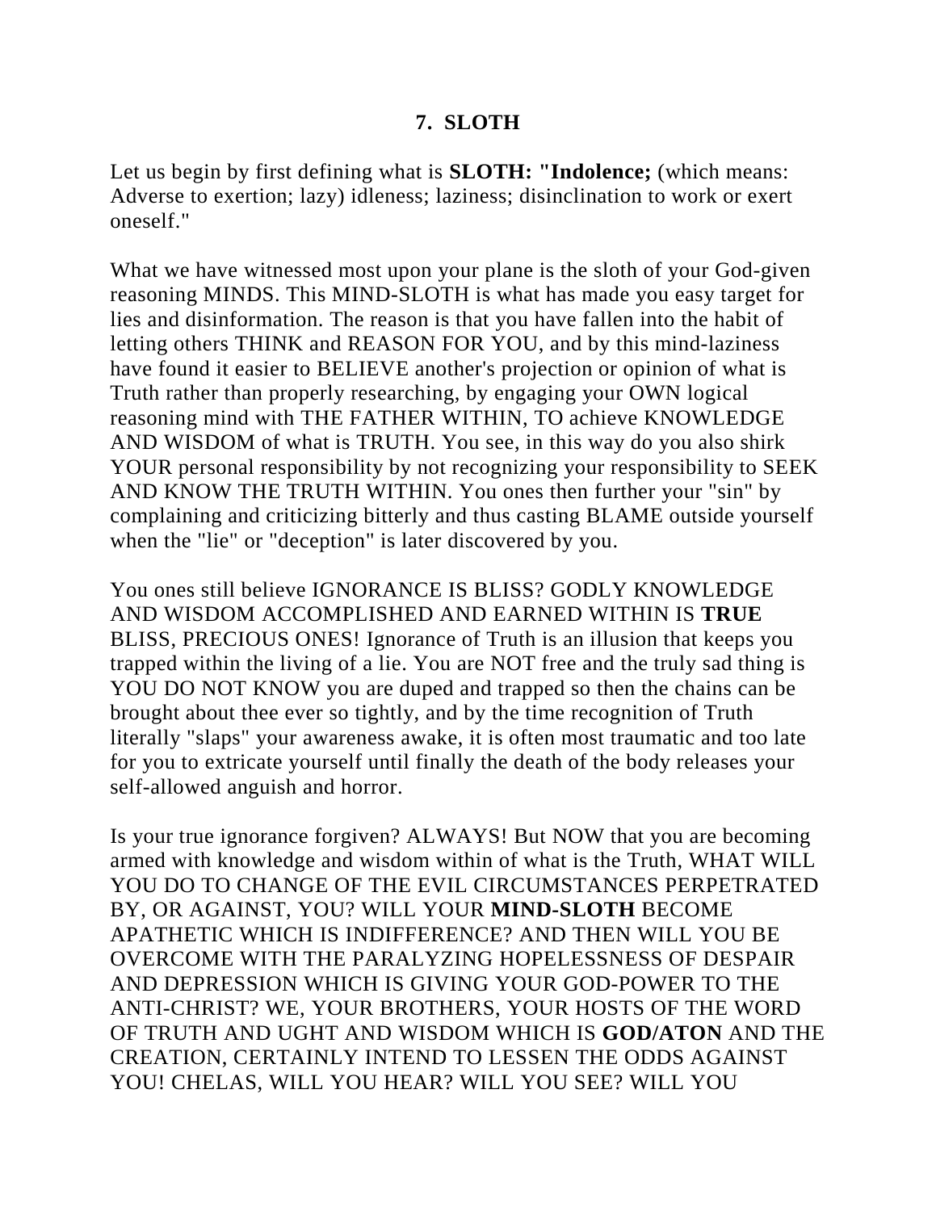## 7. SLOTH

Let us begin by first defining what is **SLOTH: "Indolence;** (which means: Adverse to exertion; lazy) idleness; laziness; disinclination to work or exert oneself."

What we have witnessed most upon your plane is the sloth of your God-given reasoning MINDS. This MIND-SLOTH is what has made you easy target for lies and disinformation. The reason is that you have fallen into the habit of letting others THINK and REASON FOR YOU, and by this mind-laziness have found it easier to BELIEVE another's projection or opinion of what is Truth rather than properly researching, by engaging your OWN logical reasoning mind with THE FATHER WITHIN, TO achieve KNOWLEDGE AND WISDOM of what is TRUTH. You see, in this way do you also shirk YOUR personal responsibility by not recognizing your responsibility to SEEK AND KNOW THE TRUTH WITHIN. You ones then further your "sin" by complaining and criticizing bitterly and thus casting BLAME outside yourself when the "lie" or "deception" is later discovered by you.

You ones still believe IGNORANCE IS BLISS? GODLY KNOWLEDGE AND WISDOM ACCOMPLISHED AND EARNED WITHIN IS **TRUE** BLISS, PRECIOUS ONES! Ignorance of Truth is an illusion that keeps you trapped within the living of a lie. You are NOT free and the truly sad thing is YOU DO NOT KNOW you are duped and trapped so then the chains can be brought about thee ever so tightly, and by the time recognition of Truth literally "slaps" your awareness awake, it is often most traumatic and too late for you to extricate yourself until finally the death of the body releases your self-allowed anguish and horror.

Is your true ignorance forgiven? ALWAYS! But NOW that you are becoming armed with knowledge and wisdom within of what is the Truth, WHAT WILL YOU DO TO CHANGE OF THE EVIL CIRCUMSTANCES PERPETRATED BY, OR AGAINST, YOU? WILL YOUR **MIND-SLOTH** BECOME APATHETIC WHICH IS INDIFFERENCE? AND THEN WILL YOU BE OVERCOME WITH THE PARALYZING HOPELESSNESS OF DESPAIR AND DEPRESSION WHICH IS GIVING YOUR GOD-POWER TO THE ANTI-CHRIST? WE, YOUR BROTHERS, YOUR HOSTS OF THE WORD OF TRUTH AND UGHT AND WISDOM WHICH IS **GOD/ATON** AND THE CREATION, CERTAINLY INTEND TO LESSEN THE ODDS AGAINST YOU! CHELAS, WILL YOU HEAR? WILL YOU SEE? WILL YOU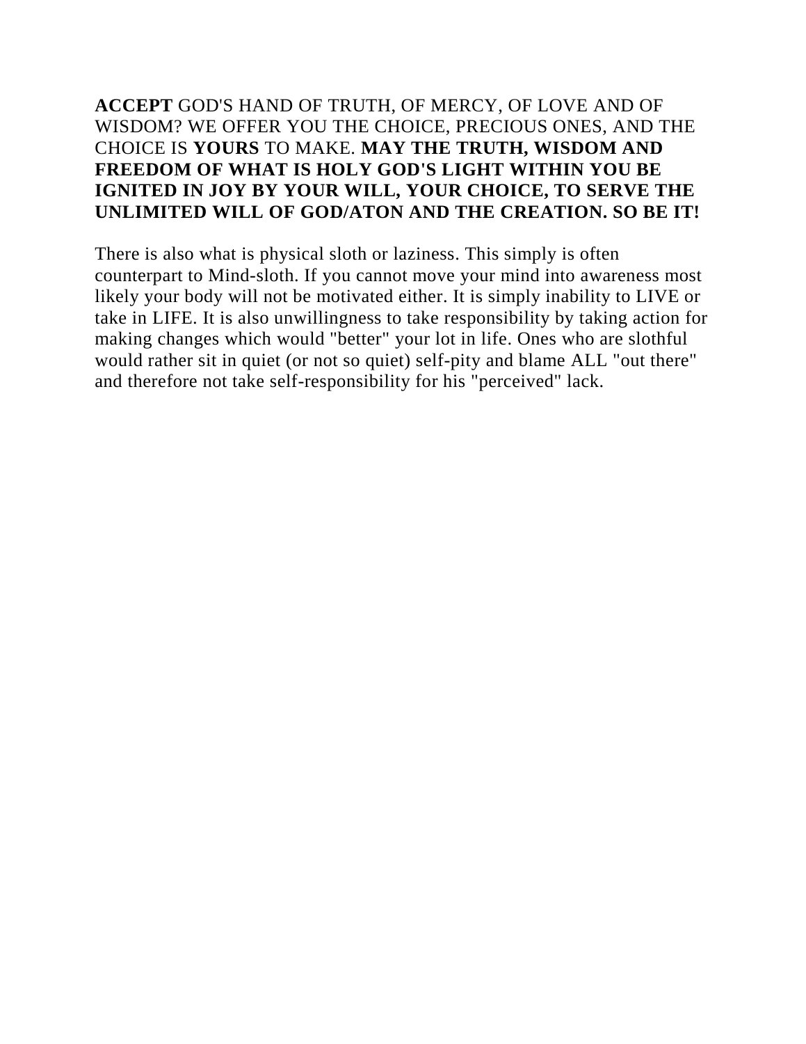**ACCEPT** GOD'S HAND OF TRUTH, OF MERCY, OF LOVE AND OF WISDOM? WE OFFER YOU THE CHOICE, PRECIOUS ONES, AND THE CHOICE IS **YOURS** TO MAKE. **MAY THE TRUTH, WISDOM AND FREEDOM OF WHAT IS HOLY GOD'S LIGHT WITHIN YOU BE IGNITED IN JOY BY YOUR WILL, YOUR CHOICE, TO SERVE THE UNLIMITED WILL OF GOD/ATON AND THE CREATION. SO BE IT!**

There is also what is physical sloth or laziness. This simply is often counterpart to Mind-sloth. If you cannot move your mind into awareness most likely your body will not be motivated either. It is simply inability to LIVE or take in LIFE. It is also unwillingness to take responsibility by taking action for making changes which would "better" your lot in life. Ones who are slothful would rather sit in quiet (or not so quiet) self-pity and blame ALL "out there" and therefore not take self-responsibility for his "perceived" lack.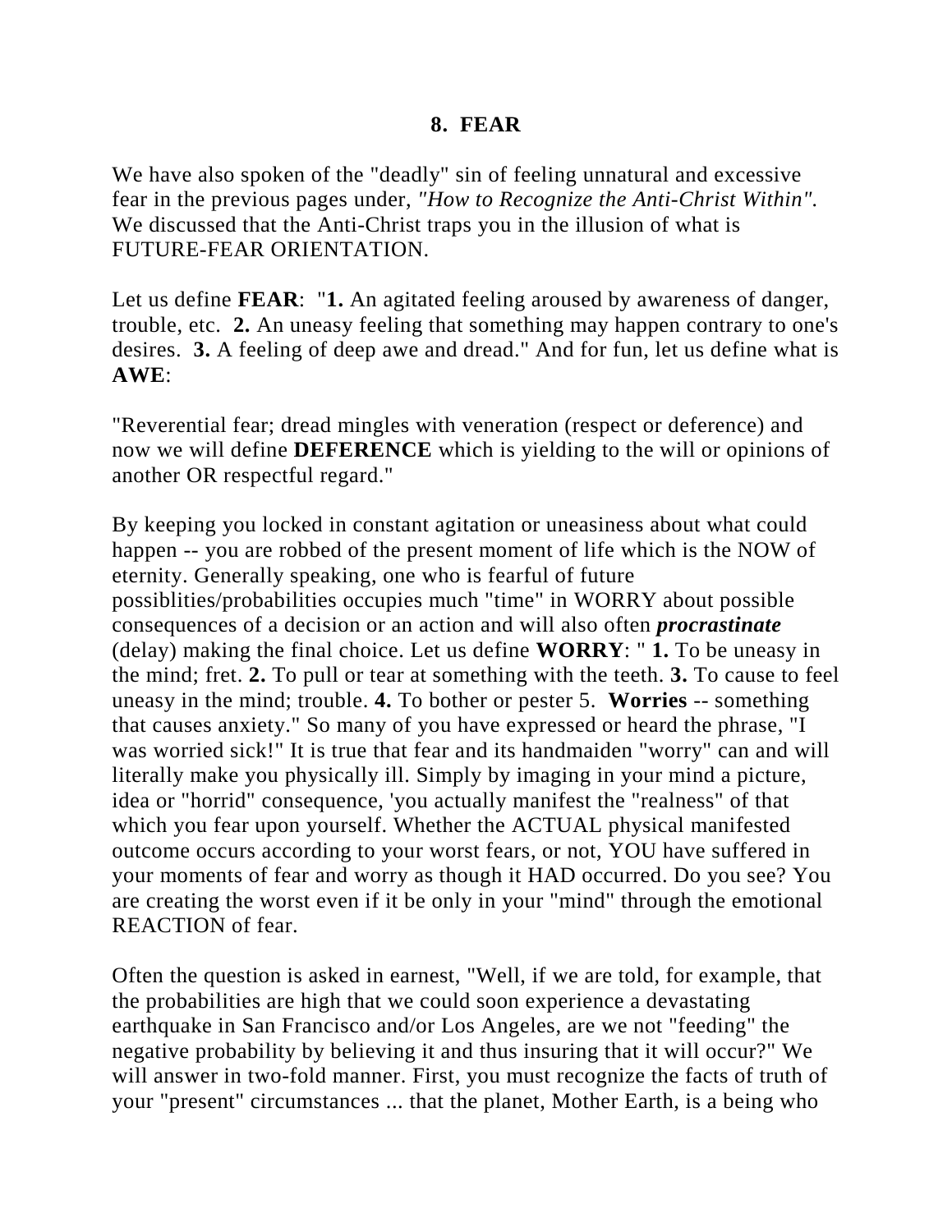## 8. FEAR

We have also spoken of the "deadly" sin of feeling unnatural and excessive fear in the previous pages under, *"How to Recognize the Anti-Christ Within"*. We discussed that the Anti-Christ traps you in the illusion of what is FUTURE-FEAR ORIENTATION.

Let us define **FEAR**: "**1.** An agitated feeling aroused by awareness of danger, trouble, etc. **2.** An uneasy feeling that something may happen contrary to one's desires. **3.** A feeling of deep awe and dread." And for fun, let us define what is **AWE**:

"Reverential fear; dread mingles with veneration (respect or deference) and now we will define **DEFERENCE** which is yielding to the will or opinions of another OR respectful regard."

By keeping you locked in constant agitation or uneasiness about what could happen -- you are robbed of the present moment of life which is the NOW of eternity. Generally speaking, one who is fearful of future possiblities/probabilities occupies much "time" in WORRY about possible consequences of a decision or an action and will also often ***procrastinate*** (delay) making the final choice. Let us define **WORRY**: " **1.** To be uneasy in the mind; fret. **2.** To pull or tear at something with the teeth. **3.** To cause to feel uneasy in the mind; trouble. **4.** To bother or pester 5. **Worries** -- something that causes anxiety." So many of you have expressed or heard the phrase, "I was worried sick!" It is true that fear and its handmaiden "worry" can and will literally make you physically ill. Simply by imaging in your mind a picture, idea or "horrid" consequence, 'you actually manifest the "realness" of that which you fear upon yourself. Whether the ACTUAL physical manifested outcome occurs according to your worst fears, or not, YOU have suffered in your moments of fear and worry as though it HAD occurred. Do you see? You are creating the worst even if it be only in your "mind" through the emotional REACTION of fear.

Often the question is asked in earnest, "Well, if we are told, for example, that the probabilities are high that we could soon experience a devastating earthquake in San Francisco and/or Los Angeles, are we not "feeding" the negative probability by believing it and thus insuring that it will occur?" We will answer in two-fold manner. First, you must recognize the facts of truth of your "present" circumstances ... that the planet, Mother Earth, is a being who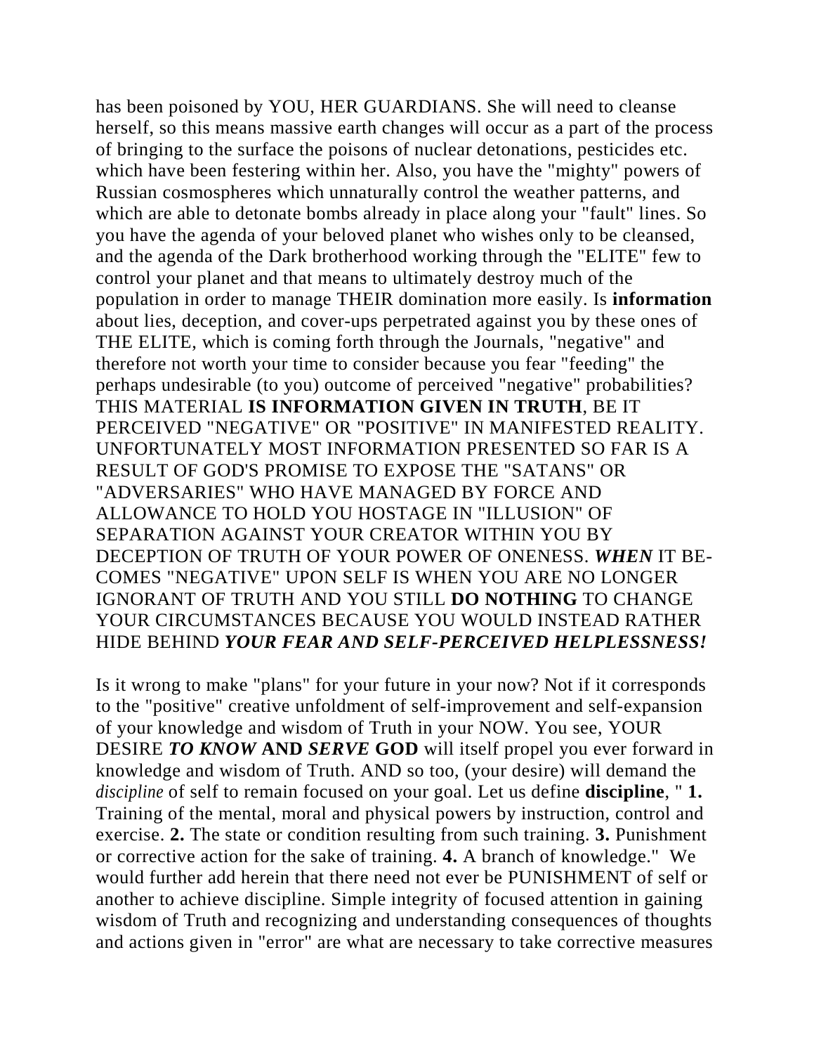has been poisoned by YOU, HER GUARDIANS. She will need to cleanse herself, so this means massive earth changes will occur as a part of the process of bringing to the surface the poisons of nuclear detonations, pesticides etc. which have been festering within her. Also, you have the "mighty" powers of Russian cosmospheres which unnaturally control the weather patterns, and which are able to detonate bombs already in place along your "fault" lines. So you have the agenda of your beloved planet who wishes only to be cleansed, and the agenda of the Dark brotherhood working through the "ELITE" few to control your planet and that means to ultimately destroy much of the population in order to manage THEIR domination more easily. Is **information** about lies, deception, and cover-ups perpetrated against you by these ones of THE ELITE, which is coming forth through the Journals, "negative" and therefore not worth your time to consider because you fear "feeding" the perhaps undesirable (to you) outcome of perceived "negative" probabilities? THIS MATERIAL **IS INFORMATION GIVEN IN TRUTH**, BE IT PERCEIVED "NEGATIVE" OR "POSITIVE" IN MANIFESTED REALITY. UNFORTUNATELY MOST INFORMATION PRESENTED SO FAR IS A RESULT OF GOD'S PROMISE TO EXPOSE THE "SATANS" OR "ADVERSARIES" WHO HAVE MANAGED BY FORCE AND ALLOWANCE TO HOLD YOU HOSTAGE IN "ILLUSION" OF SEPARATION AGAINST YOUR CREATOR WITHIN YOU BY DECEPTION OF TRUTH OF YOUR POWER OF ONENESS. ***WHEN*** IT BECOMES "NEGATIVE" UPON SELF IS WHEN YOU ARE NO LONGER IGNORANT OF TRUTH AND YOU STILL **DO NOTHING** TO CHANGE YOUR CIRCUMSTANCES BECAUSE YOU WOULD INSTEAD RATHER HIDE BEHIND ***YOUR FEAR AND SELF-PERCEIVED HELPLESSNESS!***

Is it wrong to make "plans" for your future in your now? Not if it corresponds to the "positive" creative unfoldment of self-improvement and self-expansion of your knowledge and wisdom of Truth in your NOW. You see, YOUR DESIRE ***TO KNOW*** **AND** ***SERVE*** **GOD** will itself propel you ever forward in knowledge and wisdom of Truth. AND so too, (your desire) will demand the *discipline* of self to remain focused on your goal. Let us define **discipline**, " **1.** Training of the mental, moral and physical powers by instruction, control and exercise. **2.** The state or condition resulting from such training. **3.** Punishment or corrective action for the sake of training. **4.** A branch of knowledge." We would further add herein that there need not ever be PUNISHMENT of self or another to achieve discipline. Simple integrity of focused attention in gaining wisdom of Truth and recognizing and understanding consequences of thoughts and actions given in "error" are what are necessary to take corrective measures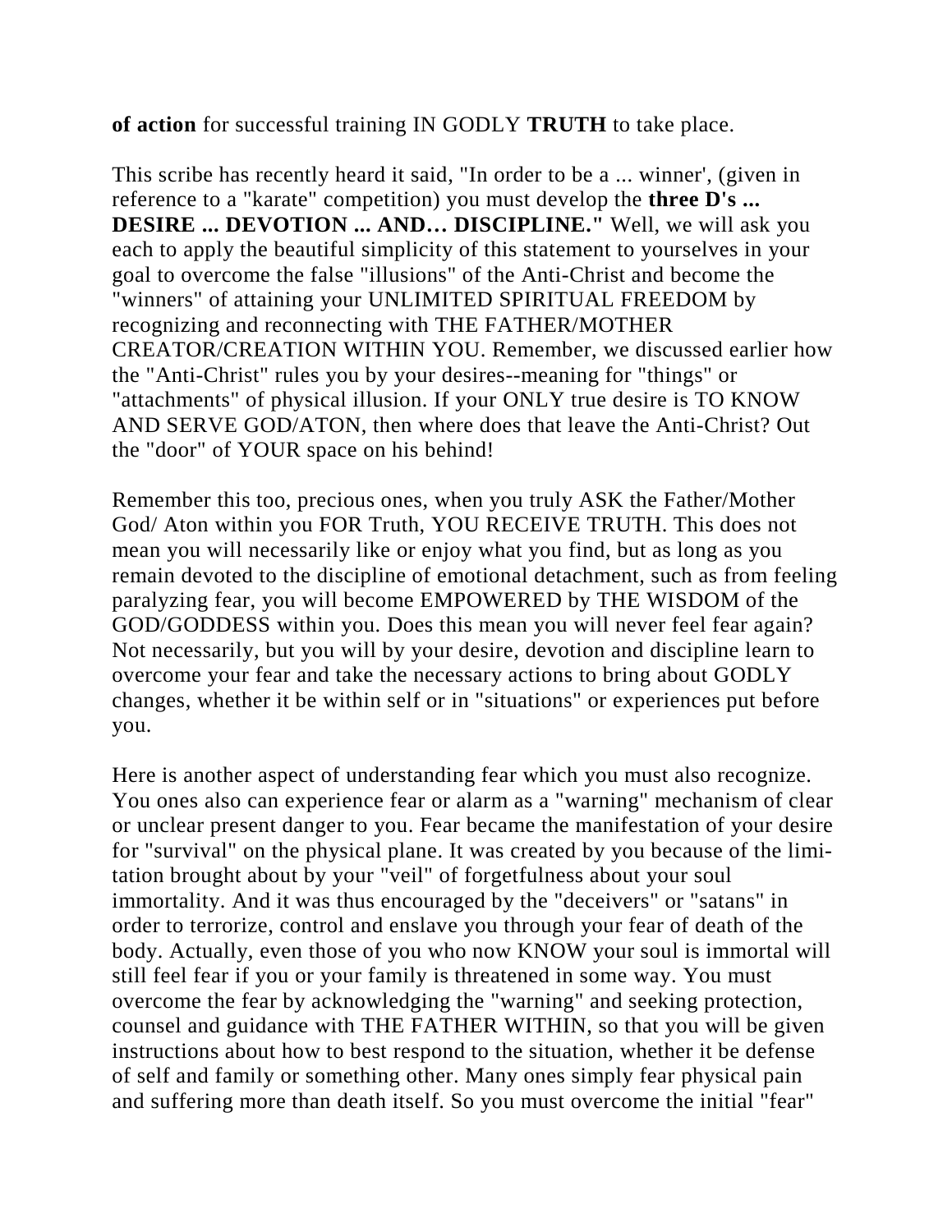**of action** for successful training IN GODLY **TRUTH** to take place.

This scribe has recently heard it said, "In order to be a ... winner', (given in reference to a "karate" competition) you must develop the **three D's ... DESIRE ... DEVOTION ... AND… DISCIPLINE."** Well, we will ask you each to apply the beautiful simplicity of this statement to yourselves in your goal to overcome the false "illusions" of the Anti-Christ and become the "winners" of attaining your UNLIMITED SPIRITUAL FREEDOM by recognizing and reconnecting with THE FATHER/MOTHER CREATOR/CREATION WITHIN YOU. Remember, we discussed earlier how the "Anti-Christ" rules you by your desires--meaning for "things" or "attachments" of physical illusion. If your ONLY true desire is TO KNOW AND SERVE GOD/ATON, then where does that leave the Anti-Christ? Out the "door" of YOUR space on his behind!

Remember this too, precious ones, when you truly ASK the Father/Mother God/ Aton within you FOR Truth, YOU RECEIVE TRUTH. This does not mean you will necessarily like or enjoy what you find, but as long as you remain devoted to the discipline of emotional detachment, such as from feeling paralyzing fear, you will become EMPOWERED by THE WISDOM of the GOD/GODDESS within you. Does this mean you will never feel fear again? Not necessarily, but you will by your desire, devotion and discipline learn to overcome your fear and take the necessary actions to bring about GODLY changes, whether it be within self or in "situations" or experiences put before you.

Here is another aspect of understanding fear which you must also recognize. You ones also can experience fear or alarm as a "warning" mechanism of clear or unclear present danger to you. Fear became the manifestation of your desire for "survival" on the physical plane. It was created by you because of the limitation brought about by your "veil" of forgetfulness about your soul immortality. And it was thus encouraged by the "deceivers" or "satans" in order to terrorize, control and enslave you through your fear of death of the body. Actually, even those of you who now KNOW your soul is immortal will still feel fear if you or your family is threatened in some way. You must overcome the fear by acknowledging the "warning" and seeking protection, counsel and guidance with THE FATHER WITHIN, so that you will be given instructions about how to best respond to the situation, whether it be defense of self and family or something other. Many ones simply fear physical pain and suffering more than death itself. So you must overcome the initial "fear"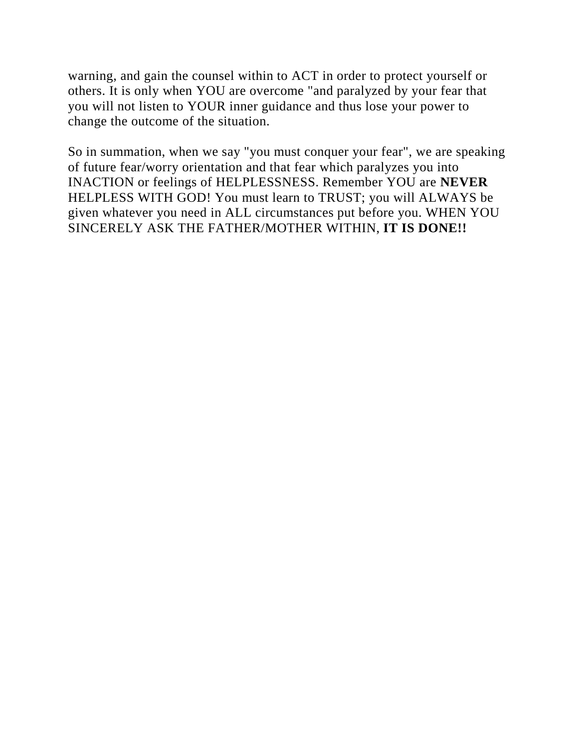warning, and gain the counsel within to ACT in order to protect yourself or others. It is only when YOU are overcome "and paralyzed by your fear that you will not listen to YOUR inner guidance and thus lose your power to change the outcome of the situation.

So in summation, when we say "you must conquer your fear", we are speaking of future fear/worry orientation and that fear which paralyzes you into INACTION or feelings of HELPLESSNESS. Remember YOU are **NEVER** HELPLESS WITH GOD! You must learn to TRUST; you will ALWAYS be given whatever you need in ALL circumstances put before you. WHEN YOU SINCERELY ASK THE FATHER/MOTHER WITHIN, **IT IS DONE!!**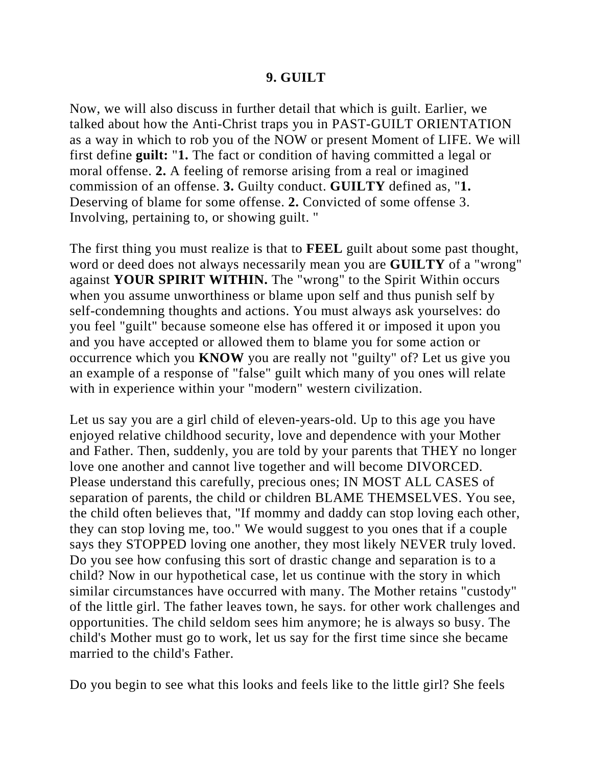## 9. GUILT

Now, we will also discuss in further detail that which is guilt. Earlier, we talked about how the Anti-Christ traps you in PAST-GUILT ORIENTATION as a way in which to rob you of the NOW or present Moment of LIFE. We will first define **guilt:** "**1.** The fact or condition of having committed a legal or moral offense. **2.** A feeling of remorse arising from a real or imagined commission of an offense. **3.** Guilty conduct. **GUILTY** defined as, "**1.** Deserving of blame for some offense. **2.** Convicted of some offense 3. Involving, pertaining to, or showing guilt. "

The first thing you must realize is that to **FEEL** guilt about some past thought, word or deed does not always necessarily mean you are **GUILTY** of a "wrong" against **YOUR SPIRIT WITHIN.** The "wrong" to the Spirit Within occurs when you assume unworthiness or blame upon self and thus punish self by self-condemning thoughts and actions. You must always ask yourselves: do you feel "guilt" because someone else has offered it or imposed it upon you and you have accepted or allowed them to blame you for some action or occurrence which you **KNOW** you are really not "guilty" of? Let us give you an example of a response of "false" guilt which many of you ones will relate with in experience within your "modern" western civilization.

Let us say you are a girl child of eleven-years-old. Up to this age you have enjoyed relative childhood security, love and dependence with your Mother and Father. Then, suddenly, you are told by your parents that THEY no longer love one another and cannot live together and will become DIVORCED. Please understand this carefully, precious ones; IN MOST ALL CASES of separation of parents, the child or children BLAME THEMSELVES. You see, the child often believes that, "If mommy and daddy can stop loving each other, they can stop loving me, too." We would suggest to you ones that if a couple says they STOPPED loving one another, they most likely NEVER truly loved. Do you see how confusing this sort of drastic change and separation is to a child? Now in our hypothetical case, let us continue with the story in which similar circumstances have occurred with many. The Mother retains "custody" of the little girl. The father leaves town, he says. for other work challenges and opportunities. The child seldom sees him anymore; he is always so busy. The child's Mother must go to work, let us say for the first time since she became married to the child's Father.

Do you begin to see what this looks and feels like to the little girl? She feels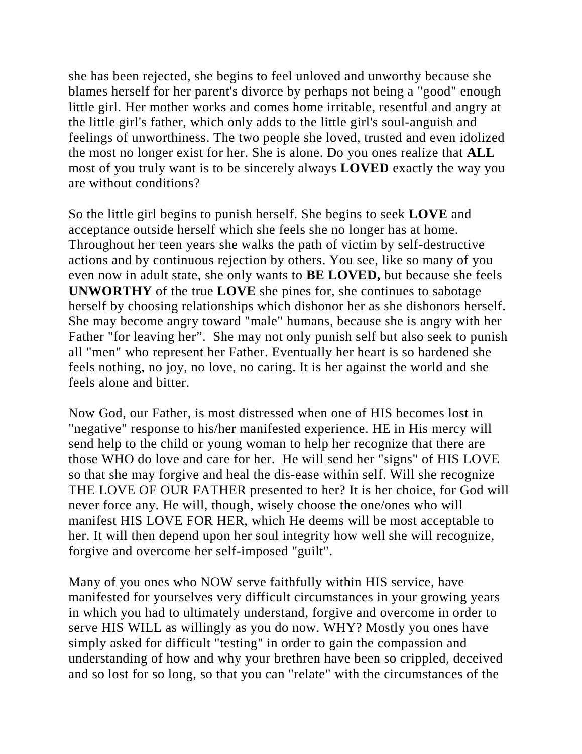she has been rejected, she begins to feel unloved and unworthy because she blames herself for her parent's divorce by perhaps not being a "good" enough little girl. Her mother works and comes home irritable, resentful and angry at the little girl's father, which only adds to the little girl's soul-anguish and feelings of unworthiness. The two people she loved, trusted and even idolized the most no longer exist for her. She is alone. Do you ones realize that **ALL** most of you truly want is to be sincerely always **LOVED** exactly the way you are without conditions?

So the little girl begins to punish herself. She begins to seek **LOVE** and acceptance outside herself which she feels she no longer has at home. Throughout her teen years she walks the path of victim by self-destructive actions and by continuous rejection by others. You see, like so many of you even now in adult state, she only wants to **BE LOVED,** but because she feels **UNWORTHY** of the true **LOVE** she pines for, she continues to sabotage herself by choosing relationships which dishonor her as she dishonors herself. She may become angry toward "male" humans, because she is angry with her Father "for leaving her". She may not only punish self but also seek to punish all "men" who represent her Father. Eventually her heart is so hardened she feels nothing, no joy, no love, no caring. It is her against the world and she feels alone and bitter.

Now God, our Father, is most distressed when one of HIS becomes lost in "negative" response to his/her manifested experience. HE in His mercy will send help to the child or young woman to help her recognize that there are those WHO do love and care for her. He will send her "signs" of HIS LOVE so that she may forgive and heal the dis-ease within self. Will she recognize THE LOVE OF OUR FATHER presented to her? It is her choice, for God will never force any. He will, though, wisely choose the one/ones who will manifest HIS LOVE FOR HER, which He deems will be most acceptable to her. It will then depend upon her soul integrity how well she will recognize, forgive and overcome her self-imposed "guilt".

Many of you ones who NOW serve faithfully within HIS service, have manifested for yourselves very difficult circumstances in your growing years in which you had to ultimately understand, forgive and overcome in order to serve HIS WILL as willingly as you do now. WHY? Mostly you ones have simply asked for difficult "testing" in order to gain the compassion and understanding of how and why your brethren have been so crippled, deceived and so lost for so long, so that you can "relate" with the circumstances of the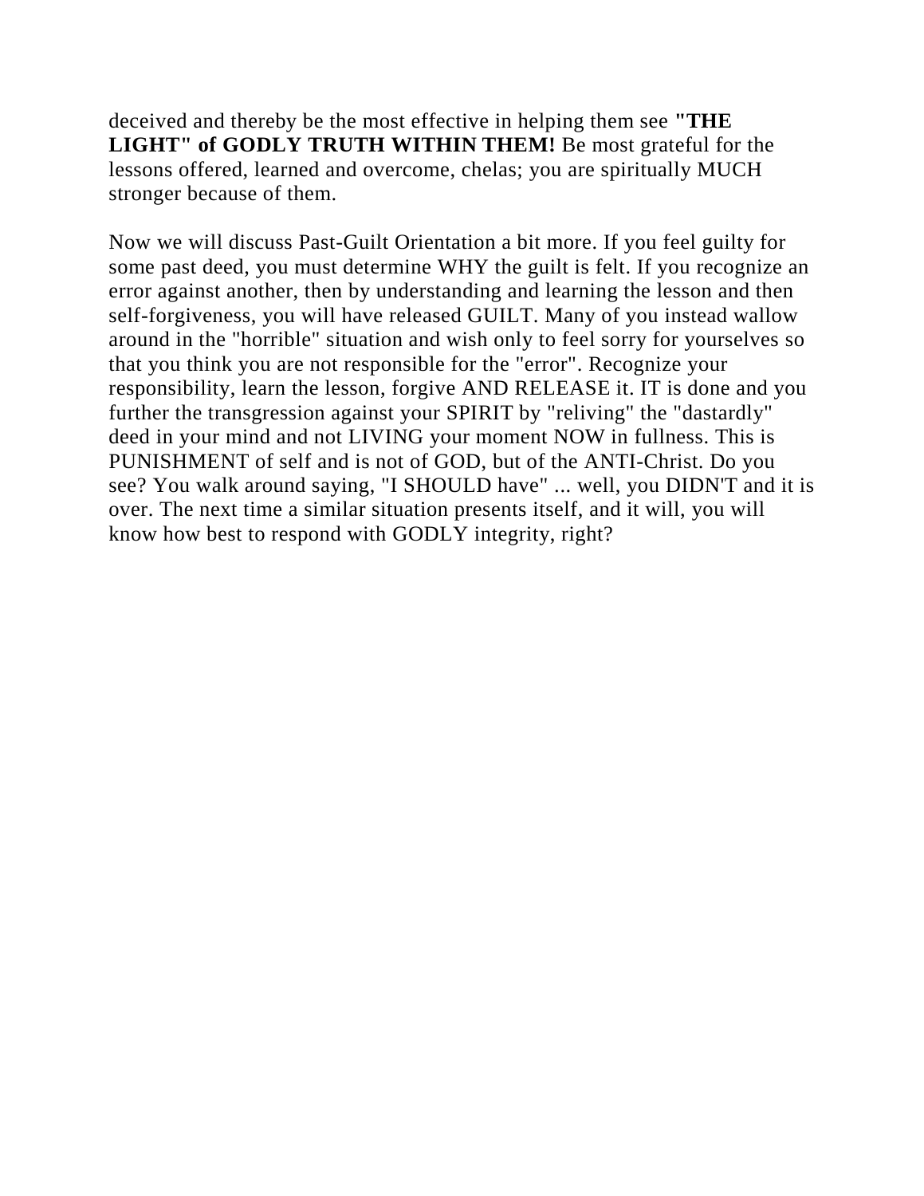deceived and thereby be the most effective in helping them see **"THE LIGHT" of GODLY TRUTH WITHIN THEM!** Be most grateful for the lessons offered, learned and overcome, chelas; you are spiritually MUCH stronger because of them.

Now we will discuss Past-Guilt Orientation a bit more. If you feel guilty for some past deed, you must determine WHY the guilt is felt. If you recognize an error against another, then by understanding and learning the lesson and then self-forgiveness, you will have released GUILT. Many of you instead wallow around in the "horrible" situation and wish only to feel sorry for yourselves so that you think you are not responsible for the "error". Recognize your responsibility, learn the lesson, forgive AND RELEASE it. IT is done and you further the transgression against your SPIRIT by "reliving" the "dastardly" deed in your mind and not LIVING your moment NOW in fullness. This is PUNISHMENT of self and is not of GOD, but of the ANTI-Christ. Do you see? You walk around saying, "I SHOULD have" ... well, you DIDN'T and it is over. The next time a similar situation presents itself, and it will, you will know how best to respond with GODLY integrity, right?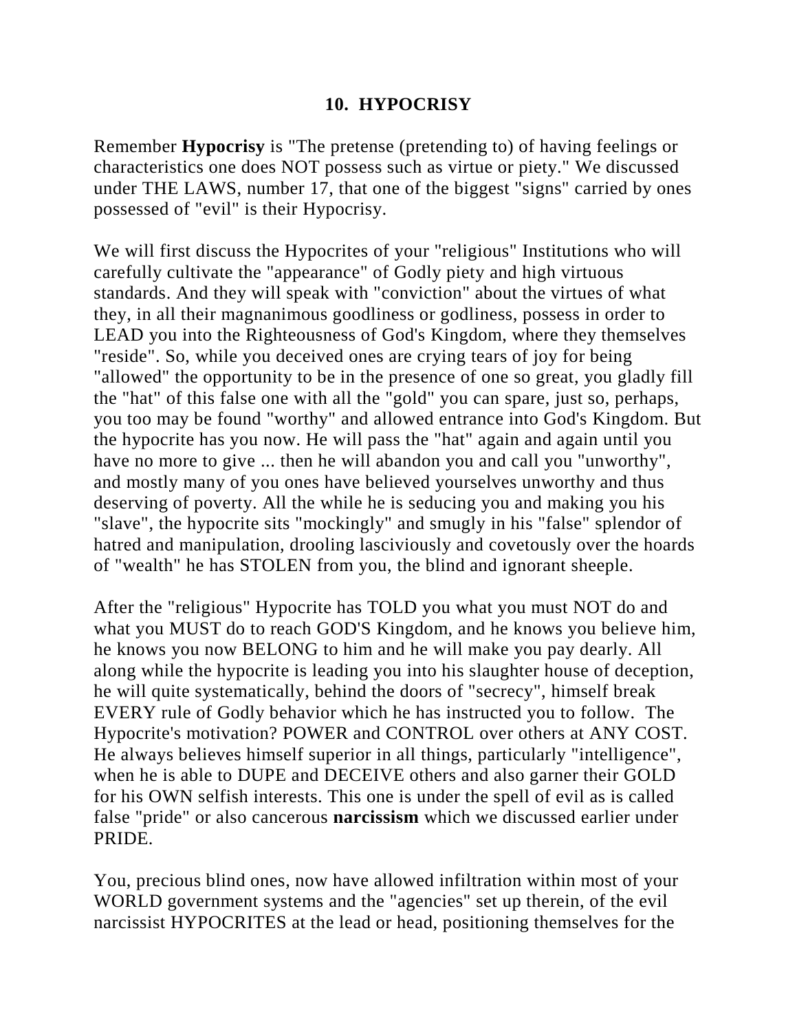## 10. HYPOCRISY

Remember **Hypocrisy** is "The pretense (pretending to) of having feelings or characteristics one does NOT possess such as virtue or piety." We discussed under THE LAWS, number 17, that one of the biggest "signs" carried by ones possessed of "evil" is their Hypocrisy.

We will first discuss the Hypocrites of your "religious" Institutions who will carefully cultivate the "appearance" of Godly piety and high virtuous standards. And they will speak with "conviction" about the virtues of what they, in all their magnanimous goodliness or godliness, possess in order to LEAD you into the Righteousness of God's Kingdom, where they themselves "reside". So, while you deceived ones are crying tears of joy for being "allowed" the opportunity to be in the presence of one so great, you gladly fill the "hat" of this false one with all the "gold" you can spare, just so, perhaps, you too may be found "worthy" and allowed entrance into God's Kingdom. But the hypocrite has you now. He will pass the "hat" again and again until you have no more to give ... then he will abandon you and call you "unworthy", and mostly many of you ones have believed yourselves unworthy and thus deserving of poverty. All the while he is seducing you and making you his "slave", the hypocrite sits "mockingly" and smugly in his "false" splendor of hatred and manipulation, drooling lasciviously and covetously over the hoards of "wealth" he has STOLEN from you, the blind and ignorant sheeple.

After the "religious" Hypocrite has TOLD you what you must NOT do and what you MUST do to reach GOD'S Kingdom, and he knows you believe him, he knows you now BELONG to him and he will make you pay dearly. All along while the hypocrite is leading you into his slaughter house of deception, he will quite systematically, behind the doors of "secrecy", himself break EVERY rule of Godly behavior which he has instructed you to follow. The Hypocrite's motivation? POWER and CONTROL over others at ANY COST. He always believes himself superior in all things, particularly "intelligence", when he is able to DUPE and DECEIVE others and also garner their GOLD for his OWN selfish interests. This one is under the spell of evil as is called false "pride" or also cancerous **narcissism** which we discussed earlier under PRIDE.

You, precious blind ones, now have allowed infiltration within most of your WORLD government systems and the "agencies" set up therein, of the evil narcissist HYPOCRITES at the lead or head, positioning themselves for the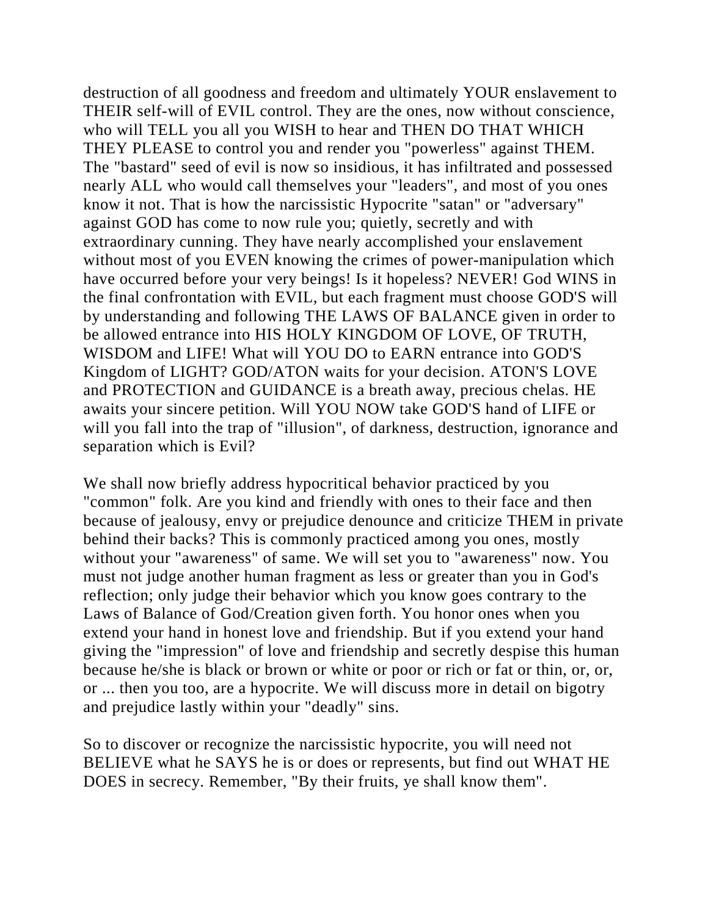destruction of all goodness and freedom and ultimately YOUR enslavement to THEIR self-will of EVIL control. They are the ones, now without conscience, who will TELL you all you WISH to hear and THEN DO THAT WHICH THEY PLEASE to control you and render you "powerless" against THEM. The "bastard" seed of evil is now so insidious, it has infiltrated and possessed nearly ALL who would call themselves your "leaders", and most of you ones know it not. That is how the narcissistic Hypocrite "satan" or "adversary" against GOD has come to now rule you; quietly, secretly and with extraordinary cunning. They have nearly accomplished your enslavement without most of you EVEN knowing the crimes of power-manipulation which have occurred before your very beings! Is it hopeless? NEVER! God WINS in the final confrontation with EVIL, but each fragment must choose GOD'S will by understanding and following THE LAWS OF BALANCE given in order to be allowed entrance into HIS HOLY KINGDOM OF LOVE, OF TRUTH, WISDOM and LIFE! What will YOU DO to EARN entrance into GOD'S Kingdom of LIGHT? GOD/ATON waits for your decision. ATON'S LOVE and PROTECTION and GUIDANCE is a breath away, precious chelas. HE awaits your sincere petition. Will YOU NOW take GOD'S hand of LIFE or will you fall into the trap of "illusion", of darkness, destruction, ignorance and separation which is Evil?

We shall now briefly address hypocritical behavior practiced by you "common" folk. Are you kind and friendly with ones to their face and then because of jealousy, envy or prejudice denounce and criticize THEM in private behind their backs? This is commonly practiced among you ones, mostly without your "awareness" of same. We will set you to "awareness" now. You must not judge another human fragment as less or greater than you in God's reflection; only judge their behavior which you know goes contrary to the Laws of Balance of God/Creation given forth. You honor ones when you extend your hand in honest love and friendship. But if you extend your hand giving the "impression" of love and friendship and secretly despise this human because he/she is black or brown or white or poor or rich or fat or thin, or, or, or ... then you too, are a hypocrite. We will discuss more in detail on bigotry and prejudice lastly within your "deadly" sins.

So to discover or recognize the narcissistic hypocrite, you will need not BELIEVE what he SAYS he is or does or represents, but find out WHAT HE DOES in secrecy. Remember, "By their fruits, ye shall know them".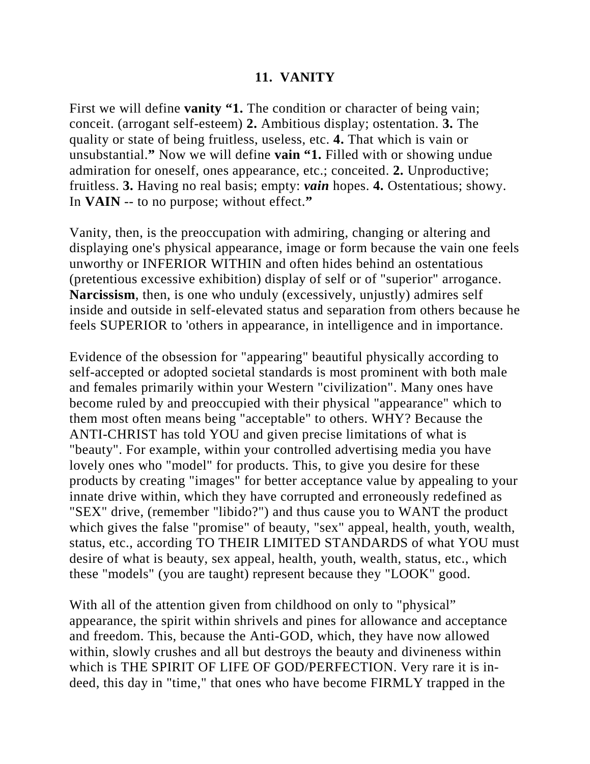## 11. VANITY

First we will define **vanity "1.** The condition or character of being vain; conceit. (arrogant self-esteem) **2.** Ambitious display; ostentation. **3.** The quality or state of being fruitless, useless, etc. **4.** That which is vain or unsubstantial.**"** Now we will define **vain "1.** Filled with or showing undue admiration for oneself, ones appearance, etc.; conceited. **2.** Unproductive; fruitless. **3.** Having no real basis; empty: ***vain*** hopes. **4.** Ostentatious; showy. In **VAIN** -- to no purpose; without effect.**"**

Vanity, then, is the preoccupation with admiring, changing or altering and displaying one's physical appearance, image or form because the vain one feels unworthy or INFERIOR WITHIN and often hides behind an ostentatious (pretentious excessive exhibition) display of self or of "superior" arrogance. **Narcissism**, then, is one who unduly (excessively, unjustly) admires self inside and outside in self-elevated status and separation from others because he feels SUPERIOR to 'others in appearance, in intelligence and in importance.

Evidence of the obsession for "appearing" beautiful physically according to self-accepted or adopted societal standards is most prominent with both male and females primarily within your Western "civilization". Many ones have become ruled by and preoccupied with their physical "appearance" which to them most often means being "acceptable" to others. WHY? Because the ANTI-CHRIST has told YOU and given precise limitations of what is "beauty". For example, within your controlled advertising media you have lovely ones who "model" for products. This, to give you desire for these products by creating "images" for better acceptance value by appealing to your innate drive within, which they have corrupted and erroneously redefined as "SEX" drive, (remember "libido?") and thus cause you to WANT the product which gives the false "promise" of beauty, "sex" appeal, health, youth, wealth, status, etc., according TO THEIR LIMITED STANDARDS of what YOU must desire of what is beauty, sex appeal, health, youth, wealth, status, etc., which these "models" (you are taught) represent because they "LOOK" good.

With all of the attention given from childhood on only to "physical" appearance, the spirit within shrivels and pines for allowance and acceptance and freedom. This, because the Anti-GOD, which, they have now allowed within, slowly crushes and all but destroys the beauty and divineness within which is THE SPIRIT OF LIFE OF GOD/PERFECTION. Very rare it is in-deed, this day in "time," that ones who have become FIRMLY trapped in the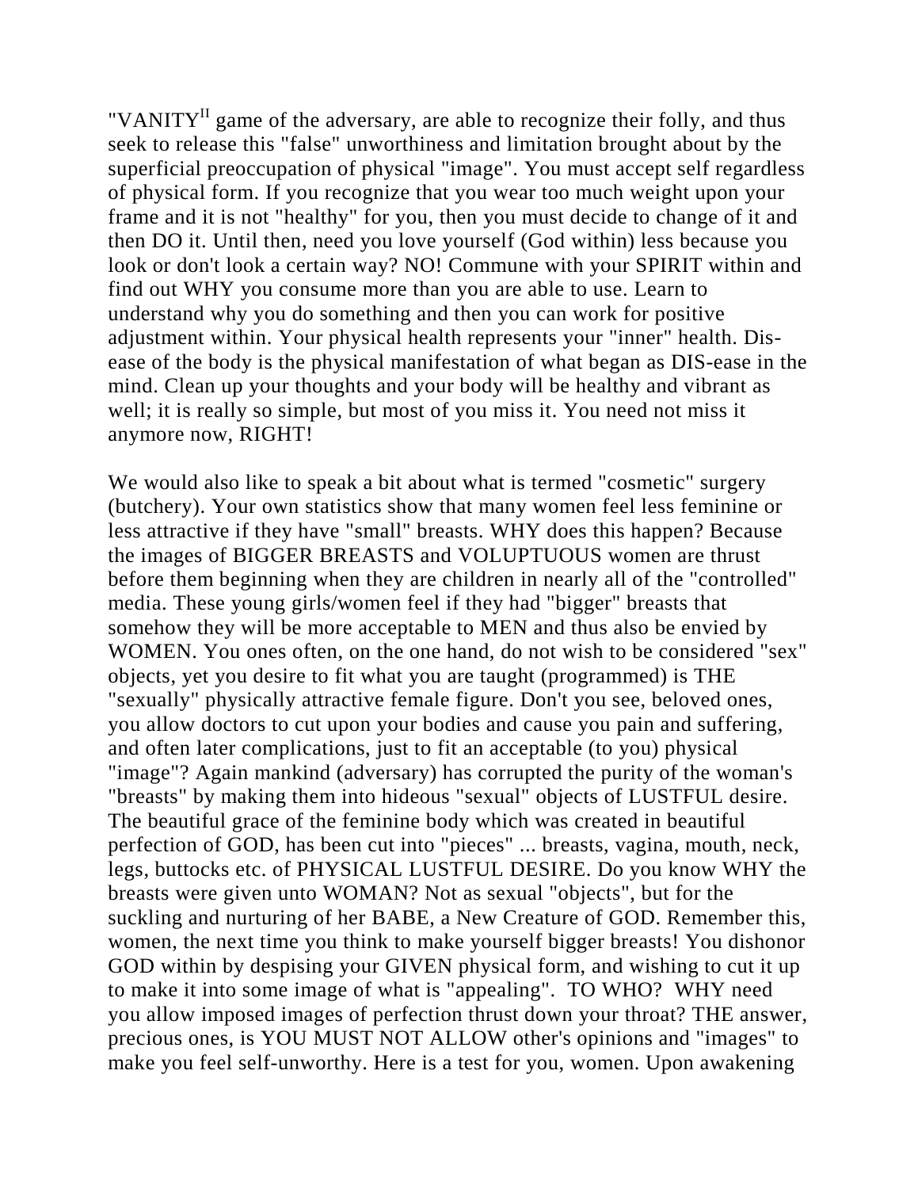"VANITY" game of the adversary, are able to recognize their folly, and thus seek to release this "false" unworthiness and limitation brought about by the superficial preoccupation of physical "image". You must accept self regardless of physical form. If you recognize that you wear too much weight upon your frame and it is not "healthy" for you, then you must decide to change of it and then DO it. Until then, need you love yourself (God within) less because you look or don't look a certain way? NO! Commune with your SPIRIT within and find out WHY you consume more than you are able to use. Learn to understand why you do something and then you can work for positive adjustment within. Your physical health represents your "inner" health. Dis-ease of the body is the physical manifestation of what began as DIS-ease in the mind. Clean up your thoughts and your body will be healthy and vibrant as well; it is really so simple, but most of you miss it. You need not miss it anymore now, RIGHT!

We would also like to speak a bit about what is termed "cosmetic" surgery (butchery). Your own statistics show that many women feel less feminine or less attractive if they have "small" breasts. WHY does this happen? Because the images of BIGGER BREASTS and VOLUPTUOUS women are thrust before them beginning when they are children in nearly all of the "controlled" media. These young girls/women feel if they had "bigger" breasts that somehow they will be more acceptable to MEN and thus also be envied by WOMEN. You ones often, on the one hand, do not wish to be considered "sex" objects, yet you desire to fit what you are taught (programmed) is THE "sexually" physically attractive female figure. Don't you see, beloved ones, you allow doctors to cut upon your bodies and cause you pain and suffering, and often later complications, just to fit an acceptable (to you) physical "image"? Again mankind (adversary) has corrupted the purity of the woman's "breasts" by making them into hideous "sexual" objects of LUSTFUL desire. The beautiful grace of the feminine body which was created in beautiful perfection of GOD, has been cut into "pieces" ... breasts, vagina, mouth, neck, legs, buttocks etc. of PHYSICAL LUSTFUL DESIRE. Do you know WHY the breasts were given unto WOMAN? Not as sexual "objects", but for the suckling and nurturing of her BABE, a New Creature of GOD. Remember this, women, the next time you think to make yourself bigger breasts! You dishonor GOD within by despising your GIVEN physical form, and wishing to cut it up to make it into some image of what is "appealing". TO WHO? WHY need you allow imposed images of perfection thrust down your throat? THE answer, precious ones, is YOU MUST NOT ALLOW other's opinions and "images" to make you feel self-unworthy. Here is a test for you, women. Upon awakening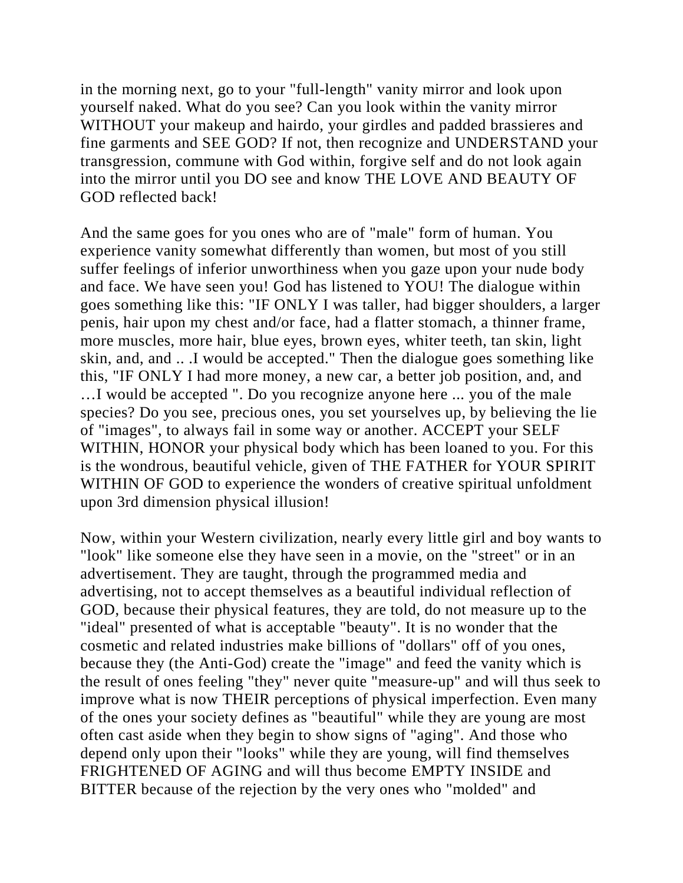in the morning next, go to your "full-length" vanity mirror and look upon yourself naked. What do you see? Can you look within the vanity mirror WITHOUT your makeup and hairdo, your girdles and padded brassieres and fine garments and SEE GOD? If not, then recognize and UNDERSTAND your transgression, commune with God within, forgive self and do not look again into the mirror until you DO see and know THE LOVE AND BEAUTY OF GOD reflected back!

And the same goes for you ones who are of "male" form of human. You experience vanity somewhat differently than women, but most of you still suffer feelings of inferior unworthiness when you gaze upon your nude body and face. We have seen you! God has listened to YOU! The dialogue within goes something like this: "IF ONLY I was taller, had bigger shoulders, a larger penis, hair upon my chest and/or face, had a flatter stomach, a thinner frame, more muscles, more hair, blue eyes, brown eyes, whiter teeth, tan skin, light skin, and, and .. .I would be accepted." Then the dialogue goes something like this, "IF ONLY I had more money, a new car, a better job position, and, and …I would be accepted ". Do you recognize anyone here ... you of the male species? Do you see, precious ones, you set yourselves up, by believing the lie of "images", to always fail in some way or another. ACCEPT your SELF WITHIN, HONOR your physical body which has been loaned to you. For this is the wondrous, beautiful vehicle, given of THE FATHER for YOUR SPIRIT WITHIN OF GOD to experience the wonders of creative spiritual unfoldment upon 3rd dimension physical illusion!

Now, within your Western civilization, nearly every little girl and boy wants to "look" like someone else they have seen in a movie, on the "street" or in an advertisement. They are taught, through the programmed media and advertising, not to accept themselves as a beautiful individual reflection of GOD, because their physical features, they are told, do not measure up to the "ideal" presented of what is acceptable "beauty". It is no wonder that the cosmetic and related industries make billions of "dollars" off of you ones, because they (the Anti-God) create the "image" and feed the vanity which is the result of ones feeling "they" never quite "measure-up" and will thus seek to improve what is now THEIR perceptions of physical imperfection. Even many of the ones your society defines as "beautiful" while they are young are most often cast aside when they begin to show signs of "aging". And those who depend only upon their "looks" while they are young, will find themselves FRIGHTENED OF AGING and will thus become EMPTY INSIDE and BITTER because of the rejection by the very ones who "molded" and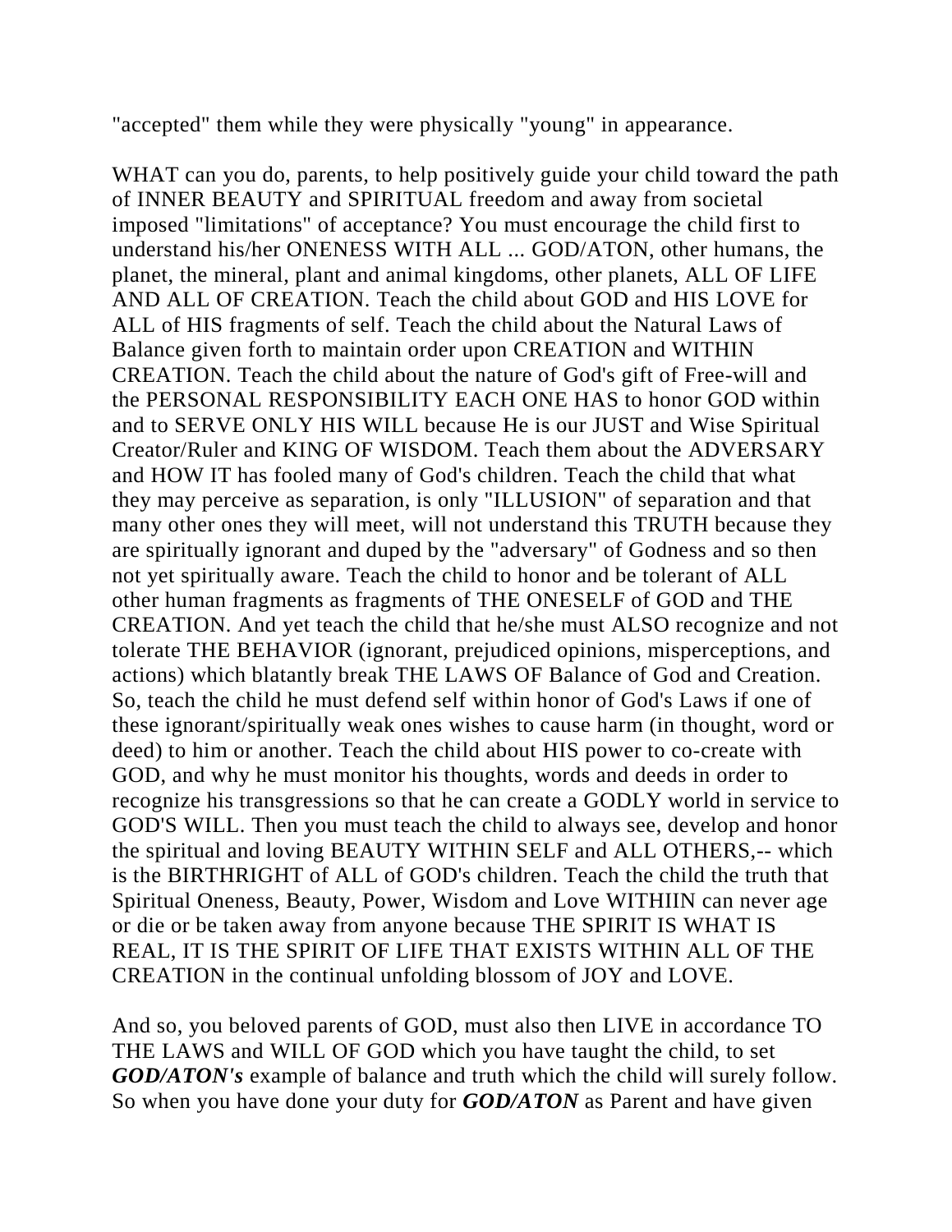"accepted" them while they were physically "young" in appearance.

WHAT can you do, parents, to help positively guide your child toward the path of INNER BEAUTY and SPIRITUAL freedom and away from societal imposed "limitations" of acceptance? You must encourage the child first to understand his/her ONENESS WITH ALL ... GOD/ATON, other humans, the planet, the mineral, plant and animal kingdoms, other planets, ALL OF LIFE AND ALL OF CREATION. Teach the child about GOD and HIS LOVE for ALL of HIS fragments of self. Teach the child about the Natural Laws of Balance given forth to maintain order upon CREATION and WITHIN CREATION. Teach the child about the nature of God's gift of Free-will and the PERSONAL RESPONSIBILITY EACH ONE HAS to honor GOD within and to SERVE ONLY HIS WILL because He is our JUST and Wise Spiritual Creator/Ruler and KING OF WISDOM. Teach them about the ADVERSARY and HOW IT has fooled many of God's children. Teach the child that what they may perceive as separation, is only "ILLUSION" of separation and that many other ones they will meet, will not understand this TRUTH because they are spiritually ignorant and duped by the "adversary" of Godness and so then not yet spiritually aware. Teach the child to honor and be tolerant of ALL other human fragments as fragments of THE ONESELF of GOD and THE CREATION. And yet teach the child that he/she must ALSO recognize and not tolerate THE BEHAVIOR (ignorant, prejudiced opinions, misperceptions, and actions) which blatantly break THE LAWS OF Balance of God and Creation. So, teach the child he must defend self within honor of God's Laws if one of these ignorant/spiritually weak ones wishes to cause harm (in thought, word or deed) to him or another. Teach the child about HIS power to co-create with GOD, and why he must monitor his thoughts, words and deeds in order to recognize his transgressions so that he can create a GODLY world in service to GOD'S WILL. Then you must teach the child to always see, develop and honor the spiritual and loving BEAUTY WITHIN SELF and ALL OTHERS,-- which is the BIRTHRIGHT of ALL of GOD's children. Teach the child the truth that Spiritual Oneness, Beauty, Power, Wisdom and Love WITHIIN can never age or die or be taken away from anyone because THE SPIRIT IS WHAT IS REAL, IT IS THE SPIRIT OF LIFE THAT EXISTS WITHIN ALL OF THE CREATION in the continual unfolding blossom of JOY and LOVE.

And so, you beloved parents of GOD, must also then LIVE in accordance TO THE LAWS and WILL OF GOD which you have taught the child, to set ***GOD/ATON's*** example of balance and truth which the child will surely follow. So when you have done your duty for ***GOD/ATON*** as Parent and have given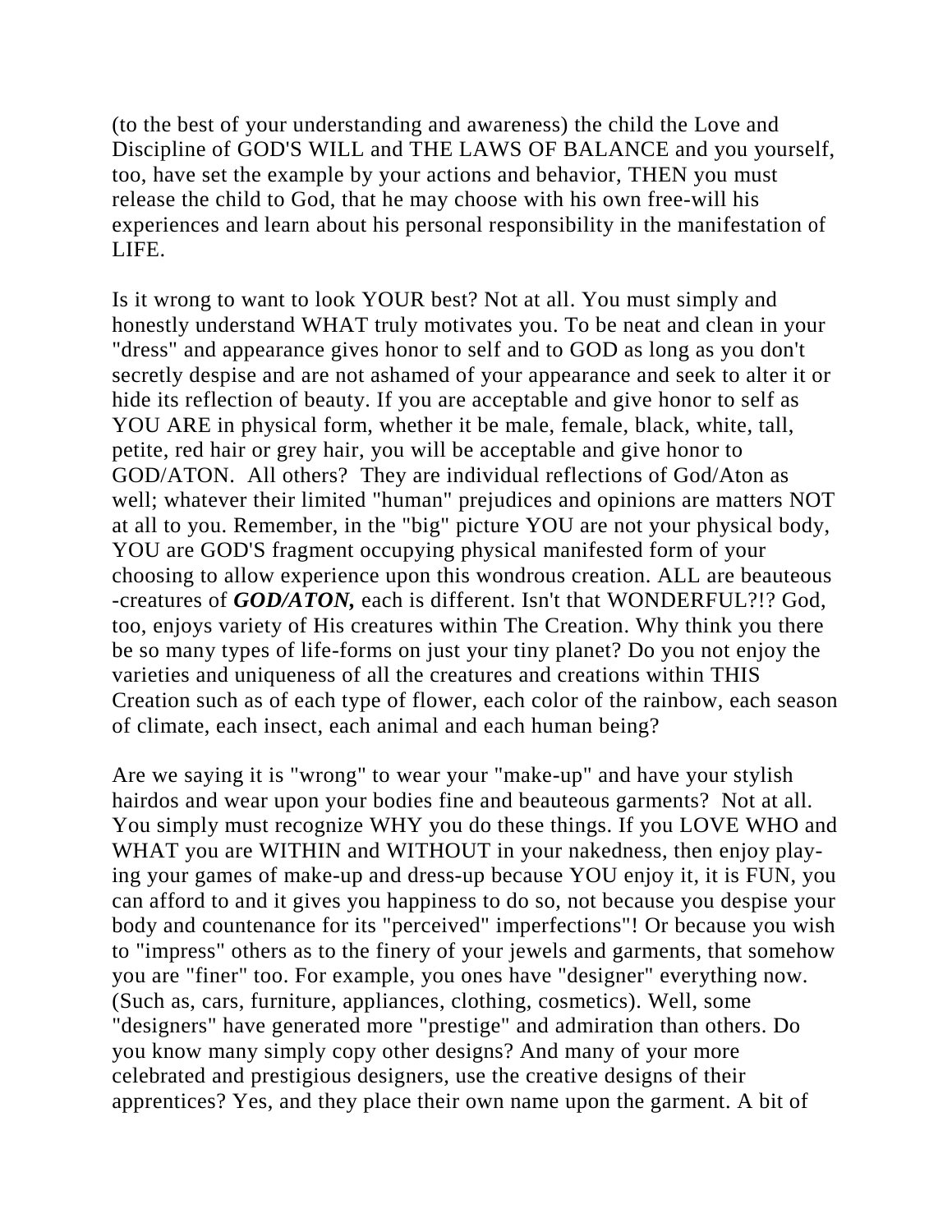(to the best of your understanding and awareness) the child the Love and Discipline of GOD'S WILL and THE LAWS OF BALANCE and you yourself, too, have set the example by your actions and behavior, THEN you must release the child to God, that he may choose with his own free-will his experiences and learn about his personal responsibility in the manifestation of LIFE.

Is it wrong to want to look YOUR best? Not at all. You must simply and honestly understand WHAT truly motivates you. To be neat and clean in your "dress" and appearance gives honor to self and to GOD as long as you don't secretly despise and are not ashamed of your appearance and seek to alter it or hide its reflection of beauty. If you are acceptable and give honor to self as YOU ARE in physical form, whether it be male, female, black, white, tall, petite, red hair or grey hair, you will be acceptable and give honor to GOD/ATON. All others? They are individual reflections of God/Aton as well; whatever their limited "human" prejudices and opinions are matters NOT at all to you. Remember, in the "big" picture YOU are not your physical body, YOU are GOD'S fragment occupying physical manifested form of your choosing to allow experience upon this wondrous creation. ALL are beauteous -creatures of ***GOD/ATON,*** each is different. Isn't that WONDERFUL?!? God, too, enjoys variety of His creatures within The Creation. Why think you there be so many types of life-forms on just your tiny planet? Do you not enjoy the varieties and uniqueness of all the creatures and creations within THIS Creation such as of each type of flower, each color of the rainbow, each season of climate, each insect, each animal and each human being?

Are we saying it is "wrong" to wear your "make-up" and have your stylish hairdos and wear upon your bodies fine and beauteous garments? Not at all. You simply must recognize WHY you do these things. If you LOVE WHO and WHAT you are WITHIN and WITHOUT in your nakedness, then enjoy playing your games of make-up and dress-up because YOU enjoy it, it is FUN, you can afford to and it gives you happiness to do so, not because you despise your body and countenance for its "perceived" imperfections"! Or because you wish to "impress" others as to the finery of your jewels and garments, that somehow you are "finer" too. For example, you ones have "designer" everything now. (Such as, cars, furniture, appliances, clothing, cosmetics). Well, some "designers" have generated more "prestige" and admiration than others. Do you know many simply copy other designs? And many of your more celebrated and prestigious designers, use the creative designs of their apprentices? Yes, and they place their own name upon the garment. A bit of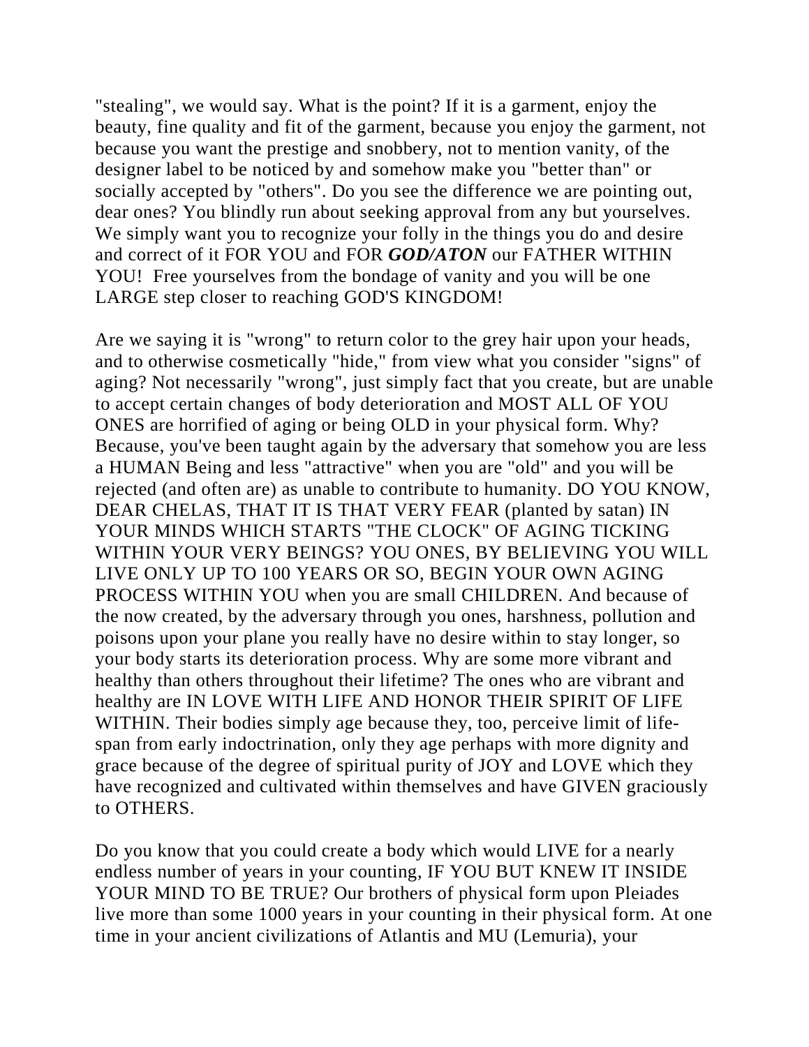"stealing", we would say. What is the point? If it is a garment, enjoy the beauty, fine quality and fit of the garment, because you enjoy the garment, not because you want the prestige and snobbery, not to mention vanity, of the designer label to be noticed by and somehow make you "better than" or socially accepted by "others". Do you see the difference we are pointing out, dear ones? You blindly run about seeking approval from any but yourselves. We simply want you to recognize your folly in the things you do and desire and correct of it FOR YOU and FOR ***GOD/ATON*** our FATHER WITHIN YOU! Free yourselves from the bondage of vanity and you will be one LARGE step closer to reaching GOD'S KINGDOM!

Are we saying it is "wrong" to return color to the grey hair upon your heads, and to otherwise cosmetically "hide," from view what you consider "signs" of aging? Not necessarily "wrong", just simply fact that you create, but are unable to accept certain changes of body deterioration and MOST ALL OF YOU ONES are horrified of aging or being OLD in your physical form. Why? Because, you've been taught again by the adversary that somehow you are less a HUMAN Being and less "attractive" when you are "old" and you will be rejected (and often are) as unable to contribute to humanity. DO YOU KNOW, DEAR CHELAS, THAT IT IS THAT VERY FEAR (planted by satan) IN YOUR MINDS WHICH STARTS "THE CLOCK" OF AGING TICKING WITHIN YOUR VERY BEINGS? YOU ONES, BY BELIEVING YOU WILL LIVE ONLY UP TO 100 YEARS OR SO, BEGIN YOUR OWN AGING PROCESS WITHIN YOU when you are small CHILDREN. And because of the now created, by the adversary through you ones, harshness, pollution and poisons upon your plane you really have no desire within to stay longer, so your body starts its deterioration process. Why are some more vibrant and healthy than others throughout their lifetime? The ones who are vibrant and healthy are IN LOVE WITH LIFE AND HONOR THEIR SPIRIT OF LIFE WITHIN. Their bodies simply age because they, too, perceive limit of life-span from early indoctrination, only they age perhaps with more dignity and grace because of the degree of spiritual purity of JOY and LOVE which they have recognized and cultivated within themselves and have GIVEN graciously to OTHERS.

Do you know that you could create a body which would LIVE for a nearly endless number of years in your counting, IF YOU BUT KNEW IT INSIDE YOUR MIND TO BE TRUE? Our brothers of physical form upon Pleiades live more than some 1000 years in your counting in their physical form. At one time in your ancient civilizations of Atlantis and MU (Lemuria), your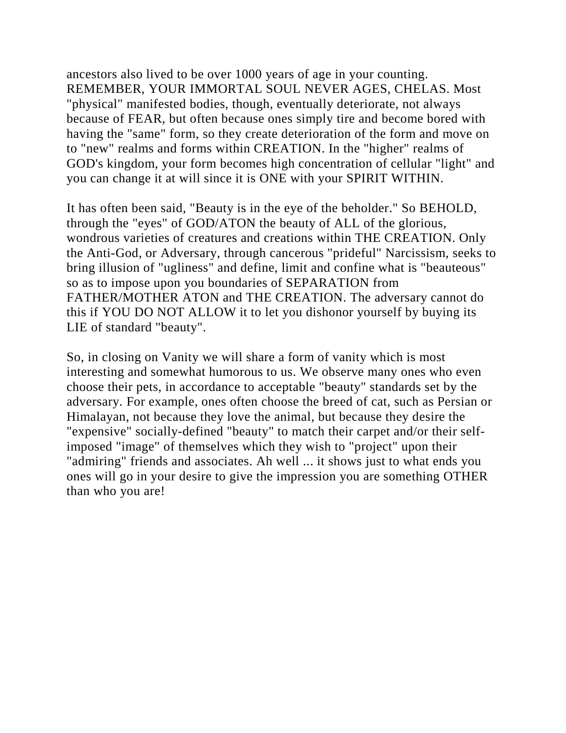ancestors also lived to be over 1000 years of age in your counting. REMEMBER, YOUR IMMORTAL SOUL NEVER AGES, CHELAS. Most "physical" manifested bodies, though, eventually deteriorate, not always because of FEAR, but often because ones simply tire and become bored with having the "same" form, so they create deterioration of the form and move on to "new" realms and forms within CREATION. In the "higher" realms of GOD's kingdom, your form becomes high concentration of cellular "light" and you can change it at will since it is ONE with your SPIRIT WITHIN.

It has often been said, "Beauty is in the eye of the beholder." So BEHOLD, through the "eyes" of GOD/ATON the beauty of ALL of the glorious, wondrous varieties of creatures and creations within THE CREATION. Only the Anti-God, or Adversary, through cancerous "prideful" Narcissism, seeks to bring illusion of "ugliness" and define, limit and confine what is "beauteous" so as to impose upon you boundaries of SEPARATION from FATHER/MOTHER ATON and THE CREATION. The adversary cannot do this if YOU DO NOT ALLOW it to let you dishonor yourself by buying its LIE of standard "beauty".

So, in closing on Vanity we will share a form of vanity which is most interesting and somewhat humorous to us. We observe many ones who even choose their pets, in accordance to acceptable "beauty" standards set by the adversary. For example, ones often choose the breed of cat, such as Persian or Himalayan, not because they love the animal, but because they desire the "expensive" socially-defined "beauty" to match their carpet and/or their self-imposed "image" of themselves which they wish to "project" upon their "admiring" friends and associates. Ah well ... it shows just to what ends you ones will go in your desire to give the impression you are something OTHER than who you are!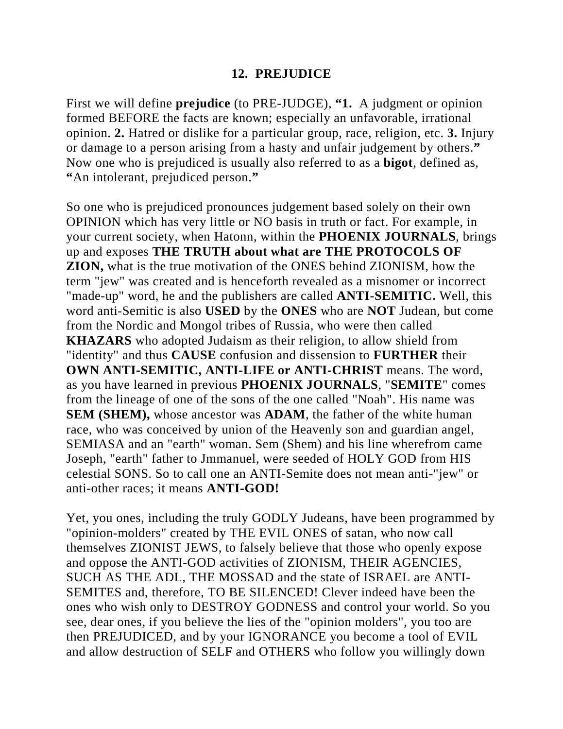## 12. PREJUDICE

First we will define **prejudice** (to PRE-JUDGE), **"1.** A judgment or opinion formed BEFORE the facts are known; especially an unfavorable, irrational opinion. **2.** Hatred or dislike for a particular group, race, religion, etc. **3.** Injury or damage to a person arising from a hasty and unfair judgement by others.**"** Now one who is prejudiced is usually also referred to as a **bigot**, defined as, **"**An intolerant, prejudiced person.**"**

So one who is prejudiced pronounces judgement based solely on their own OPINION which has very little or NO basis in truth or fact. For example, in your current society, when Hatonn, within the **PHOENIX JOURNALS**, brings up and exposes **THE TRUTH about what are THE PROTOCOLS OF ZION,** what is the true motivation of the ONES behind ZIONISM, how the term "jew" was created and is henceforth revealed as a misnomer or incorrect "made-up" word, he and the publishers are called **ANTI-SEMITIC.** Well, this word anti-Semitic is also **USED** by the **ONES** who are **NOT** Judean, but come from the Nordic and Mongol tribes of Russia, who were then called **KHAZARS** who adopted Judaism as their religion, to allow shield from "identity" and thus **CAUSE** confusion and dissension to **FURTHER** their **OWN ANTI-SEMITIC, ANTI-LIFE or ANTI-CHRIST** means. The word, as you have learned in previous **PHOENIX JOURNALS**, "**SEMITE**" comes from the lineage of one of the sons of the one called "Noah". His name was **SEM (SHEM),** whose ancestor was **ADAM**, the father of the white human race, who was conceived by union of the Heavenly son and guardian angel, SEMIASA and an "earth" woman. Sem (Shem) and his line wherefrom came Joseph, "earth" father to Jmmanuel, were seeded of HOLY GOD from HIS celestial SONS. So to call one an ANTI-Semite does not mean anti-"jew" or anti-other races; it means **ANTI-GOD!**

Yet, you ones, including the truly GODLY Judeans, have been programmed by "opinion-molders" created by THE EVIL ONES of satan, who now call themselves ZIONIST JEWS, to falsely believe that those who openly expose and oppose the ANTI-GOD activities of ZIONISM, THEIR AGENCIES, SUCH AS THE ADL, THE MOSSAD and the state of ISRAEL are ANTI-SEMITES and, therefore, TO BE SILENCED! Clever indeed have been the ones who wish only to DESTROY GODNESS and control your world. So you see, dear ones, if you believe the lies of the "opinion molders", you too are then PREJUDICED, and by your IGNORANCE you become a tool of EVIL and allow destruction of SELF and OTHERS who follow you willingly down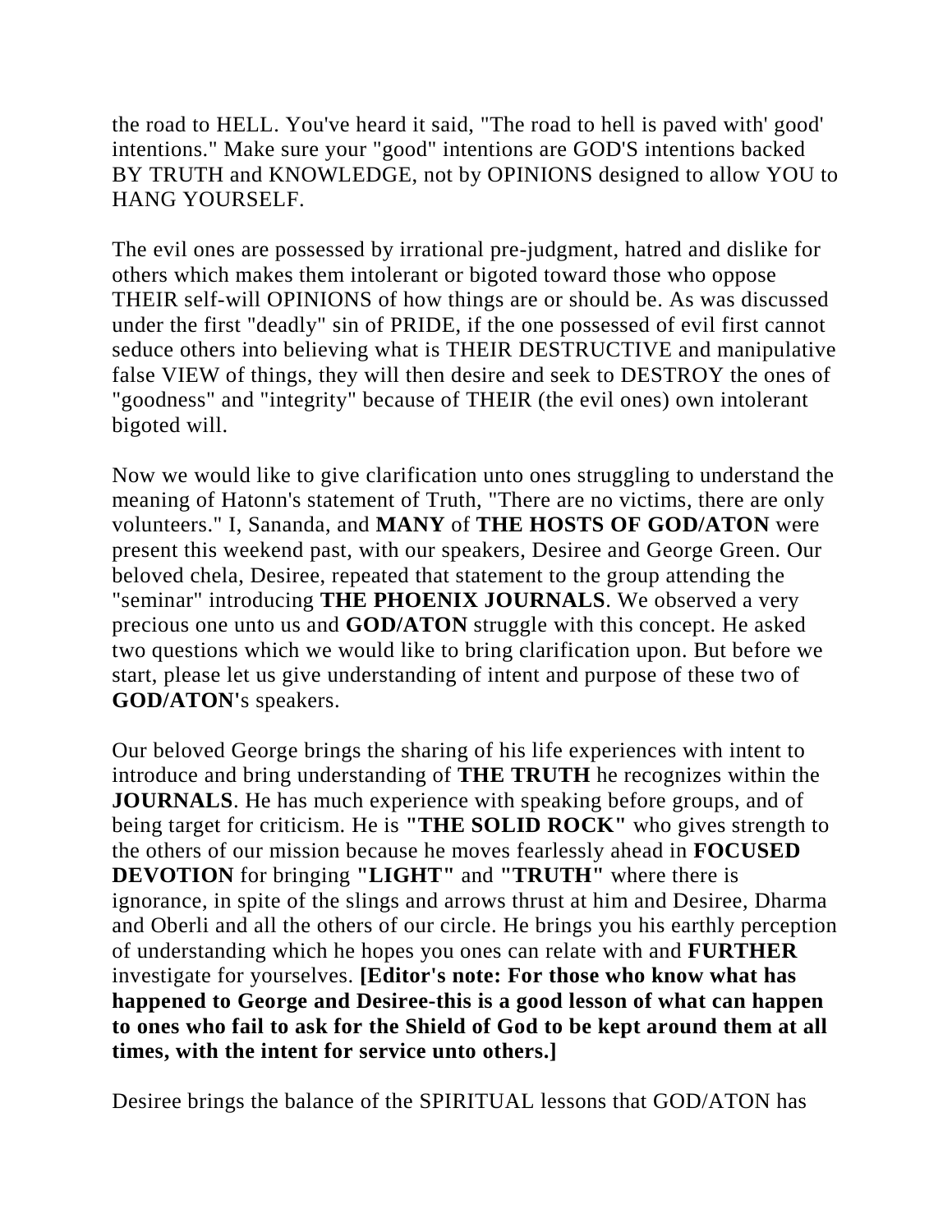the road to HELL. You've heard it said, "The road to hell is paved with' good' intentions." Make sure your "good" intentions are GOD'S intentions backed BY TRUTH and KNOWLEDGE, not by OPINIONS designed to allow YOU to HANG YOURSELF.

The evil ones are possessed by irrational pre-judgment, hatred and dislike for others which makes them intolerant or bigoted toward those who oppose THEIR self-will OPINIONS of how things are or should be. As was discussed under the first "deadly" sin of PRIDE, if the one possessed of evil first cannot seduce others into believing what is THEIR DESTRUCTIVE and manipulative false VIEW of things, they will then desire and seek to DESTROY the ones of "goodness" and "integrity" because of THEIR (the evil ones) own intolerant bigoted will.

Now we would like to give clarification unto ones struggling to understand the meaning of Hatonn's statement of Truth, "There are no victims, there are only volunteers." I, Sananda, and **MANY** of **THE HOSTS OF GOD/ATON** were present this weekend past, with our speakers, Desiree and George Green. Our beloved chela, Desiree, repeated that statement to the group attending the "seminar" introducing **THE PHOENIX JOURNALS**. We observed a very precious one unto us and **GOD/ATON** struggle with this concept. He asked two questions which we would like to bring clarification upon. But before we start, please let us give understanding of intent and purpose of these two of **GOD/ATON'**s speakers.

Our beloved George brings the sharing of his life experiences with intent to introduce and bring understanding of **THE TRUTH** he recognizes within the **JOURNALS**. He has much experience with speaking before groups, and of being target for criticism. He is **"THE SOLID ROCK"** who gives strength to the others of our mission because he moves fearlessly ahead in **FOCUSED DEVOTION** for bringing **"LIGHT"** and **"TRUTH"** where there is ignorance, in spite of the slings and arrows thrust at him and Desiree, Dharma and Oberli and all the others of our circle. He brings you his earthly perception of understanding which he hopes you ones can relate with and **FURTHER** investigate for yourselves. **[Editor's note: For those who know what has happened to George and Desiree-this is a good lesson of what can happen to ones who fail to ask for the Shield of God to be kept around them at all times, with the intent for service unto others.]**

Desiree brings the balance of the SPIRITUAL lessons that GOD/ATON has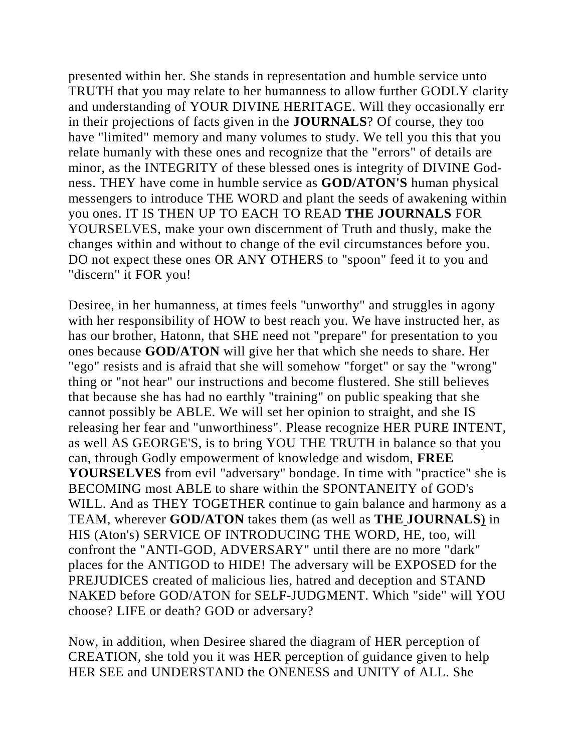presented within her. She stands in representation and humble service unto TRUTH that you may relate to her humanness to allow further GODLY clarity and understanding of YOUR DIVINE HERITAGE. Will they occasionally err in their projections of facts given in the **JOURNALS**? Of course, they too have "limited" memory and many volumes to study. We tell you this that you relate humanly with these ones and recognize that the "errors" of details are minor, as the INTEGRITY of these blessed ones is integrity of DIVINE God-ness. THEY have come in humble service as **GOD/ATON'S** human physical messengers to introduce THE WORD and plant the seeds of awakening within you ones. IT IS THEN UP TO EACH TO READ **THE JOURNALS** FOR YOURSELVES, make your own discernment of Truth and thusly, make the changes within and without to change of the evil circumstances before you. DO not expect these ones OR ANY OTHERS to "spoon" feed it to you and "discern" it FOR you!

Desiree, in her humanness, at times feels "unworthy" and struggles in agony with her responsibility of HOW to best reach you. We have instructed her, as has our brother, Hatonn, that SHE need not "prepare" for presentation to you ones because **GOD/ATON** will give her that which she needs to share. Her "ego" resists and is afraid that she will somehow "forget" or say the "wrong" thing or "not hear" our instructions and become flustered. She still believes that because she has had no earthly "training" on public speaking that she cannot possibly be ABLE. We will set her opinion to straight, and she IS releasing her fear and "unworthiness". Please recognize HER PURE INTENT, as well AS GEORGE'S, is to bring YOU THE TRUTH in balance so that you can, through Godly empowerment of knowledge and wisdom, **FREE YOURSELVES** from evil "adversary" bondage. In time with "practice" she is BECOMING most ABLE to share within the SPONTANEITY of GOD's WILL. And as THEY TOGETHER continue to gain balance and harmony as a TEAM, wherever **GOD/ATON** takes them (as well as **THE JOURNALS**) in HIS (Aton's) SERVICE OF INTRODUCING THE WORD, HE, too, will confront the "ANTI-GOD, ADVERSARY" until there are no more "dark" places for the ANTIGOD to HIDE! The adversary will be EXPOSED for the PREJUDICES created of malicious lies, hatred and deception and STAND NAKED before GOD/ATON for SELF-JUDGMENT. Which "side" will YOU choose? LIFE or death? GOD or adversary?

Now, in addition, when Desiree shared the diagram of HER perception of CREATION, she told you it was HER perception of guidance given to help HER SEE and UNDERSTAND the ONENESS and UNITY of ALL. She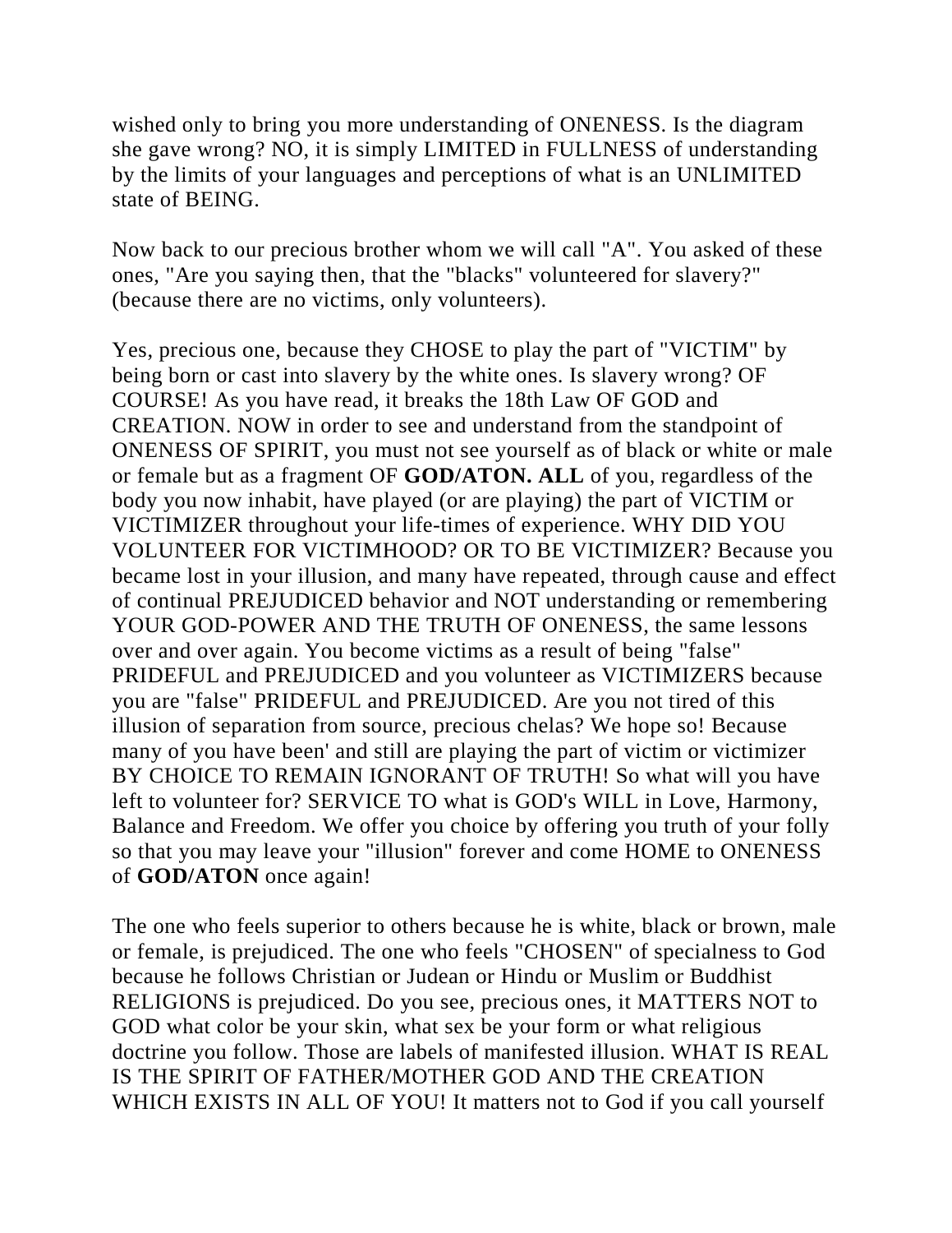wished only to bring you more understanding of ONENESS. Is the diagram she gave wrong? NO, it is simply LIMITED in FULLNESS of understanding by the limits of your languages and perceptions of what is an UNLIMITED state of BEING.

Now back to our precious brother whom we will call "A". You asked of these ones, "Are you saying then, that the "blacks" volunteered for slavery?" (because there are no victims, only volunteers).

Yes, precious one, because they CHOSE to play the part of "VICTIM" by being born or cast into slavery by the white ones. Is slavery wrong? OF COURSE! As you have read, it breaks the 18th Law OF GOD and CREATION. NOW in order to see and understand from the standpoint of ONENESS OF SPIRIT, you must not see yourself as of black or white or male or female but as a fragment OF **GOD/ATON. ALL** of you, regardless of the body you now inhabit, have played (or are playing) the part of VICTIM or VICTIMIZER throughout your life-times of experience. WHY DID YOU VOLUNTEER FOR VICTIMHOOD? OR TO BE VICTIMIZER? Because you became lost in your illusion, and many have repeated, through cause and effect of continual PREJUDICED behavior and NOT understanding or remembering YOUR GOD-POWER AND THE TRUTH OF ONENESS, the same lessons over and over again. You become victims as a result of being "false" PRIDEFUL and PREJUDICED and you volunteer as VICTIMIZERS because you are "false" PRIDEFUL and PREJUDICED. Are you not tired of this illusion of separation from source, precious chelas? We hope so! Because many of you have been' and still are playing the part of victim or victimizer BY CHOICE TO REMAIN IGNORANT OF TRUTH! So what will you have left to volunteer for? SERVICE TO what is GOD's WILL in Love, Harmony, Balance and Freedom. We offer you choice by offering you truth of your folly so that you may leave your "illusion" forever and come HOME to ONENESS of **GOD/ATON** once again!

The one who feels superior to others because he is white, black or brown, male or female, is prejudiced. The one who feels "CHOSEN" of specialness to God because he follows Christian or Judean or Hindu or Muslim or Buddhist RELIGIONS is prejudiced. Do you see, precious ones, it MATTERS NOT to GOD what color be your skin, what sex be your form or what religious doctrine you follow. Those are labels of manifested illusion. WHAT IS REAL IS THE SPIRIT OF FATHER/MOTHER GOD AND THE CREATION WHICH EXISTS IN ALL OF YOU! It matters not to God if you call yourself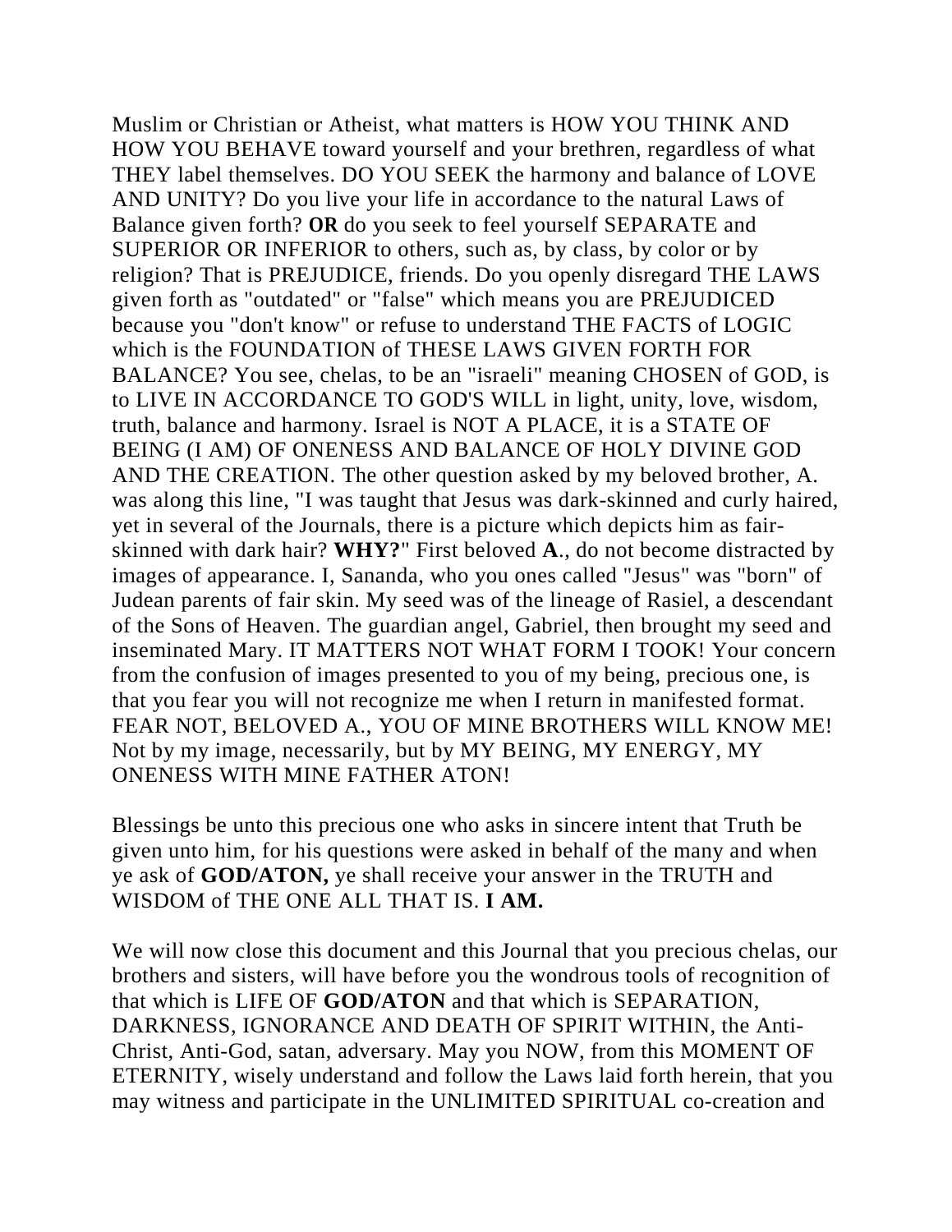Muslim or Christian or Atheist, what matters is HOW YOU THINK AND HOW YOU BEHAVE toward yourself and your brethren, regardless of what THEY label themselves. DO YOU SEEK the harmony and balance of LOVE AND UNITY? Do you live your life in accordance to the natural Laws of Balance given forth? **OR** do you seek to feel yourself SEPARATE and SUPERIOR OR INFERIOR to others, such as, by class, by color or by religion? That is PREJUDICE, friends. Do you openly disregard THE LAWS given forth as "outdated" or "false" which means you are PREJUDICED because you "don't know" or refuse to understand THE FACTS of LOGIC which is the FOUNDATION of THESE LAWS GIVEN FORTH FOR BALANCE? You see, chelas, to be an "israeli" meaning CHOSEN of GOD, is to LIVE IN ACCORDANCE TO GOD'S WILL in light, unity, love, wisdom, truth, balance and harmony. Israel is NOT A PLACE, it is a STATE OF BEING (I AM) OF ONENESS AND BALANCE OF HOLY DIVINE GOD AND THE CREATION. The other question asked by my beloved brother, A. was along this line, "I was taught that Jesus was dark-skinned and curly haired, yet in several of the Journals, there is a picture which depicts him as fair-skinned with dark hair? **WHY?**" First beloved **A**., do not become distracted by images of appearance. I, Sananda, who you ones called "Jesus" was "born" of Judean parents of fair skin. My seed was of the lineage of Rasiel, a descendant of the Sons of Heaven. The guardian angel, Gabriel, then brought my seed and inseminated Mary. IT MATTERS NOT WHAT FORM I TOOK! Your concern from the confusion of images presented to you of my being, precious one, is that you fear you will not recognize me when I return in manifested format. FEAR NOT, BELOVED A., YOU OF MINE BROTHERS WILL KNOW ME! Not by my image, necessarily, but by MY BEING, MY ENERGY, MY ONENESS WITH MINE FATHER ATON!

Blessings be unto this precious one who asks in sincere intent that Truth be given unto him, for his questions were asked in behalf of the many and when ye ask of **GOD/ATON,** ye shall receive your answer in the TRUTH and WISDOM of THE ONE ALL THAT IS. **I AM.**

We will now close this document and this Journal that you precious chelas, our brothers and sisters, will have before you the wondrous tools of recognition of that which is LIFE OF **GOD/ATON** and that which is SEPARATION, DARKNESS, IGNORANCE AND DEATH OF SPIRIT WITHIN, the Anti-Christ, Anti-God, satan, adversary. May you NOW, from this MOMENT OF ETERNITY, wisely understand and follow the Laws laid forth herein, that you may witness and participate in the UNLIMITED SPIRITUAL co-creation and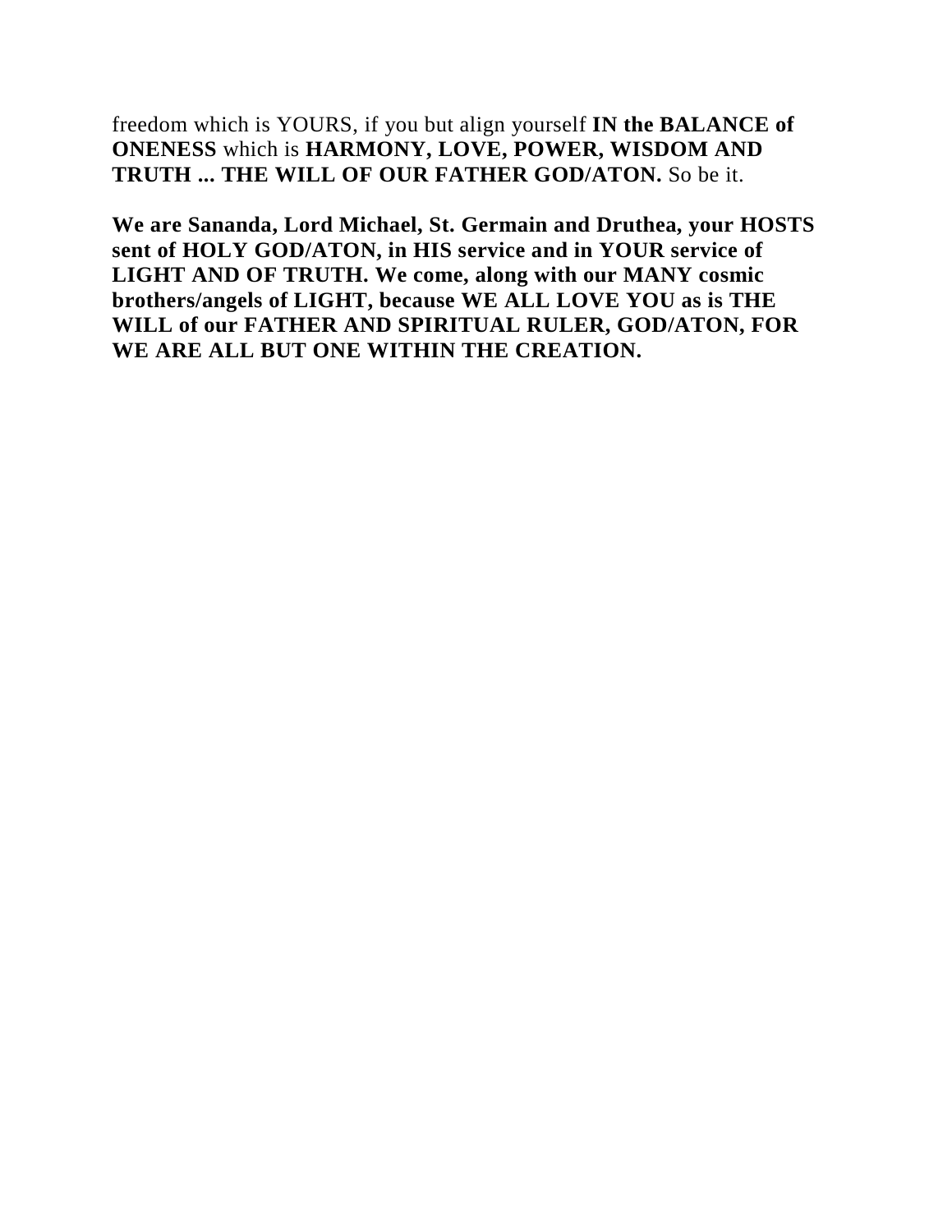freedom which is YOURS, if you but align yourself **IN the BALANCE of ONENESS** which is **HARMONY, LOVE, POWER, WISDOM AND TRUTH ... THE WILL OF OUR FATHER GOD/ATON.** So be it.

**We are Sananda, Lord Michael, St. Germain and Druthea, your HOSTS sent of HOLY GOD/ATON, in HIS service and in YOUR service of LIGHT AND OF TRUTH. We come, along with our MANY cosmic brothers/angels of LIGHT, because WE ALL LOVE YOU as is THE WILL of our FATHER AND SPIRITUAL RULER, GOD/ATON, FOR WE ARE ALL BUT ONE WITHIN THE CREATION.**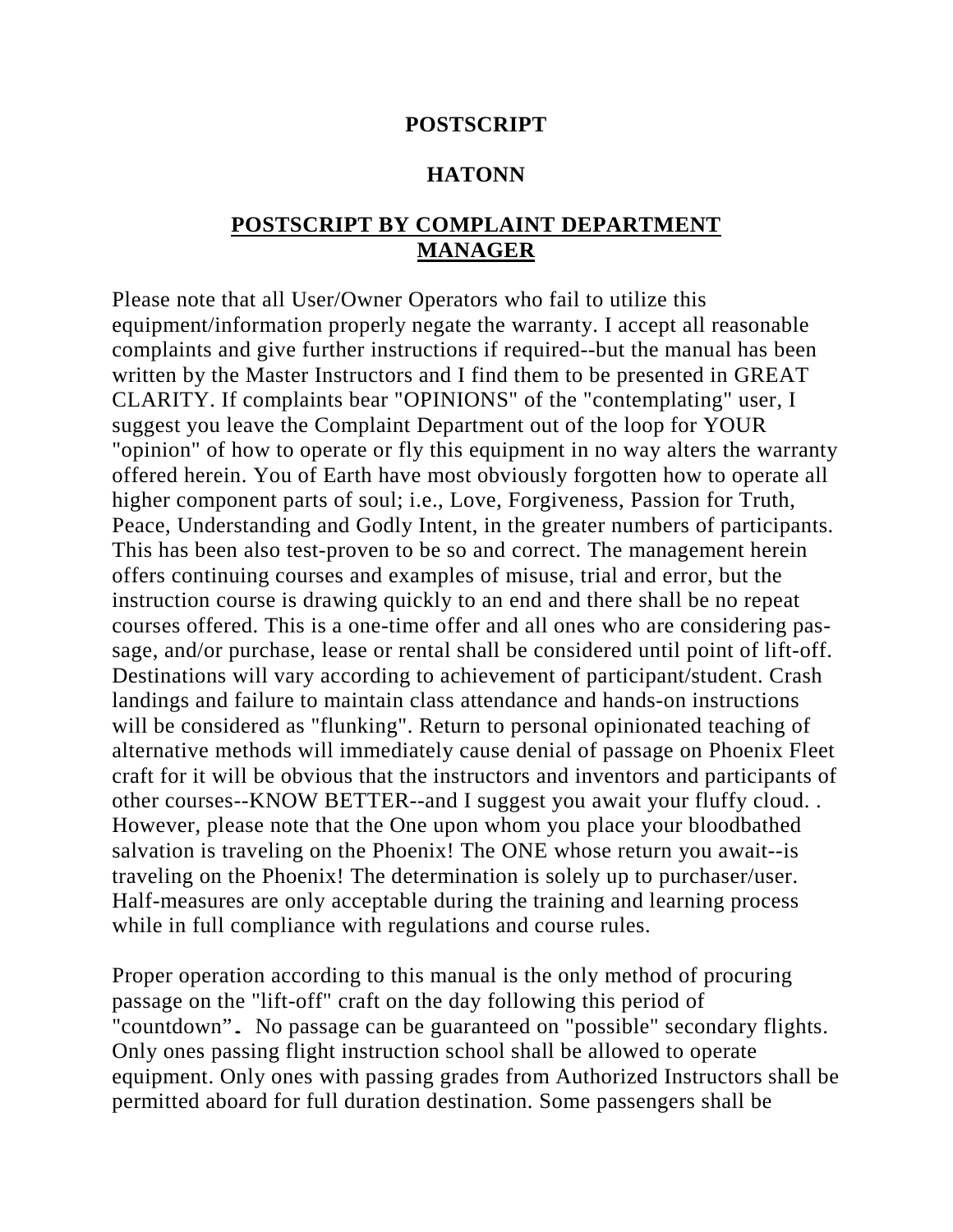# POSTSCRIPT

## HATONN

## POSTSCRIPT BY COMPLAINT DEPARTMENT MANAGER

Please note that all User/Owner Operators who fail to utilize this equipment/information properly negate the warranty. I accept all reasonable complaints and give further instructions if required--but the manual has been written by the Master Instructors and I find them to be presented in GREAT CLARITY. If complaints bear "OPINIONS" of the "contemplating" user, I suggest you leave the Complaint Department out of the loop for YOUR "opinion" of how to operate or fly this equipment in no way alters the warranty offered herein. You of Earth have most obviously forgotten how to operate all higher component parts of soul; i.e., Love, Forgiveness, Passion for Truth, Peace, Understanding and Godly Intent, in the greater numbers of participants. This has been also test-proven to be so and correct. The management herein offers continuing courses and examples of misuse, trial and error, but the instruction course is drawing quickly to an end and there shall be no repeat courses offered. This is a one-time offer and all ones who are considering passage, and/or purchase, lease or rental shall be considered until point of lift-off. Destinations will vary according to achievement of participant/student. Crash landings and failure to maintain class attendance and hands-on instructions will be considered as "flunking". Return to personal opinionated teaching of alternative methods will immediately cause denial of passage on Phoenix Fleet craft for it will be obvious that the instructors and inventors and participants of other courses--KNOW BETTER--and I suggest you await your fluffy cloud. . However, please note that the One upon whom you place your bloodbathed salvation is traveling on the Phoenix! The ONE whose return you await--is traveling on the Phoenix! The determination is solely up to purchaser/user. Half-measures are only acceptable during the training and learning process while in full compliance with regulations and course rules.

Proper operation according to this manual is the only method of procuring passage on the "lift-off" craft on the day following this period of "countdown". No passage can be guaranteed on "possible" secondary flights. Only ones passing flight instruction school shall be allowed to operate equipment. Only ones with passing grades from Authorized Instructors shall be permitted aboard for full duration destination. Some passengers shall be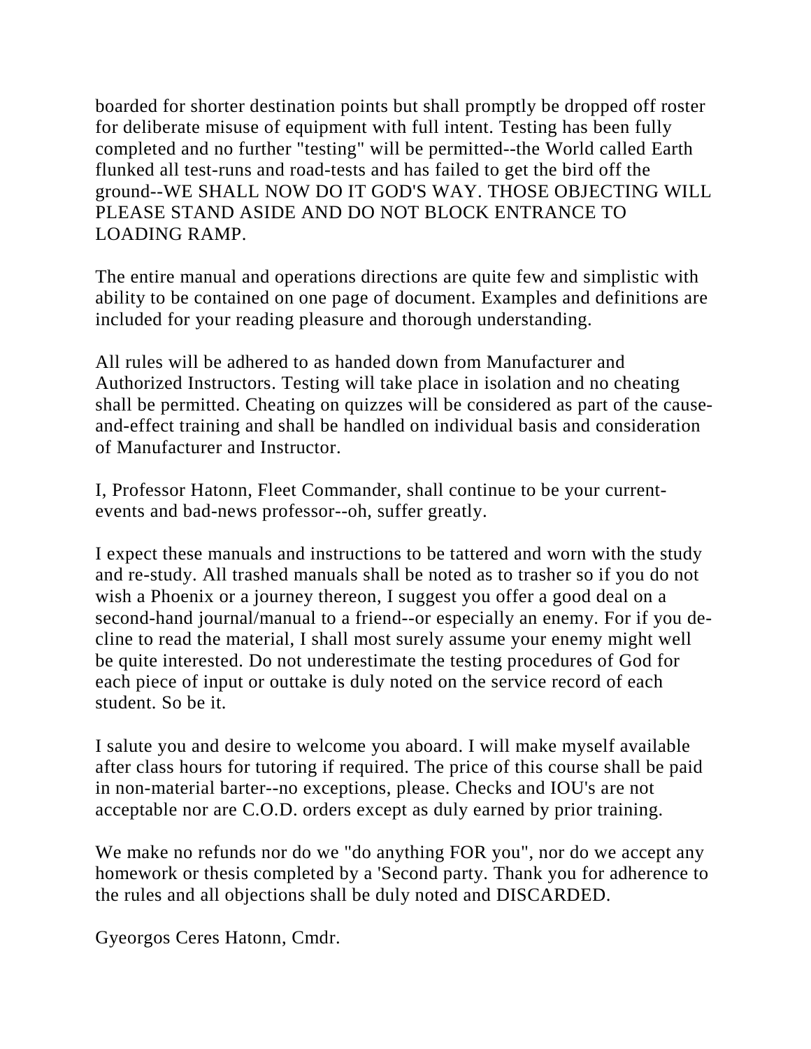boarded for shorter destination points but shall promptly be dropped off roster for deliberate misuse of equipment with full intent. Testing has been fully completed and no further "testing" will be permitted--the World called Earth flunked all test-runs and road-tests and has failed to get the bird off the ground--WE SHALL NOW DO IT GOD'S WAY. THOSE OBJECTING WILL PLEASE STAND ASIDE AND DO NOT BLOCK ENTRANCE TO LOADING RAMP.

The entire manual and operations directions are quite few and simplistic with ability to be contained on one page of document. Examples and definitions are included for your reading pleasure and thorough understanding.

All rules will be adhered to as handed down from Manufacturer and Authorized Instructors. Testing will take place in isolation and no cheating shall be permitted. Cheating on quizzes will be considered as part of the cause-and-effect training and shall be handled on individual basis and consideration of Manufacturer and Instructor.

I, Professor Hatonn, Fleet Commander, shall continue to be your current-events and bad-news professor--oh, suffer greatly.

I expect these manuals and instructions to be tattered and worn with the study and re-study. All trashed manuals shall be noted as to trasher so if you do not wish a Phoenix or a journey thereon, I suggest you offer a good deal on a second-hand journal/manual to a friend--or especially an enemy. For if you decline to read the material, I shall most surely assume your enemy might well be quite interested. Do not underestimate the testing procedures of God for each piece of input or outtake is duly noted on the service record of each student. So be it.

I salute you and desire to welcome you aboard. I will make myself available after class hours for tutoring if required. The price of this course shall be paid in non-material barter--no exceptions, please. Checks and IOU's are not acceptable nor are C.O.D. orders except as duly earned by prior training.

We make no refunds nor do we "do anything FOR you", nor do we accept any homework or thesis completed by a 'Second party. Thank you for adherence to the rules and all objections shall be duly noted and DISCARDED.

Gyeorgos Ceres Hatonn, Cmdr.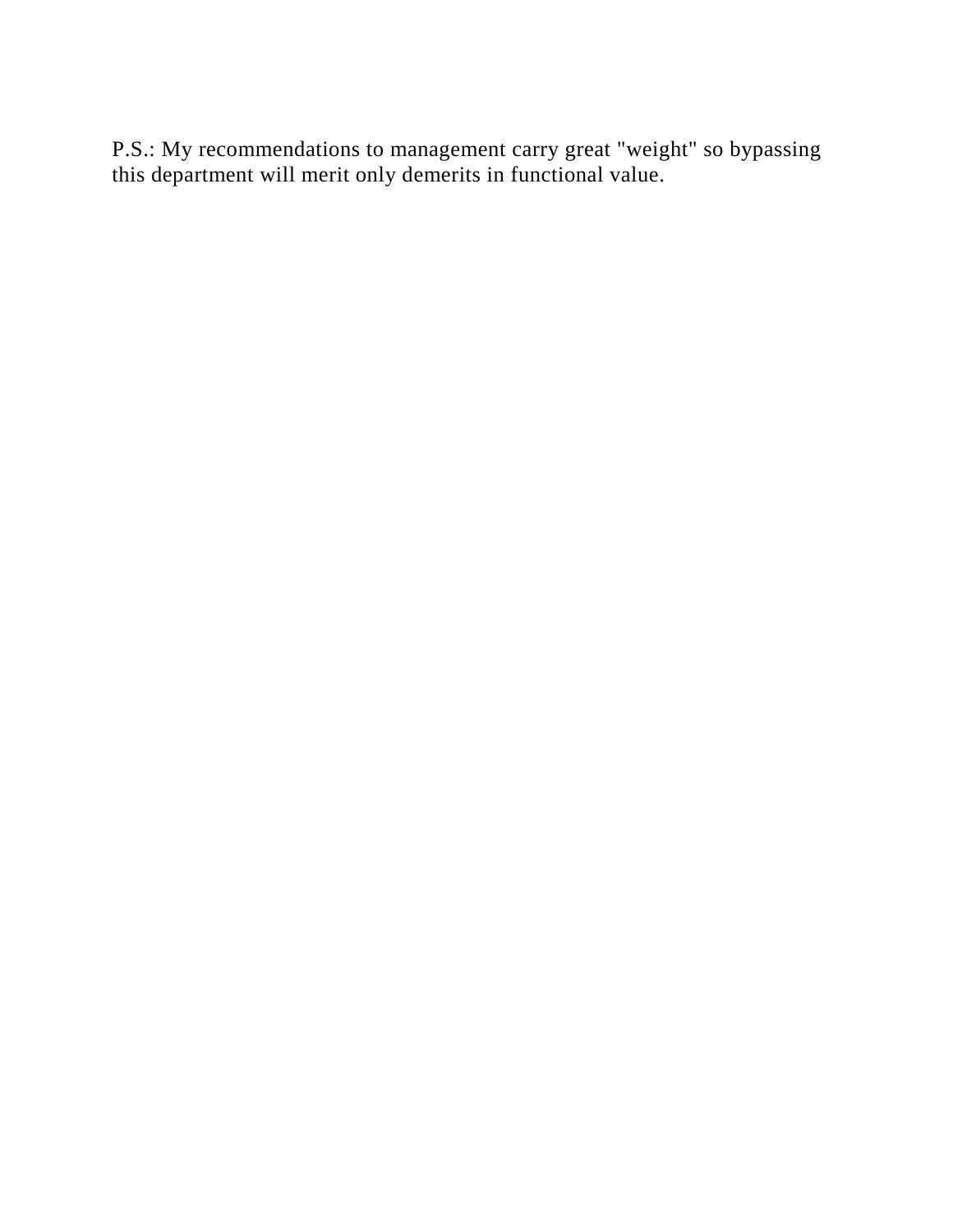P.S.: My recommendations to management carry great "weight" so bypassing this department will merit only demerits in functional value.